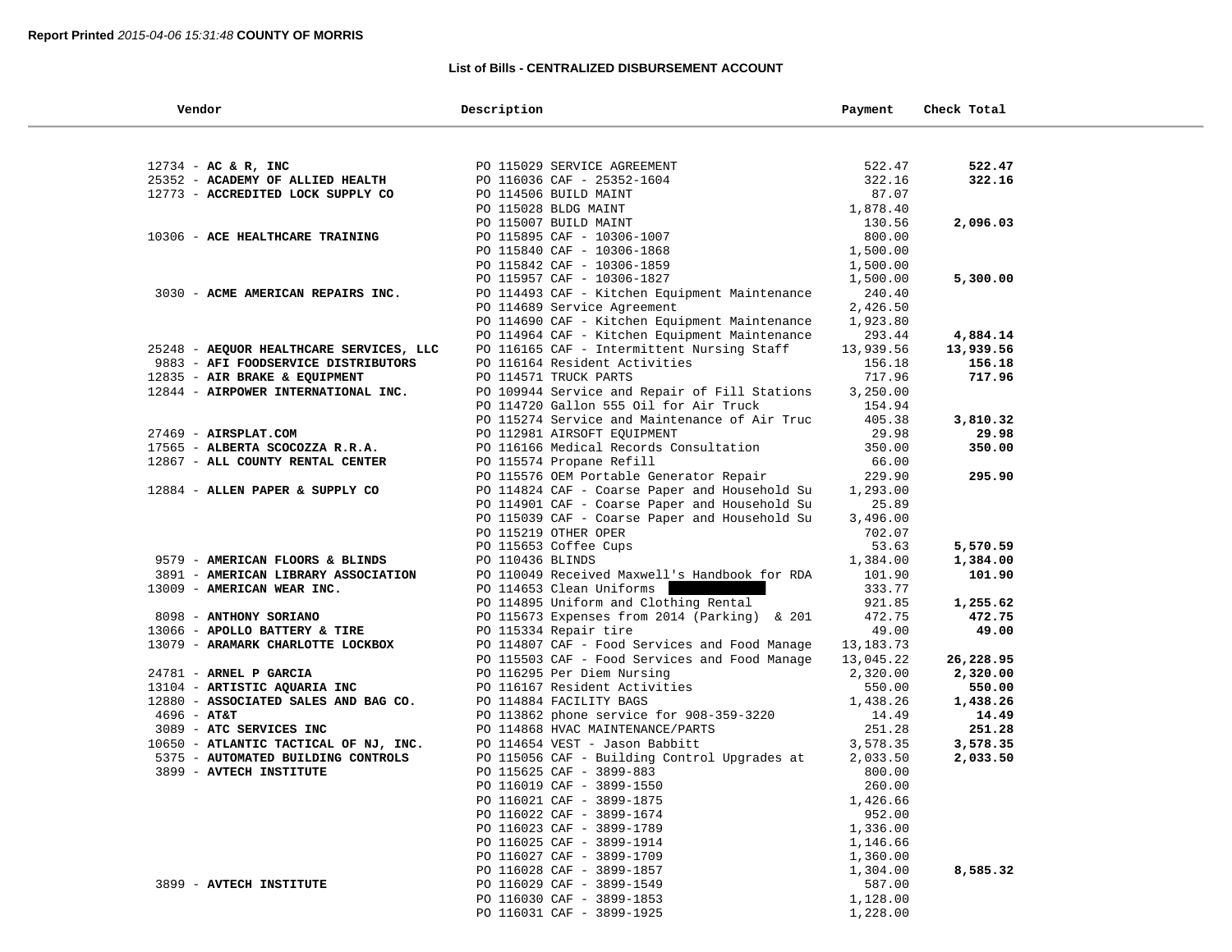**Report Printed** *2015-04-06 15:31:48* **COUNTY OF MORRIS**

## List of Bills - CENTRALIZED DISBURSEMENT ACCOUNT

| Vendor | Description | Payment | Check Total |
|---|---|---|---|
| 12734 - **AC & R, INC** | PO 115029 SERVICE AGREEMENT | 522.47 | **522.47** |
| 25352 - **ACADEMY OF ALLIED HEALTH** | PO 116036 CAF - 25352-1604 | 322.16 | **322.16** |
| 12773 - **ACCREDITED LOCK SUPPLY CO** | PO 114506 BUILD MAINT | 87.07 | |
| | PO 115028 BLDG MAINT | 1,878.40 | |
| | PO 115007 BUILD MAINT | 130.56 | **2,096.03** |
| 10306 - **ACE HEALTHCARE TRAINING** | PO 115895 CAF - 10306-1007 | 800.00 | |
| | PO 115840 CAF - 10306-1868 | 1,500.00 | |
| | PO 115842 CAF - 10306-1859 | 1,500.00 | |
| | PO 115957 CAF - 10306-1827 | 1,500.00 | **5,300.00** |
| 3030 - **ACME AMERICAN REPAIRS INC.** | PO 114493 CAF - Kitchen Equipment Maintenance | 240.40 | |
| | PO 114689 Service Agreement | 2,426.50 | |
| | PO 114690 CAF - Kitchen Equipment Maintenance | 1,923.80 | |
| | PO 114964 CAF - Kitchen Equipment Maintenance | 293.44 | **4,884.14** |
| 25248 - **AEQUOR HEALTHCARE SERVICES, LLC** | PO 116165 CAF - Intermittent Nursing Staff | 13,939.56 | **13,939.56** |
| 9883 - **AFI FOODSERVICE DISTRIBUTORS** | PO 116164 Resident Activities | 156.18 | **156.18** |
| 12835 - **AIR BRAKE & EQUIPMENT** | PO 114571 TRUCK PARTS | 717.96 | **717.96** |
| 12844 - **AIRPOWER INTERNATIONAL INC.** | PO 109944 Service and Repair of Fill Stations | 3,250.00 | |
| | PO 114720 Gallon 555 Oil for Air Truck | 154.94 | |
| | PO 115274 Service and Maintenance of Air Truc | 405.38 | **3,810.32** |
| 27469 - **AIRSPLAT.COM** | PO 112981 AIRSOFT EQUIPMENT | 29.98 | **29.98** |
| 17565 - **ALBERTA SCOCOZZA R.R.A.** | PO 116166 Medical Records Consultation | 350.00 | **350.00** |
| 12867 - **ALL COUNTY RENTAL CENTER** | PO 115574 Propane Refill | 66.00 | |
| | PO 115576 OEM Portable Generator Repair | 229.90 | **295.90** |
| 12884 - **ALLEN PAPER & SUPPLY CO** | PO 114824 CAF - Coarse Paper and Household Su | 1,293.00 | |
| | PO 114901 CAF - Coarse Paper and Household Su | 25.89 | |
| | PO 115039 CAF - Coarse Paper and Household Su | 3,496.00 | |
| | PO 115219 OTHER OPER | 702.07 | |
| | PO 115653 Coffee Cups | 53.63 | **5,570.59** |
| 9579 - **AMERICAN FLOORS & BLINDS** | PO 110436 BLINDS | 1,384.00 | **1,384.00** |
| 3891 - **AMERICAN LIBRARY ASSOCIATION** | PO 110049 Received Maxwell's Handbook for RDA | 101.90 | **101.90** |
| 13009 - **AMERICAN WEAR INC.** | PO 114653 Clean Uniforms | 333.77 | |
| | PO 114895 Uniform and Clothing Rental | 921.85 | **1,255.62** |
| 8098 - **ANTHONY SORIANO** | PO 115673 Expenses from 2014 (Parking) & 201 | 472.75 | **472.75** |
| 13066 - **APOLLO BATTERY & TIRE** | PO 115334 Repair tire | 49.00 | **49.00** |
| 13079 - **ARAMARK CHARLOTTE LOCKBOX** | PO 114807 CAF - Food Services and Food Manage | 13,183.73 | |
| | PO 115503 CAF - Food Services and Food Manage | 13,045.22 | **26,228.95** |
| 24781 - **ARNEL P GARCIA** | PO 116295 Per Diem Nursing | 2,320.00 | **2,320.00** |
| 13104 - **ARTISTIC AQUARIA INC** | PO 116167 Resident Activities | 550.00 | **550.00** |
| 12880 - **ASSOCIATED SALES AND BAG CO.** | PO 114884 FACILITY BAGS | 1,438.26 | **1,438.26** |
| 4696 - **AT&T** | PO 113862 phone service for 908-359-3220 | 14.49 | **14.49** |
| 3089 - **ATC SERVICES INC** | PO 114868 HVAC MAINTENANCE/PARTS | 251.28 | **251.28** |
| 10650 - **ATLANTIC TACTICAL OF NJ, INC.** | PO 114654 VEST - Jason Babbitt | 3,578.35 | **3,578.35** |
| 5375 - **AUTOMATED BUILDING CONTROLS** | PO 115056 CAF - Building Control Upgrades at | 2,033.50 | **2,033.50** |
| 3899 - **AVTECH INSTITUTE** | PO 115625 CAF - 3899-883 | 800.00 | |
| | PO 116019 CAF - 3899-1550 | 260.00 | |
| | PO 116021 CAF - 3899-1875 | 1,426.66 | |
| | PO 116022 CAF - 3899-1674 | 952.00 | |
| | PO 116023 CAF - 3899-1789 | 1,336.00 | |
| | PO 116025 CAF - 3899-1914 | 1,146.66 | |
| | PO 116027 CAF - 3899-1709 | 1,360.00 | |
| | PO 116028 CAF - 3899-1857 | 1,304.00 | **8,585.32** |
| 3899 - **AVTECH INSTITUTE** | PO 116029 CAF - 3899-1549 | 587.00 | |
| | PO 116030 CAF - 3899-1853 | 1,128.00 | |
| | PO 116031 CAF - 3899-1925 | 1,228.00 | |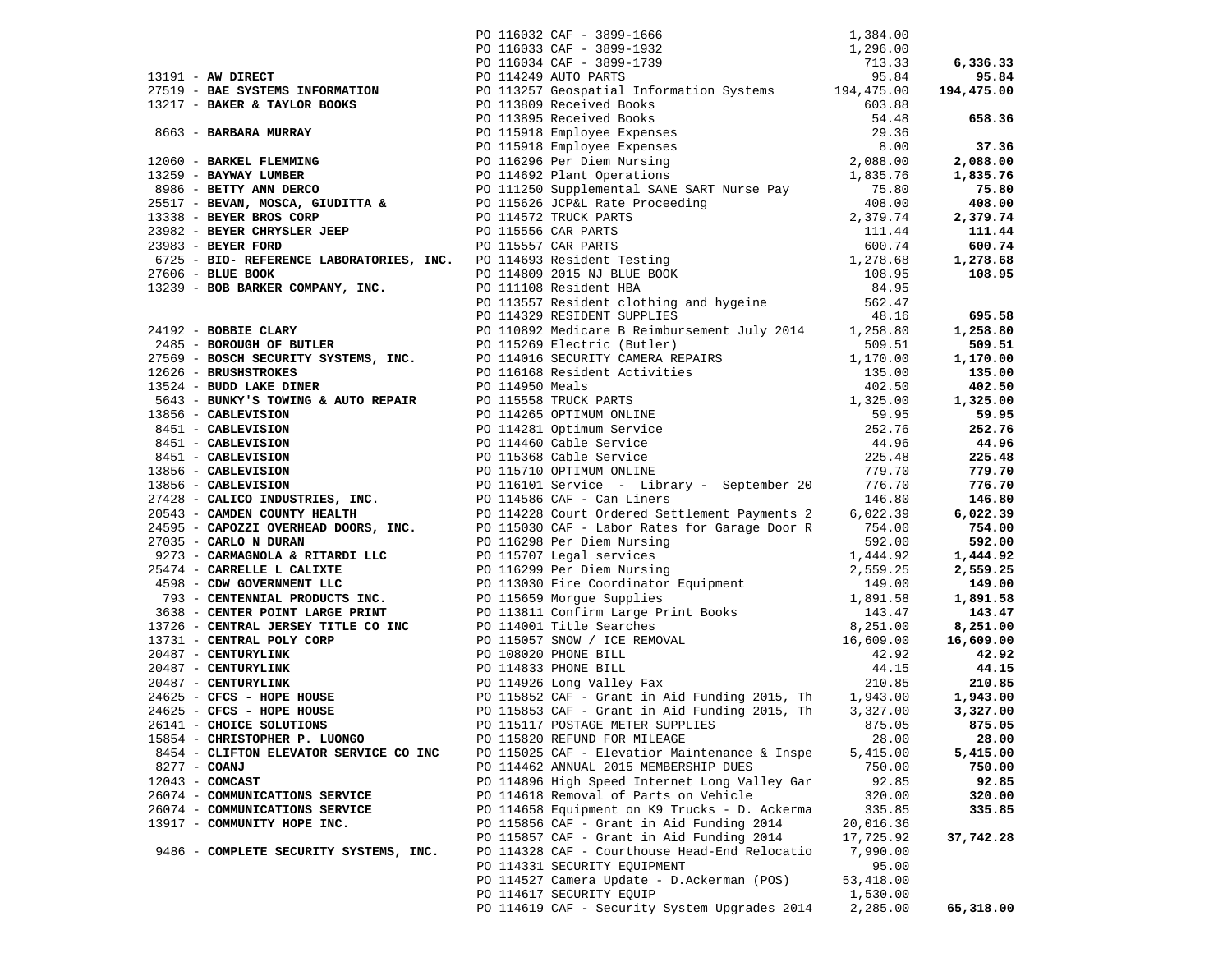| Vendor | PO / Description | Amount | Total |
|---|---|---|---|
| | PO 116032 CAF - 3899-1666 | 1,384.00 | |
| | PO 116033 CAF - 3899-1932 | 1,296.00 | |
| | PO 116034 CAF - 3899-1739 | 713.33 | **6,336.33** |
| 13191 - **AW DIRECT** | PO 114249 AUTO PARTS | 95.84 | **95.84** |
| 27519 - **BAE SYSTEMS INFORMATION** | PO 113257 Geospatial Information Systems | 194,475.00 | **194,475.00** |
| 13217 - **BAKER & TAYLOR BOOKS** | PO 113809 Received Books | 603.88 | |
| | PO 113895 Received Books | 54.48 | **658.36** |
| 8663 - **BARBARA MURRAY** | PO 115918 Employee Expenses | 29.36 | |
| | PO 115918 Employee Expenses | 8.00 | **37.36** |
| 12060 - **BARKEL FLEMMING** | PO 116296 Per Diem Nursing | 2,088.00 | **2,088.00** |
| 13259 - **BAYWAY LUMBER** | PO 114692 Plant Operations | 1,835.76 | **1,835.76** |
| 8986 - **BETTY ANN DERCO** | PO 111250 Supplemental SANE SART Nurse Pay | 75.80 | **75.80** |
| 25517 - **BEVAN, MOSCA, GIUDITTA &** | PO 115626 JCP&L Rate Proceeding | 408.00 | **408.00** |
| 13338 - **BEYER BROS CORP** | PO 114572 TRUCK PARTS | 2,379.74 | **2,379.74** |
| 23982 - **BEYER CHRYSLER JEEP** | PO 115556 CAR PARTS | 111.44 | **111.44** |
| 23983 - **BEYER FORD** | PO 115557 CAR PARTS | 600.74 | **600.74** |
| 6725 - **BIO- REFERENCE LABORATORIES, INC.** | PO 114693 Resident Testing | 1,278.68 | **1,278.68** |
| 27606 - **BLUE BOOK** | PO 114809 2015 NJ BLUE BOOK | 108.95 | **108.95** |
| 13239 - **BOB BARKER COMPANY, INC.** | PO 111108 Resident HBA | 84.95 | |
| | PO 113557 Resident clothing and hygeine | 562.47 | |
| | PO 114329 RESIDENT SUPPLIES | 48.16 | **695.58** |
| 24192 - **BOBBIE CLARY** | PO 110892 Medicare B Reimbursement July 2014 | 1,258.80 | **1,258.80** |
| 2485 - **BOROUGH OF BUTLER** | PO 115269 Electric (Butler) | 509.51 | **509.51** |
| 27569 - **BOSCH SECURITY SYSTEMS, INC.** | PO 114016 SECURITY CAMERA REPAIRS | 1,170.00 | **1,170.00** |
| 12626 - **BRUSHSTROKES** | PO 116168 Resident Activities | 135.00 | **135.00** |
| 13524 - **BUDD LAKE DINER** | PO 114950 Meals | 402.50 | **402.50** |
| 5643 - **BUNKY'S TOWING & AUTO REPAIR** | PO 115558 TRUCK PARTS | 1,325.00 | **1,325.00** |
| 13856 - **CABLEVISION** | PO 114265 OPTIMUM ONLINE | 59.95 | **59.95** |
| 8451 - **CABLEVISION** | PO 114281 Optimum Service | 252.76 | **252.76** |
| 8451 - **CABLEVISION** | PO 114460 Cable Service | 44.96 | **44.96** |
| 8451 - **CABLEVISION** | PO 115368 Cable Service | 225.48 | **225.48** |
| 13856 - **CABLEVISION** | PO 115710 OPTIMUM ONLINE | 779.70 | **779.70** |
| 13856 - **CABLEVISION** | PO 116101 Service - Library - September 20 | 776.70 | **776.70** |
| 27428 - **CALICO INDUSTRIES, INC.** | PO 114586 CAF - Can Liners | 146.80 | **146.80** |
| 20543 - **CAMDEN COUNTY HEALTH** | PO 114228 Court Ordered Settlement Payments 2 | 6,022.39 | **6,022.39** |
| 24595 - **CAPOZZI OVERHEAD DOORS, INC.** | PO 115030 CAF - Labor Rates for Garage Door R | 754.00 | **754.00** |
| 27035 - **CARLO N DURAN** | PO 116298 Per Diem Nursing | 592.00 | **592.00** |
| 9273 - **CARMAGNOLA & RITARDI LLC** | PO 115707 Legal services | 1,444.92 | **1,444.92** |
| 25474 - **CARRELLE L CALIXTE** | PO 116299 Per Diem Nursing | 2,559.25 | **2,559.25** |
| 4598 - **CDW GOVERNMENT LLC** | PO 113030 Fire Coordinator Equipment | 149.00 | **149.00** |
| 793 - **CENTENNIAL PRODUCTS INC.** | PO 115659 Morgue Supplies | 1,891.58 | **1,891.58** |
| 3638 - **CENTER POINT LARGE PRINT** | PO 113811 Confirm Large Print Books | 143.47 | **143.47** |
| 13726 - **CENTRAL JERSEY TITLE CO INC** | PO 114001 Title Searches | 8,251.00 | **8,251.00** |
| 13731 - **CENTRAL POLY CORP** | PO 115057 SNOW / ICE REMOVAL | 16,609.00 | **16,609.00** |
| 20487 - **CENTURYLINK** | PO 108020 PHONE BILL | 42.92 | **42.92** |
| 20487 - **CENTURYLINK** | PO 114833 PHONE BILL | 44.15 | **44.15** |
| 20487 - **CENTURYLINK** | PO 114926 Long Valley Fax | 210.85 | **210.85** |
| 24625 - **CFCS - HOPE HOUSE** | PO 115852 CAF - Grant in Aid Funding 2015, Th | 1,943.00 | **1,943.00** |
| 24625 - **CFCS - HOPE HOUSE** | PO 115853 CAF - Grant in Aid Funding 2015, Th | 3,327.00 | **3,327.00** |
| 26141 - **CHOICE SOLUTIONS** | PO 115117 POSTAGE METER SUPPLIES | 875.05 | **875.05** |
| 15854 - **CHRISTOPHER P. LUONGO** | PO 115820 REFUND FOR MILEAGE | 28.00 | **28.00** |
| 8454 - **CLIFTON ELEVATOR SERVICE CO INC** | PO 115025 CAF - Elevatior Maintenance & Inspe | 5,415.00 | **5,415.00** |
| 8277 - **COANJ** | PO 114462 ANNUAL 2015 MEMBERSHIP DUES | 750.00 | **750.00** |
| 12043 - **COMCAST** | PO 114896 High Speed Internet Long Valley Gar | 92.85 | **92.85** |
| 26074 - **COMMUNICATIONS SERVICE** | PO 114618 Removal of Parts on Vehicle | 320.00 | **320.00** |
| 26074 - **COMMUNICATIONS SERVICE** | PO 114658 Equipment on K9 Trucks - D. Ackerma | 335.85 | **335.85** |
| 13917 - **COMMUNITY HOPE INC.** | PO 115856 CAF - Grant in Aid Funding 2014 | 20,016.36 | |
| | PO 115857 CAF - Grant in Aid Funding 2014 | 17,725.92 | **37,742.28** |
| 9486 - **COMPLETE SECURITY SYSTEMS, INC.** | PO 114328 CAF - Courthouse Head-End Relocatio | 7,990.00 | |
| | PO 114331 SECURITY EQUIPMENT | 95.00 | |
| | PO 114527 Camera Update - D.Ackerman (POS) | 53,418.00 | |
| | PO 114617 SECURITY EQUIP | 1,530.00 | |
| | PO 114619 CAF - Security System Upgrades 2014 | 2,285.00 | **65,318.00** |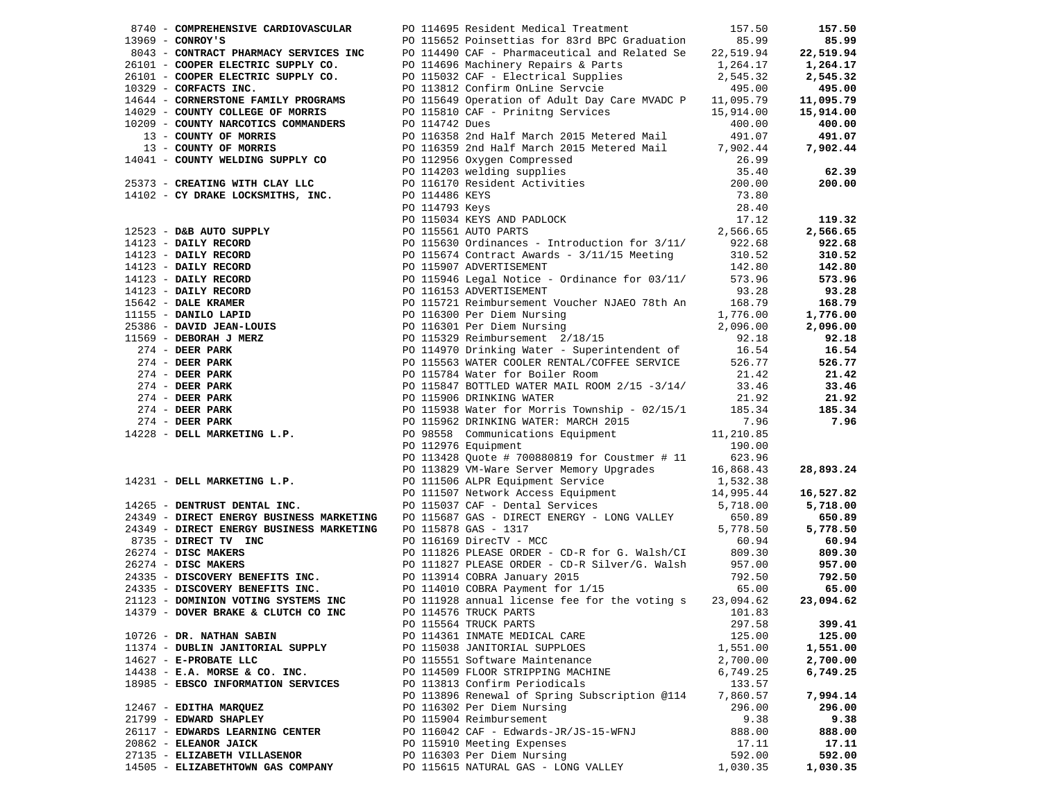| Vendor | PO / Description | Amount | Total |
|---|---|---|---|
| 8740 - **COMPREHENSIVE CARDIOVASCULAR** | PO 114695 Resident Medical Treatment | 157.50 | **157.50** |
| 13969 - **CONROY'S** | PO 115652 Poinsettias for 83rd BPC Graduation | 85.99 | **85.99** |
| 8043 - **CONTRACT PHARMACY SERVICES INC** | PO 114490 CAF - Pharmaceutical and Related Se | 22,519.94 | **22,519.94** |
| 26101 - **COOPER ELECTRIC SUPPLY CO.** | PO 114696 Machinery Repairs & Parts | 1,264.17 | **1,264.17** |
| 26101 - **COOPER ELECTRIC SUPPLY CO.** | PO 115032 CAF - Electrical Supplies | 2,545.32 | **2,545.32** |
| 10329 - **CORFACTS INC.** | PO 113812 Confirm OnLine Servcie | 495.00 | **495.00** |
| 14644 - **CORNERSTONE FAMILY PROGRAMS** | PO 115649 Operation of Adult Day Care MVADC P | 11,095.79 | **11,095.79** |
| 14029 - **COUNTY COLLEGE OF MORRIS** | PO 115810 CAF - Prinitng Services | 15,914.00 | **15,914.00** |
| 10209 - **COUNTY NARCOTICS COMMANDERS** | PO 114742 Dues | 400.00 | **400.00** |
| 13 - **COUNTY OF MORRIS** | PO 116358 2nd Half March 2015 Metered Mail | 491.07 | **491.07** |
| 13 - **COUNTY OF MORRIS** | PO 116359 2nd Half March 2015 Metered Mail | 7,902.44 | **7,902.44** |
| 14041 - **COUNTY WELDING SUPPLY CO** | PO 112956 Oxygen Compressed | 26.99 | |
| | PO 114203 welding supplies | 35.40 | **62.39** |
| 25373 - **CREATING WITH CLAY LLC** | PO 116170 Resident Activities | 200.00 | **200.00** |
| 14102 - **CY DRAKE LOCKSMITHS, INC.** | PO 114486 KEYS | 73.80 | |
| | PO 114793 Keys | 28.40 | |
| | PO 115034 KEYS AND PADLOCK | 17.12 | **119.32** |
| 12523 - **D&B AUTO SUPPLY** | PO 115561 AUTO PARTS | 2,566.65 | **2,566.65** |
| 14123 - **DAILY RECORD** | PO 115630 Ordinances - Introduction for 3/11/ | 922.68 | **922.68** |
| 14123 - **DAILY RECORD** | PO 115674 Contract Awards - 3/11/15 Meeting | 310.52 | **310.52** |
| 14123 - **DAILY RECORD** | PO 115907 ADVERTISEMENT | 142.80 | **142.80** |
| 14123 - **DAILY RECORD** | PO 115946 Legal Notice - Ordinance for 03/11/ | 573.96 | **573.96** |
| 14123 - **DAILY RECORD** | PO 116153 ADVERTISEMENT | 93.28 | **93.28** |
| 15642 - **DALE KRAMER** | PO 115721 Reimbursement Voucher NJAEO 78th An | 168.79 | **168.79** |
| 11155 - **DANILO LAPID** | PO 116300 Per Diem Nursing | 1,776.00 | **1,776.00** |
| 25386 - **DAVID JEAN-LOUIS** | PO 116301 Per Diem Nursing | 2,096.00 | **2,096.00** |
| 11569 - **DEBORAH J MERZ** | PO 115329 Reimbursement 2/18/15 | 92.18 | **92.18** |
| 274 - **DEER PARK** | PO 114970 Drinking Water - Superintendent of | 16.54 | **16.54** |
| 274 - **DEER PARK** | PO 115563 WATER COOLER RENTAL/COFFEE SERVICE | 526.77 | **526.77** |
| 274 - **DEER PARK** | PO 115784 Water for Boiler Room | 21.42 | **21.42** |
| 274 - **DEER PARK** | PO 115847 BOTTLED WATER MAIL ROOM 2/15 -3/14/ | 33.46 | **33.46** |
| 274 - **DEER PARK** | PO 115906 DRINKING WATER | 21.92 | **21.92** |
| 274 - **DEER PARK** | PO 115938 Water for Morris Township - 02/15/1 | 185.34 | **185.34** |
| 274 - **DEER PARK** | PO 115962 DRINKING WATER: MARCH 2015 | 7.96 | **7.96** |
| 14228 - **DELL MARKETING L.P.** | PO 98558 Communications Equipment | 11,210.85 | |
| | PO 112976 Equipment | 190.00 | |
| | PO 113428 Quote # 700880819 for Coustmer # 11 | 623.96 | |
| | PO 113829 VM-Ware Server Memory Upgrades | 16,868.43 | **28,893.24** |
| 14231 - **DELL MARKETING L.P.** | PO 111506 ALPR Equipment Service | 1,532.38 | |
| | PO 111507 Network Access Equipment | 14,995.44 | **16,527.82** |
| 14265 - **DENTRUST DENTAL INC.** | PO 115037 CAF - Dental Services | 5,718.00 | **5,718.00** |
| 24349 - **DIRECT ENERGY BUSINESS MARKETING** | PO 115687 GAS - DIRECT ENERGY - LONG VALLEY | 650.89 | **650.89** |
| 24349 - **DIRECT ENERGY BUSINESS MARKETING** | PO 115878 GAS - 1317 | 5,778.50 | **5,778.50** |
| 8735 - **DIRECT TV INC** | PO 116169 DirecTV - MCC | 60.94 | **60.94** |
| 26274 - **DISC MAKERS** | PO 111826 PLEASE ORDER - CD-R for G. Walsh/CI | 809.30 | **809.30** |
| 26274 - **DISC MAKERS** | PO 111827 PLEASE ORDER - CD-R Silver/G. Walsh | 957.00 | **957.00** |
| 24335 - **DISCOVERY BENEFITS INC.** | PO 113914 COBRA January 2015 | 792.50 | **792.50** |
| 24335 - **DISCOVERY BENEFITS INC.** | PO 114010 COBRA Payment for 1/15 | 65.00 | **65.00** |
| 21123 - **DOMINION VOTING SYSTEMS INC** | PO 111928 annual license fee for the voting s | 23,094.62 | **23,094.62** |
| 14379 - **DOVER BRAKE & CLUTCH CO INC** | PO 114576 TRUCK PARTS | 101.83 | |
| | PO 115564 TRUCK PARTS | 297.58 | **399.41** |
| 10726 - **DR. NATHAN SABIN** | PO 114361 INMATE MEDICAL CARE | 125.00 | **125.00** |
| 11374 - **DUBLIN JANITORIAL SUPPLY** | PO 115038 JANITORIAL SUPPLOES | 1,551.00 | **1,551.00** |
| 14627 - **E-PROBATE LLC** | PO 115551 Software Maintenance | 2,700.00 | **2,700.00** |
| 14438 - **E.A. MORSE & CO. INC.** | PO 114509 FLOOR STRIPPING MACHINE | 6,749.25 | **6,749.25** |
| 18985 - **EBSCO INFORMATION SERVICES** | PO 113813 Confirm Periodicals | 133.57 | |
| | PO 113896 Renewal of Spring Subscription @114 | 7,860.57 | **7,994.14** |
| 12467 - **EDITHA MARQUEZ** | PO 116302 Per Diem Nursing | 296.00 | **296.00** |
| 21799 - **EDWARD SHAPLEY** | PO 115904 Reimbursement | 9.38 | **9.38** |
| 26117 - **EDWARDS LEARNING CENTER** | PO 116042 CAF - Edwards-JR/JS-15-WFNJ | 888.00 | **888.00** |
| 20862 - **ELEANOR JAICK** | PO 115910 Meeting Expenses | 17.11 | **17.11** |
| 27135 - **ELIZABETH VILLASENOR** | PO 116303 Per Diem Nursing | 592.00 | **592.00** |
| 14505 - **ELIZABETHTOWN GAS COMPANY** | PO 115615 NATURAL GAS - LONG VALLEY | 1,030.35 | **1,030.35** |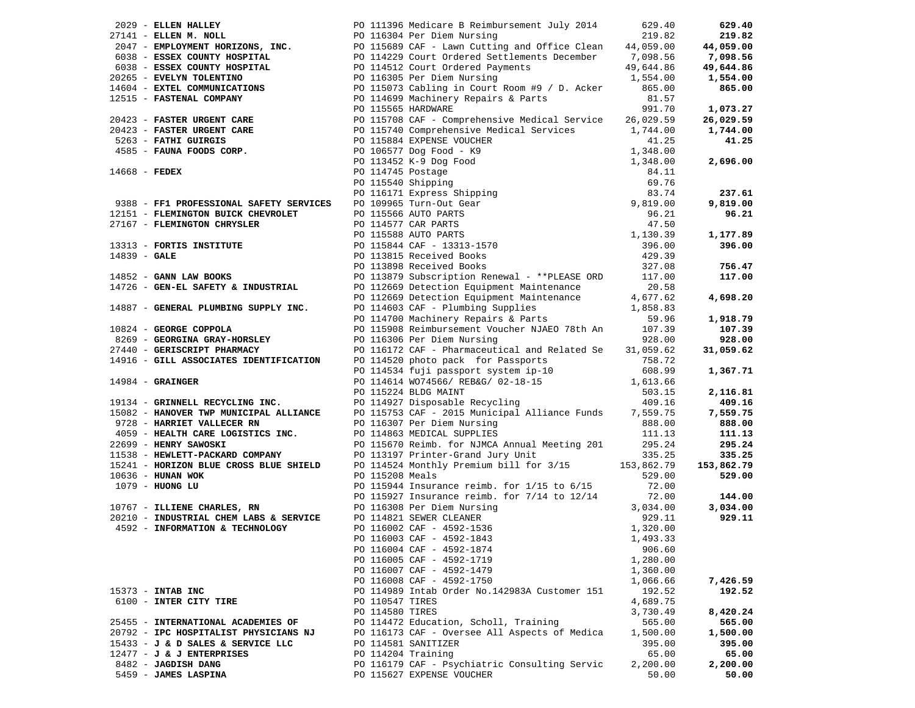| Vendor | PO / Description | Amount | Total |
|---|---|---|---|
| 2029 - **ELLEN HALLEY** | PO 111396 Medicare B Reimbursement July 2014 | 629.40 | **629.40** |
| 27141 - **ELLEN M. NOLL** | PO 116304 Per Diem Nursing | 219.82 | **219.82** |
| 2047 - **EMPLOYMENT HORIZONS, INC.** | PO 115689 CAF - Lawn Cutting and Office Clean | 44,059.00 | **44,059.00** |
| 6038 - **ESSEX COUNTY HOSPITAL** | PO 114229 Court Ordered Settlements December | 7,098.56 | **7,098.56** |
| 6038 - **ESSEX COUNTY HOSPITAL** | PO 114512 Court Ordered Payments | 49,644.86 | **49,644.86** |
| 20265 - **EVELYN TOLENTINO** | PO 116305 Per Diem Nursing | 1,554.00 | **1,554.00** |
| 14604 - **EXTEL COMMUNICATIONS** | PO 115073 Cabling in Court Room #9 / D. Acker | 865.00 | **865.00** |
| 12515 - **FASTENAL COMPANY** | PO 114699 Machinery Repairs & Parts | 81.57 | |
| | PO 115565 HARDWARE | 991.70 | **1,073.27** |
| 20423 - **FASTER URGENT CARE** | PO 115708 CAF - Comprehensive Medical Service | 26,029.59 | **26,029.59** |
| 20423 - **FASTER URGENT CARE** | PO 115740 Comprehensive Medical Services | 1,744.00 | **1,744.00** |
| 5263 - **FATHI GUIRGIS** | PO 115884 EXPENSE VOUCHER | 41.25 | **41.25** |
| 4585 - **FAUNA FOODS CORP.** | PO 106577 Dog Food - K9 | 1,348.00 | |
| | PO 113452 K-9 Dog Food | 1,348.00 | **2,696.00** |
| 14668 - **FEDEX** | PO 114745 Postage | 84.11 | |
| | PO 115540 Shipping | 69.76 | |
| | PO 116171 Express Shipping | 83.74 | **237.61** |
| 9388 - **FF1 PROFESSIONAL SAFETY SERVICES** | PO 109965 Turn-Out Gear | 9,819.00 | **9,819.00** |
| 12151 - **FLEMINGTON BUICK CHEVROLET** | PO 115566 AUTO PARTS | 96.21 | **96.21** |
| 27167 - **FLEMINGTON CHRYSLER** | PO 114577 CAR PARTS | 47.50 | |
| | PO 115588 AUTO PARTS | 1,130.39 | **1,177.89** |
| 13313 - **FORTIS INSTITUTE** | PO 115844 CAF - 13313-1570 | 396.00 | **396.00** |
| 14839 - **GALE** | PO 113815 Received Books | 429.39 | |
| | PO 113898 Received Books | 327.08 | **756.47** |
| 14852 - **GANN LAW BOOKS** | PO 113879 Subscription Renewal - **PLEASE ORD | 117.00 | **117.00** |
| 14726 - **GEN-EL SAFETY & INDUSTRIAL** | PO 112669 Detection Equipment Maintenance | 20.58 | |
| | PO 112669 Detection Equipment Maintenance | 4,677.62 | **4,698.20** |
| 14887 - **GENERAL PLUMBING SUPPLY INC.** | PO 114603 CAF - Plumbing Supplies | 1,858.83 | |
| | PO 114700 Machinery Repairs & Parts | 59.96 | **1,918.79** |
| 10824 - **GEORGE COPPOLA** | PO 115908 Reimbursement Voucher NJAEO 78th An | 107.39 | **107.39** |
| 8269 - **GEORGINA GRAY-HORSLEY** | PO 116306 Per Diem Nursing | 928.00 | **928.00** |
| 27440 - **GERISCRIPT PHARMACY** | PO 116172 CAF - Pharmaceutical and Related Se | 31,059.62 | **31,059.62** |
| 14916 - **GILL ASSOCIATES IDENTIFICATION** | PO 114520 photo pack for Passports | 758.72 | |
| | PO 114534 fuji passport system ip-10 | 608.99 | **1,367.71** |
| 14984 - **GRAINGER** | PO 114614 WO74566/ REB&G/ 02-18-15 | 1,613.66 | |
| | PO 115224 BLDG MAINT | 503.15 | **2,116.81** |
| 19134 - **GRINNELL RECYCLING INC.** | PO 114927 Disposable Recycling | 409.16 | **409.16** |
| 15082 - **HANOVER TWP MUNICIPAL ALLIANCE** | PO 115753 CAF - 2015 Municipal Alliance Funds | 7,559.75 | **7,559.75** |
| 9728 - **HARRIET VALLECER RN** | PO 116307 Per Diem Nursing | 888.00 | **888.00** |
| 4059 - **HEALTH CARE LOGISTICS INC.** | PO 114863 MEDICAL SUPPLIES | 111.13 | **111.13** |
| 22699 - **HENRY SAWOSKI** | PO 115670 Reimb. for NJMCA Annual Meeting 201 | 295.24 | **295.24** |
| 11538 - **HEWLETT-PACKARD COMPANY** | PO 113197 Printer-Grand Jury Unit | 335.25 | **335.25** |
| 15241 - **HORIZON BLUE CROSS BLUE SHIELD** | PO 114524 Monthly Premium bill for 3/15 | 153,862.79 | **153,862.79** |
| 10636 - **HUNAN WOK** | PO 115208 Meals | 529.00 | **529.00** |
| 1079 - **HUONG LU** | PO 115944 Insurance reimb. for 1/15 to 6/15 | 72.00 | |
| | PO 115927 Insurance reimb. for 7/14 to 12/14 | 72.00 | **144.00** |
| 10767 - **ILLIENE CHARLES, RN** | PO 116308 Per Diem Nursing | 3,034.00 | **3,034.00** |
| 20210 - **INDUSTRIAL CHEM LABS & SERVICE** | PO 114821 SEWER CLEANER | 929.11 | **929.11** |
| 4592 - **INFORMATION & TECHNOLOGY** | PO 116002 CAF - 4592-1536 | 1,320.00 | |
| | PO 116003 CAF - 4592-1843 | 1,493.33 | |
| | PO 116004 CAF - 4592-1874 | 906.60 | |
| | PO 116005 CAF - 4592-1719 | 1,280.00 | |
| | PO 116007 CAF - 4592-1479 | 1,360.00 | |
| | PO 116008 CAF - 4592-1750 | 1,066.66 | **7,426.59** |
| 15373 - **INTAB INC** | PO 114989 Intab Order No.142983A Customer 151 | 192.52 | **192.52** |
| 6100 - **INTER CITY TIRE** | PO 110547 TIRES | 4,689.75 | |
| | PO 114580 TIRES | 3,730.49 | **8,420.24** |
| 25455 - **INTERNATIONAL ACADEMIES OF** | PO 114472 Education, Scholl, Training | 565.00 | **565.00** |
| 20792 - **IPC HOSPITALIST PHYSICIANS NJ** | PO 116173 CAF - Oversee All Aspects of Medica | 1,500.00 | **1,500.00** |
| 15433 - **J & D SALES & SERVICE LLC** | PO 114581 SANITIZER | 395.00 | **395.00** |
| 12477 - **J & J ENTERPRISES** | PO 114204 Training | 65.00 | **65.00** |
| 8482 - **JAGDISH DANG** | PO 116179 CAF - Psychiatric Consulting Servic | 2,200.00 | **2,200.00** |
| 5459 - **JAMES LASPINA** | PO 115627 EXPENSE VOUCHER | 50.00 | **50.00** |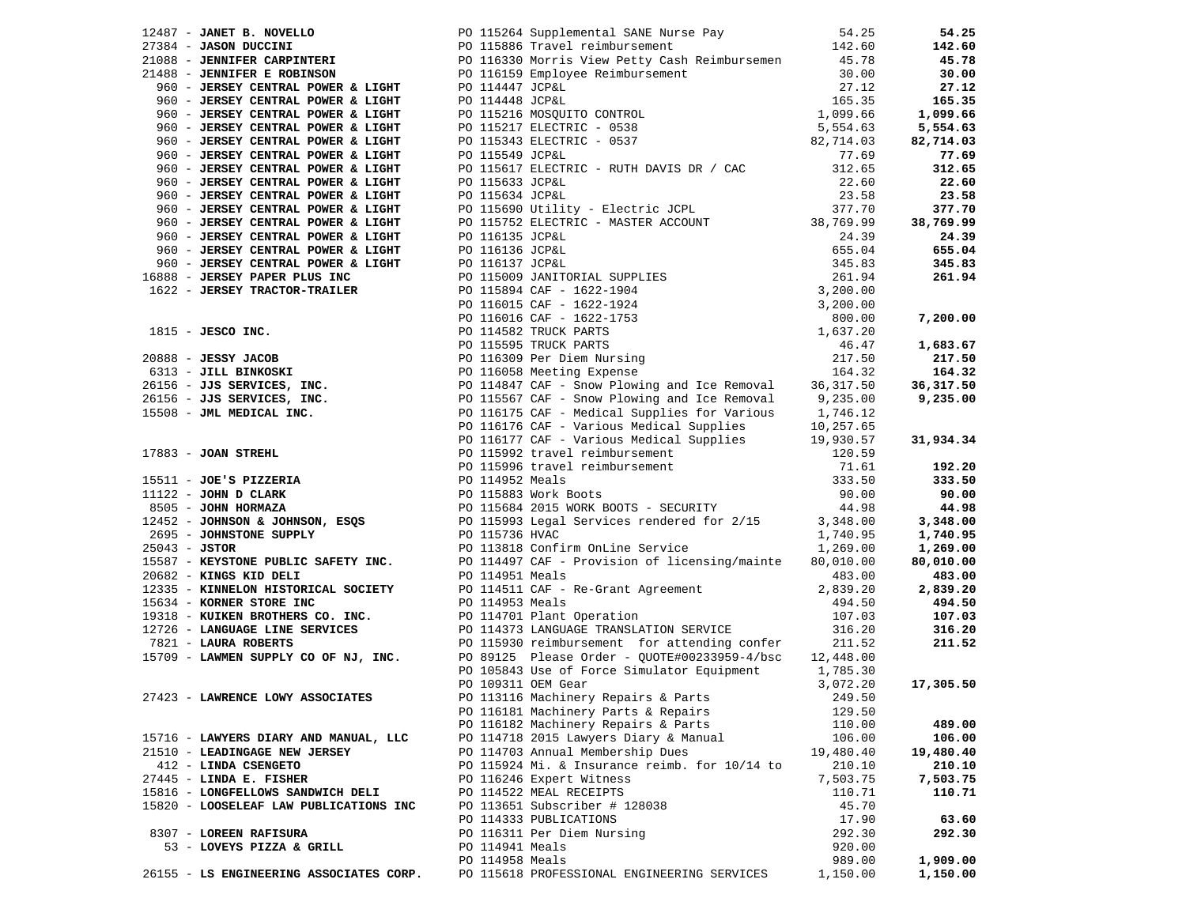| Vendor | PO / Description | Amount | Total |
|---|---|---|---|
| 12487 - **JANET B. NOVELLO** | PO 115264 Supplemental SANE Nurse Pay | 54.25 | **54.25** |
| 27384 - **JASON DUCCINI** | PO 115886 Travel reimbursement | 142.60 | **142.60** |
| 21088 - **JENNIFER CARPINTERI** | PO 116330 Morris View Petty Cash Reimbursemen | 45.78 | **45.78** |
| 21488 - **JENNIFER E ROBINSON** | PO 116159 Employee Reimbursement | 30.00 | **30.00** |
| 960 - **JERSEY CENTRAL POWER & LIGHT** | PO 114447 JCP&L | 27.12 | **27.12** |
| 960 - **JERSEY CENTRAL POWER & LIGHT** | PO 114448 JCP&L | 165.35 | **165.35** |
| 960 - **JERSEY CENTRAL POWER & LIGHT** | PO 115216 MOSQUITO CONTROL | 1,099.66 | **1,099.66** |
| 960 - **JERSEY CENTRAL POWER & LIGHT** | PO 115217 ELECTRIC - 0538 | 5,554.63 | **5,554.63** |
| 960 - **JERSEY CENTRAL POWER & LIGHT** | PO 115343 ELECTRIC - 0537 | 82,714.03 | **82,714.03** |
| 960 - **JERSEY CENTRAL POWER & LIGHT** | PO 115549 JCP&L | 77.69 | **77.69** |
| 960 - **JERSEY CENTRAL POWER & LIGHT** | PO 115617 ELECTRIC - RUTH DAVIS DR / CAC | 312.65 | **312.65** |
| 960 - **JERSEY CENTRAL POWER & LIGHT** | PO 115633 JCP&L | 22.60 | **22.60** |
| 960 - **JERSEY CENTRAL POWER & LIGHT** | PO 115634 JCP&L | 23.58 | **23.58** |
| 960 - **JERSEY CENTRAL POWER & LIGHT** | PO 115690 Utility - Electric JCPL | 377.70 | **377.70** |
| 960 - **JERSEY CENTRAL POWER & LIGHT** | PO 115752 ELECTRIC - MASTER ACCOUNT | 38,769.99 | **38,769.99** |
| 960 - **JERSEY CENTRAL POWER & LIGHT** | PO 116135 JCP&L | 24.39 | **24.39** |
| 960 - **JERSEY CENTRAL POWER & LIGHT** | PO 116136 JCP&L | 655.04 | **655.04** |
| 960 - **JERSEY CENTRAL POWER & LIGHT** | PO 116137 JCP&L | 345.83 | **345.83** |
| 16888 - **JERSEY PAPER PLUS INC** | PO 115009 JANITORIAL SUPPLIES | 261.94 | **261.94** |
| 1622 - **JERSEY TRACTOR-TRAILER** | PO 115894 CAF - 1622-1904 | 3,200.00 | |
| | PO 116015 CAF - 1622-1924 | 3,200.00 | |
| | PO 116016 CAF - 1622-1753 | 800.00 | **7,200.00** |
| 1815 - **JESCO INC.** | PO 114582 TRUCK PARTS | 1,637.20 | |
| | PO 115595 TRUCK PARTS | 46.47 | **1,683.67** |
| 20888 - **JESSY JACOB** | PO 116309 Per Diem Nursing | 217.50 | **217.50** |
| 6313 - **JILL BINKOSKI** | PO 116058 Meeting Expense | 164.32 | **164.32** |
| 26156 - **JJS SERVICES, INC.** | PO 114847 CAF - Snow Plowing and Ice Removal | 36,317.50 | **36,317.50** |
| 26156 - **JJS SERVICES, INC.** | PO 115567 CAF - Snow Plowing and Ice Removal | 9,235.00 | **9,235.00** |
| 15508 - **JML MEDICAL INC.** | PO 116175 CAF - Medical Supplies for Various | 1,746.12 | |
| | PO 116176 CAF - Various Medical Supplies | 10,257.65 | |
| | PO 116177 CAF - Various Medical Supplies | 19,930.57 | **31,934.34** |
| 17883 - **JOAN STREHL** | PO 115992 travel reimbursement | 120.59 | |
| | PO 115996 travel reimbursement | 71.61 | **192.20** |
| 15511 - **JOE'S PIZZERIA** | PO 114952 Meals | 333.50 | **333.50** |
| 11122 - **JOHN D CLARK** | PO 115883 Work Boots | 90.00 | **90.00** |
| 8505 - **JOHN HORMAZA** | PO 115684 2015 WORK BOOTS - SECURITY | 44.98 | **44.98** |
| 12452 - **JOHNSON & JOHNSON, ESQS** | PO 115993 Legal Services rendered for 2/15 | 3,348.00 | **3,348.00** |
| 2695 - **JOHNSTONE SUPPLY** | PO 115736 HVAC | 1,740.95 | **1,740.95** |
| 25043 - **JSTOR** | PO 113818 Confirm OnLine Service | 1,269.00 | **1,269.00** |
| 15587 - **KEYSTONE PUBLIC SAFETY INC.** | PO 114497 CAF - Provision of licensing/mainte | 80,010.00 | **80,010.00** |
| 20682 - **KINGS KID DELI** | PO 114951 Meals | 483.00 | **483.00** |
| 12335 - **KINNELON HISTORICAL SOCIETY** | PO 114511 CAF - Re-Grant Agreement | 2,839.20 | **2,839.20** |
| 15634 - **KORNER STORE INC** | PO 114953 Meals | 494.50 | **494.50** |
| 19318 - **KUIKEN BROTHERS CO. INC.** | PO 114701 Plant Operation | 107.03 | **107.03** |
| 12726 - **LANGUAGE LINE SERVICES** | PO 114373 LANGUAGE TRANSLATION SERVICE | 316.20 | **316.20** |
| 7821 - **LAURA ROBERTS** | PO 115930 reimbursement for attending confer | 211.52 | **211.52** |
| 15709 - **LAWMEN SUPPLY CO OF NJ, INC.** | PO 89125 Please Order - QUOTE#00233959-4/bsc | 12,448.00 | |
| | PO 105843 Use of Force Simulator Equipment | 1,785.30 | |
| | PO 109311 OEM Gear | 3,072.20 | **17,305.50** |
| 27423 - **LAWRENCE LOWY ASSOCIATES** | PO 113116 Machinery Repairs & Parts | 249.50 | |
| | PO 116181 Machinery Parts & Repairs | 129.50 | |
| | PO 116182 Machinery Repairs & Parts | 110.00 | **489.00** |
| 15716 - **LAWYERS DIARY AND MANUAL, LLC** | PO 114718 2015 Lawyers Diary & Manual | 106.00 | **106.00** |
| 21510 - **LEADINGAGE NEW JERSEY** | PO 114703 Annual Membership Dues | 19,480.40 | **19,480.40** |
| 412 - **LINDA CSENGETO** | PO 115924 Mi. & Insurance reimb. for 10/14 to | 210.10 | **210.10** |
| 27445 - **LINDA E. FISHER** | PO 116246 Expert Witness | 7,503.75 | **7,503.75** |
| 15816 - **LONGFELLOWS SANDWICH DELI** | PO 114522 MEAL RECEIPTS | 110.71 | **110.71** |
| 15820 - **LOOSELEAF LAW PUBLICATIONS INC** | PO 113651 Subscriber # 128038 | 45.70 | |
| | PO 114333 PUBLICATIONS | 17.90 | **63.60** |
| 8307 - **LOREEN RAFISURA** | PO 116311 Per Diem Nursing | 292.30 | **292.30** |
| 53 - **LOVEYS PIZZA & GRILL** | PO 114941 Meals | 920.00 | |
| | PO 114958 Meals | 989.00 | **1,909.00** |
| 26155 - **LS ENGINEERING ASSOCIATES CORP.** | PO 115618 PROFESSIONAL ENGINEERING SERVICES | 1,150.00 | **1,150.00** |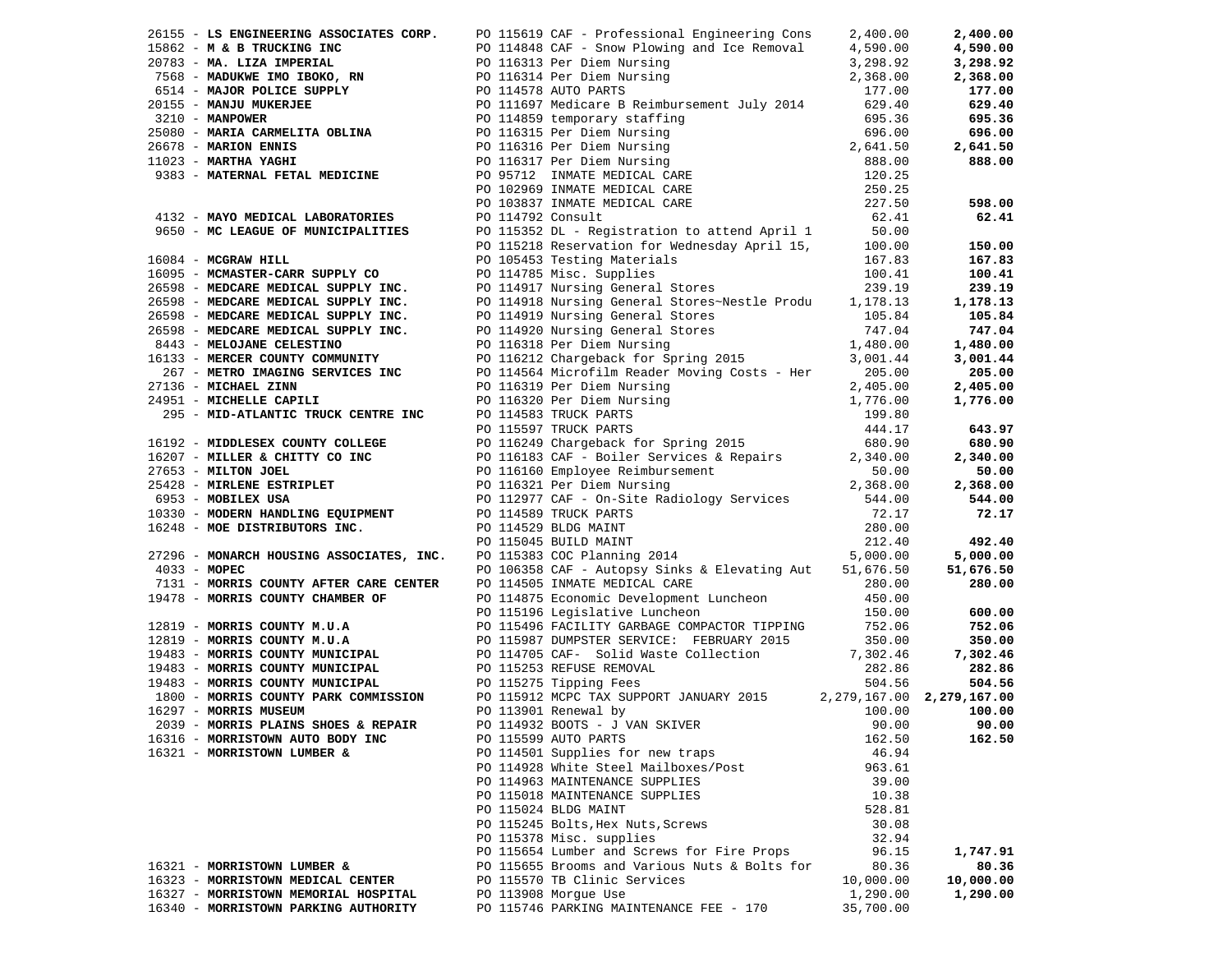| Vendor | PO / Description | Amount | Total |
|---|---|---|---|
| 26155 - **LS ENGINEERING ASSOCIATES CORP.** | PO 115619 CAF - Professional Engineering Cons | 2,400.00 | **2,400.00** |
| 15862 - **M & B TRUCKING INC** | PO 114848 CAF - Snow Plowing and Ice Removal | 4,590.00 | **4,590.00** |
| 20783 - **MA. LIZA IMPERIAL** | PO 116313 Per Diem Nursing | 3,298.92 | **3,298.92** |
| 7568 - **MADUKWE IMO IBOKO, RN** | PO 116314 Per Diem Nursing | 2,368.00 | **2,368.00** |
| 6514 - **MAJOR POLICE SUPPLY** | PO 114578 AUTO PARTS | 177.00 | **177.00** |
| 20155 - **MANJU MUKERJEE** | PO 111697 Medicare B Reimbursement July 2014 | 629.40 | **629.40** |
| 3210 - **MANPOWER** | PO 114859 temporary staffing | 695.36 | **695.36** |
| 25080 - **MARIA CARMELITA OBLINA** | PO 116315 Per Diem Nursing | 696.00 | **696.00** |
| 26678 - **MARION ENNIS** | PO 116316 Per Diem Nursing | 2,641.50 | **2,641.50** |
| 11023 - **MARTHA YAGHI** | PO 116317 Per Diem Nursing | 888.00 | **888.00** |
| 9383 - **MATERNAL FETAL MEDICINE** | PO 95712 INMATE MEDICAL CARE | 120.25 | |
| | PO 102969 INMATE MEDICAL CARE | 250.25 | |
| | PO 103837 INMATE MEDICAL CARE | 227.50 | **598.00** |
| 4132 - **MAYO MEDICAL LABORATORIES** | PO 114792 Consult | 62.41 | **62.41** |
| 9650 - **MC LEAGUE OF MUNICIPALITIES** | PO 115352 DL - Registration to attend April 1 | 50.00 | |
| | PO 115218 Reservation for Wednesday April 15, | 100.00 | **150.00** |
| 16084 - **MCGRAW HILL** | PO 105453 Testing Materials | 167.83 | **167.83** |
| 16095 - **MCMASTER-CARR SUPPLY CO** | PO 114785 Misc. Supplies | 100.41 | **100.41** |
| 26598 - **MEDCARE MEDICAL SUPPLY INC.** | PO 114917 Nursing General Stores | 239.19 | **239.19** |
| 26598 - **MEDCARE MEDICAL SUPPLY INC.** | PO 114918 Nursing General Stores~Nestle Produ | 1,178.13 | **1,178.13** |
| 26598 - **MEDCARE MEDICAL SUPPLY INC.** | PO 114919 Nursing General Stores | 105.84 | **105.84** |
| 26598 - **MEDCARE MEDICAL SUPPLY INC.** | PO 114920 Nursing General Stores | 747.04 | **747.04** |
| 8443 - **MELOJANE CELESTINO** | PO 116318 Per Diem Nursing | 1,480.00 | **1,480.00** |
| 16133 - **MERCER COUNTY COMMUNITY** | PO 116212 Chargeback for Spring 2015 | 3,001.44 | **3,001.44** |
| 267 - **METRO IMAGING SERVICES INC** | PO 114564 Microfilm Reader Moving Costs - Her | 205.00 | **205.00** |
| 27136 - **MICHAEL ZINN** | PO 116319 Per Diem Nursing | 2,405.00 | **2,405.00** |
| 24951 - **MICHELLE CAPILI** | PO 116320 Per Diem Nursing | 1,776.00 | **1,776.00** |
| 295 - **MID-ATLANTIC TRUCK CENTRE INC** | PO 114583 TRUCK PARTS | 199.80 | |
| | PO 115597 TRUCK PARTS | 444.17 | **643.97** |
| 16192 - **MIDDLESEX COUNTY COLLEGE** | PO 116249 Chargeback for Spring 2015 | 680.90 | **680.90** |
| 16207 - **MILLER & CHITTY CO INC** | PO 116183 CAF - Boiler Services & Repairs | 2,340.00 | **2,340.00** |
| 27653 - **MILTON JOEL** | PO 116160 Employee Reimbursement | 50.00 | **50.00** |
| 25428 - **MIRLENE ESTRIPLET** | PO 116321 Per Diem Nursing | 2,368.00 | **2,368.00** |
| 6953 - **MOBILEX USA** | PO 112977 CAF - On-Site Radiology Services | 544.00 | **544.00** |
| 10330 - **MODERN HANDLING EQUIPMENT** | PO 114589 TRUCK PARTS | 72.17 | **72.17** |
| 16248 - **MOE DISTRIBUTORS INC.** | PO 114529 BLDG MAINT | 280.00 | |
| | PO 115045 BUILD MAINT | 212.40 | **492.40** |
| 27296 - **MONARCH HOUSING ASSOCIATES, INC.** | PO 115383 COC Planning 2014 | 5,000.00 | **5,000.00** |
| 4033 - **MOPEC** | PO 106358 CAF - Autopsy Sinks & Elevating Aut | 51,676.50 | **51,676.50** |
| 7131 - **MORRIS COUNTY AFTER CARE CENTER** | PO 114505 INMATE MEDICAL CARE | 280.00 | **280.00** |
| 19478 - **MORRIS COUNTY CHAMBER OF** | PO 114875 Economic Development Luncheon | 450.00 | |
| | PO 115196 Legislative Luncheon | 150.00 | **600.00** |
| 12819 - **MORRIS COUNTY M.U.A** | PO 115496 FACILITY GARBAGE COMPACTOR TIPPING | 752.06 | **752.06** |
| 12819 - **MORRIS COUNTY M.U.A** | PO 115987 DUMPSTER SERVICE: FEBRUARY 2015 | 350.00 | **350.00** |
| 19483 - **MORRIS COUNTY MUNICIPAL** | PO 114705 CAF- Solid Waste Collection | 7,302.46 | **7,302.46** |
| 19483 - **MORRIS COUNTY MUNICIPAL** | PO 115253 REFUSE REMOVAL | 282.86 | **282.86** |
| 19483 - **MORRIS COUNTY MUNICIPAL** | PO 115275 Tipping Fees | 504.56 | **504.56** |
| 1800 - **MORRIS COUNTY PARK COMMISSION** | PO 115912 MCPC TAX SUPPORT JANUARY 2015 | 2,279,167.00 | **2,279,167.00** |
| 16297 - **MORRIS MUSEUM** | PO 113901 Renewal by | 100.00 | **100.00** |
| 2039 - **MORRIS PLAINS SHOES & REPAIR** | PO 114932 BOOTS - J VAN SKIVER | 90.00 | **90.00** |
| 16316 - **MORRISTOWN AUTO BODY INC** | PO 115599 AUTO PARTS | 162.50 | **162.50** |
| 16321 - **MORRISTOWN LUMBER &** | PO 114501 Supplies for new traps | 46.94 | |
| | PO 114928 White Steel Mailboxes/Post | 963.61 | |
| | PO 114963 MAINTENANCE SUPPLIES | 39.00 | |
| | PO 115018 MAINTENANCE SUPPLIES | 10.38 | |
| | PO 115024 BLDG MAINT | 528.81 | |
| | PO 115245 Bolts,Hex Nuts,Screws | 30.08 | |
| | PO 115378 Misc. supplies | 32.94 | |
| | PO 115654 Lumber and Screws for Fire Props | 96.15 | **1,747.91** |
| 16321 - **MORRISTOWN LUMBER &** | PO 115655 Brooms and Various Nuts & Bolts for | 80.36 | **80.36** |
| 16323 - **MORRISTOWN MEDICAL CENTER** | PO 115570 TB Clinic Services | 10,000.00 | **10,000.00** |
| 16327 - **MORRISTOWN MEMORIAL HOSPITAL** | PO 113908 Morgue Use | 1,290.00 | **1,290.00** |
| 16340 - **MORRISTOWN PARKING AUTHORITY** | PO 115746 PARKING MAINTENANCE FEE - 170 | 35,700.00 | |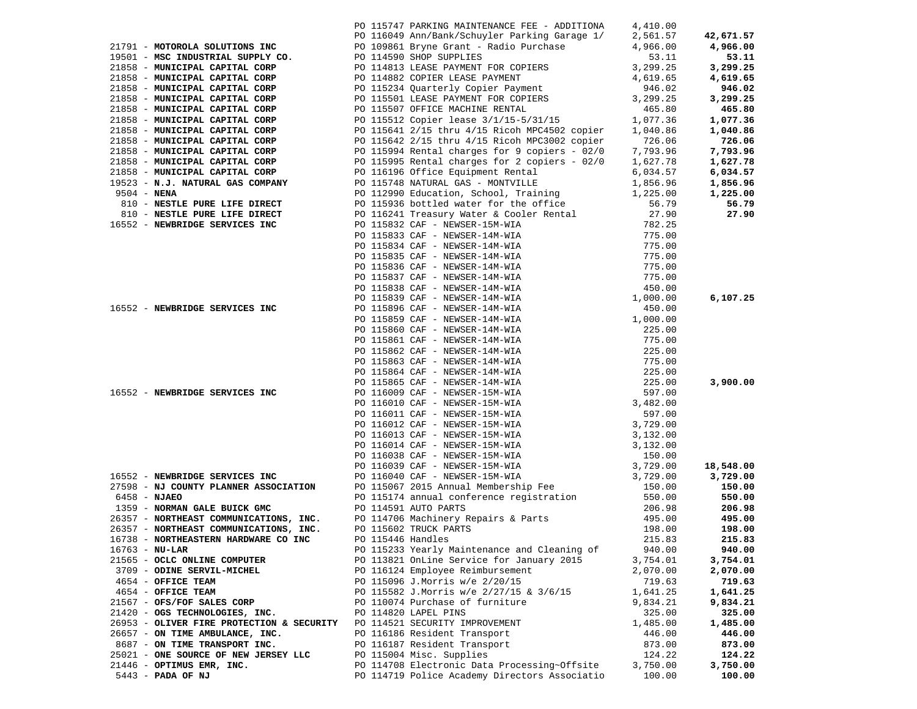| Vendor | PO / Description | Amount | Total |
|---|---|---|---|
| | PO 115747 PARKING MAINTENANCE FEE - ADDITIONA | 4,410.00 | |
| | PO 116049 Ann/Bank/Schuyler Parking Garage 1/ | 2,561.57 | **42,671.57** |
| 21791 - **MOTOROLA SOLUTIONS INC** | PO 109861 Bryne Grant - Radio Purchase | 4,966.00 | **4,966.00** |
| 19501 - **MSC INDUSTRIAL SUPPLY CO.** | PO 114590 SHOP SUPPLIES | 53.11 | **53.11** |
| 21858 - **MUNICIPAL CAPITAL CORP** | PO 114813 LEASE PAYMENT FOR COPIERS | 3,299.25 | **3,299.25** |
| 21858 - **MUNICIPAL CAPITAL CORP** | PO 114882 COPIER LEASE PAYMENT | 4,619.65 | **4,619.65** |
| 21858 - **MUNICIPAL CAPITAL CORP** | PO 115234 Quarterly Copier Payment | 946.02 | **946.02** |
| 21858 - **MUNICIPAL CAPITAL CORP** | PO 115501 LEASE PAYMENT FOR COPIERS | 3,299.25 | **3,299.25** |
| 21858 - **MUNICIPAL CAPITAL CORP** | PO 115507 OFFICE MACHINE RENTAL | 465.80 | **465.80** |
| 21858 - **MUNICIPAL CAPITAL CORP** | PO 115512 Copier lease 3/1/15-5/31/15 | 1,077.36 | **1,077.36** |
| 21858 - **MUNICIPAL CAPITAL CORP** | PO 115641 2/15 thru 4/15 Ricoh MPC4502 copier | 1,040.86 | **1,040.86** |
| 21858 - **MUNICIPAL CAPITAL CORP** | PO 115642 2/15 thru 4/15 Ricoh MPC3002 copier | 726.06 | **726.06** |
| 21858 - **MUNICIPAL CAPITAL CORP** | PO 115994 Rental charges for 9 copiers - 02/0 | 7,793.96 | **7,793.96** |
| 21858 - **MUNICIPAL CAPITAL CORP** | PO 115995 Rental charges for 2 copiers - 02/0 | 1,627.78 | **1,627.78** |
| 21858 - **MUNICIPAL CAPITAL CORP** | PO 116196 Office Equipment Rental | 6,034.57 | **6,034.57** |
| 19523 - **N.J. NATURAL GAS COMPANY** | PO 115748 NATURAL GAS - MONTVILLE | 1,856.96 | **1,856.96** |
| 9504 - **NENA** | PO 112990 Education, School, Training | 1,225.00 | **1,225.00** |
| 810 - **NESTLE PURE LIFE DIRECT** | PO 115936 bottled water for the office | 56.79 | **56.79** |
| 810 - **NESTLE PURE LIFE DIRECT** | PO 116241 Treasury Water & Cooler Rental | 27.90 | **27.90** |
| 16552 - **NEWBRIDGE SERVICES INC** | PO 115832 CAF - NEWSER-15M-WIA | 782.25 | |
| | PO 115833 CAF - NEWSER-14M-WIA | 775.00 | |
| | PO 115834 CAF - NEWSER-14M-WIA | 775.00 | |
| | PO 115835 CAF - NEWSER-14M-WIA | 775.00 | |
| | PO 115836 CAF - NEWSER-14M-WIA | 775.00 | |
| | PO 115837 CAF - NEWSER-14M-WIA | 775.00 | |
| | PO 115838 CAF - NEWSER-14M-WIA | 450.00 | |
| | PO 115839 CAF - NEWSER-14M-WIA | 1,000.00 | **6,107.25** |
| 16552 - **NEWBRIDGE SERVICES INC** | PO 115896 CAF - NEWSER-14M-WIA | 450.00 | |
| | PO 115859 CAF - NEWSER-14M-WIA | 1,000.00 | |
| | PO 115860 CAF - NEWSER-14M-WIA | 225.00 | |
| | PO 115861 CAF - NEWSER-14M-WIA | 775.00 | |
| | PO 115862 CAF - NEWSER-14M-WIA | 225.00 | |
| | PO 115863 CAF - NEWSER-14M-WIA | 775.00 | |
| | PO 115864 CAF - NEWSER-14M-WIA | 225.00 | |
| | PO 115865 CAF - NEWSER-14M-WIA | 225.00 | **3,900.00** |
| 16552 - **NEWBRIDGE SERVICES INC** | PO 116009 CAF - NEWSER-15M-WIA | 597.00 | |
| | PO 116010 CAF - NEWSER-15M-WIA | 3,482.00 | |
| | PO 116011 CAF - NEWSER-15M-WIA | 597.00 | |
| | PO 116012 CAF - NEWSER-15M-WIA | 3,729.00 | |
| | PO 116013 CAF - NEWSER-15M-WIA | 3,132.00 | |
| | PO 116014 CAF - NEWSER-15M-WIA | 3,132.00 | |
| | PO 116038 CAF - NEWSER-15M-WIA | 150.00 | |
| | PO 116039 CAF - NEWSER-15M-WIA | 3,729.00 | **18,548.00** |
| 16552 - **NEWBRIDGE SERVICES INC** | PO 116040 CAF - NEWSER-15M-WIA | 3,729.00 | **3,729.00** |
| 27598 - **NJ COUNTY PLANNER ASSOCIATION** | PO 115067 2015 Annual Membership Fee | 150.00 | **150.00** |
| 6458 - **NJAEO** | PO 115174 annual conference registration | 550.00 | **550.00** |
| 1359 - **NORMAN GALE BUICK GMC** | PO 114591 AUTO PARTS | 206.98 | **206.98** |
| 26357 - **NORTHEAST COMMUNICATIONS, INC.** | PO 114706 Machinery Repairs & Parts | 495.00 | **495.00** |
| 26357 - **NORTHEAST COMMUNICATIONS, INC.** | PO 115602 TRUCK PARTS | 198.00 | **198.00** |
| 16738 - **NORTHEASTERN HARDWARE CO INC** | PO 115446 Handles | 215.83 | **215.83** |
| 16763 - **NU-LAR** | PO 115233 Yearly Maintenance and Cleaning of | 940.00 | **940.00** |
| 21565 - **OCLC ONLINE COMPUTER** | PO 113821 OnLine Service for January 2015 | 3,754.01 | **3,754.01** |
| 3709 - **ODINE SERVIL-MICHEL** | PO 116124 Employee Reimbursement | 2,070.00 | **2,070.00** |
| 4654 - **OFFICE TEAM** | PO 115096 J.Morris w/e 2/20/15 | 719.63 | **719.63** |
| 4654 - **OFFICE TEAM** | PO 115582 J.Morris w/e 2/27/15 & 3/6/15 | 1,641.25 | **1,641.25** |
| 21567 - **OFS/FOF SALES CORP** | PO 110074 Purchase of furniture | 9,834.21 | **9,834.21** |
| 21420 - **OGS TECHNOLOGIES, INC.** | PO 114820 LAPEL PINS | 325.00 | **325.00** |
| 26953 - **OLIVER FIRE PROTECTION & SECURITY** | PO 114521 SECURITY IMPROVEMENT | 1,485.00 | **1,485.00** |
| 26657 - **ON TIME AMBULANCE, INC.** | PO 116186 Resident Transport | 446.00 | **446.00** |
| 8687 - **ON TIME TRANSPORT INC.** | PO 116187 Resident Transport | 873.00 | **873.00** |
| 25021 - **ONE SOURCE OF NEW JERSEY LLC** | PO 115004 Misc. Supplies | 124.22 | **124.22** |
| 21446 - **OPTIMUS EMR, INC.** | PO 114708 Electronic Data Processing~Offsite | 3,750.00 | **3,750.00** |
| 5443 - **PADA OF NJ** | PO 114719 Police Academy Directors Associatio | 100.00 | **100.00** |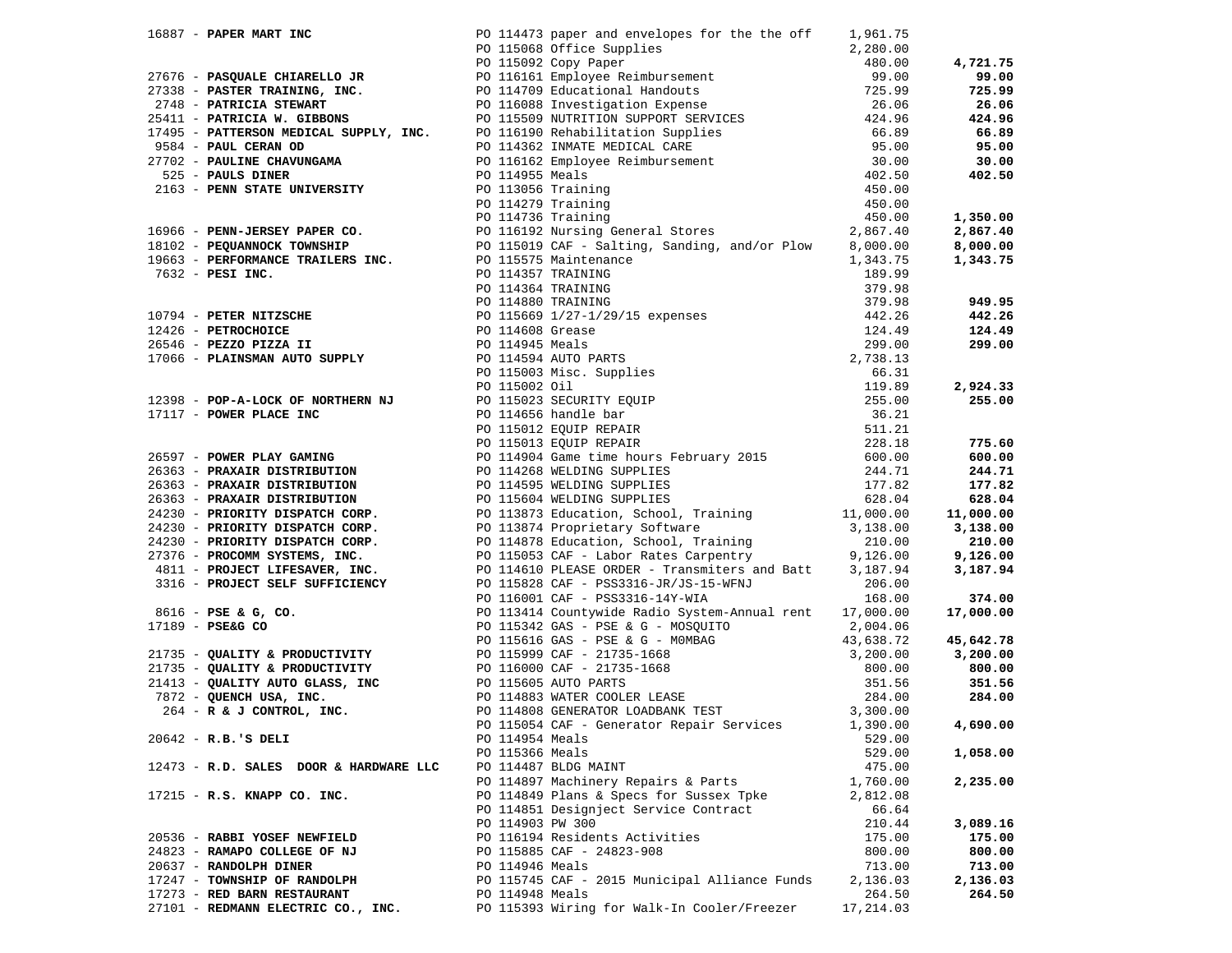| Vendor | PO / Description | Amount | Total |
|---|---|---|---|
| 16887 - **PAPER MART INC** | PO 114473 paper and envelopes for the the off | 1,961.75 | |
| | PO 115068 Office Supplies | 2,280.00 | |
| | PO 115092 Copy Paper | 480.00 | **4,721.75** |
| 27676 - **PASQUALE CHIARELLO JR** | PO 116161 Employee Reimbursement | 99.00 | **99.00** |
| 27338 - **PASTER TRAINING, INC.** | PO 114709 Educational Handouts | 725.99 | **725.99** |
| 2748 - **PATRICIA STEWART** | PO 116088 Investigation Expense | 26.06 | **26.06** |
| 25411 - **PATRICIA W. GIBBONS** | PO 115509 NUTRITION SUPPORT SERVICES | 424.96 | **424.96** |
| 17495 - **PATTERSON MEDICAL SUPPLY, INC.** | PO 116190 Rehabilitation Supplies | 66.89 | **66.89** |
| 9584 - **PAUL CERAN OD** | PO 114362 INMATE MEDICAL CARE | 95.00 | **95.00** |
| 27702 - **PAULINE CHAVUNGAMA** | PO 116162 Employee Reimbursement | 30.00 | **30.00** |
| 525 - **PAULS DINER** | PO 114955 Meals | 402.50 | **402.50** |
| 2163 - **PENN STATE UNIVERSITY** | PO 113056 Training | 450.00 | |
| | PO 114279 Training | 450.00 | |
| | PO 114736 Training | 450.00 | **1,350.00** |
| 16966 - **PENN-JERSEY PAPER CO.** | PO 116192 Nursing General Stores | 2,867.40 | **2,867.40** |
| 18102 - **PEQUANNOCK TOWNSHIP** | PO 115019 CAF - Salting, Sanding, and/or Plow | 8,000.00 | **8,000.00** |
| 19663 - **PERFORMANCE TRAILERS INC.** | PO 115575 Maintenance | 1,343.75 | **1,343.75** |
| 7632 - **PESI INC.** | PO 114357 TRAINING | 189.99 | |
| | PO 114364 TRAINING | 379.98 | |
| | PO 114880 TRAINING | 379.98 | **949.95** |
| 10794 - **PETER NITZSCHE** | PO 115669 1/27-1/29/15 expenses | 442.26 | **442.26** |
| 12426 - **PETROCHOICE** | PO 114608 Grease | 124.49 | **124.49** |
| 26546 - **PEZZO PIZZA II** | PO 114945 Meals | 299.00 | **299.00** |
| 17066 - **PLAINSMAN AUTO SUPPLY** | PO 114594 AUTO PARTS | 2,738.13 | |
| | PO 115003 Misc. Supplies | 66.31 | |
| | PO 115002 Oil | 119.89 | **2,924.33** |
| 12398 - **POP-A-LOCK OF NORTHERN NJ** | PO 115023 SECURITY EQUIP | 255.00 | **255.00** |
| 17117 - **POWER PLACE INC** | PO 114656 handle bar | 36.21 | |
| | PO 115012 EQUIP REPAIR | 511.21 | |
| | PO 115013 EQUIP REPAIR | 228.18 | **775.60** |
| 26597 - **POWER PLAY GAMING** | PO 114904 Game time hours February 2015 | 600.00 | **600.00** |
| 26363 - **PRAXAIR DISTRIBUTION** | PO 114268 WELDING SUPPLIES | 244.71 | **244.71** |
| 26363 - **PRAXAIR DISTRIBUTION** | PO 114595 WELDING SUPPLIES | 177.82 | **177.82** |
| 26363 - **PRAXAIR DISTRIBUTION** | PO 115604 WELDING SUPPLIES | 628.04 | **628.04** |
| 24230 - **PRIORITY DISPATCH CORP.** | PO 113873 Education, School, Training | 11,000.00 | **11,000.00** |
| 24230 - **PRIORITY DISPATCH CORP.** | PO 113874 Proprietary Software | 3,138.00 | **3,138.00** |
| 24230 - **PRIORITY DISPATCH CORP.** | PO 114878 Education, School, Training | 210.00 | **210.00** |
| 27376 - **PROCOMM SYSTEMS, INC.** | PO 115053 CAF - Labor Rates Carpentry | 9,126.00 | **9,126.00** |
| 4811 - **PROJECT LIFESAVER, INC.** | PO 114610 PLEASE ORDER - Transmiters and Batt | 3,187.94 | **3,187.94** |
| 3316 - **PROJECT SELF SUFFICIENCY** | PO 115828 CAF - PSS3316-JR/JS-15-WFNJ | 206.00 | |
| | PO 116001 CAF - PSS3316-14Y-WIA | 168.00 | **374.00** |
| 8616 - **PSE & G, CO.** | PO 113414 Countywide Radio System-Annual rent | 17,000.00 | **17,000.00** |
| 17189 - **PSE&G CO** | PO 115342 GAS - PSE & G - MOSQUITO | 2,004.06 | |
| | PO 115616 GAS - PSE & G - M0MBAG | 43,638.72 | **45,642.78** |
| 21735 - **QUALITY & PRODUCTIVITY** | PO 115999 CAF - 21735-1668 | 3,200.00 | **3,200.00** |
| 21735 - **QUALITY & PRODUCTIVITY** | PO 116000 CAF - 21735-1668 | 800.00 | **800.00** |
| 21413 - **QUALITY AUTO GLASS, INC** | PO 115605 AUTO PARTS | 351.56 | **351.56** |
| 7872 - **QUENCH USA, INC.** | PO 114883 WATER COOLER LEASE | 284.00 | **284.00** |
| 264 - **R & J CONTROL, INC.** | PO 114808 GENERATOR LOADBANK TEST | 3,300.00 | |
| | PO 115054 CAF - Generator Repair Services | 1,390.00 | **4,690.00** |
| 20642 - **R.B.'S DELI** | PO 114954 Meals | 529.00 | |
| | PO 115366 Meals | 529.00 | **1,058.00** |
| 12473 - **R.D. SALES DOOR & HARDWARE LLC** | PO 114487 BLDG MAINT | 475.00 | |
| | PO 114897 Machinery Repairs & Parts | 1,760.00 | **2,235.00** |
| 17215 - **R.S. KNAPP CO. INC.** | PO 114849 Plans & Specs for Sussex Tpke | 2,812.08 | |
| | PO 114851 Designject Service Contract | 66.64 | |
| | PO 114903 PW 300 | 210.44 | **3,089.16** |
| 20536 - **RABBI YOSEF NEWFIELD** | PO 116194 Residents Activities | 175.00 | **175.00** |
| 24823 - **RAMAPO COLLEGE OF NJ** | PO 115885 CAF - 24823-908 | 800.00 | **800.00** |
| 20637 - **RANDOLPH DINER** | PO 114946 Meals | 713.00 | **713.00** |
| 17247 - **TOWNSHIP OF RANDOLPH** | PO 115745 CAF - 2015 Municipal Alliance Funds | 2,136.03 | **2,136.03** |
| 17273 - **RED BARN RESTAURANT** | PO 114948 Meals | 264.50 | **264.50** |
| 27101 - **REDMANN ELECTRIC CO., INC.** | PO 115393 Wiring for Walk-In Cooler/Freezer | 17,214.03 | |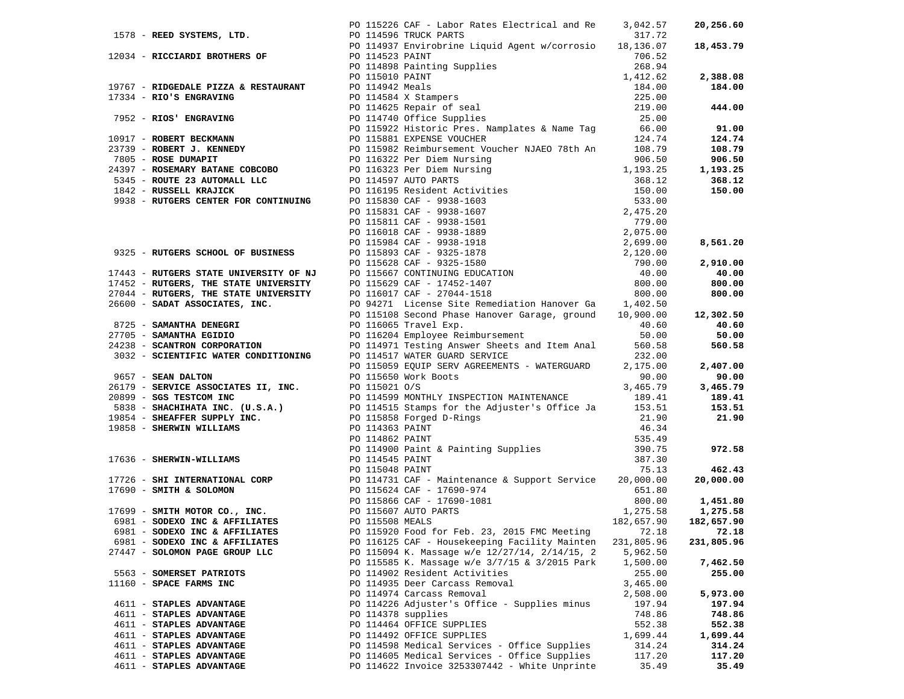| Vendor | PO / Description | Amount | Total |
|---|---|---|---|
| | PO 115226 CAF - Labor Rates Electrical and Re | 3,042.57 | **20,256.60** |
| 1578 - **REED SYSTEMS, LTD.** | PO 114596 TRUCK PARTS | 317.72 | |
| | PO 114937 Envirobrine Liquid Agent w/corrosio | 18,136.07 | **18,453.79** |
| 12034 - **RICCIARDI BROTHERS OF** | PO 114523 PAINT | 706.52 | |
| | PO 114898 Painting Supplies | 268.94 | |
| | PO 115010 PAINT | 1,412.62 | **2,388.08** |
| 19767 - **RIDGEDALE PIZZA & RESTAURANT** | PO 114942 Meals | 184.00 | **184.00** |
| 17334 - **RIO'S ENGRAVING** | PO 114584 X Stampers | 225.00 | |
| | PO 114625 Repair of seal | 219.00 | **444.00** |
| 7952 - **RIOS' ENGRAVING** | PO 114740 Office Supplies | 25.00 | |
| | PO 115922 Historic Pres. Namplates & Name Tag | 66.00 | **91.00** |
| 10917 - **ROBERT BECKMANN** | PO 115881 EXPENSE VOUCHER | 124.74 | **124.74** |
| 23739 - **ROBERT J. KENNEDY** | PO 115982 Reimbursement Voucher NJAEO 78th An | 108.79 | **108.79** |
| 7805 - **ROSE DUMAPIT** | PO 116322 Per Diem Nursing | 906.50 | **906.50** |
| 24397 - **ROSEMARY BATANE COBCOBO** | PO 116323 Per Diem Nursing | 1,193.25 | **1,193.25** |
| 5345 - **ROUTE 23 AUTOMALL LLC** | PO 114597 AUTO PARTS | 368.12 | **368.12** |
| 1842 - **RUSSELL KRAJICK** | PO 116195 Resident Activities | 150.00 | **150.00** |
| 9938 - **RUTGERS CENTER FOR CONTINUING** | PO 115830 CAF - 9938-1603 | 533.00 | |
| | PO 115831 CAF - 9938-1607 | 2,475.20 | |
| | PO 115811 CAF - 9938-1501 | 779.00 | |
| | PO 116018 CAF - 9938-1889 | 2,075.00 | |
| | PO 115984 CAF - 9938-1918 | 2,699.00 | **8,561.20** |
| 9325 - **RUTGERS SCHOOL OF BUSINESS** | PO 115893 CAF - 9325-1878 | 2,120.00 | |
| | PO 115628 CAF - 9325-1580 | 790.00 | **2,910.00** |
| 17443 - **RUTGERS STATE UNIVERSITY OF NJ** | PO 115667 CONTINUING EDUCATION | 40.00 | **40.00** |
| 17452 - **RUTGERS, THE STATE UNIVERSITY** | PO 115629 CAF - 17452-1407 | 800.00 | **800.00** |
| 27044 - **RUTGERS, THE STATE UNIVERSITY** | PO 116017 CAF - 27044-1518 | 800.00 | **800.00** |
| 26600 - **SADAT ASSOCIATES, INC.** | PO 94271 License Site Remediation Hanover Ga | 1,402.50 | |
| | PO 115108 Second Phase Hanover Garage, ground | 10,900.00 | **12,302.50** |
| 8725 - **SAMANTHA DENEGRI** | PO 116065 Travel Exp. | 40.60 | **40.60** |
| 27705 - **SAMANTHA EGIDIO** | PO 116204 Employee Reimbursement | 50.00 | **50.00** |
| 24238 - **SCANTRON CORPORATION** | PO 114971 Testing Answer Sheets and Item Anal | 560.58 | **560.58** |
| 3032 - **SCIENTIFIC WATER CONDITIONING** | PO 114517 WATER GUARD SERVICE | 232.00 | |
| | PO 115059 EQUIP SERV AGREEMENTS - WATERGUARD | 2,175.00 | **2,407.00** |
| 9657 - **SEAN DALTON** | PO 115650 Work Boots | 90.00 | **90.00** |
| 26179 - **SERVICE ASSOCIATES II, INC.** | PO 115021 O/S | 3,465.79 | **3,465.79** |
| 20899 - **SGS TESTCOM INC** | PO 114599 MONTHLY INSPECTION MAINTENANCE | 189.41 | **189.41** |
| 5838 - **SHACHIHATA INC. (U.S.A.)** | PO 114515 Stamps for the Adjuster's Office Ja | 153.51 | **153.51** |
| 19854 - **SHEAFFER SUPPLY INC.** | PO 115858 Forged D-Rings | 21.90 | **21.90** |
| 19858 - **SHERWIN WILLIAMS** | PO 114363 PAINT | 46.34 | |
| | PO 114862 PAINT | 535.49 | |
| | PO 114900 Paint & Painting Supplies | 390.75 | **972.58** |
| 17636 - **SHERWIN-WILLIAMS** | PO 114545 PAINT | 387.30 | |
| | PO 115048 PAINT | 75.13 | **462.43** |
| 17726 - **SHI INTERNATIONAL CORP** | PO 114731 CAF - Maintenance & Support Service | 20,000.00 | **20,000.00** |
| 17690 - **SMITH & SOLOMON** | PO 115624 CAF - 17690-974 | 651.80 | |
| | PO 115866 CAF - 17690-1081 | 800.00 | **1,451.80** |
| 17699 - **SMITH MOTOR CO., INC.** | PO 115607 AUTO PARTS | 1,275.58 | **1,275.58** |
| 6981 - **SODEXO INC & AFFILIATES** | PO 115508 MEALS | 182,657.90 | **182,657.90** |
| 6981 - **SODEXO INC & AFFILIATES** | PO 115920 Food for Feb. 23, 2015 FMC Meeting | 72.18 | **72.18** |
| 6981 - **SODEXO INC & AFFILIATES** | PO 116125 CAF - Housekeeping Facility Mainten | 231,805.96 | **231,805.96** |
| 27447 - **SOLOMON PAGE GROUP LLC** | PO 115094 K. Massage w/e 12/27/14, 2/14/15, 2 | 5,962.50 | |
| | PO 115585 K. Massage w/e 3/7/15 & 3/2015 Park | 1,500.00 | **7,462.50** |
| 5563 - **SOMERSET PATRIOTS** | PO 114902 Resident Activities | 255.00 | **255.00** |
| 11160 - **SPACE FARMS INC** | PO 114935 Deer Carcass Removal | 3,465.00 | |
| | PO 114974 Carcass Removal | 2,508.00 | **5,973.00** |
| 4611 - **STAPLES ADVANTAGE** | PO 114226 Adjuster's Office - Supplies minus | 197.94 | **197.94** |
| 4611 - **STAPLES ADVANTAGE** | PO 114378 supplies | 748.86 | **748.86** |
| 4611 - **STAPLES ADVANTAGE** | PO 114464 OFFICE SUPPLIES | 552.38 | **552.38** |
| 4611 - **STAPLES ADVANTAGE** | PO 114492 OFFICE SUPPLIES | 1,699.44 | **1,699.44** |
| 4611 - **STAPLES ADVANTAGE** | PO 114598 Medical Services - Office Supplies | 314.24 | **314.24** |
| 4611 - **STAPLES ADVANTAGE** | PO 114605 Medical Services - Office Supplies | 117.20 | **117.20** |
| 4611 - **STAPLES ADVANTAGE** | PO 114622 Invoice 3253307442 - White Unprinte | 35.49 | **35.49** |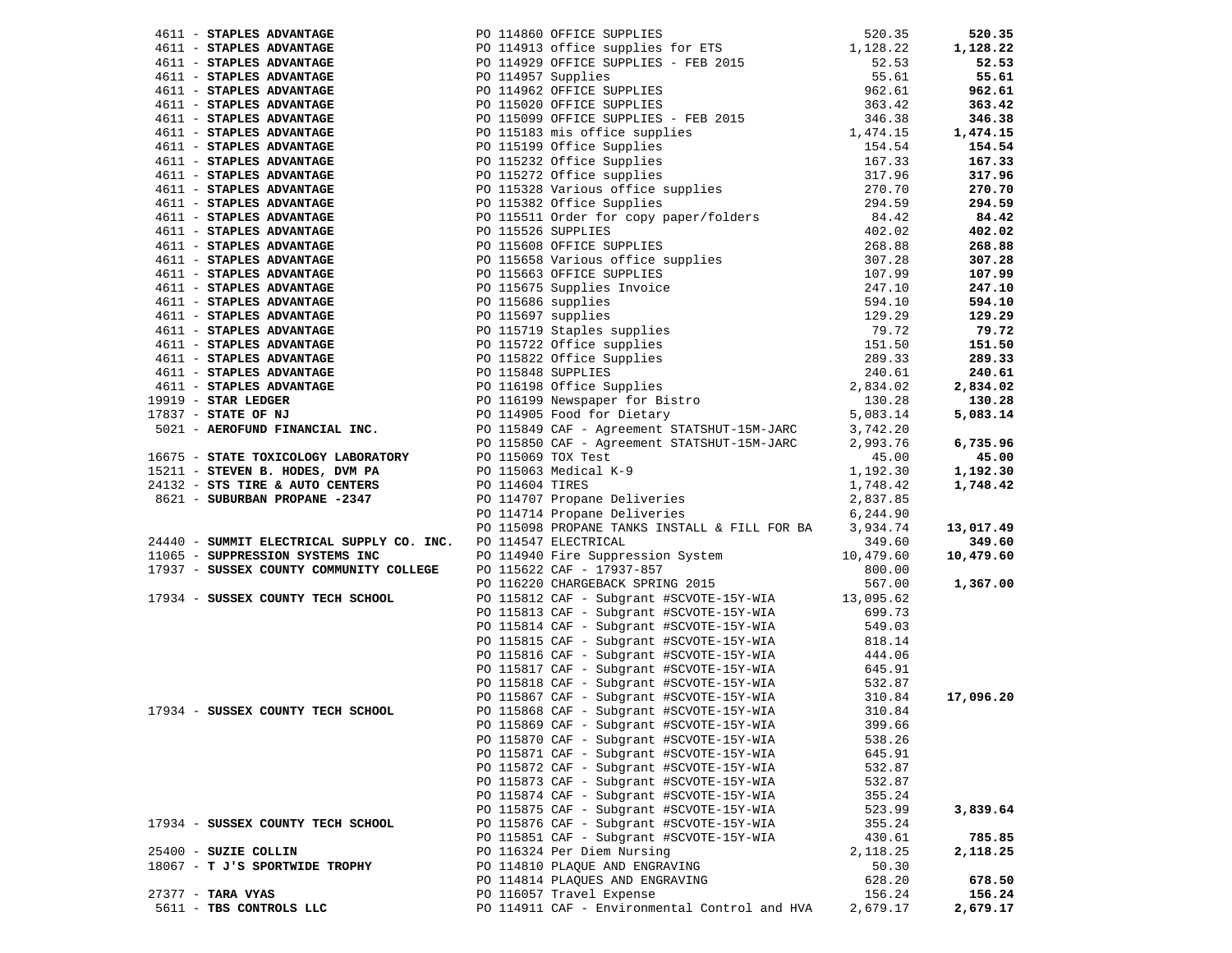| Vendor | Description | Amount | Total |
|---|---|---|---|
| 4611 - **STAPLES ADVANTAGE** | PO 114860 OFFICE SUPPLIES | 520.35 | **520.35** |
| 4611 - **STAPLES ADVANTAGE** | PO 114913 office supplies for ETS | 1,128.22 | **1,128.22** |
| 4611 - **STAPLES ADVANTAGE** | PO 114929 OFFICE SUPPLIES - FEB 2015 | 52.53 | **52.53** |
| 4611 - **STAPLES ADVANTAGE** | PO 114957 Supplies | 55.61 | **55.61** |
| 4611 - **STAPLES ADVANTAGE** | PO 114962 OFFICE SUPPLIES | 962.61 | **962.61** |
| 4611 - **STAPLES ADVANTAGE** | PO 115020 OFFICE SUPPLIES | 363.42 | **363.42** |
| 4611 - **STAPLES ADVANTAGE** | PO 115099 OFFICE SUPPLIES - FEB 2015 | 346.38 | **346.38** |
| 4611 - **STAPLES ADVANTAGE** | PO 115183 mis office supplies | 1,474.15 | **1,474.15** |
| 4611 - **STAPLES ADVANTAGE** | PO 115199 Office Supplies | 154.54 | **154.54** |
| 4611 - **STAPLES ADVANTAGE** | PO 115232 Office Supplies | 167.33 | **167.33** |
| 4611 - **STAPLES ADVANTAGE** | PO 115272 Office supplies | 317.96 | **317.96** |
| 4611 - **STAPLES ADVANTAGE** | PO 115328 Various office supplies | 270.70 | **270.70** |
| 4611 - **STAPLES ADVANTAGE** | PO 115382 Office Supplies | 294.59 | **294.59** |
| 4611 - **STAPLES ADVANTAGE** | PO 115511 Order for copy paper/folders | 84.42 | **84.42** |
| 4611 - **STAPLES ADVANTAGE** | PO 115526 SUPPLIES | 402.02 | **402.02** |
| 4611 - **STAPLES ADVANTAGE** | PO 115608 OFFICE SUPPLIES | 268.88 | **268.88** |
| 4611 - **STAPLES ADVANTAGE** | PO 115658 Various office supplies | 307.28 | **307.28** |
| 4611 - **STAPLES ADVANTAGE** | PO 115663 OFFICE SUPPLIES | 107.99 | **107.99** |
| 4611 - **STAPLES ADVANTAGE** | PO 115675 Supplies Invoice | 247.10 | **247.10** |
| 4611 - **STAPLES ADVANTAGE** | PO 115686 supplies | 594.10 | **594.10** |
| 4611 - **STAPLES ADVANTAGE** | PO 115697 supplies | 129.29 | **129.29** |
| 4611 - **STAPLES ADVANTAGE** | PO 115719 Staples supplies | 79.72 | **79.72** |
| 4611 - **STAPLES ADVANTAGE** | PO 115722 Office supplies | 151.50 | **151.50** |
| 4611 - **STAPLES ADVANTAGE** | PO 115822 Office Supplies | 289.33 | **289.33** |
| 4611 - **STAPLES ADVANTAGE** | PO 115848 SUPPLIES | 240.61 | **240.61** |
| 4611 - **STAPLES ADVANTAGE** | PO 116198 Office Supplies | 2,834.02 | **2,834.02** |
| 19919 - **STAR LEDGER** | PO 116199 Newspaper for Bistro | 130.28 | **130.28** |
| 17837 - **STATE OF NJ** | PO 114905 Food for Dietary | 5,083.14 | **5,083.14** |
| 5021 - **AEROFUND FINANCIAL INC.** | PO 115849 CAF - Agreement STATSHUT-15M-JARC | 3,742.20 | |
| | PO 115850 CAF - Agreement STATSHUT-15M-JARC | 2,993.76 | **6,735.96** |
| 16675 - **STATE TOXICOLOGY LABORATORY** | PO 115069 TOX Test | 45.00 | **45.00** |
| 15211 - **STEVEN B. HODES, DVM PA** | PO 115063 Medical K-9 | 1,192.30 | **1,192.30** |
| 24132 - **STS TIRE & AUTO CENTERS** | PO 114604 TIRES | 1,748.42 | **1,748.42** |
| 8621 - **SUBURBAN PROPANE -2347** | PO 114707 Propane Deliveries | 2,837.85 | |
| | PO 114714 Propane Deliveries | 6,244.90 | |
| | PO 115098 PROPANE TANKS INSTALL & FILL FOR BA | 3,934.74 | **13,017.49** |
| 24440 - **SUMMIT ELECTRICAL SUPPLY CO. INC.** | PO 114547 ELECTRICAL | 349.60 | **349.60** |
| 11065 - **SUPPRESSION SYSTEMS INC** | PO 114940 Fire Suppression System | 10,479.60 | **10,479.60** |
| 17937 - **SUSSEX COUNTY COMMUNITY COLLEGE** | PO 115622 CAF - 17937-857 | 800.00 | |
| | PO 116220 CHARGEBACK SPRING 2015 | 567.00 | **1,367.00** |
| 17934 - **SUSSEX COUNTY TECH SCHOOL** | PO 115812 CAF - Subgrant #SCVOTE-15Y-WIA | 13,095.62 | |
| | PO 115813 CAF - Subgrant #SCVOTE-15Y-WIA | 699.73 | |
| | PO 115814 CAF - Subgrant #SCVOTE-15Y-WIA | 549.03 | |
| | PO 115815 CAF - Subgrant #SCVOTE-15Y-WIA | 818.14 | |
| | PO 115816 CAF - Subgrant #SCVOTE-15Y-WIA | 444.06 | |
| | PO 115817 CAF - Subgrant #SCVOTE-15Y-WIA | 645.91 | |
| | PO 115818 CAF - Subgrant #SCVOTE-15Y-WIA | 532.87 | |
| | PO 115867 CAF - Subgrant #SCVOTE-15Y-WIA | 310.84 | **17,096.20** |
| 17934 - **SUSSEX COUNTY TECH SCHOOL** | PO 115868 CAF - Subgrant #SCVOTE-15Y-WIA | 310.84 | |
| | PO 115869 CAF - Subgrant #SCVOTE-15Y-WIA | 399.66 | |
| | PO 115870 CAF - Subgrant #SCVOTE-15Y-WIA | 538.26 | |
| | PO 115871 CAF - Subgrant #SCVOTE-15Y-WIA | 645.91 | |
| | PO 115872 CAF - Subgrant #SCVOTE-15Y-WIA | 532.87 | |
| | PO 115873 CAF - Subgrant #SCVOTE-15Y-WIA | 532.87 | |
| | PO 115874 CAF - Subgrant #SCVOTE-15Y-WIA | 355.24 | |
| | PO 115875 CAF - Subgrant #SCVOTE-15Y-WIA | 523.99 | **3,839.64** |
| 17934 - **SUSSEX COUNTY TECH SCHOOL** | PO 115876 CAF - Subgrant #SCVOTE-15Y-WIA | 355.24 | |
| | PO 115851 CAF - Subgrant #SCVOTE-15Y-WIA | 430.61 | **785.85** |
| 25400 - **SUZIE COLLIN** | PO 116324 Per Diem Nursing | 2,118.25 | **2,118.25** |
| 18067 - **T J'S SPORTWIDE TROPHY** | PO 114810 PLAQUE AND ENGRAVING | 50.30 | |
| | PO 114814 PLAQUES AND ENGRAVING | 628.20 | **678.50** |
| 27377 - **TARA VYAS** | PO 116057 Travel Expense | 156.24 | **156.24** |
| 5611 - **TBS CONTROLS LLC** | PO 114911 CAF - Environmental Control and HVA | 2,679.17 | **2,679.17** |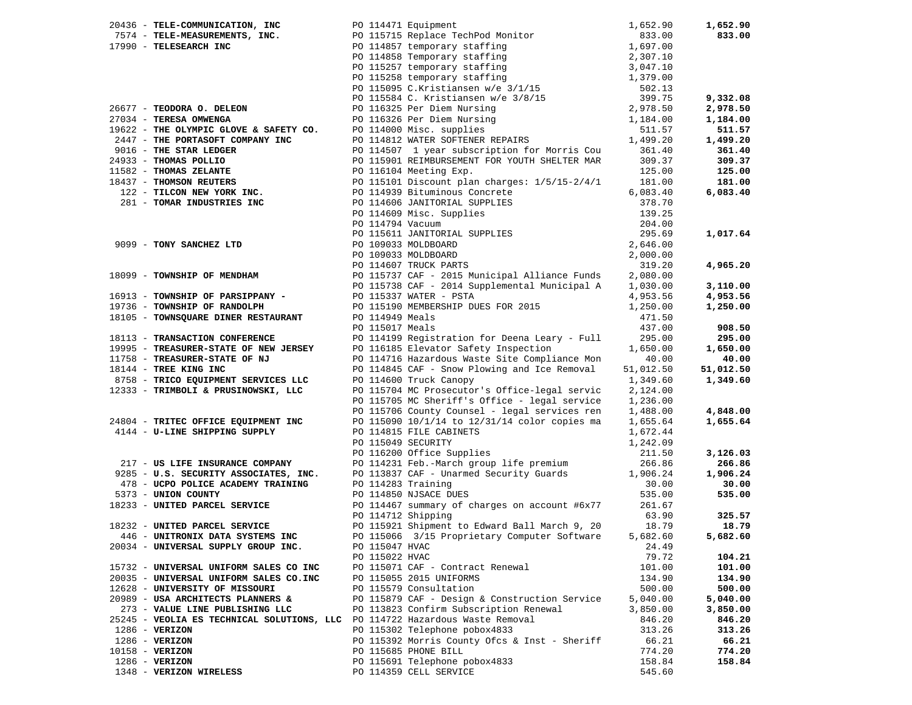| Vendor | PO / Description | Amount | Total |
|---|---|---|---|
| 20436 - **TELE-COMMUNICATION, INC** | PO 114471 Equipment | 1,652.90 | **1,652.90** |
| 7574 - **TELE-MEASUREMENTS, INC.** | PO 115715 Replace TechPod Monitor | 833.00 | **833.00** |
| 17990 - **TELESEARCH INC** | PO 114857 temporary staffing | 1,697.00 | |
| | PO 114858 Temporary staffing | 2,307.10 | |
| | PO 115257 temporary staffing | 3,047.10 | |
| | PO 115258 temporary staffing | 1,379.00 | |
| | PO 115095 C.Kristiansen w/e 3/1/15 | 502.13 | |
| | PO 115584 C. Kristiansen w/e 3/8/15 | 399.75 | **9,332.08** |
| 26677 - **TEODORA O. DELEON** | PO 116325 Per Diem Nursing | 2,978.50 | **2,978.50** |
| 27034 - **TERESA OMWENGA** | PO 116326 Per Diem Nursing | 1,184.00 | **1,184.00** |
| 19622 - **THE OLYMPIC GLOVE & SAFETY CO.** | PO 114000 Misc. supplies | 511.57 | **511.57** |
| 2447 - **THE PORTASOFT COMPANY INC** | PO 114812 WATER SOFTENER REPAIRS | 1,499.20 | **1,499.20** |
| 9016 - **THE STAR LEDGER** | PO 114507 1 year subscription for Morris Cou | 361.40 | **361.40** |
| 24933 - **THOMAS POLLIO** | PO 115901 REIMBURSEMENT FOR YOUTH SHELTER MAR | 309.37 | **309.37** |
| 11582 - **THOMAS ZELANTE** | PO 116104 Meeting Exp. | 125.00 | **125.00** |
| 18437 - **THOMSON REUTERS** | PO 115101 Discount plan charges: 1/5/15-2/4/1 | 181.00 | **181.00** |
| 122 - **TILCON NEW YORK INC.** | PO 114939 Bituminous Concrete | 6,083.40 | **6,083.40** |
| 281 - **TOMAR INDUSTRIES INC** | PO 114606 JANITORIAL SUPPLIES | 378.70 | |
| | PO 114609 Misc. Supplies | 139.25 | |
| | PO 114794 Vacuum | 204.00 | |
| | PO 115611 JANITORIAL SUPPLIES | 295.69 | **1,017.64** |
| 9099 - **TONY SANCHEZ LTD** | PO 109033 MOLDBOARD | 2,646.00 | |
| | PO 109033 MOLDBOARD | 2,000.00 | |
| | PO 114607 TRUCK PARTS | 319.20 | **4,965.20** |
| 18099 - **TOWNSHIP OF MENDHAM** | PO 115737 CAF - 2015 Municipal Alliance Funds | 2,080.00 | |
| | PO 115738 CAF - 2014 Supplemental Municipal A | 1,030.00 | **3,110.00** |
| 16913 - **TOWNSHIP OF PARSIPPANY -** | PO 115337 WATER - PSTA | 4,953.56 | **4,953.56** |
| 19736 - **TOWNSHIP OF RANDOLPH** | PO 115190 MEMBERSHIP DUES FOR 2015 | 1,250.00 | **1,250.00** |
| 18105 - **TOWNSQUARE DINER RESTAURANT** | PO 114949 Meals | 471.50 | |
| | PO 115017 Meals | 437.00 | **908.50** |
| 18113 - **TRANSACTION CONFERENCE** | PO 114199 Registration for Deena Leary - Full | 295.00 | **295.00** |
| 19995 - **TREASURER-STATE OF NEW JERSEY** | PO 116185 Elevator Safety Inspection | 1,650.00 | **1,650.00** |
| 11758 - **TREASURER-STATE OF NJ** | PO 114716 Hazardous Waste Site Compliance Mon | 40.00 | **40.00** |
| 18144 - **TREE KING INC** | PO 114845 CAF - Snow Plowing and Ice Removal | 51,012.50 | **51,012.50** |
| 8758 - **TRICO EQUIPMENT SERVICES LLC** | PO 114600 Truck Canopy | 1,349.60 | **1,349.60** |
| 12333 - **TRIMBOLI & PRUSINOWSKI, LLC** | PO 115704 MC Prosecutor's Office-legal servic | 2,124.00 | |
| | PO 115705 MC Sheriff's Office - legal service | 1,236.00 | |
| | PO 115706 County Counsel - legal services ren | 1,488.00 | **4,848.00** |
| 24804 - **TRITEC OFFICE EQUIPMENT INC** | PO 115090 10/1/14 to 12/31/14 color copies ma | 1,655.64 | **1,655.64** |
| 4144 - **U-LINE SHIPPING SUPPLY** | PO 114815 FILE CABINETS | 1,672.44 | |
| | PO 115049 SECURITY | 1,242.09 | |
| | PO 116200 Office Supplies | 211.50 | **3,126.03** |
| 217 - **US LIFE INSURANCE COMPANY** | PO 114231 Feb.-March group life premium | 266.86 | **266.86** |
| 9285 - **U.S. SECURITY ASSOCIATES, INC.** | PO 113837 CAF - Unarmed Security Guards | 1,906.24 | **1,906.24** |
| 478 - **UCPO POLICE ACADEMY TRAINING** | PO 114283 Training | 30.00 | **30.00** |
| 5373 - **UNION COUNTY** | PO 114850 NJSACE DUES | 535.00 | **535.00** |
| 18233 - **UNITED PARCEL SERVICE** | PO 114467 summary of charges on account #6x77 | 261.67 | |
| | PO 114712 Shipping | 63.90 | **325.57** |
| 18232 - **UNITED PARCEL SERVICE** | PO 115921 Shipment to Edward Ball March 9, 20 | 18.79 | **18.79** |
| 446 - **UNITRONIX DATA SYSTEMS INC** | PO 115066 3/15 Proprietary Computer Software | 5,682.60 | **5,682.60** |
| 20034 - **UNIVERSAL SUPPLY GROUP INC.** | PO 115047 HVAC | 24.49 | |
| | PO 115022 HVAC | 79.72 | **104.21** |
| 15732 - **UNIVERSAL UNIFORM SALES CO INC** | PO 115071 CAF - Contract Renewal | 101.00 | **101.00** |
| 20035 - **UNIVERSAL UNIFORM SALES CO.INC** | PO 115055 2015 UNIFORMS | 134.90 | **134.90** |
| 12628 - **UNIVERSITY OF MISSOURI** | PO 115579 Consultation | 500.00 | **500.00** |
| 20989 - **USA ARCHITECTS PLANNERS &** | PO 115879 CAF - Design & Construction Service | 5,040.00 | **5,040.00** |
| 273 - **VALUE LINE PUBLISHING LLC** | PO 113823 Confirm Subscription Renewal | 3,850.00 | **3,850.00** |
| 25245 - **VEOLIA ES TECHNICAL SOLUTIONS, LLC** | PO 114722 Hazardous Waste Removal | 846.20 | **846.20** |
| 1286 - **VERIZON** | PO 115302 Telephone pobox4833 | 313.26 | **313.26** |
| 1286 - **VERIZON** | PO 115392 Morris County Ofcs & Inst - Sheriff | 66.21 | **66.21** |
| 10158 - **VERIZON** | PO 115685 PHONE BILL | 774.20 | **774.20** |
| 1286 - **VERIZON** | PO 115691 Telephone pobox4833 | 158.84 | **158.84** |
| 1348 - **VERIZON WIRELESS** | PO 114359 CELL SERVICE | 545.60 | |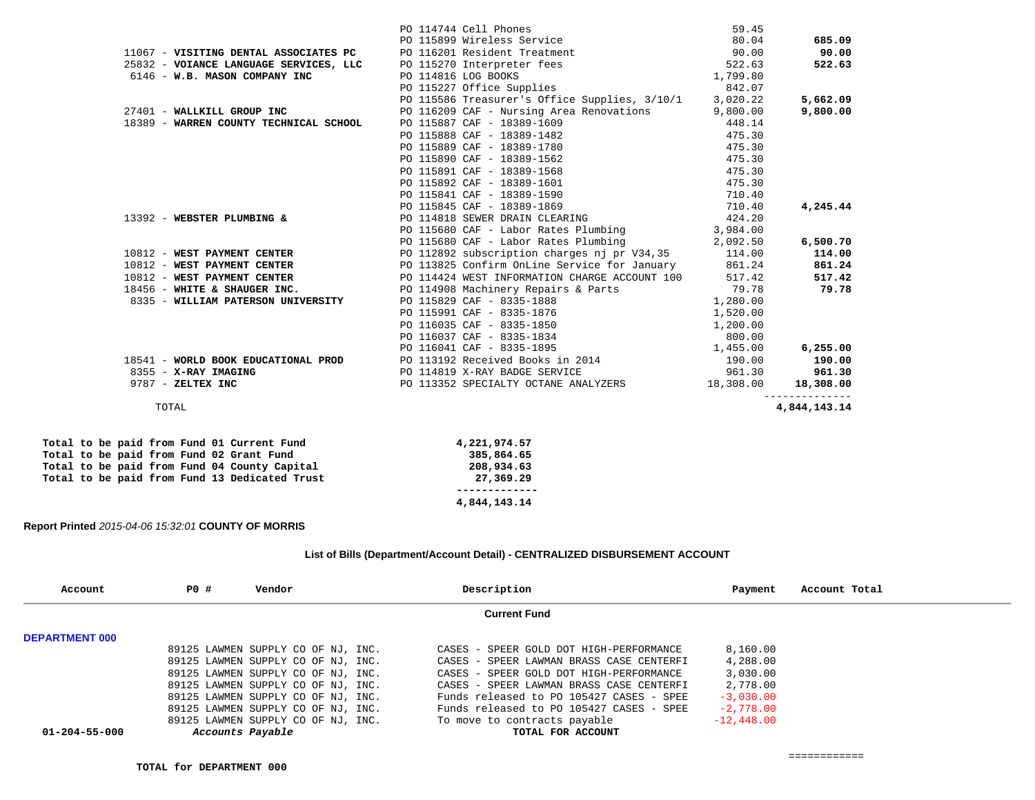| Vendor | PO / Description | Amount | Total |
|---|---|---|---|
| | PO 114744 Cell Phones | 59.45 | |
| | PO 115899 Wireless Service | 80.04 | **685.09** |
| 11067 - **VISITING DENTAL ASSOCIATES PC** | PO 116201 Resident Treatment | 90.00 | **90.00** |
| 25832 - **VOIANCE LANGUAGE SERVICES, LLC** | PO 115270 Interpreter fees | 522.63 | **522.63** |
| 6146 - **W.B. MASON COMPANY INC** | PO 114816 LOG BOOKS | 1,799.80 | |
| | PO 115227 Office Supplies | 842.07 | |
| | PO 115586 Treasurer's Office Supplies, 3/10/1 | 3,020.22 | **5,662.09** |
| 27401 - **WALLKILL GROUP INC** | PO 116209 CAF - Nursing Area Renovations | 9,800.00 | **9,800.00** |
| 18389 - **WARREN COUNTY TECHNICAL SCHOOL** | PO 115887 CAF - 18389-1609 | 448.14 | |
| | PO 115888 CAF - 18389-1482 | 475.30 | |
| | PO 115889 CAF - 18389-1780 | 475.30 | |
| | PO 115890 CAF - 18389-1562 | 475.30 | |
| | PO 115891 CAF - 18389-1568 | 475.30 | |
| | PO 115892 CAF - 18389-1601 | 475.30 | |
| | PO 115841 CAF - 18389-1590 | 710.40 | |
| | PO 115845 CAF - 18389-1869 | 710.40 | **4,245.44** |
| 13392 - **WEBSTER PLUMBING &** | PO 114818 SEWER DRAIN CLEARING | 424.20 | |
| | PO 115680 CAF - Labor Rates Plumbing | 3,984.00 | |
| | PO 115680 CAF - Labor Rates Plumbing | 2,092.50 | **6,500.70** |
| 10812 - **WEST PAYMENT CENTER** | PO 112892 subscription charges nj pr V34,35 | 114.00 | **114.00** |
| 10812 - **WEST PAYMENT CENTER** | PO 113825 Confirm OnLine Service for January | 861.24 | **861.24** |
| 10812 - **WEST PAYMENT CENTER** | PO 114424 WEST INFORMATION CHARGE ACCOUNT 100 | 517.42 | **517.42** |
| 18456 - **WHITE & SHAUGER INC.** | PO 114908 Machinery Repairs & Parts | 79.78 | **79.78** |
| 8335 - **WILLIAM PATERSON UNIVERSITY** | PO 115829 CAF - 8335-1888 | 1,280.00 | |
| | PO 115991 CAF - 8335-1876 | 1,520.00 | |
| | PO 116035 CAF - 8335-1850 | 1,200.00 | |
| | PO 116037 CAF - 8335-1834 | 800.00 | |
| | PO 116041 CAF - 8335-1895 | 1,455.00 | **6,255.00** |
| 18541 - **WORLD BOOK EDUCATIONAL PROD** | PO 113192 Received Books in 2014 | 190.00 | **190.00** |
| 8355 - **X-RAY IMAGING** | PO 114819 X-RAY BADGE SERVICE | 961.30 | **961.30** |
| 9787 - **ZELTEX INC** | PO 113352 SPECIALTY OCTANE ANALYZERS | 18,308.00 | **18,308.00** |
| TOTAL | | | **4,844,143.14** |

| | |
|---|---|
| **Total to be paid from Fund 01 Current Fund** | **4,221,974.57** |
| **Total to be paid from Fund 02 Grant Fund** | **385,864.65** |
| **Total to be paid from Fund 04 County Capital** | **208,934.63** |
| **Total to be paid from Fund 13 Dedicated Trust** | **27,369.29** |
| | **4,844,143.14** |

**Report Printed** *2015-04-06 15:32:01* **COUNTY OF MORRIS**

**List of Bills (Department/Account Detail) - CENTRALIZED DISBURSEMENT ACCOUNT**

| Account | PO # | Vendor | Description | Payment | Account Total |
|---|---|---|---|---|---|
| | | | **Current Fund** | | |
| **DEPARTMENT 000** | | | | | |
| | 89125 | LAWMEN SUPPLY CO OF NJ, INC. | CASES - SPEER GOLD DOT HIGH-PERFORMANCE | 8,160.00 | |
| | 89125 | LAWMEN SUPPLY CO OF NJ, INC. | CASES - SPEER LAWMAN BRASS CASE CENTERFI | 4,288.00 | |
| | 89125 | LAWMEN SUPPLY CO OF NJ, INC. | CASES - SPEER GOLD DOT HIGH-PERFORMANCE | 3,030.00 | |
| | 89125 | LAWMEN SUPPLY CO OF NJ, INC. | CASES - SPEER LAWMAN BRASS CASE CENTERFI | 2,778.00 | |
| | 89125 | LAWMEN SUPPLY CO OF NJ, INC. | Funds released to PO 105427 CASES - SPEE | -3,030.00 | |
| | 89125 | LAWMEN SUPPLY CO OF NJ, INC. | Funds released to PO 105427 CASES - SPEE | -2,778.00 | |
| | 89125 | LAWMEN SUPPLY CO OF NJ, INC. | To move to contracts payable | -12,448.00 | |
| **01-204-55-000** | *Accounts Payable* | | **TOTAL FOR ACCOUNT** | | |
| | | | | | ============ |
| | **TOTAL for DEPARTMENT 000** | | | | |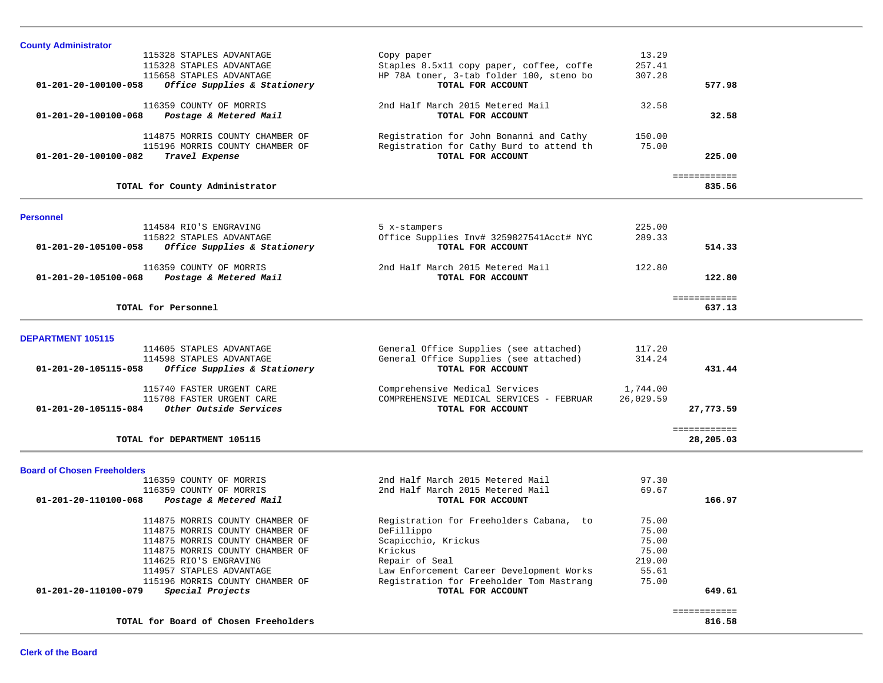## County Administrator

| Account | Vendor | Description | Amount | Total |
|---|---|---|---|---|
| | 115328 STAPLES ADVANTAGE | Copy paper | 13.29 | |
| | 115328 STAPLES ADVANTAGE | Staples 8.5x11 copy paper, coffee, coffe | 257.41 | |
| | 115658 STAPLES ADVANTAGE | HP 78A toner, 3-tab folder 100, steno bo | 307.28 | |
| 01-201-20-100100-058 | *Office Supplies & Stationery* | **TOTAL FOR ACCOUNT** | | **577.98** |
| | 116359 COUNTY OF MORRIS | 2nd Half March 2015 Metered Mail | 32.58 | |
| 01-201-20-100100-068 | *Postage & Metered Mail* | **TOTAL FOR ACCOUNT** | | **32.58** |
| | 114875 MORRIS COUNTY CHAMBER OF | Registration for John Bonanni and Cathy | 150.00 | |
| | 115196 MORRIS COUNTY CHAMBER OF | Registration for Cathy Burd to attend th | 75.00 | |
| 01-201-20-100100-082 | *Travel Expense* | **TOTAL FOR ACCOUNT** | | **225.00** |
| | **TOTAL for County Administrator** | | | **835.56** |

## Personnel

| Account | Vendor | Description | Amount | Total |
|---|---|---|---|---|
| | 114584 RIO'S ENGRAVING | 5 x-stampers | 225.00 | |
| | 115822 STAPLES ADVANTAGE | Office Supplies Inv# 3259827541Acct# NYC | 289.33 | |
| 01-201-20-105100-058 | *Office Supplies & Stationery* | **TOTAL FOR ACCOUNT** | | **514.33** |
| | 116359 COUNTY OF MORRIS | 2nd Half March 2015 Metered Mail | 122.80 | |
| 01-201-20-105100-068 | *Postage & Metered Mail* | **TOTAL FOR ACCOUNT** | | **122.80** |
| | **TOTAL for Personnel** | | | **637.13** |

## DEPARTMENT 105115

| Account | Vendor | Description | Amount | Total |
|---|---|---|---|---|
| | 114605 STAPLES ADVANTAGE | General Office Supplies (see attached) | 117.20 | |
| | 114598 STAPLES ADVANTAGE | General Office Supplies (see attached) | 314.24 | |
| 01-201-20-105115-058 | *Office Supplies & Stationery* | **TOTAL FOR ACCOUNT** | | **431.44** |
| | 115740 FASTER URGENT CARE | Comprehensive Medical Services | 1,744.00 | |
| | 115708 FASTER URGENT CARE | COMPREHENSIVE MEDICAL SERVICES - FEBRUAR | 26,029.59 | |
| 01-201-20-105115-084 | *Other Outside Services* | **TOTAL FOR ACCOUNT** | | **27,773.59** |
| | **TOTAL for DEPARTMENT 105115** | | | **28,205.03** |

## Board of Chosen Freeholders

| Account | Vendor | Description | Amount | Total |
|---|---|---|---|---|
| | 116359 COUNTY OF MORRIS | 2nd Half March 2015 Metered Mail | 97.30 | |
| | 116359 COUNTY OF MORRIS | 2nd Half March 2015 Metered Mail | 69.67 | |
| 01-201-20-110100-068 | *Postage & Metered Mail* | **TOTAL FOR ACCOUNT** | | **166.97** |
| | 114875 MORRIS COUNTY CHAMBER OF | Registration for Freeholders Cabana, to | 75.00 | |
| | 114875 MORRIS COUNTY CHAMBER OF | DeFillippo | 75.00 | |
| | 114875 MORRIS COUNTY CHAMBER OF | Scapicchio, Krickus | 75.00 | |
| | 114875 MORRIS COUNTY CHAMBER OF | Krickus | 75.00 | |
| | 114625 RIO'S ENGRAVING | Repair of Seal | 219.00 | |
| | 114957 STAPLES ADVANTAGE | Law Enforcement Career Development Works | 55.61 | |
| | 115196 MORRIS COUNTY CHAMBER OF | Registration for Freeholder Tom Mastrang | 75.00 | |
| 01-201-20-110100-079 | *Special Projects* | **TOTAL FOR ACCOUNT** | | **649.61** |
| | **TOTAL for Board of Chosen Freeholders** | | | **816.58** |

## Clerk of the Board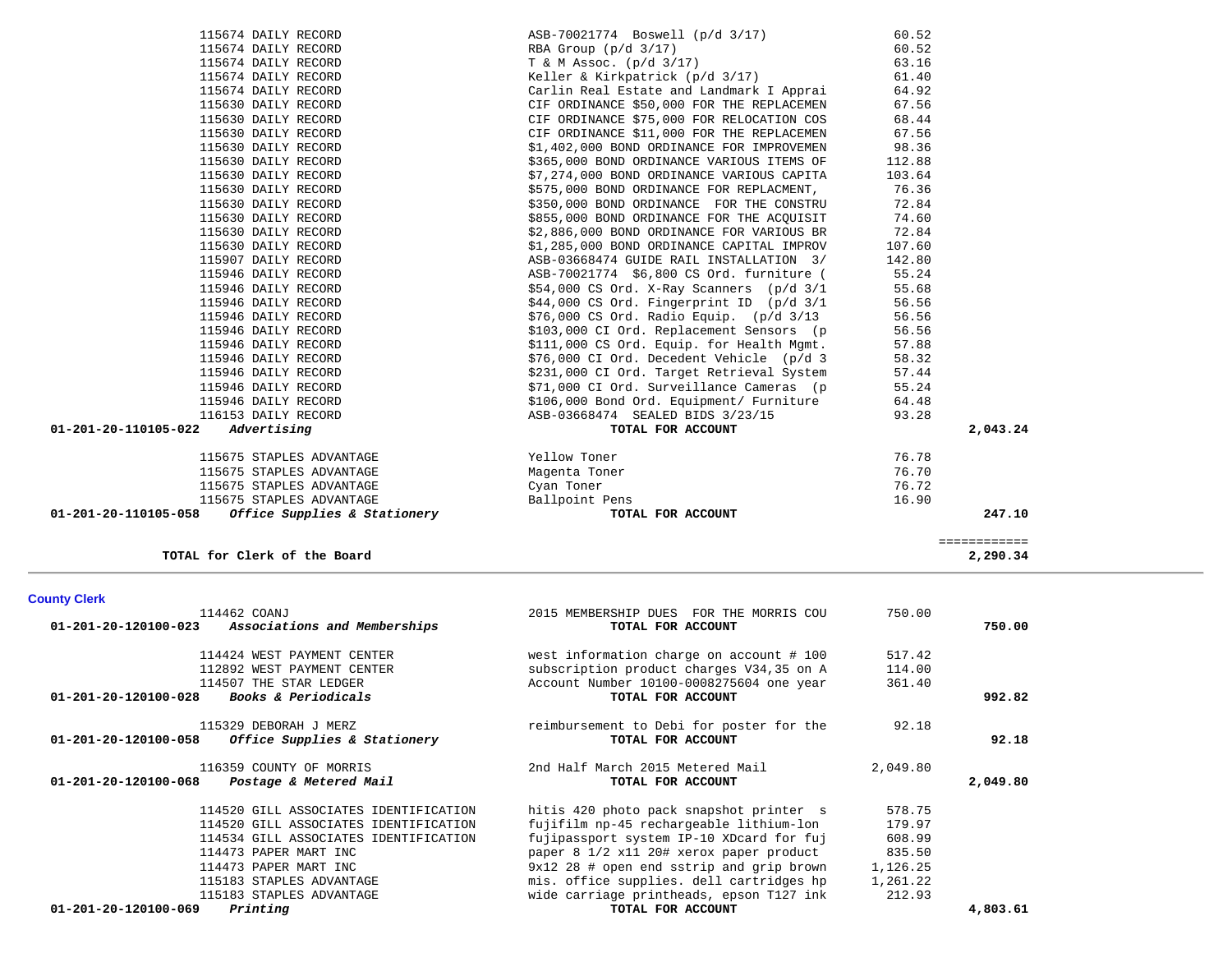| Account | Vendor | Description | Amount | Total |
|---|---|---|---|---|
| | 115674 DAILY RECORD | ASB-70021774 Boswell (p/d 3/17) | 60.52 | |
| | 115674 DAILY RECORD | RBA Group (p/d 3/17) | 60.52 | |
| | 115674 DAILY RECORD | T & M Assoc. (p/d 3/17) | 63.16 | |
| | 115674 DAILY RECORD | Keller & Kirkpatrick (p/d 3/17) | 61.40 | |
| | 115674 DAILY RECORD | Carlin Real Estate and Landmark I Apprai | 64.92 | |
| | 115630 DAILY RECORD | CIF ORDINANCE $50,000 FOR THE REPLACEMEN | 67.56 | |
| | 115630 DAILY RECORD | CIF ORDINANCE $75,000 FOR RELOCATION COS | 68.44 | |
| | 115630 DAILY RECORD | CIF ORDINANCE $11,000 FOR THE REPLACEMEN | 67.56 | |
| | 115630 DAILY RECORD | $1,402,000 BOND ORDINANCE FOR IMPROVEMEN | 98.36 | |
| | 115630 DAILY RECORD | $365,000 BOND ORDINANCE VARIOUS ITEMS OF | 112.88 | |
| | 115630 DAILY RECORD | $7,274,000 BOND ORDINANCE VARIOUS CAPITA | 103.64 | |
| | 115630 DAILY RECORD | $575,000 BOND ORDINANCE FOR REPLACMENT, | 76.36 | |
| | 115630 DAILY RECORD | $350,000 BOND ORDINANCE FOR THE CONSTRU | 72.84 | |
| | 115630 DAILY RECORD | $855,000 BOND ORDINANCE FOR THE ACQUISIT | 74.60 | |
| | 115630 DAILY RECORD | $2,886,000 BOND ORDINANCE FOR VARIOUS BR | 72.84 | |
| | 115630 DAILY RECORD | $1,285,000 BOND ORDINANCE CAPITAL IMPROV | 107.60 | |
| | 115907 DAILY RECORD | ASB-03668474 GUIDE RAIL INSTALLATION 3/ | 142.80 | |
| | 115946 DAILY RECORD | ASB-70021774 $6,800 CS Ord. furniture ( | 55.24 | |
| | 115946 DAILY RECORD | $54,000 CS Ord. X-Ray Scanners (p/d 3/1 | 55.68 | |
| | 115946 DAILY RECORD | $44,000 CS Ord. Fingerprint ID (p/d 3/1 | 56.56 | |
| | 115946 DAILY RECORD | $76,000 CS Ord. Radio Equip. (p/d 3/13 | 56.56 | |
| | 115946 DAILY RECORD | $103,000 CI Ord. Replacement Sensors (p | 56.56 | |
| | 115946 DAILY RECORD | $111,000 CS Ord. Equip. for Health Mgmt. | 57.88 | |
| | 115946 DAILY RECORD | $76,000 CI Ord. Decedent Vehicle (p/d 3 | 58.32 | |
| | 115946 DAILY RECORD | $231,000 CI Ord. Target Retrieval System | 57.44 | |
| | 115946 DAILY RECORD | $71,000 CI Ord. Surveillance Cameras (p | 55.24 | |
| | 115946 DAILY RECORD | $106,000 Bond Ord. Equipment/ Furniture | 64.48 | |
| | 116153 DAILY RECORD | ASB-03668474 SEALED BIDS 3/23/15 | 93.28 | |
| **01-201-20-110105-022** | ***Advertising*** | **TOTAL FOR ACCOUNT** | | **2,043.24** |
| | 115675 STAPLES ADVANTAGE | Yellow Toner | 76.78 | |
| | 115675 STAPLES ADVANTAGE | Magenta Toner | 76.70 | |
| | 115675 STAPLES ADVANTAGE | Cyan Toner | 76.72 | |
| | 115675 STAPLES ADVANTAGE | Ballpoint Pens | 16.90 | |
| **01-201-20-110105-058** | ***Office Supplies & Stationery*** | **TOTAL FOR ACCOUNT** | | **247.10** |
| | | | | ============ |
| | **TOTAL for Clerk of the Board** | | | **2,290.34** |

**County Clerk**

| Account | Vendor | Description | Amount | Total |
|---|---|---|---|---|
| | 114462 COANJ | 2015 MEMBERSHIP DUES FOR THE MORRIS COU | 750.00 | |
| **01-201-20-120100-023** | ***Associations and Memberships*** | **TOTAL FOR ACCOUNT** | | **750.00** |
| | 114424 WEST PAYMENT CENTER | west information charge on account # 100 | 517.42 | |
| | 112892 WEST PAYMENT CENTER | subscription product charges V34,35 on A | 114.00 | |
| | 114507 THE STAR LEDGER | Account Number 10100-0008275604 one year | 361.40 | |
| **01-201-20-120100-028** | ***Books & Periodicals*** | **TOTAL FOR ACCOUNT** | | **992.82** |
| | 115329 DEBORAH J MERZ | reimbursement to Debi for poster for the | 92.18 | |
| **01-201-20-120100-058** | ***Office Supplies & Stationery*** | **TOTAL FOR ACCOUNT** | | **92.18** |
| | 116359 COUNTY OF MORRIS | 2nd Half March 2015 Metered Mail | 2,049.80 | |
| **01-201-20-120100-068** | ***Postage & Metered Mail*** | **TOTAL FOR ACCOUNT** | | **2,049.80** |
| | 114520 GILL ASSOCIATES IDENTIFICATION | hitis 420 photo pack snapshot printer s | 578.75 | |
| | 114520 GILL ASSOCIATES IDENTIFICATION | fujifilm np-45 rechargeable lithium-lon | 179.97 | |
| | 114534 GILL ASSOCIATES IDENTIFICATION | fujipassport system IP-10 XDcard for fuj | 608.99 | |
| | 114473 PAPER MART INC | paper 8 1/2 x11 20# xerox paper product | 835.50 | |
| | 114473 PAPER MART INC | 9x12 28 # open end sstrip and grip brown | 1,126.25 | |
| | 115183 STAPLES ADVANTAGE | mis. office supplies. dell cartridges hp | 1,261.22 | |
| | 115183 STAPLES ADVANTAGE | wide carriage printheads, epson T127 ink | 212.93 | |
| **01-201-20-120100-069** | ***Printing*** | **TOTAL FOR ACCOUNT** | | **4,803.61** |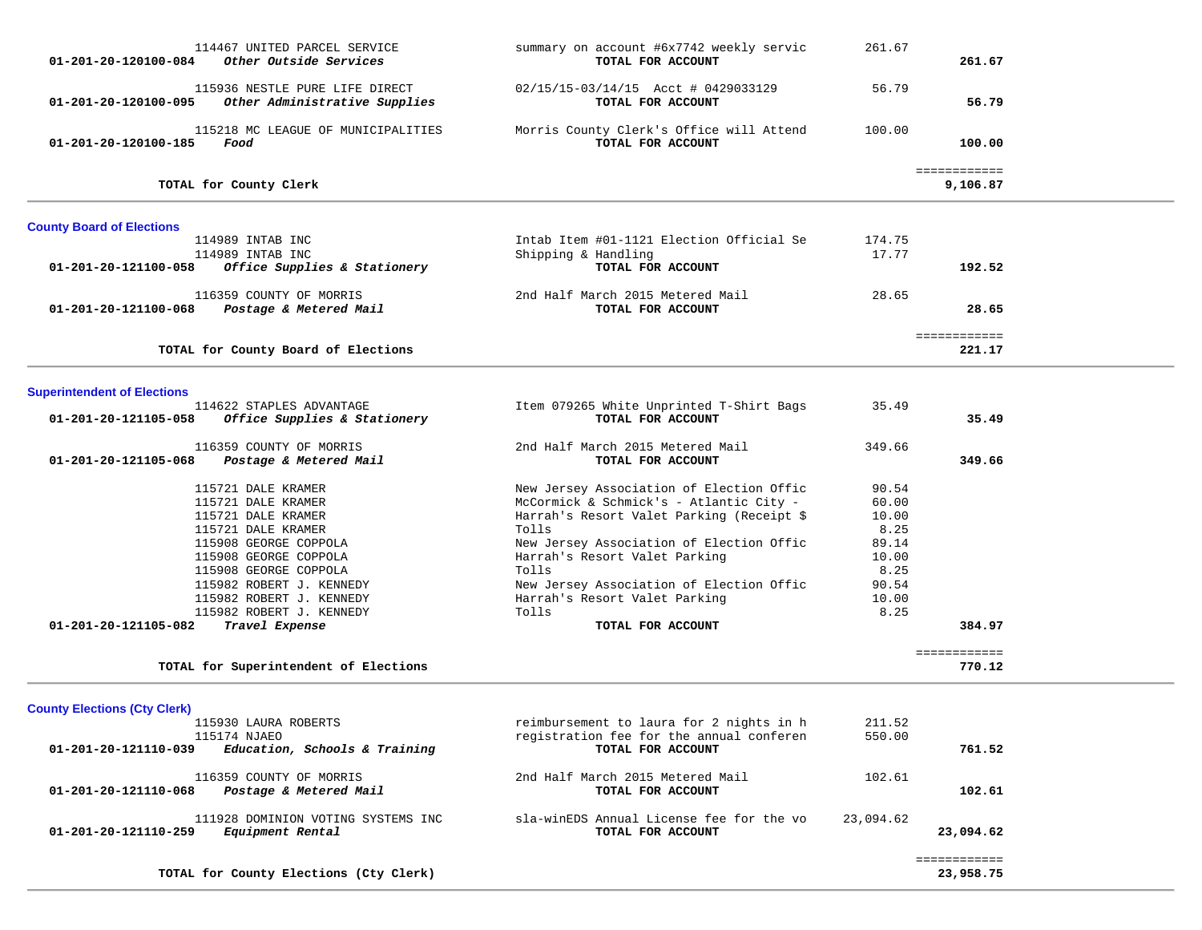| Account | Vendor / Description | Detail | Amount | Total |
|---|---|---|---|---|
| | 114467 UNITED PARCEL SERVICE | summary on account #6x7742 weekly servic | 261.67 | |
| **01-201-20-120100-084** | ***Other Outside Services*** | **TOTAL FOR ACCOUNT** | | **261.67** |
| | 115936 NESTLE PURE LIFE DIRECT | 02/15/15-03/14/15 Acct # 0429033129 | 56.79 | |
| **01-201-20-120100-095** | ***Other Administrative Supplies*** | **TOTAL FOR ACCOUNT** | | **56.79** |
| | 115218 MC LEAGUE OF MUNICIPALITIES | Morris County Clerk's Office will Attend | 100.00 | |
| **01-201-20-120100-185** | ***Food*** | **TOTAL FOR ACCOUNT** | | **100.00** |
| | **TOTAL for County Clerk** | | | ============ **9,106.87** |

## County Board of Elections

| Account | Vendor / Description | Detail | Amount | Total |
|---|---|---|---|---|
| | 114989 INTAB INC | Intab Item #01-1121 Election Official Se | 174.75 | |
| | 114989 INTAB INC | Shipping & Handling | 17.77 | |
| **01-201-20-121100-058** | ***Office Supplies & Stationery*** | **TOTAL FOR ACCOUNT** | | **192.52** |
| | 116359 COUNTY OF MORRIS | 2nd Half March 2015 Metered Mail | 28.65 | |
| **01-201-20-121100-068** | ***Postage & Metered Mail*** | **TOTAL FOR ACCOUNT** | | **28.65** |
| | **TOTAL for County Board of Elections** | | | ============ **221.17** |

## Superintendent of Elections

| Account | Vendor / Description | Detail | Amount | Total |
|---|---|---|---|---|
| | 114622 STAPLES ADVANTAGE | Item 079265 White Unprinted T-Shirt Bags | 35.49 | |
| **01-201-20-121105-058** | ***Office Supplies & Stationery*** | **TOTAL FOR ACCOUNT** | | **35.49** |
| | 116359 COUNTY OF MORRIS | 2nd Half March 2015 Metered Mail | 349.66 | |
| **01-201-20-121105-068** | ***Postage & Metered Mail*** | **TOTAL FOR ACCOUNT** | | **349.66** |
| | 115721 DALE KRAMER | New Jersey Association of Election Offic | 90.54 | |
| | 115721 DALE KRAMER | McCormick & Schmick's - Atlantic City - | 60.00 | |
| | 115721 DALE KRAMER | Harrah's Resort Valet Parking (Receipt $ | 10.00 | |
| | 115721 DALE KRAMER | Tolls | 8.25 | |
| | 115908 GEORGE COPPOLA | New Jersey Association of Election Offic | 89.14 | |
| | 115908 GEORGE COPPOLA | Harrah's Resort Valet Parking | 10.00 | |
| | 115908 GEORGE COPPOLA | Tolls | 8.25 | |
| | 115982 ROBERT J. KENNEDY | New Jersey Association of Election Offic | 90.54 | |
| | 115982 ROBERT J. KENNEDY | Harrah's Resort Valet Parking | 10.00 | |
| | 115982 ROBERT J. KENNEDY | Tolls | 8.25 | |
| **01-201-20-121105-082** | ***Travel Expense*** | **TOTAL FOR ACCOUNT** | | **384.97** |
| | **TOTAL for Superintendent of Elections** | | | ============ **770.12** |

## County Elections (Cty Clerk)

| Account | Vendor / Description | Detail | Amount | Total |
|---|---|---|---|---|
| | 115930 LAURA ROBERTS | reimbursement to laura for 2 nights in h | 211.52 | |
| | 115174 NJAEO | registration fee for the annual conferen | 550.00 | |
| **01-201-20-121110-039** | ***Education, Schools & Training*** | **TOTAL FOR ACCOUNT** | | **761.52** |
| | 116359 COUNTY OF MORRIS | 2nd Half March 2015 Metered Mail | 102.61 | |
| **01-201-20-121110-068** | ***Postage & Metered Mail*** | **TOTAL FOR ACCOUNT** | | **102.61** |
| | 111928 DOMINION VOTING SYSTEMS INC | sla-winEDS Annual License fee for the vo | 23,094.62 | |
| **01-201-20-121110-259** | ***Equipment Rental*** | **TOTAL FOR ACCOUNT** | | **23,094.62** |
| | **TOTAL for County Elections (Cty Clerk)** | | | ============ **23,958.75** |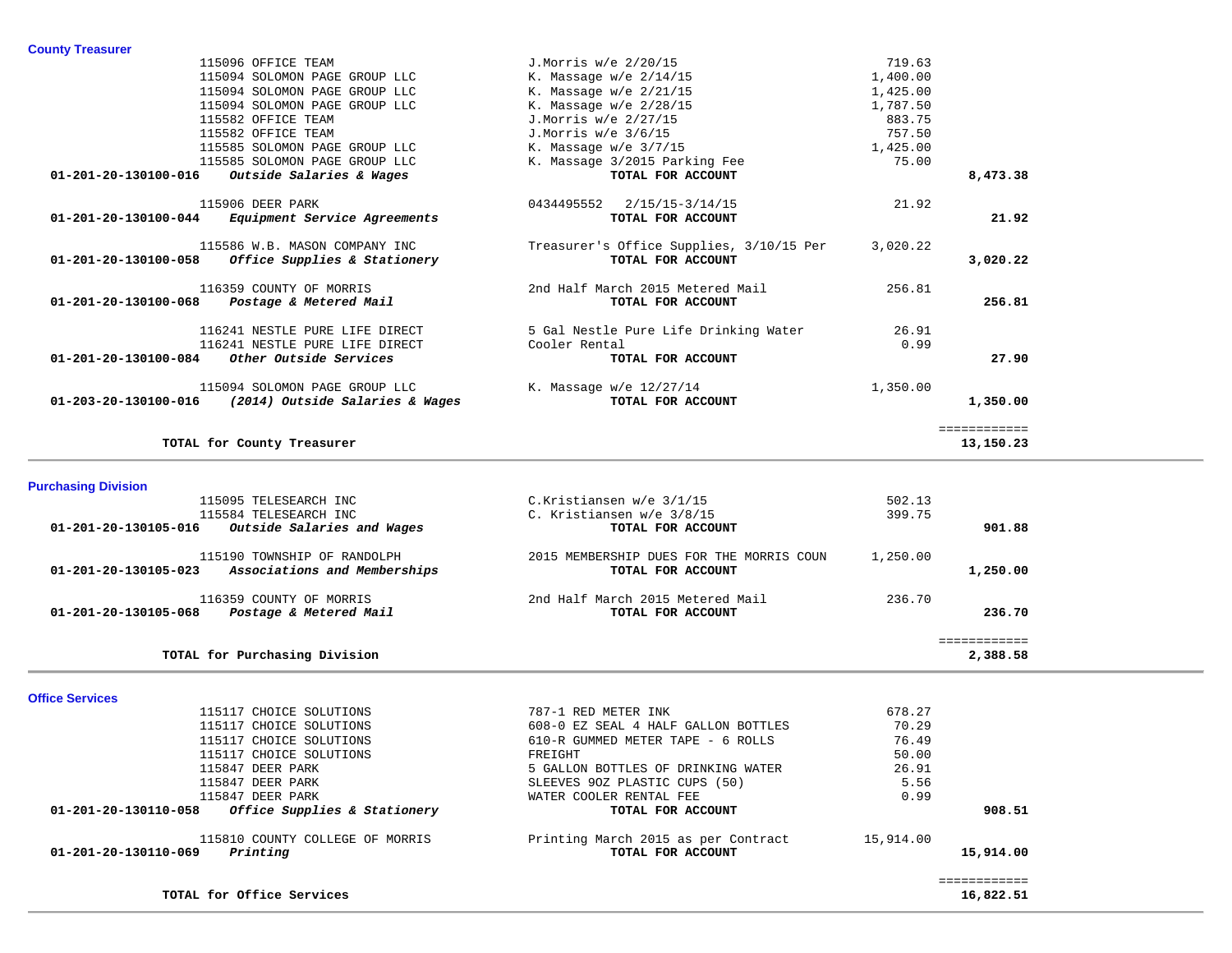## County Treasurer

| Account | Vendor / Description | Detail | Amount | Total |
|---|---|---|---|---|
| | 115096 OFFICE TEAM | J.Morris w/e 2/20/15 | 719.63 | |
| | 115094 SOLOMON PAGE GROUP LLC | K. Massage w/e 2/14/15 | 1,400.00 | |
| | 115094 SOLOMON PAGE GROUP LLC | K. Massage w/e 2/21/15 | 1,425.00 | |
| | 115094 SOLOMON PAGE GROUP LLC | K. Massage w/e 2/28/15 | 1,787.50 | |
| | 115582 OFFICE TEAM | J.Morris w/e 2/27/15 | 883.75 | |
| | 115582 OFFICE TEAM | J.Morris w/e 3/6/15 | 757.50 | |
| | 115585 SOLOMON PAGE GROUP LLC | K. Massage w/e 3/7/15 | 1,425.00 | |
| | 115585 SOLOMON PAGE GROUP LLC | K. Massage 3/2015 Parking Fee | 75.00 | |
| **01-201-20-130100-016** | ***Outside Salaries & Wages*** | **TOTAL FOR ACCOUNT** | | **8,473.38** |
| | 115906 DEER PARK | 0434495552 2/15/15-3/14/15 | 21.92 | |
| **01-201-20-130100-044** | ***Equipment Service Agreements*** | **TOTAL FOR ACCOUNT** | | **21.92** |
| | 115586 W.B. MASON COMPANY INC | Treasurer's Office Supplies, 3/10/15 Per | 3,020.22 | |
| **01-201-20-130100-058** | ***Office Supplies & Stationery*** | **TOTAL FOR ACCOUNT** | | **3,020.22** |
| | 116359 COUNTY OF MORRIS | 2nd Half March 2015 Metered Mail | 256.81 | |
| **01-201-20-130100-068** | ***Postage & Metered Mail*** | **TOTAL FOR ACCOUNT** | | **256.81** |
| | 116241 NESTLE PURE LIFE DIRECT | 5 Gal Nestle Pure Life Drinking Water | 26.91 | |
| | 116241 NESTLE PURE LIFE DIRECT | Cooler Rental | 0.99 | |
| **01-201-20-130100-084** | ***Other Outside Services*** | **TOTAL FOR ACCOUNT** | | **27.90** |
| | 115094 SOLOMON PAGE GROUP LLC | K. Massage w/e 12/27/14 | 1,350.00 | |
| **01-203-20-130100-016** | ***(2014) Outside Salaries & Wages*** | **TOTAL FOR ACCOUNT** | | **1,350.00** |
| | **TOTAL for County Treasurer** | | | **13,150.23** |

## Purchasing Division

| Account | Vendor / Description | Detail | Amount | Total |
|---|---|---|---|---|
| | 115095 TELESEARCH INC | C.Kristiansen w/e 3/1/15 | 502.13 | |
| | 115584 TELESEARCH INC | C. Kristiansen w/e 3/8/15 | 399.75 | |
| **01-201-20-130105-016** | ***Outside Salaries and Wages*** | **TOTAL FOR ACCOUNT** | | **901.88** |
| | 115190 TOWNSHIP OF RANDOLPH | 2015 MEMBERSHIP DUES FOR THE MORRIS COUN | 1,250.00 | |
| **01-201-20-130105-023** | ***Associations and Memberships*** | **TOTAL FOR ACCOUNT** | | **1,250.00** |
| | 116359 COUNTY OF MORRIS | 2nd Half March 2015 Metered Mail | 236.70 | |
| **01-201-20-130105-068** | ***Postage & Metered Mail*** | **TOTAL FOR ACCOUNT** | | **236.70** |
| | **TOTAL for Purchasing Division** | | | **2,388.58** |

## Office Services

| Account | Vendor / Description | Detail | Amount | Total |
|---|---|---|---|---|
| | 115117 CHOICE SOLUTIONS | 787-1 RED METER INK | 678.27 | |
| | 115117 CHOICE SOLUTIONS | 608-0 EZ SEAL 4 HALF GALLON BOTTLES | 70.29 | |
| | 115117 CHOICE SOLUTIONS | 610-R GUMMED METER TAPE - 6 ROLLS | 76.49 | |
| | 115117 CHOICE SOLUTIONS | FREIGHT | 50.00 | |
| | 115847 DEER PARK | 5 GALLON BOTTLES OF DRINKING WATER | 26.91 | |
| | 115847 DEER PARK | SLEEVES 9OZ PLASTIC CUPS (50) | 5.56 | |
| | 115847 DEER PARK | WATER COOLER RENTAL FEE | 0.99 | |
| **01-201-20-130110-058** | ***Office Supplies & Stationery*** | **TOTAL FOR ACCOUNT** | | **908.51** |
| | 115810 COUNTY COLLEGE OF MORRIS | Printing March 2015 as per Contract | 15,914.00 | |
| **01-201-20-130110-069** | ***Printing*** | **TOTAL FOR ACCOUNT** | | **15,914.00** |
| | **TOTAL for Office Services** | | | **16,822.51** |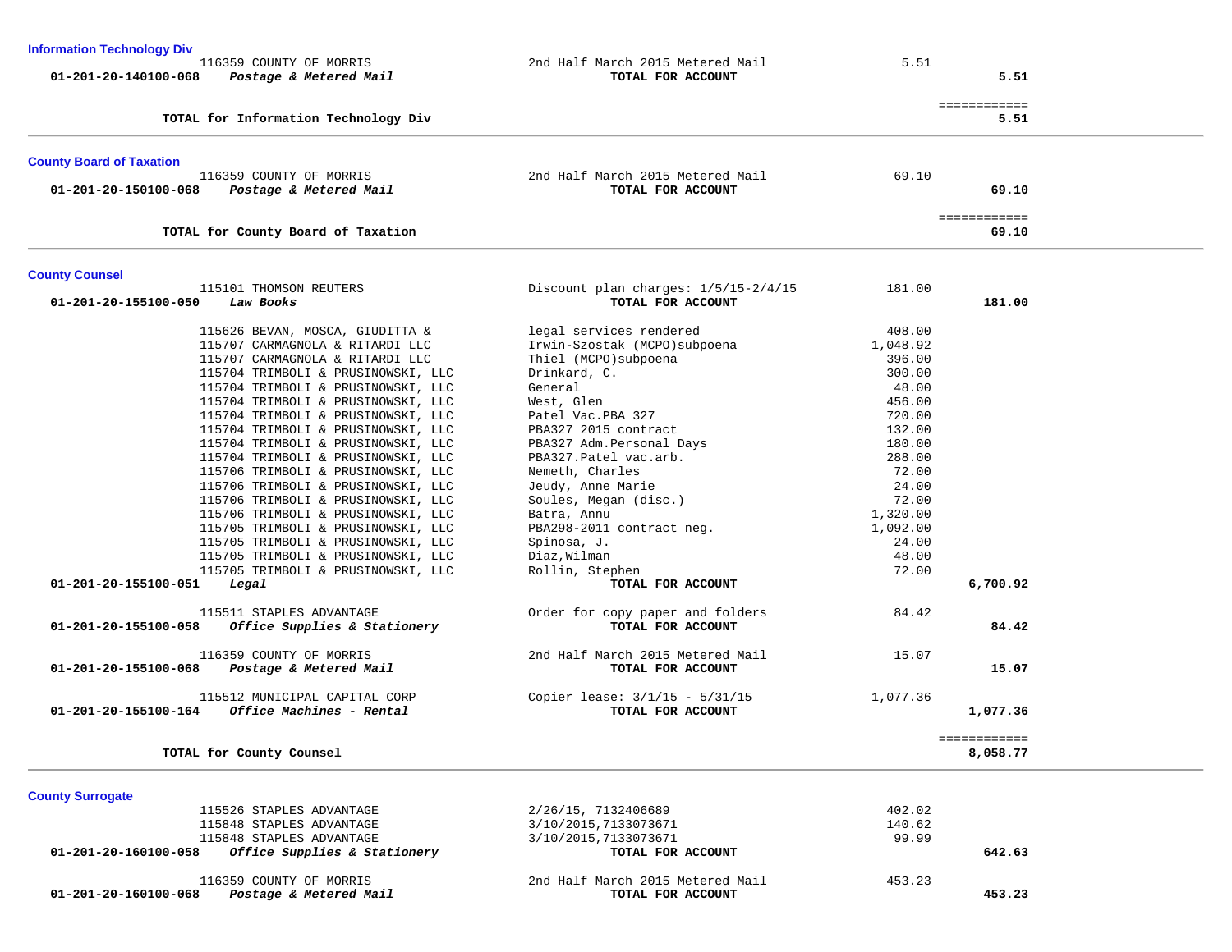### Information Technology Div

| Account | Vendor | Description | Amount | Total |
|---|---|---|---|---|
| | 116359 COUNTY OF MORRIS | 2nd Half March 2015 Metered Mail | 5.51 | |
| **01-201-20-140100-068** | ***Postage & Metered Mail*** | **TOTAL FOR ACCOUNT** | | **5.51** |
| | | | | ============ |
| | **TOTAL for Information Technology Div** | | | **5.51** |

### County Board of Taxation

| Account | Vendor | Description | Amount | Total |
|---|---|---|---|---|
| | 116359 COUNTY OF MORRIS | 2nd Half March 2015 Metered Mail | 69.10 | |
| **01-201-20-150100-068** | ***Postage & Metered Mail*** | **TOTAL FOR ACCOUNT** | | **69.10** |
| | | | | ============ |
| | **TOTAL for County Board of Taxation** | | | **69.10** |

### County Counsel

| Account | Vendor | Description | Amount | Total |
|---|---|---|---|---|
| | 115101 THOMSON REUTERS | Discount plan charges: 1/5/15-2/4/15 | 181.00 | |
| **01-201-20-155100-050** | ***Law Books*** | **TOTAL FOR ACCOUNT** | | **181.00** |
| | 115626 BEVAN, MOSCA, GIUDITTA & | legal services rendered | 408.00 | |
| | 115707 CARMAGNOLA & RITARDI LLC | Irwin-Szostak (MCPO)subpoena | 1,048.92 | |
| | 115707 CARMAGNOLA & RITARDI LLC | Thiel (MCPO)subpoena | 396.00 | |
| | 115704 TRIMBOLI & PRUSINOWSKI, LLC | Drinkard, C. | 300.00 | |
| | 115704 TRIMBOLI & PRUSINOWSKI, LLC | General | 48.00 | |
| | 115704 TRIMBOLI & PRUSINOWSKI, LLC | West, Glen | 456.00 | |
| | 115704 TRIMBOLI & PRUSINOWSKI, LLC | Patel Vac.PBA 327 | 720.00 | |
| | 115704 TRIMBOLI & PRUSINOWSKI, LLC | PBA327 2015 contract | 132.00 | |
| | 115704 TRIMBOLI & PRUSINOWSKI, LLC | PBA327 Adm.Personal Days | 180.00 | |
| | 115704 TRIMBOLI & PRUSINOWSKI, LLC | PBA327.Patel vac.arb. | 288.00 | |
| | 115706 TRIMBOLI & PRUSINOWSKI, LLC | Nemeth, Charles | 72.00 | |
| | 115706 TRIMBOLI & PRUSINOWSKI, LLC | Jeudy, Anne Marie | 24.00 | |
| | 115706 TRIMBOLI & PRUSINOWSKI, LLC | Soules, Megan (disc.) | 72.00 | |
| | 115706 TRIMBOLI & PRUSINOWSKI, LLC | Batra, Annu | 1,320.00 | |
| | 115705 TRIMBOLI & PRUSINOWSKI, LLC | PBA298-2011 contract neg. | 1,092.00 | |
| | 115705 TRIMBOLI & PRUSINOWSKI, LLC | Spinosa, J. | 24.00 | |
| | 115705 TRIMBOLI & PRUSINOWSKI, LLC | Diaz,Wilman | 48.00 | |
| | 115705 TRIMBOLI & PRUSINOWSKI, LLC | Rollin, Stephen | 72.00 | |
| **01-201-20-155100-051** | ***Legal*** | **TOTAL FOR ACCOUNT** | | **6,700.92** |
| | 115511 STAPLES ADVANTAGE | Order for copy paper and folders | 84.42 | |
| **01-201-20-155100-058** | ***Office Supplies & Stationery*** | **TOTAL FOR ACCOUNT** | | **84.42** |
| | 116359 COUNTY OF MORRIS | 2nd Half March 2015 Metered Mail | 15.07 | |
| **01-201-20-155100-068** | ***Postage & Metered Mail*** | **TOTAL FOR ACCOUNT** | | **15.07** |
| | 115512 MUNICIPAL CAPITAL CORP | Copier lease: 3/1/15 - 5/31/15 | 1,077.36 | |
| **01-201-20-155100-164** | ***Office Machines - Rental*** | **TOTAL FOR ACCOUNT** | | **1,077.36** |
| | | | | ============ |
| | **TOTAL for County Counsel** | | | **8,058.77** |

### County Surrogate

| Account | Vendor | Description | Amount | Total |
|---|---|---|---|---|
| | 115526 STAPLES ADVANTAGE | 2/26/15, 7132406689 | 402.02 | |
| | 115848 STAPLES ADVANTAGE | 3/10/2015,7133073671 | 140.62 | |
| | 115848 STAPLES ADVANTAGE | 3/10/2015,7133073671 | 99.99 | |
| **01-201-20-160100-058** | ***Office Supplies & Stationery*** | **TOTAL FOR ACCOUNT** | | **642.63** |
| | 116359 COUNTY OF MORRIS | 2nd Half March 2015 Metered Mail | 453.23 | |
| **01-201-20-160100-068** | ***Postage & Metered Mail*** | **TOTAL FOR ACCOUNT** | | **453.23** |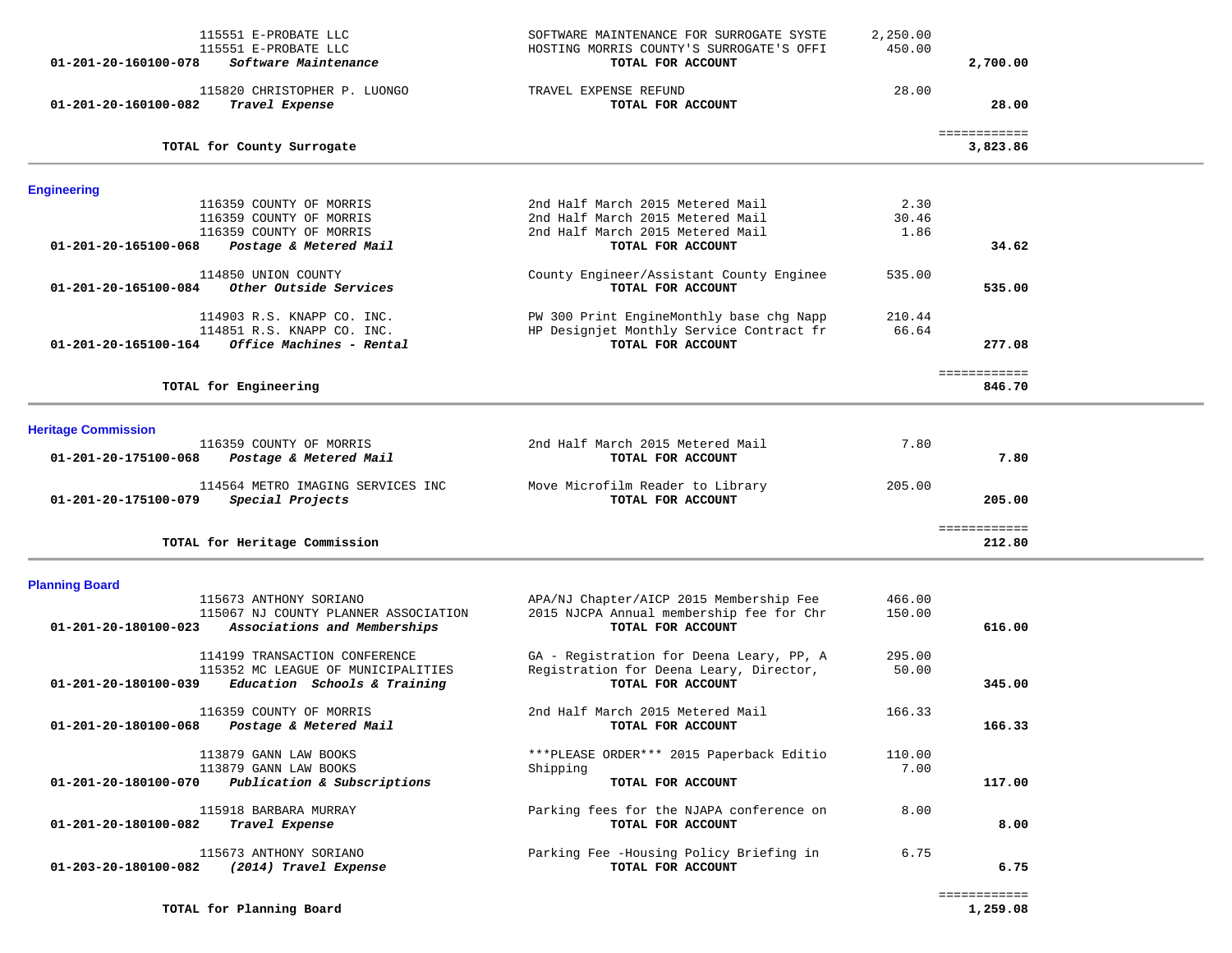| Account | Vendor / Description | Item Description | Amount | Total |
|---|---|---|---|---|
| | 115551 E-PROBATE LLC | SOFTWARE MAINTENANCE FOR SURROGATE SYSTE | 2,250.00 | |
| | 115551 E-PROBATE LLC | HOSTING MORRIS COUNTY'S SURROGATE'S OFFI | 450.00 | |
| **01-201-20-160100-078** | ***Software Maintenance*** | **TOTAL FOR ACCOUNT** | | **2,700.00** |
| | 115820 CHRISTOPHER P. LUONGO | TRAVEL EXPENSE REFUND | 28.00 | |
| **01-201-20-160100-082** | ***Travel Expense*** | **TOTAL FOR ACCOUNT** | | **28.00** |
| | **TOTAL for County Surrogate** | | | **3,823.86** |

## Engineering

| Account | Vendor / Description | Item Description | Amount | Total |
|---|---|---|---|---|
| | 116359 COUNTY OF MORRIS | 2nd Half March 2015 Metered Mail | 2.30 | |
| | 116359 COUNTY OF MORRIS | 2nd Half March 2015 Metered Mail | 30.46 | |
| | 116359 COUNTY OF MORRIS | 2nd Half March 2015 Metered Mail | 1.86 | |
| **01-201-20-165100-068** | ***Postage & Metered Mail*** | **TOTAL FOR ACCOUNT** | | **34.62** |
| | 114850 UNION COUNTY | County Engineer/Assistant County Enginee | 535.00 | |
| **01-201-20-165100-084** | ***Other Outside Services*** | **TOTAL FOR ACCOUNT** | | **535.00** |
| | 114903 R.S. KNAPP CO. INC. | PW 300 Print EngineMonthly base chg Napp | 210.44 | |
| | 114851 R.S. KNAPP CO. INC. | HP Designjet Monthly Service Contract fr | 66.64 | |
| **01-201-20-165100-164** | ***Office Machines - Rental*** | **TOTAL FOR ACCOUNT** | | **277.08** |
| | **TOTAL for Engineering** | | | **846.70** |

## Heritage Commission

| Account | Vendor / Description | Item Description | Amount | Total |
|---|---|---|---|---|
| | 116359 COUNTY OF MORRIS | 2nd Half March 2015 Metered Mail | 7.80 | |
| **01-201-20-175100-068** | ***Postage & Metered Mail*** | **TOTAL FOR ACCOUNT** | | **7.80** |
| | 114564 METRO IMAGING SERVICES INC | Move Microfilm Reader to Library | 205.00 | |
| **01-201-20-175100-079** | ***Special Projects*** | **TOTAL FOR ACCOUNT** | | **205.00** |
| | **TOTAL for Heritage Commission** | | | **212.80** |

## Planning Board

| Account | Vendor / Description | Item Description | Amount | Total |
|---|---|---|---|---|
| | 115673 ANTHONY SORIANO | APA/NJ Chapter/AICP 2015 Membership Fee | 466.00 | |
| | 115067 NJ COUNTY PLANNER ASSOCIATION | 2015 NJCPA Annual membership fee for Chr | 150.00 | |
| **01-201-20-180100-023** | ***Associations and Memberships*** | **TOTAL FOR ACCOUNT** | | **616.00** |
| | 114199 TRANSACTION CONFERENCE | GA - Registration for Deena Leary, PP, A | 295.00 | |
| | 115352 MC LEAGUE OF MUNICIPALITIES | Registration for Deena Leary, Director, | 50.00 | |
| **01-201-20-180100-039** | ***Education Schools & Training*** | **TOTAL FOR ACCOUNT** | | **345.00** |
| | 116359 COUNTY OF MORRIS | 2nd Half March 2015 Metered Mail | 166.33 | |
| **01-201-20-180100-068** | ***Postage & Metered Mail*** | **TOTAL FOR ACCOUNT** | | **166.33** |
| | 113879 GANN LAW BOOKS | ***PLEASE ORDER*** 2015 Paperback Editio | 110.00 | |
| | 113879 GANN LAW BOOKS | Shipping | 7.00 | |
| **01-201-20-180100-070** | ***Publication & Subscriptions*** | **TOTAL FOR ACCOUNT** | | **117.00** |
| | 115918 BARBARA MURRAY | Parking fees for the NJAPA conference on | 8.00 | |
| **01-201-20-180100-082** | ***Travel Expense*** | **TOTAL FOR ACCOUNT** | | **8.00** |
| | 115673 ANTHONY SORIANO | Parking Fee -Housing Policy Briefing in | 6.75 | |
| **01-203-20-180100-082** | ***(2014) Travel Expense*** | **TOTAL FOR ACCOUNT** | | **6.75** |
| | **TOTAL for Planning Board** | | | **1,259.08** |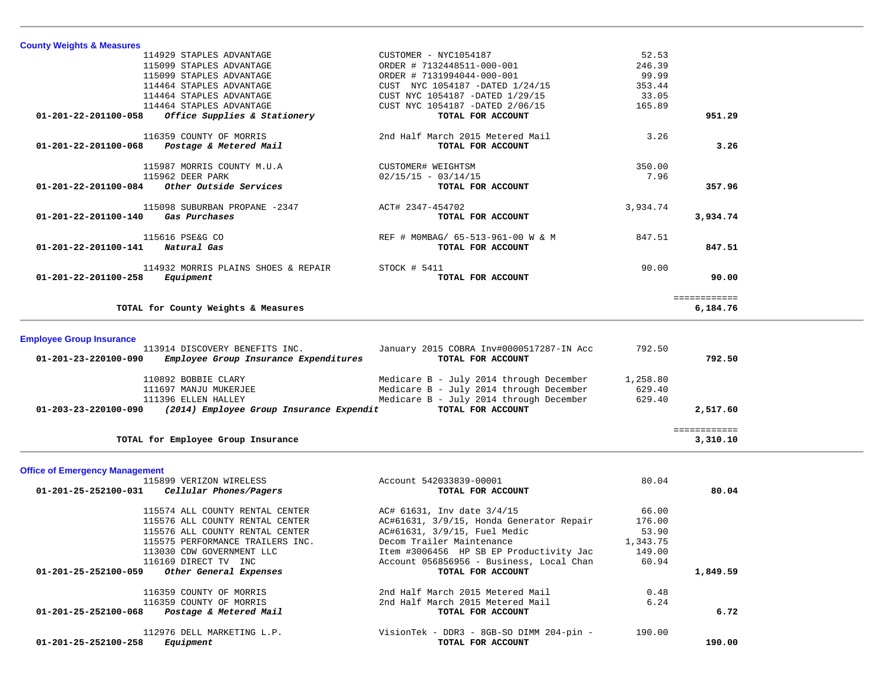## County Weights & Measures

| Account | Vendor | Description | Amount | Total |
|---|---|---|---|---|
| | 114929 STAPLES ADVANTAGE | CUSTOMER - NYC1054187 | 52.53 | |
| | 115099 STAPLES ADVANTAGE | ORDER # 7132448511-000-001 | 246.39 | |
| | 115099 STAPLES ADVANTAGE | ORDER # 7131994044-000-001 | 99.99 | |
| | 114464 STAPLES ADVANTAGE | CUST NYC 1054187 -DATED 1/24/15 | 353.44 | |
| | 114464 STAPLES ADVANTAGE | CUST NYC 1054187 -DATED 1/29/15 | 33.05 | |
| | 114464 STAPLES ADVANTAGE | CUST NYC 1054187 -DATED 2/06/15 | 165.89 | |
| **01-201-22-201100-058** | ***Office Supplies & Stationery*** | **TOTAL FOR ACCOUNT** | | **951.29** |
| | 116359 COUNTY OF MORRIS | 2nd Half March 2015 Metered Mail | 3.26 | |
| **01-201-22-201100-068** | ***Postage & Metered Mail*** | **TOTAL FOR ACCOUNT** | | **3.26** |
| | 115987 MORRIS COUNTY M.U.A | CUSTOMER# WEIGHTSM | 350.00 | |
| | 115962 DEER PARK | 02/15/15 - 03/14/15 | 7.96 | |
| **01-201-22-201100-084** | ***Other Outside Services*** | **TOTAL FOR ACCOUNT** | | **357.96** |
| | 115098 SUBURBAN PROPANE -2347 | ACT# 2347-454702 | 3,934.74 | |
| **01-201-22-201100-140** | ***Gas Purchases*** | **TOTAL FOR ACCOUNT** | | **3,934.74** |
| | 115616 PSE&G CO | REF # M0MBAG/ 65-513-961-00 W & M | 847.51 | |
| **01-201-22-201100-141** | ***Natural Gas*** | **TOTAL FOR ACCOUNT** | | **847.51** |
| | 114932 MORRIS PLAINS SHOES & REPAIR | STOCK # 5411 | 90.00 | |
| **01-201-22-201100-258** | ***Equipment*** | **TOTAL FOR ACCOUNT** | | **90.00** |
| | | | | ============ |
| | **TOTAL for County Weights & Measures** | | | **6,184.76** |

## Employee Group Insurance

| Account | Vendor | Description | Amount | Total |
|---|---|---|---|---|
| | 113914 DISCOVERY BENEFITS INC. | January 2015 COBRA Inv#0000517287-IN Acc | 792.50 | |
| **01-201-23-220100-090** | ***Employee Group Insurance Expenditures*** | **TOTAL FOR ACCOUNT** | | **792.50** |
| | 110892 BOBBIE CLARY | Medicare B - July 2014 through December | 1,258.80 | |
| | 111697 MANJU MUKERJEE | Medicare B - July 2014 through December | 629.40 | |
| | 111396 ELLEN HALLEY | Medicare B - July 2014 through December | 629.40 | |
| **01-203-23-220100-090** | ***(2014) Employee Group Insurance Expendit*** | **TOTAL FOR ACCOUNT** | | **2,517.60** |
| | | | | ============ |
| | **TOTAL for Employee Group Insurance** | | | **3,310.10** |

## Office of Emergency Management

| Account | Vendor | Description | Amount | Total |
|---|---|---|---|---|
| | 115899 VERIZON WIRELESS | Account 542033839-00001 | 80.04 | |
| **01-201-25-252100-031** | ***Cellular Phones/Pagers*** | **TOTAL FOR ACCOUNT** | | **80.04** |
| | 115574 ALL COUNTY RENTAL CENTER | AC# 61631, Inv date 3/4/15 | 66.00 | |
| | 115576 ALL COUNTY RENTAL CENTER | AC#61631, 3/9/15, Honda Generator Repair | 176.00 | |
| | 115576 ALL COUNTY RENTAL CENTER | AC#61631, 3/9/15, Fuel Medic | 53.90 | |
| | 115575 PERFORMANCE TRAILERS INC. | Decom Trailer Maintenance | 1,343.75 | |
| | 113030 CDW GOVERNMENT LLC | Item #3006456 HP SB EP Productivity Jac | 149.00 | |
| | 116169 DIRECT TV INC | Account 056856956 - Business, Local Chan | 60.94 | |
| **01-201-25-252100-059** | ***Other General Expenses*** | **TOTAL FOR ACCOUNT** | | **1,849.59** |
| | 116359 COUNTY OF MORRIS | 2nd Half March 2015 Metered Mail | 0.48 | |
| | 116359 COUNTY OF MORRIS | 2nd Half March 2015 Metered Mail | 6.24 | |
| **01-201-25-252100-068** | ***Postage & Metered Mail*** | **TOTAL FOR ACCOUNT** | | **6.72** |
| | 112976 DELL MARKETING L.P. | VisionTek - DDR3 - 8GB-SO DIMM 204-pin - | 190.00 | |
| **01-201-25-252100-258** | ***Equipment*** | **TOTAL FOR ACCOUNT** | | **190.00** |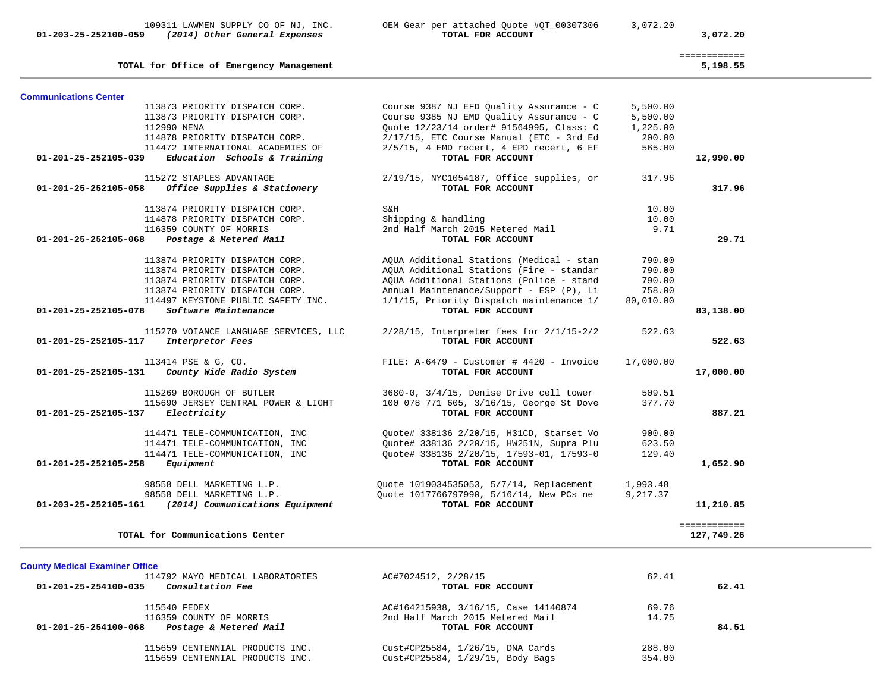| Account | Vendor | Description | Amount | Total |
|---|---|---|---|---|
| | 109311 LAWMEN SUPPLY CO OF NJ, INC. | OEM Gear per attached Quote #QT_00307306 | 3,072.20 | |
| 01-203-25-252100-059 | *(2014) Other General Expenses* | **TOTAL FOR ACCOUNT** | | **3,072.20** |
| | **TOTAL for Office of Emergency Management** | | | ============ **5,198.55** |

## Communications Center

| Account | Vendor | Description | Amount | Total |
|---|---|---|---|---|
| | 113873 PRIORITY DISPATCH CORP. | Course 9387 NJ EFD Quality Assurance - C | 5,500.00 | |
| | 113873 PRIORITY DISPATCH CORP. | Course 9385 NJ EMD Quality Assurance - C | 5,500.00 | |
| | 112990 NENA | Quote 12/23/14 order# 91564995, Class: C | 1,225.00 | |
| | 114878 PRIORITY DISPATCH CORP. | 2/17/15, ETC Course Manual (ETC - 3rd Ed | 200.00 | |
| | 114472 INTERNATIONAL ACADEMIES OF | 2/5/15, 4 EMD recert, 4 EPD recert, 6 EF | 565.00 | |
| 01-201-25-252105-039 | *Education Schools & Training* | **TOTAL FOR ACCOUNT** | | **12,990.00** |
| | 115272 STAPLES ADVANTAGE | 2/19/15, NYC1054187, Office supplies, or | 317.96 | |
| 01-201-25-252105-058 | *Office Supplies & Stationery* | **TOTAL FOR ACCOUNT** | | **317.96** |
| | 113874 PRIORITY DISPATCH CORP. | S&H | 10.00 | |
| | 114878 PRIORITY DISPATCH CORP. | Shipping & handling | 10.00 | |
| | 116359 COUNTY OF MORRIS | 2nd Half March 2015 Metered Mail | 9.71 | |
| 01-201-25-252105-068 | *Postage & Metered Mail* | **TOTAL FOR ACCOUNT** | | **29.71** |
| | 113874 PRIORITY DISPATCH CORP. | AQUA Additional Stations (Medical - stan | 790.00 | |
| | 113874 PRIORITY DISPATCH CORP. | AQUA Additional Stations (Fire - standar | 790.00 | |
| | 113874 PRIORITY DISPATCH CORP. | AQUA Additional Stations (Police - stand | 790.00 | |
| | 113874 PRIORITY DISPATCH CORP. | Annual Maintenance/Support - ESP (P), Li | 758.00 | |
| | 114497 KEYSTONE PUBLIC SAFETY INC. | 1/1/15, Priority Dispatch maintenance 1/ | 80,010.00 | |
| 01-201-25-252105-078 | *Software Maintenance* | **TOTAL FOR ACCOUNT** | | **83,138.00** |
| | 115270 VOIANCE LANGUAGE SERVICES, LLC | 2/28/15, Interpreter fees for 2/1/15-2/2 | 522.63 | |
| 01-201-25-252105-117 | *Interpretor Fees* | **TOTAL FOR ACCOUNT** | | **522.63** |
| | 113414 PSE & G, CO. | FILE: A-6479 - Customer # 4420 - Invoice | 17,000.00 | |
| 01-201-25-252105-131 | *County Wide Radio System* | **TOTAL FOR ACCOUNT** | | **17,000.00** |
| | 115269 BOROUGH OF BUTLER | 3680-0, 3/4/15, Denise Drive cell tower | 509.51 | |
| | 115690 JERSEY CENTRAL POWER & LIGHT | 100 078 771 605, 3/16/15, George St Dove | 377.70 | |
| 01-201-25-252105-137 | *Electricity* | **TOTAL FOR ACCOUNT** | | **887.21** |
| | 114471 TELE-COMMUNICATION, INC | Quote# 338136 2/20/15, H31CD, Starset Vo | 900.00 | |
| | 114471 TELE-COMMUNICATION, INC | Quote# 338136 2/20/15, HW251N, Supra Plu | 623.50 | |
| | 114471 TELE-COMMUNICATION, INC | Quote# 338136 2/20/15, 17593-01, 17593-0 | 129.40 | |
| 01-201-25-252105-258 | *Equipment* | **TOTAL FOR ACCOUNT** | | **1,652.90** |
| | 98558 DELL MARKETING L.P. | Quote 1019034535053, 5/7/14, Replacement | 1,993.48 | |
| | 98558 DELL MARKETING L.P. | Quote 1017766797990, 5/16/14, New PCs ne | 9,217.37 | |
| 01-203-25-252105-161 | *(2014) Communications Equipment* | **TOTAL FOR ACCOUNT** | | **11,210.85** |
| | **TOTAL for Communications Center** | | | ============ **127,749.26** |

## County Medical Examiner Office

| Account | Vendor | Description | Amount | Total |
|---|---|---|---|---|
| | 114792 MAYO MEDICAL LABORATORIES | AC#7024512, 2/28/15 | 62.41 | |
| 01-201-25-254100-035 | *Consultation Fee* | **TOTAL FOR ACCOUNT** | | **62.41** |
| | 115540 FEDEX | AC#164215938, 3/16/15, Case 14140874 | 69.76 | |
| | 116359 COUNTY OF MORRIS | 2nd Half March 2015 Metered Mail | 14.75 | |
| 01-201-25-254100-068 | *Postage & Metered Mail* | **TOTAL FOR ACCOUNT** | | **84.51** |
| | 115659 CENTENNIAL PRODUCTS INC. | Cust#CP25584, 1/26/15, DNA Cards | 288.00 | |
| | 115659 CENTENNIAL PRODUCTS INC. | Cust#CP25584, 1/29/15, Body Bags | 354.00 | |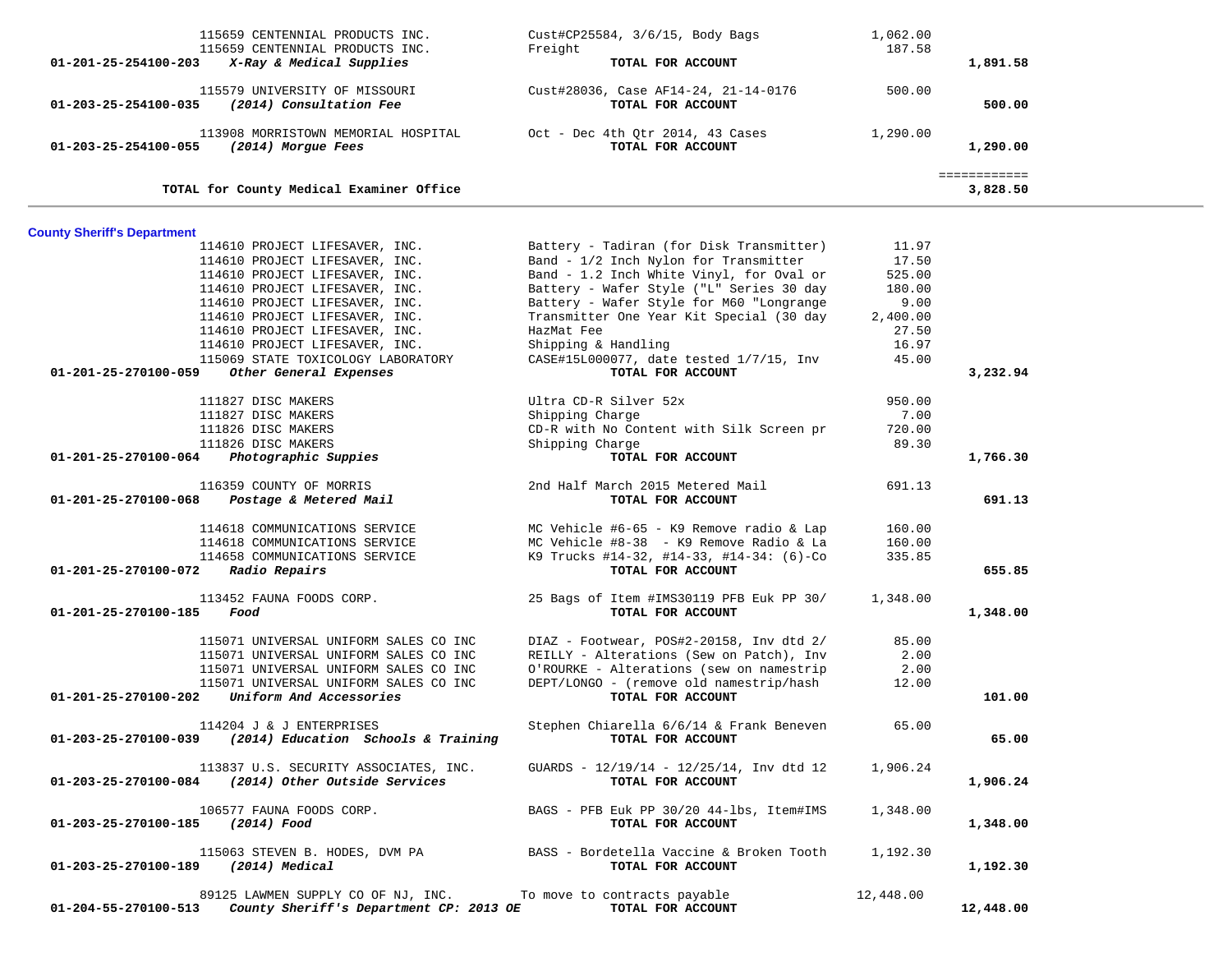| Account | Vendor | Description | Amount | Total |
|---|---|---|---|---|
| | 115659 CENTENNIAL PRODUCTS INC. | Cust#CP25584, 3/6/15, Body Bags | 1,062.00 | |
| | 115659 CENTENNIAL PRODUCTS INC. | Freight | 187.58 | |
| **01-201-25-254100-203** | ***X-Ray & Medical Supplies*** | **TOTAL FOR ACCOUNT** | | **1,891.58** |
| | 115579 UNIVERSITY OF MISSOURI | Cust#28036, Case AF14-24, 21-14-0176 | 500.00 | |
| **01-203-25-254100-035** | ***(2014) Consultation Fee*** | **TOTAL FOR ACCOUNT** | | **500.00** |
| | 113908 MORRISTOWN MEMORIAL HOSPITAL | Oct - Dec 4th Qtr 2014, 43 Cases | 1,290.00 | |
| **01-203-25-254100-055** | ***(2014) Morgue Fees*** | **TOTAL FOR ACCOUNT** | | **1,290.00** |
| | | | | ============ |
| | **TOTAL for County Medical Examiner Office** | | | **3,828.50** |

**County Sheriff's Department**

| Account | Vendor | Description | Amount | Total |
|---|---|---|---|---|
| | 114610 PROJECT LIFESAVER, INC. | Battery - Tadiran (for Disk Transmitter) | 11.97 | |
| | 114610 PROJECT LIFESAVER, INC. | Band - 1/2 Inch Nylon for Transmitter | 17.50 | |
| | 114610 PROJECT LIFESAVER, INC. | Band - 1.2 Inch White Vinyl, for Oval or | 525.00 | |
| | 114610 PROJECT LIFESAVER, INC. | Battery - Wafer Style ("L" Series 30 day | 180.00 | |
| | 114610 PROJECT LIFESAVER, INC. | Battery - Wafer Style for M60 "Longrange | 9.00 | |
| | 114610 PROJECT LIFESAVER, INC. | Transmitter One Year Kit Special (30 day | 2,400.00 | |
| | 114610 PROJECT LIFESAVER, INC. | HazMat Fee | 27.50 | |
| | 114610 PROJECT LIFESAVER, INC. | Shipping & Handling | 16.97 | |
| | 115069 STATE TOXICOLOGY LABORATORY | CASE#15L000077, date tested 1/7/15, Inv | 45.00 | |
| **01-201-25-270100-059** | ***Other General Expenses*** | **TOTAL FOR ACCOUNT** | | **3,232.94** |
| | 111827 DISC MAKERS | Ultra CD-R Silver 52x | 950.00 | |
| | 111827 DISC MAKERS | Shipping Charge | 7.00 | |
| | 111826 DISC MAKERS | CD-R with No Content with Silk Screen pr | 720.00 | |
| | 111826 DISC MAKERS | Shipping Charge | 89.30 | |
| **01-201-25-270100-064** | ***Photographic Suppies*** | **TOTAL FOR ACCOUNT** | | **1,766.30** |
| | 116359 COUNTY OF MORRIS | 2nd Half March 2015 Metered Mail | 691.13 | |
| **01-201-25-270100-068** | ***Postage & Metered Mail*** | **TOTAL FOR ACCOUNT** | | **691.13** |
| | 114618 COMMUNICATIONS SERVICE | MC Vehicle #6-65 - K9 Remove radio & Lap | 160.00 | |
| | 114618 COMMUNICATIONS SERVICE | MC Vehicle #8-38 - K9 Remove Radio & La | 160.00 | |
| | 114658 COMMUNICATIONS SERVICE | K9 Trucks #14-32, #14-33, #14-34: (6)-Co | 335.85 | |
| **01-201-25-270100-072** | ***Radio Repairs*** | **TOTAL FOR ACCOUNT** | | **655.85** |
| | 113452 FAUNA FOODS CORP. | 25 Bags of Item #IMS30119 PFB Euk PP 30/ | 1,348.00 | |
| **01-201-25-270100-185** | ***Food*** | **TOTAL FOR ACCOUNT** | | **1,348.00** |
| | 115071 UNIVERSAL UNIFORM SALES CO INC | DIAZ - Footwear, POS#2-20158, Inv dtd 2/ | 85.00 | |
| | 115071 UNIVERSAL UNIFORM SALES CO INC | REILLY - Alterations (Sew on Patch), Inv | 2.00 | |
| | 115071 UNIVERSAL UNIFORM SALES CO INC | O'ROURKE - Alterations (sew on namestrip | 2.00 | |
| | 115071 UNIVERSAL UNIFORM SALES CO INC | DEPT/LONGO - (remove old namestrip/hash | 12.00 | |
| **01-201-25-270100-202** | ***Uniform And Accessories*** | **TOTAL FOR ACCOUNT** | | **101.00** |
| | 114204 J & J ENTERPRISES | Stephen Chiarella 6/6/14 & Frank Beneven | 65.00 | |
| **01-203-25-270100-039** | ***(2014) Education Schools & Training*** | **TOTAL FOR ACCOUNT** | | **65.00** |
| | 113837 U.S. SECURITY ASSOCIATES, INC. | GUARDS - 12/19/14 - 12/25/14, Inv dtd 12 | 1,906.24 | |
| **01-203-25-270100-084** | ***(2014) Other Outside Services*** | **TOTAL FOR ACCOUNT** | | **1,906.24** |
| | 106577 FAUNA FOODS CORP. | BAGS - PFB Euk PP 30/20 44-lbs, Item#IMS | 1,348.00 | |
| **01-203-25-270100-185** | ***(2014) Food*** | **TOTAL FOR ACCOUNT** | | **1,348.00** |
| | 115063 STEVEN B. HODES, DVM PA | BASS - Bordetella Vaccine & Broken Tooth | 1,192.30 | |
| **01-203-25-270100-189** | ***(2014) Medical*** | **TOTAL FOR ACCOUNT** | | **1,192.30** |
| | 89125 LAWMEN SUPPLY CO OF NJ, INC. | To move to contracts payable | 12,448.00 | |
| **01-204-55-270100-513** | ***County Sheriff's Department CP: 2013 OE*** | **TOTAL FOR ACCOUNT** | | **12,448.00** |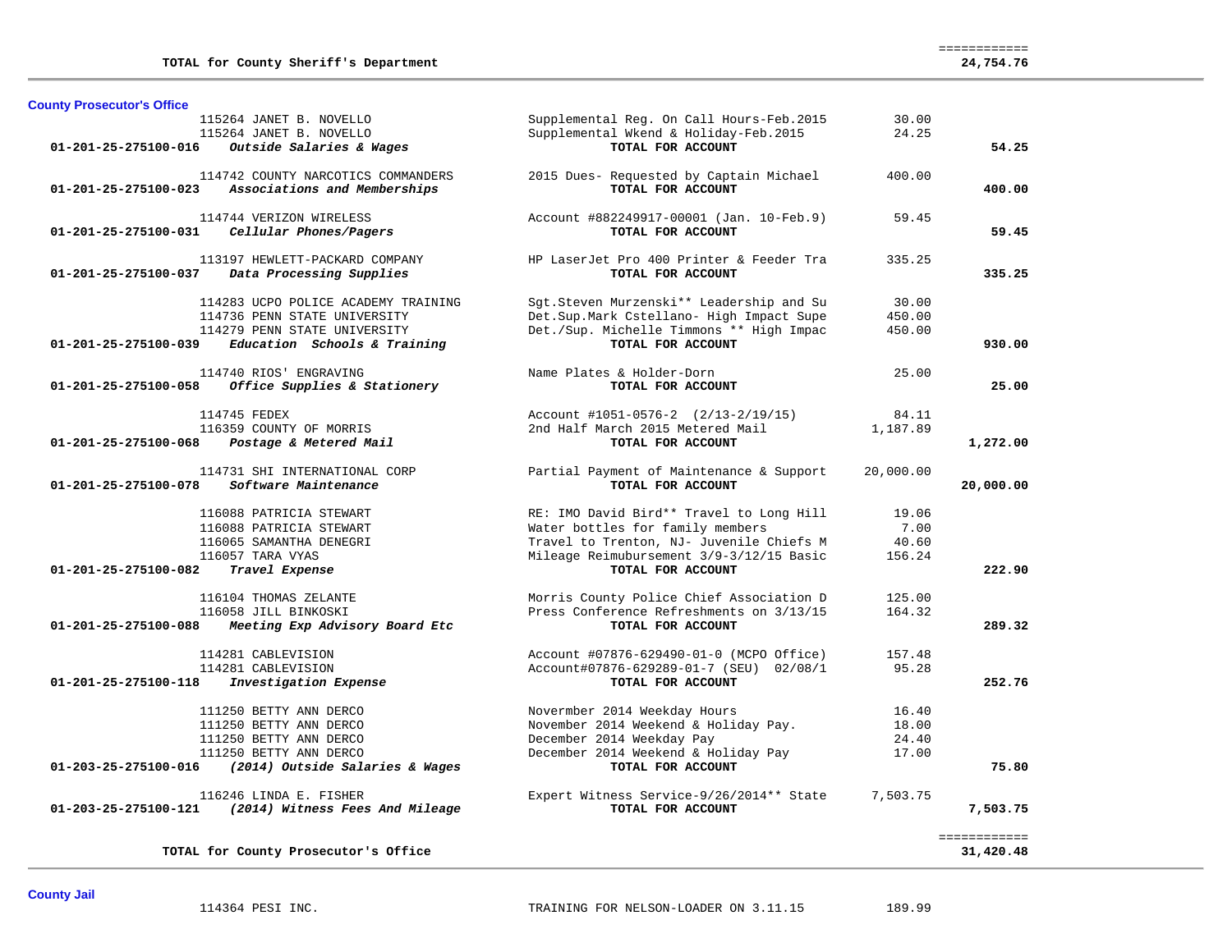| | | | |
|---|---|---|---|
| **TOTAL for County Sheriff's Department** | | | ============ **24,754.76** |

**County Prosecutor's Office**

| Account | Vendor | Description | Amount | Total |
|---|---|---|---|---|
| | 115264 JANET B. NOVELLO | Supplemental Reg. On Call Hours-Feb.2015 | 30.00 | |
| | 115264 JANET B. NOVELLO | Supplemental Wkend & Holiday-Feb.2015 | 24.25 | |
| **01-201-25-275100-016** | ***Outside Salaries & Wages*** | **TOTAL FOR ACCOUNT** | | **54.25** |
| | 114742 COUNTY NARCOTICS COMMANDERS | 2015 Dues- Requested by Captain Michael | 400.00 | |
| **01-201-25-275100-023** | ***Associations and Memberships*** | **TOTAL FOR ACCOUNT** | | **400.00** |
| | 114744 VERIZON WIRELESS | Account #882249917-00001 (Jan. 10-Feb.9) | 59.45 | |
| **01-201-25-275100-031** | ***Cellular Phones/Pagers*** | **TOTAL FOR ACCOUNT** | | **59.45** |
| | 113197 HEWLETT-PACKARD COMPANY | HP LaserJet Pro 400 Printer & Feeder Tra | 335.25 | |
| **01-201-25-275100-037** | ***Data Processing Supplies*** | **TOTAL FOR ACCOUNT** | | **335.25** |
| | 114283 UCPO POLICE ACADEMY TRAINING | Sgt.Steven Murzenski** Leadership and Su | 30.00 | |
| | 114736 PENN STATE UNIVERSITY | Det.Sup.Mark Cstellano- High Impact Supe | 450.00 | |
| | 114279 PENN STATE UNIVERSITY | Det./Sup. Michelle Timmons ** High Impac | 450.00 | |
| **01-201-25-275100-039** | ***Education Schools & Training*** | **TOTAL FOR ACCOUNT** | | **930.00** |
| | 114740 RIOS' ENGRAVING | Name Plates & Holder-Dorn | 25.00 | |
| **01-201-25-275100-058** | ***Office Supplies & Stationery*** | **TOTAL FOR ACCOUNT** | | **25.00** |
| | 114745 FEDEX | Account #1051-0576-2 (2/13-2/19/15) | 84.11 | |
| | 116359 COUNTY OF MORRIS | 2nd Half March 2015 Metered Mail | 1,187.89 | |
| **01-201-25-275100-068** | ***Postage & Metered Mail*** | **TOTAL FOR ACCOUNT** | | **1,272.00** |
| | 114731 SHI INTERNATIONAL CORP | Partial Payment of Maintenance & Support | 20,000.00 | |
| **01-201-25-275100-078** | ***Software Maintenance*** | **TOTAL FOR ACCOUNT** | | **20,000.00** |
| | 116088 PATRICIA STEWART | RE: IMO David Bird** Travel to Long Hill | 19.06 | |
| | 116088 PATRICIA STEWART | Water bottles for family members | 7.00 | |
| | 116065 SAMANTHA DENEGRI | Travel to Trenton, NJ- Juvenile Chiefs M | 40.60 | |
| | 116057 TARA VYAS | Mileage Reimbursement 3/9-3/12/15 Basic | 156.24 | |
| **01-201-25-275100-082** | ***Travel Expense*** | **TOTAL FOR ACCOUNT** | | **222.90** |
| | 116104 THOMAS ZELANTE | Morris County Police Chief Association D | 125.00 | |
| | 116058 JILL BINKOSKI | Press Conference Refreshments on 3/13/15 | 164.32 | |
| **01-201-25-275100-088** | ***Meeting Exp Advisory Board Etc*** | **TOTAL FOR ACCOUNT** | | **289.32** |
| | 114281 CABLEVISION | Account #07876-629490-01-0 (MCPO Office) | 157.48 | |
| | 114281 CABLEVISION | Account#07876-629289-01-7 (SEU) 02/08/1 | 95.28 | |
| **01-201-25-275100-118** | ***Investigation Expense*** | **TOTAL FOR ACCOUNT** | | **252.76** |
| | 111250 BETTY ANN DERCO | Novermber 2014 Weekday Hours | 16.40 | |
| | 111250 BETTY ANN DERCO | November 2014 Weekend & Holiday Pay. | 18.00 | |
| | 111250 BETTY ANN DERCO | December 2014 Weekday Pay | 24.40 | |
| | 111250 BETTY ANN DERCO | December 2014 Weekend & Holiday Pay | 17.00 | |
| **01-203-25-275100-016** | ***(2014) Outside Salaries & Wages*** | **TOTAL FOR ACCOUNT** | | **75.80** |
| | 116246 LINDA E. FISHER | Expert Witness Service-9/26/2014** State | 7,503.75 | |
| **01-203-25-275100-121** | ***(2014) Witness Fees And Mileage*** | **TOTAL FOR ACCOUNT** | | **7,503.75** |
| **TOTAL for County Prosecutor's Office** | | | | ============ **31,420.48** |

**County Jail**

| Account | Vendor | Description | Amount | Total |
|---|---|---|---|---|
| | 114364 PESI INC. | TRAINING FOR NELSON-LOADER ON 3.11.15 | 189.99 | |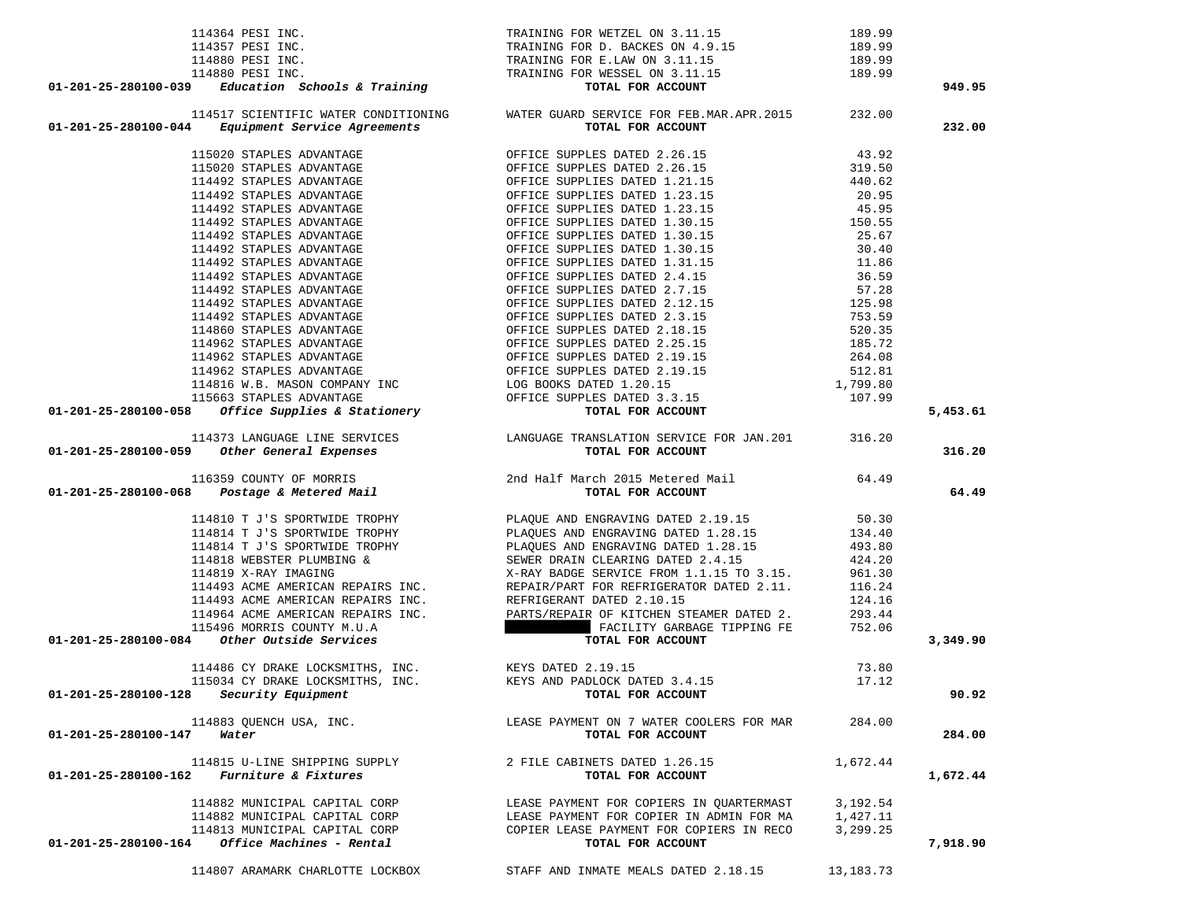| Account | Vendor | Description | Amount | Total |
|---|---|---|---|---|
| | 114364 PESI INC. | TRAINING FOR WETZEL ON 3.11.15 | 189.99 | |
| | 114357 PESI INC. | TRAINING FOR D. BACKES ON 4.9.15 | 189.99 | |
| | 114880 PESI INC. | TRAINING FOR E.LAW ON 3.11.15 | 189.99 | |
| | 114880 PESI INC. | TRAINING FOR WESSEL ON 3.11.15 | 189.99 | |
| **01-201-25-280100-039** | ***Education Schools & Training*** | **TOTAL FOR ACCOUNT** | | **949.95** |
| | 114517 SCIENTIFIC WATER CONDITIONING | WATER GUARD SERVICE FOR FEB.MAR.APR.2015 | 232.00 | |
| **01-201-25-280100-044** | ***Equipment Service Agreements*** | **TOTAL FOR ACCOUNT** | | **232.00** |
| | 115020 STAPLES ADVANTAGE | OFFICE SUPPLES DATED 2.26.15 | 43.92 | |
| | 115020 STAPLES ADVANTAGE | OFFICE SUPPLES DATED 2.26.15 | 319.50 | |
| | 114492 STAPLES ADVANTAGE | OFFICE SUPPLIES DATED 1.21.15 | 440.62 | |
| | 114492 STAPLES ADVANTAGE | OFFICE SUPPLIES DATED 1.23.15 | 20.95 | |
| | 114492 STAPLES ADVANTAGE | OFFICE SUPPLIES DATED 1.23.15 | 45.95 | |
| | 114492 STAPLES ADVANTAGE | OFFICE SUPPLIES DATED 1.30.15 | 150.55 | |
| | 114492 STAPLES ADVANTAGE | OFFICE SUPPLIES DATED 1.30.15 | 25.67 | |
| | 114492 STAPLES ADVANTAGE | OFFICE SUPPLIES DATED 1.30.15 | 30.40 | |
| | 114492 STAPLES ADVANTAGE | OFFICE SUPPLIES DATED 1.31.15 | 11.86 | |
| | 114492 STAPLES ADVANTAGE | OFFICE SUPPLIES DATED 2.4.15 | 36.59 | |
| | 114492 STAPLES ADVANTAGE | OFFICE SUPPLIES DATED 2.7.15 | 57.28 | |
| | 114492 STAPLES ADVANTAGE | OFFICE SUPPLIES DATED 2.12.15 | 125.98 | |
| | 114492 STAPLES ADVANTAGE | OFFICE SUPPLIES DATED 2.3.15 | 753.59 | |
| | 114860 STAPLES ADVANTAGE | OFFICE SUPPLES DATED 2.18.15 | 520.35 | |
| | 114962 STAPLES ADVANTAGE | OFFICE SUPPLES DATED 2.25.15 | 185.72 | |
| | 114962 STAPLES ADVANTAGE | OFFICE SUPPLES DATED 2.19.15 | 264.08 | |
| | 114962 STAPLES ADVANTAGE | OFFICE SUPPLES DATED 2.19.15 | 512.81 | |
| | 114816 W.B. MASON COMPANY INC | LOG BOOKS DATED 1.20.15 | 1,799.80 | |
| | 115663 STAPLES ADVANTAGE | OFFICE SUPPLES DATED 3.3.15 | 107.99 | |
| **01-201-25-280100-058** | ***Office Supplies & Stationery*** | **TOTAL FOR ACCOUNT** | | **5,453.61** |
| | 114373 LANGUAGE LINE SERVICES | LANGUAGE TRANSLATION SERVICE FOR JAN.201 | 316.20 | |
| **01-201-25-280100-059** | ***Other General Expenses*** | **TOTAL FOR ACCOUNT** | | **316.20** |
| | 116359 COUNTY OF MORRIS | 2nd Half March 2015 Metered Mail | 64.49 | |
| **01-201-25-280100-068** | ***Postage & Metered Mail*** | **TOTAL FOR ACCOUNT** | | **64.49** |
| | 114810 T J'S SPORTWIDE TROPHY | PLAQUE AND ENGRAVING DATED 2.19.15 | 50.30 | |
| | 114814 T J'S SPORTWIDE TROPHY | PLAQUES AND ENGRAVING DATED 1.28.15 | 134.40 | |
| | 114814 T J'S SPORTWIDE TROPHY | PLAQUES AND ENGRAVING DATED 1.28.15 | 493.80 | |
| | 114818 WEBSTER PLUMBING & | SEWER DRAIN CLEARING DATED 2.4.15 | 424.20 | |
| | 114819 X-RAY IMAGING | X-RAY BADGE SERVICE FROM 1.1.15 TO 3.15. | 961.30 | |
| | 114493 ACME AMERICAN REPAIRS INC. | REPAIR/PART FOR REFRIGERATOR DATED 2.11. | 116.24 | |
| | 114493 ACME AMERICAN REPAIRS INC. | REFRIGERANT DATED 2.10.15 | 124.16 | |
| | 114964 ACME AMERICAN REPAIRS INC. | PARTS/REPAIR OF KITCHEN STEAMER DATED 2. | 293.44 | |
| | 115496 MORRIS COUNTY M.U.A | [REDACTED] FACILITY GARBAGE TIPPING FE | 752.06 | |
| **01-201-25-280100-084** | ***Other Outside Services*** | **TOTAL FOR ACCOUNT** | | **3,349.90** |
| | 114486 CY DRAKE LOCKSMITHS, INC. | KEYS DATED 2.19.15 | 73.80 | |
| | 115034 CY DRAKE LOCKSMITHS, INC. | KEYS AND PADLOCK DATED 3.4.15 | 17.12 | |
| **01-201-25-280100-128** | ***Security Equipment*** | **TOTAL FOR ACCOUNT** | | **90.92** |
| | 114883 QUENCH USA, INC. | LEASE PAYMENT ON 7 WATER COOLERS FOR MAR | 284.00 | |
| **01-201-25-280100-147** | ***Water*** | **TOTAL FOR ACCOUNT** | | **284.00** |
| | 114815 U-LINE SHIPPING SUPPLY | 2 FILE CABINETS DATED 1.26.15 | 1,672.44 | |
| **01-201-25-280100-162** | ***Furniture & Fixtures*** | **TOTAL FOR ACCOUNT** | | **1,672.44** |
| | 114882 MUNICIPAL CAPITAL CORP | LEASE PAYMENT FOR COPIERS IN QUARTERMAST | 3,192.54 | |
| | 114882 MUNICIPAL CAPITAL CORP | LEASE PAYMENT FOR COPIER IN ADMIN FOR MA | 1,427.11 | |
| | 114813 MUNICIPAL CAPITAL CORP | COPIER LEASE PAYMENT FOR COPIERS IN RECO | 3,299.25 | |
| **01-201-25-280100-164** | ***Office Machines - Rental*** | **TOTAL FOR ACCOUNT** | | **7,918.90** |
| | 114807 ARAMARK CHARLOTTE LOCKBOX | STAFF AND INMATE MEALS DATED 2.18.15 | 13,183.73 | |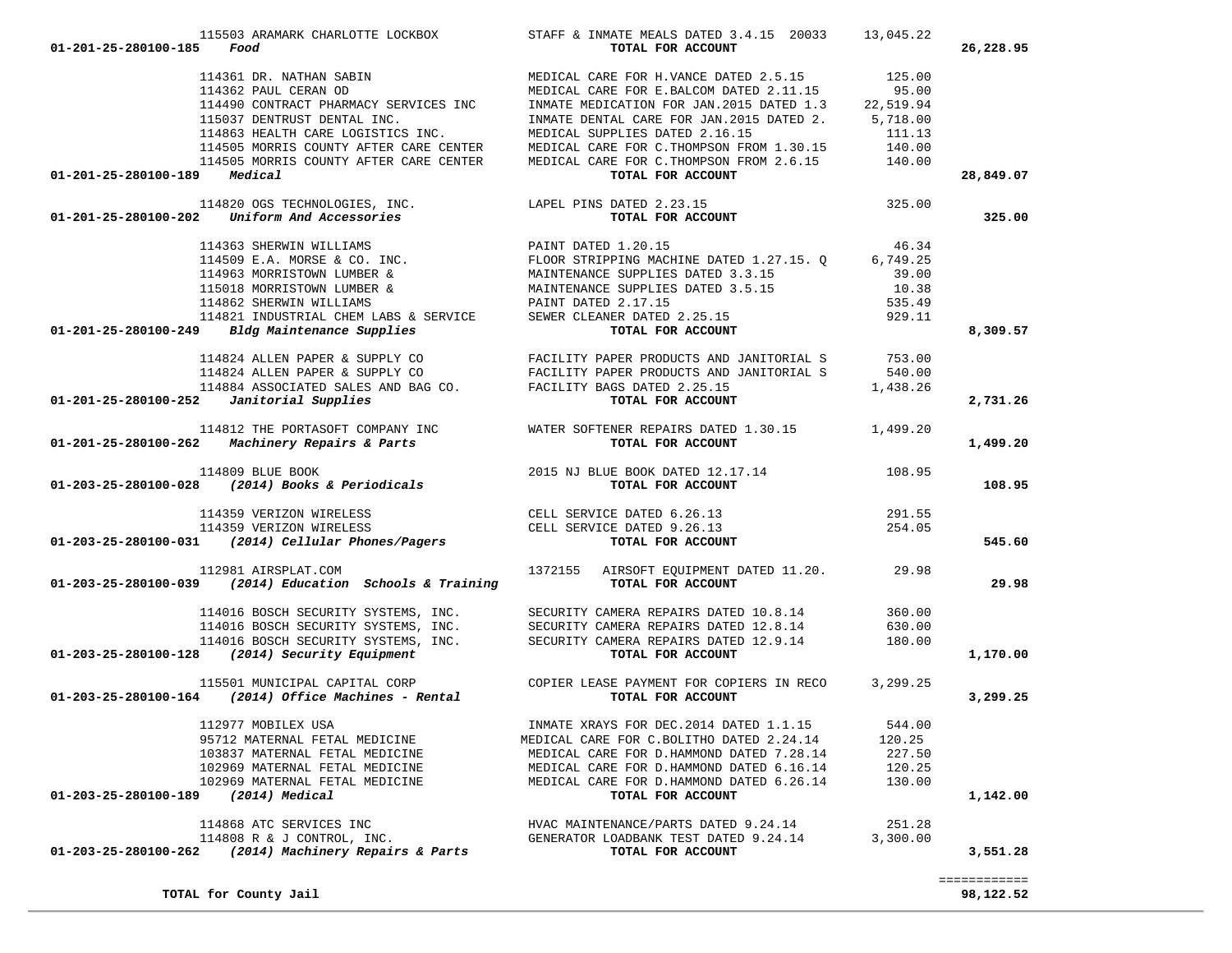| Account | Vendor | Description | Amount | Total |
|---|---|---|---|---|
| | 115503 ARAMARK CHARLOTTE LOCKBOX | STAFF & INMATE MEALS DATED 3.4.15 20033 | 13,045.22 | |
| 01-201-25-280100-185 *Food* | | TOTAL FOR ACCOUNT | | 26,228.95 |
| | 114361 DR. NATHAN SABIN | MEDICAL CARE FOR H.VANCE DATED 2.5.15 | 125.00 | |
| | 114362 PAUL CERAN OD | MEDICAL CARE FOR E.BALCOM DATED 2.11.15 | 95.00 | |
| | 114490 CONTRACT PHARMACY SERVICES INC | INMATE MEDICATION FOR JAN.2015 DATED 1.3 | 22,519.94 | |
| | 115037 DENTRUST DENTAL INC. | INMATE DENTAL CARE FOR JAN.2015 DATED 2. | 5,718.00 | |
| | 114863 HEALTH CARE LOGISTICS INC. | MEDICAL SUPPLIES DATED 2.16.15 | 111.13 | |
| | 114505 MORRIS COUNTY AFTER CARE CENTER | MEDICAL CARE FOR C.THOMPSON FROM 1.30.15 | 140.00 | |
| | 114505 MORRIS COUNTY AFTER CARE CENTER | MEDICAL CARE FOR C.THOMPSON FROM 2.6.15 | 140.00 | |
| 01-201-25-280100-189 *Medical* | | TOTAL FOR ACCOUNT | | 28,849.07 |
| | 114820 OGS TECHNOLOGIES, INC. | LAPEL PINS DATED 2.23.15 | 325.00 | |
| 01-201-25-280100-202 *Uniform And Accessories* | | TOTAL FOR ACCOUNT | | 325.00 |
| | 114363 SHERWIN WILLIAMS | PAINT DATED 1.20.15 | 46.34 | |
| | 114509 E.A. MORSE & CO. INC. | FLOOR STRIPPING MACHINE DATED 1.27.15. Q | 6,749.25 | |
| | 114963 MORRISTOWN LUMBER & | MAINTENANCE SUPPLIES DATED 3.3.15 | 39.00 | |
| | 115018 MORRISTOWN LUMBER & | MAINTENANCE SUPPLIES DATED 3.5.15 | 10.38 | |
| | 114862 SHERWIN WILLIAMS | PAINT DATED 2.17.15 | 535.49 | |
| | 114821 INDUSTRIAL CHEM LABS & SERVICE | SEWER CLEANER DATED 2.25.15 | 929.11 | |
| 01-201-25-280100-249 *Bldg Maintenance Supplies* | | TOTAL FOR ACCOUNT | | 8,309.57 |
| | 114824 ALLEN PAPER & SUPPLY CO | FACILITY PAPER PRODUCTS AND JANITORIAL S | 753.00 | |
| | 114824 ALLEN PAPER & SUPPLY CO | FACILITY PAPER PRODUCTS AND JANITORIAL S | 540.00 | |
| | 114884 ASSOCIATED SALES AND BAG CO. | FACILITY BAGS DATED 2.25.15 | 1,438.26 | |
| 01-201-25-280100-252 *Janitorial Supplies* | | TOTAL FOR ACCOUNT | | 2,731.26 |
| | 114812 THE PORTASOFT COMPANY INC | WATER SOFTENER REPAIRS DATED 1.30.15 | 1,499.20 | |
| 01-201-25-280100-262 *Machinery Repairs & Parts* | | TOTAL FOR ACCOUNT | | 1,499.20 |
| | 114809 BLUE BOOK | 2015 NJ BLUE BOOK DATED 12.17.14 | 108.95 | |
| 01-203-25-280100-028 *(2014) Books & Periodicals* | | TOTAL FOR ACCOUNT | | 108.95 |
| | 114359 VERIZON WIRELESS | CELL SERVICE DATED 6.26.13 | 291.55 | |
| | 114359 VERIZON WIRELESS | CELL SERVICE DATED 9.26.13 | 254.05 | |
| 01-203-25-280100-031 *(2014) Cellular Phones/Pagers* | | TOTAL FOR ACCOUNT | | 545.60 |
| | 112981 AIRSPLAT.COM | 1372155 AIRSOFT EQUIPMENT DATED 11.20. | 29.98 | |
| 01-203-25-280100-039 *(2014) Education Schools & Training* | | TOTAL FOR ACCOUNT | | 29.98 |
| | 114016 BOSCH SECURITY SYSTEMS, INC. | SECURITY CAMERA REPAIRS DATED 10.8.14 | 360.00 | |
| | 114016 BOSCH SECURITY SYSTEMS, INC. | SECURITY CAMERA REPAIRS DATED 12.8.14 | 630.00 | |
| | 114016 BOSCH SECURITY SYSTEMS, INC. | SECURITY CAMERA REPAIRS DATED 12.9.14 | 180.00 | |
| 01-203-25-280100-128 *(2014) Security Equipment* | | TOTAL FOR ACCOUNT | | 1,170.00 |
| | 115501 MUNICIPAL CAPITAL CORP | COPIER LEASE PAYMENT FOR COPIERS IN RECO | 3,299.25 | |
| 01-203-25-280100-164 *(2014) Office Machines - Rental* | | TOTAL FOR ACCOUNT | | 3,299.25 |
| | 112977 MOBILEX USA | INMATE XRAYS FOR DEC.2014 DATED 1.1.15 | 544.00 | |
| | 95712 MATERNAL FETAL MEDICINE | MEDICAL CARE FOR C.BOLITHO DATED 2.24.14 | 120.25 | |
| | 103837 MATERNAL FETAL MEDICINE | MEDICAL CARE FOR D.HAMMOND DATED 7.28.14 | 227.50 | |
| | 102969 MATERNAL FETAL MEDICINE | MEDICAL CARE FOR D.HAMMOND DATED 6.16.14 | 120.25 | |
| | 102969 MATERNAL FETAL MEDICINE | MEDICAL CARE FOR D.HAMMOND DATED 6.26.14 | 130.00 | |
| 01-203-25-280100-189 *(2014) Medical* | | TOTAL FOR ACCOUNT | | 1,142.00 |
| | 114868 ATC SERVICES INC | HVAC MAINTENANCE/PARTS DATED 9.24.14 | 251.28 | |
| | 114808 R & J CONTROL, INC. | GENERATOR LOADBANK TEST DATED 9.24.14 | 3,300.00 | |
| 01-203-25-280100-262 *(2014) Machinery Repairs & Parts* | | TOTAL FOR ACCOUNT | | 3,551.28 |
| **TOTAL for County Jail** | | | | **98,122.52** |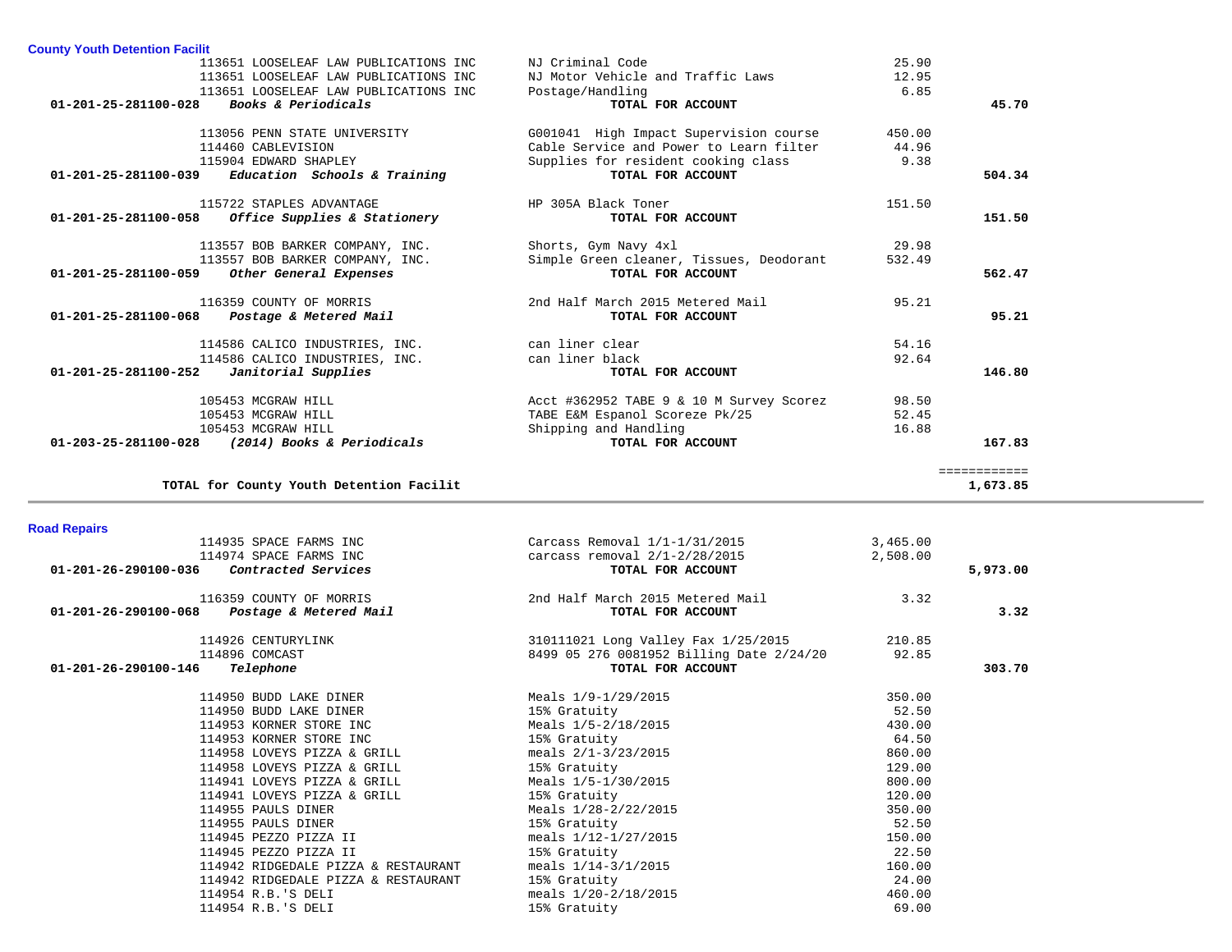### County Youth Detention Facilit

| Account | Vendor | Description | Amount | Total |
|---|---|---|---|---|
| | 113651 LOOSELEAF LAW PUBLICATIONS INC | NJ Criminal Code | 25.90 | |
| | 113651 LOOSELEAF LAW PUBLICATIONS INC | NJ Motor Vehicle and Traffic Laws | 12.95 | |
| | 113651 LOOSELEAF LAW PUBLICATIONS INC | Postage/Handling | 6.85 | |
| **01-201-25-281100-028** | ***Books & Periodicals*** | **TOTAL FOR ACCOUNT** | | **45.70** |
| | 113056 PENN STATE UNIVERSITY | G001041 High Impact Supervision course | 450.00 | |
| | 114460 CABLEVISION | Cable Service and Power to Learn filter | 44.96 | |
| | 115904 EDWARD SHAPLEY | Supplies for resident cooking class | 9.38 | |
| **01-201-25-281100-039** | ***Education Schools & Training*** | **TOTAL FOR ACCOUNT** | | **504.34** |
| | 115722 STAPLES ADVANTAGE | HP 305A Black Toner | 151.50 | |
| **01-201-25-281100-058** | ***Office Supplies & Stationery*** | **TOTAL FOR ACCOUNT** | | **151.50** |
| | 113557 BOB BARKER COMPANY, INC. | Shorts, Gym Navy 4xl | 29.98 | |
| | 113557 BOB BARKER COMPANY, INC. | Simple Green cleaner, Tissues, Deodorant | 532.49 | |
| **01-201-25-281100-059** | ***Other General Expenses*** | **TOTAL FOR ACCOUNT** | | **562.47** |
| | 116359 COUNTY OF MORRIS | 2nd Half March 2015 Metered Mail | 95.21 | |
| **01-201-25-281100-068** | ***Postage & Metered Mail*** | **TOTAL FOR ACCOUNT** | | **95.21** |
| | 114586 CALICO INDUSTRIES, INC. | can liner clear | 54.16 | |
| | 114586 CALICO INDUSTRIES, INC. | can liner black | 92.64 | |
| **01-201-25-281100-252** | ***Janitorial Supplies*** | **TOTAL FOR ACCOUNT** | | **146.80** |
| | 105453 MCGRAW HILL | Acct #362952 TABE 9 & 10 M Survey Scorez | 98.50 | |
| | 105453 MCGRAW HILL | TABE E&M Espanol Scoreze Pk/25 | 52.45 | |
| | 105453 MCGRAW HILL | Shipping and Handling | 16.88 | |
| **01-203-25-281100-028** | ***(2014) Books & Periodicals*** | **TOTAL FOR ACCOUNT** | | **167.83** |
| | **TOTAL for County Youth Detention Facilit** | | | **1,673.85** |

### Road Repairs

| Account | Vendor | Description | Amount | Total |
|---|---|---|---|---|
| | 114935 SPACE FARMS INC | Carcass Removal 1/1-1/31/2015 | 3,465.00 | |
| | 114974 SPACE FARMS INC | carcass removal 2/1-2/28/2015 | 2,508.00 | |
| **01-201-26-290100-036** | ***Contracted Services*** | **TOTAL FOR ACCOUNT** | | **5,973.00** |
| | 116359 COUNTY OF MORRIS | 2nd Half March 2015 Metered Mail | 3.32 | |
| **01-201-26-290100-068** | ***Postage & Metered Mail*** | **TOTAL FOR ACCOUNT** | | **3.32** |
| | 114926 CENTURYLINK | 310111021 Long Valley Fax 1/25/2015 | 210.85 | |
| | 114896 COMCAST | 8499 05 276 0081952 Billing Date 2/24/20 | 92.85 | |
| **01-201-26-290100-146** | ***Telephone*** | **TOTAL FOR ACCOUNT** | | **303.70** |
| | 114950 BUDD LAKE DINER | Meals 1/9-1/29/2015 | 350.00 | |
| | 114950 BUDD LAKE DINER | 15% Gratuity | 52.50 | |
| | 114953 KORNER STORE INC | Meals 1/5-2/18/2015 | 430.00 | |
| | 114953 KORNER STORE INC | 15% Gratuity | 64.50 | |
| | 114958 LOVEYS PIZZA & GRILL | meals 2/1-3/23/2015 | 860.00 | |
| | 114958 LOVEYS PIZZA & GRILL | 15% Gratuity | 129.00 | |
| | 114941 LOVEYS PIZZA & GRILL | Meals 1/5-1/30/2015 | 800.00 | |
| | 114941 LOVEYS PIZZA & GRILL | 15% Gratuity | 120.00 | |
| | 114955 PAULS DINER | Meals 1/28-2/22/2015 | 350.00 | |
| | 114955 PAULS DINER | 15% Gratuity | 52.50 | |
| | 114945 PEZZO PIZZA II | meals 1/12-1/27/2015 | 150.00 | |
| | 114945 PEZZO PIZZA II | 15% Gratuity | 22.50 | |
| | 114942 RIDGEDALE PIZZA & RESTAURANT | meals 1/14-3/1/2015 | 160.00 | |
| | 114942 RIDGEDALE PIZZA & RESTAURANT | 15% Gratuity | 24.00 | |
| | 114954 R.B.'S DELI | meals 1/20-2/18/2015 | 460.00 | |
| | 114954 R.B.'S DELI | 15% Gratuity | 69.00 | |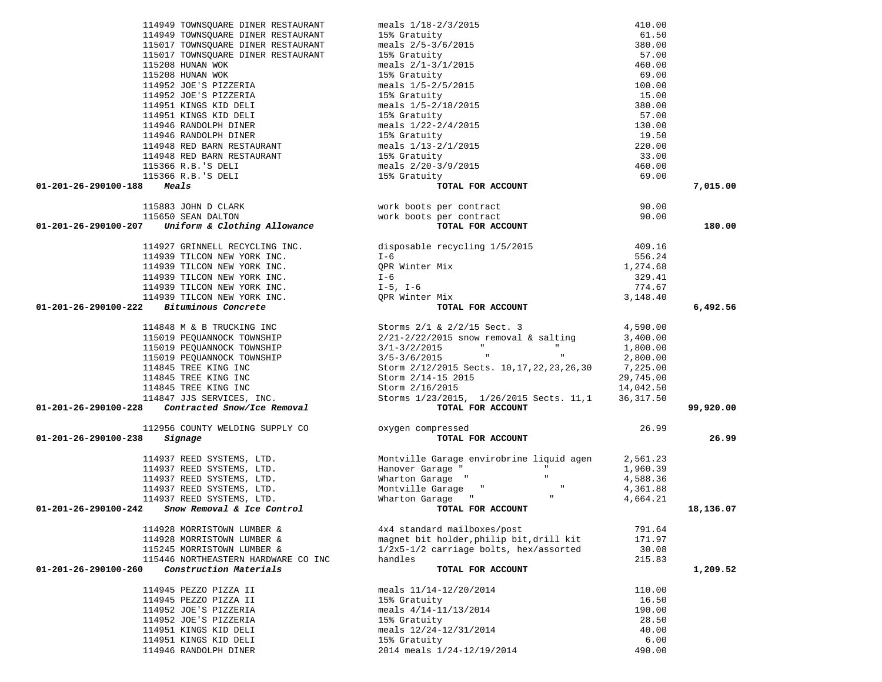| Account | Vendor | Description | Amount | Total |
|---|---|---|---|---|
| | 114949 TOWNSQUARE DINER RESTAURANT | meals 1/18-2/3/2015 | 410.00 | |
| | 114949 TOWNSQUARE DINER RESTAURANT | 15% Gratuity | 61.50 | |
| | 115017 TOWNSQUARE DINER RESTAURANT | meals 2/5-3/6/2015 | 380.00 | |
| | 115017 TOWNSQUARE DINER RESTAURANT | 15% Gratuity | 57.00 | |
| | 115208 HUNAN WOK | meals 2/1-3/1/2015 | 460.00 | |
| | 115208 HUNAN WOK | 15% Gratuity | 69.00 | |
| | 114952 JOE'S PIZZERIA | meals 1/5-2/5/2015 | 100.00 | |
| | 114952 JOE'S PIZZERIA | 15% Gratuity | 15.00 | |
| | 114951 KINGS KID DELI | meals 1/5-2/18/2015 | 380.00 | |
| | 114951 KINGS KID DELI | 15% Gratuity | 57.00 | |
| | 114946 RANDOLPH DINER | meals 1/22-2/4/2015 | 130.00 | |
| | 114946 RANDOLPH DINER | 15% Gratuity | 19.50 | |
| | 114948 RED BARN RESTAURANT | meals 1/13-2/1/2015 | 220.00 | |
| | 114948 RED BARN RESTAURANT | 15% Gratuity | 33.00 | |
| | 115366 R.B.'S DELI | meals 2/20-3/9/2015 | 460.00 | |
| | 115366 R.B.'S DELI | 15% Gratuity | 69.00 | |
| **01-201-26-290100-188** | ***Meals*** | **TOTAL FOR ACCOUNT** | | **7,015.00** |
| | 115883 JOHN D CLARK | work boots per contract | 90.00 | |
| | 115650 SEAN DALTON | work boots per contract | 90.00 | |
| **01-201-26-290100-207** | ***Uniform & Clothing Allowance*** | **TOTAL FOR ACCOUNT** | | **180.00** |
| | 114927 GRINNELL RECYCLING INC. | disposable recycling 1/5/2015 | 409.16 | |
| | 114939 TILCON NEW YORK INC. | I-6 | 556.24 | |
| | 114939 TILCON NEW YORK INC. | QPR Winter Mix | 1,274.68 | |
| | 114939 TILCON NEW YORK INC. | I-6 | 329.41 | |
| | 114939 TILCON NEW YORK INC. | I-5, I-6 | 774.67 | |
| | 114939 TILCON NEW YORK INC. | QPR Winter Mix | 3,148.40 | |
| **01-201-26-290100-222** | ***Bituminous Concrete*** | **TOTAL FOR ACCOUNT** | | **6,492.56** |
| | 114848 M & B TRUCKING INC | Storms 2/1 & 2/2/15 Sect. 3 | 4,590.00 | |
| | 115019 PEQUANNOCK TOWNSHIP | 2/21-2/22/2015 snow removal & salting | 3,400.00 | |
| | 115019 PEQUANNOCK TOWNSHIP | 3/1-3/2/2015 " " | 1,800.00 | |
| | 115019 PEQUANNOCK TOWNSHIP | 3/5-3/6/2015 " " | 2,800.00 | |
| | 114845 TREE KING INC | Storm 2/12/2015 Sects. 10,17,22,23,26,30 | 7,225.00 | |
| | 114845 TREE KING INC | Storm 2/14-15 2015 | 29,745.00 | |
| | 114845 TREE KING INC | Storm 2/16/2015 | 14,042.50 | |
| | 114847 JJS SERVICES, INC. | Storms 1/23/2015, 1/26/2015 Sects. 11,1 | 36,317.50 | |
| **01-201-26-290100-228** | ***Contracted Snow/Ice Removal*** | **TOTAL FOR ACCOUNT** | | **99,920.00** |
| | 112956 COUNTY WELDING SUPPLY CO | oxygen compressed | 26.99 | |
| **01-201-26-290100-238** | ***Signage*** | **TOTAL FOR ACCOUNT** | | **26.99** |
| | 114937 REED SYSTEMS, LTD. | Montville Garage envirobrine liquid agen | 2,561.23 | |
| | 114937 REED SYSTEMS, LTD. | Hanover Garage " " | 1,960.39 | |
| | 114937 REED SYSTEMS, LTD. | Wharton Garage " " | 4,588.36 | |
| | 114937 REED SYSTEMS, LTD. | Montville Garage " " | 4,361.88 | |
| | 114937 REED SYSTEMS, LTD. | Wharton Garage " " | 4,664.21 | |
| **01-201-26-290100-242** | ***Snow Removal & Ice Control*** | **TOTAL FOR ACCOUNT** | | **18,136.07** |
| | 114928 MORRISTOWN LUMBER & | 4x4 standard mailboxes/post | 791.64 | |
| | 114928 MORRISTOWN LUMBER & | magnet bit holder,philip bit,drill kit | 171.97 | |
| | 115245 MORRISTOWN LUMBER & | 1/2x5-1/2 carriage bolts, hex/assorted | 30.08 | |
| | 115446 NORTHEASTERN HARDWARE CO INC | handles | 215.83 | |
| **01-201-26-290100-260** | ***Construction Materials*** | **TOTAL FOR ACCOUNT** | | **1,209.52** |
| | 114945 PEZZO PIZZA II | meals 11/14-12/20/2014 | 110.00 | |
| | 114945 PEZZO PIZZA II | 15% Gratuity | 16.50 | |
| | 114952 JOE'S PIZZERIA | meals 4/14-11/13/2014 | 190.00 | |
| | 114952 JOE'S PIZZERIA | 15% Gratuity | 28.50 | |
| | 114951 KINGS KID DELI | meals 12/24-12/31/2014 | 40.00 | |
| | 114951 KINGS KID DELI | 15% Gratuity | 6.00 | |
| | 114946 RANDOLPH DINER | 2014 meals 1/24-12/19/2014 | 490.00 | |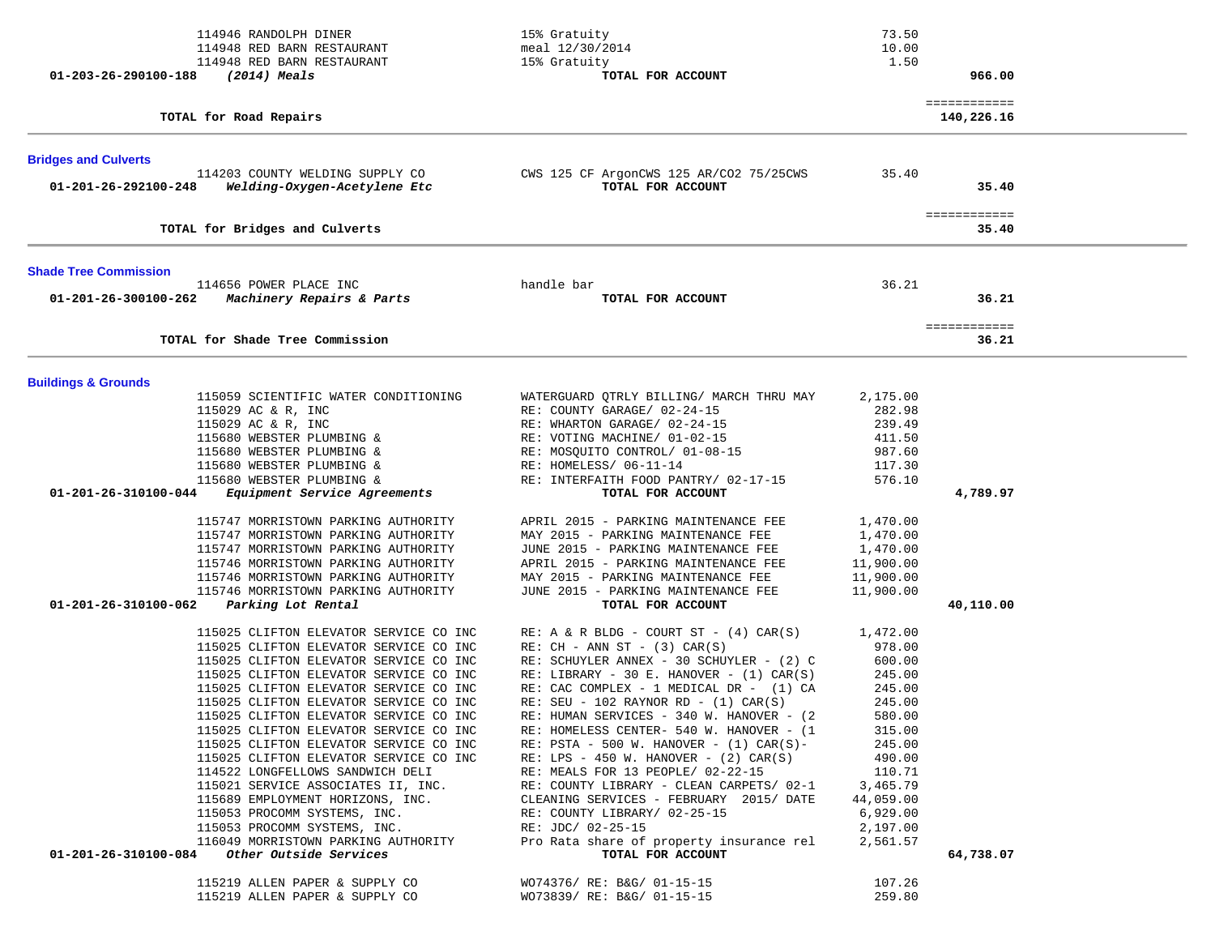| Account / Vendor | Description | Amount | Total |
|---|---|---|---|
| 114946 RANDOLPH DINER | 15% Gratuity | 73.50 | |
| 114948 RED BARN RESTAURANT | meal 12/30/2014 | 10.00 | |
| 114948 RED BARN RESTAURANT | 15% Gratuity | 1.50 | |
| **01-203-26-290100-188** *(2014) Meals* | **TOTAL FOR ACCOUNT** | | **966.00** |

| | | | ============ |
|---|---|---|---|
| **TOTAL for Road Repairs** | | | **140,226.16** |

## Bridges and Culverts

| Account / Vendor | Description | Amount | Total |
|---|---|---|---|
| 114203 COUNTY WELDING SUPPLY CO | CWS 125 CF ArgonCWS 125 AR/CO2 75/25CWS | 35.40 | |
| **01-201-26-292100-248** *Welding-Oxygen-Acetylene Etc* | **TOTAL FOR ACCOUNT** | | **35.40** |

| | | | ============ |
|---|---|---|---|
| **TOTAL for Bridges and Culverts** | | | **35.40** |

## Shade Tree Commission

| Account / Vendor | Description | Amount | Total |
|---|---|---|---|
| 114656 POWER PLACE INC | handle bar | 36.21 | |
| **01-201-26-300100-262** *Machinery Repairs & Parts* | **TOTAL FOR ACCOUNT** | | **36.21** |

| | | | ============ |
|---|---|---|---|
| **TOTAL for Shade Tree Commission** | | | **36.21** |

## Buildings & Grounds

| Account / Vendor | Description | Amount | Total |
|---|---|---|---|
| 115059 SCIENTIFIC WATER CONDITIONING | WATERGUARD QTRLY BILLING/ MARCH THRU MAY | 2,175.00 | |
| 115029 AC & R, INC | RE: COUNTY GARAGE/ 02-24-15 | 282.98 | |
| 115029 AC & R, INC | RE: WHARTON GARAGE/ 02-24-15 | 239.49 | |
| 115680 WEBSTER PLUMBING & | RE: VOTING MACHINE/ 01-02-15 | 411.50 | |
| 115680 WEBSTER PLUMBING & | RE: MOSQUITO CONTROL/ 01-08-15 | 987.60 | |
| 115680 WEBSTER PLUMBING & | RE: HOMELESS/ 06-11-14 | 117.30 | |
| 115680 WEBSTER PLUMBING & | RE: INTERFAITH FOOD PANTRY/ 02-17-15 | 576.10 | |
| **01-201-26-310100-044** *Equipment Service Agreements* | **TOTAL FOR ACCOUNT** | | **4,789.97** |
| 115747 MORRISTOWN PARKING AUTHORITY | APRIL 2015 - PARKING MAINTENANCE FEE | 1,470.00 | |
| 115747 MORRISTOWN PARKING AUTHORITY | MAY 2015 - PARKING MAINTENANCE FEE | 1,470.00 | |
| 115747 MORRISTOWN PARKING AUTHORITY | JUNE 2015 - PARKING MAINTENANCE FEE | 1,470.00 | |
| 115746 MORRISTOWN PARKING AUTHORITY | APRIL 2015 - PARKING MAINTENANCE FEE | 11,900.00 | |
| 115746 MORRISTOWN PARKING AUTHORITY | MAY 2015 - PARKING MAINTENANCE FEE | 11,900.00 | |
| 115746 MORRISTOWN PARKING AUTHORITY | JUNE 2015 - PARKING MAINTENANCE FEE | 11,900.00 | |
| **01-201-26-310100-062** *Parking Lot Rental* | **TOTAL FOR ACCOUNT** | | **40,110.00** |
| 115025 CLIFTON ELEVATOR SERVICE CO INC | RE: A & R BLDG - COURT ST - (4) CAR(S) | 1,472.00 | |
| 115025 CLIFTON ELEVATOR SERVICE CO INC | RE: CH - ANN ST - (3) CAR(S) | 978.00 | |
| 115025 CLIFTON ELEVATOR SERVICE CO INC | RE: SCHUYLER ANNEX - 30 SCHUYLER - (2) C | 600.00 | |
| 115025 CLIFTON ELEVATOR SERVICE CO INC | RE: LIBRARY - 30 E. HANOVER - (1) CAR(S) | 245.00 | |
| 115025 CLIFTON ELEVATOR SERVICE CO INC | RE: CAC COMPLEX - 1 MEDICAL DR - (1) CA | 245.00 | |
| 115025 CLIFTON ELEVATOR SERVICE CO INC | RE: SEU - 102 RAYNOR RD - (1) CAR(S) | 245.00 | |
| 115025 CLIFTON ELEVATOR SERVICE CO INC | RE: HUMAN SERVICES - 340 W. HANOVER - (2 | 580.00 | |
| 115025 CLIFTON ELEVATOR SERVICE CO INC | RE: HOMELESS CENTER- 540 W. HANOVER - (1 | 315.00 | |
| 115025 CLIFTON ELEVATOR SERVICE CO INC | RE: PSTA - 500 W. HANOVER - (1) CAR(S)- | 245.00 | |
| 115025 CLIFTON ELEVATOR SERVICE CO INC | RE: LPS - 450 W. HANOVER - (2) CAR(S) | 490.00 | |
| 114522 LONGFELLOWS SANDWICH DELI | RE: MEALS FOR 13 PEOPLE/ 02-22-15 | 110.71 | |
| 115021 SERVICE ASSOCIATES II, INC. | RE: COUNTY LIBRARY - CLEAN CARPETS/ 02-1 | 3,465.79 | |
| 115689 EMPLOYMENT HORIZONS, INC. | CLEANING SERVICES - FEBRUARY 2015/ DATE | 44,059.00 | |
| 115053 PROCOMM SYSTEMS, INC. | RE: COUNTY LIBRARY/ 02-25-15 | 6,929.00 | |
| 115053 PROCOMM SYSTEMS, INC. | RE: JDC/ 02-25-15 | 2,197.00 | |
| 116049 MORRISTOWN PARKING AUTHORITY | Pro Rata share of property insurance rel | 2,561.57 | |
| **01-201-26-310100-084** *Other Outside Services* | **TOTAL FOR ACCOUNT** | | **64,738.07** |
| 115219 ALLEN PAPER & SUPPLY CO | WO74376/ RE: B&G/ 01-15-15 | 107.26 | |
| 115219 ALLEN PAPER & SUPPLY CO | WO73839/ RE: B&G/ 01-15-15 | 259.80 | |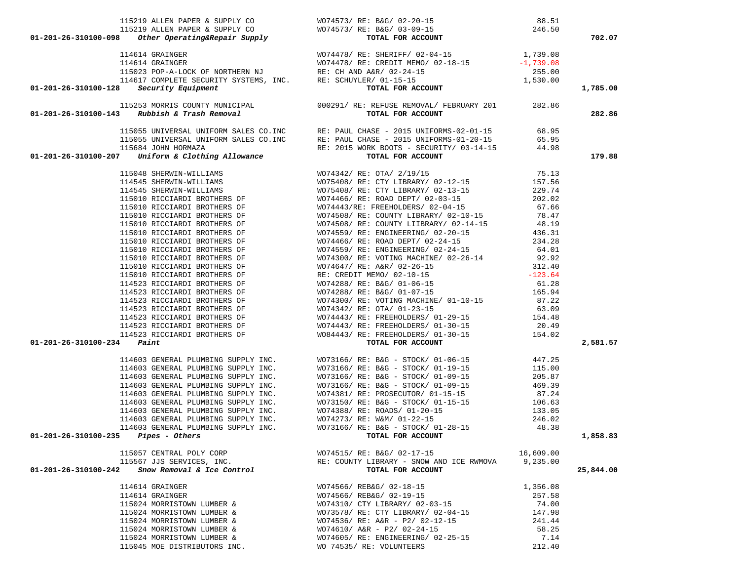| Account | Vendor | Description | Amount | Total |
|---|---|---|---|---|
| | 115219 ALLEN PAPER & SUPPLY CO | WO74573/ RE: B&G/ 02-20-15 | 88.51 | |
| | 115219 ALLEN PAPER & SUPPLY CO | WO74573/ RE: B&G/ 03-09-15 | 246.50 | |
| **01-201-26-310100-098** | ***Other Operating&Repair Supply*** | **TOTAL FOR ACCOUNT** | | **702.07** |
| | 114614 GRAINGER | WO74478/ RE: SHERIFF/ 02-04-15 | 1,739.08 | |
| | 114614 GRAINGER | WO74478/ RE: CREDIT MEMO/ 02-18-15 | -1,739.08 | |
| | 115023 POP-A-LOCK OF NORTHERN NJ | RE: CH AND A&R/ 02-24-15 | 255.00 | |
| | 114617 COMPLETE SECURITY SYSTEMS, INC. | RE: SCHUYLER/ 01-15-15 | 1,530.00 | |
| **01-201-26-310100-128** | ***Security Equipment*** | **TOTAL FOR ACCOUNT** | | **1,785.00** |
| | 115253 MORRIS COUNTY MUNICIPAL | 000291/ RE: REFUSE REMOVAL/ FEBRUARY 201 | 282.86 | |
| **01-201-26-310100-143** | ***Rubbish & Trash Removal*** | **TOTAL FOR ACCOUNT** | | **282.86** |
| | 115055 UNIVERSAL UNIFORM SALES CO.INC | RE: PAUL CHASE - 2015 UNIFORMS-02-01-15 | 68.95 | |
| | 115055 UNIVERSAL UNIFORM SALES CO.INC | RE: PAUL CHASE - 2015 UNIFORMS-01-20-15 | 65.95 | |
| | 115684 JOHN HORMAZA | RE: 2015 WORK BOOTS - SECURITY/ 03-14-15 | 44.98 | |
| **01-201-26-310100-207** | ***Uniform & Clothing Allowance*** | **TOTAL FOR ACCOUNT** | | **179.88** |
| | 115048 SHERWIN-WILLIAMS | WO74342/ RE: OTA/ 2/19/15 | 75.13 | |
| | 114545 SHERWIN-WILLIAMS | WO75408/ RE: CTY LIBRARY/ 02-12-15 | 157.56 | |
| | 114545 SHERWIN-WILLIAMS | WO75408/ RE: CTY LIBRARY/ 02-13-15 | 229.74 | |
| | 115010 RICCIARDI BROTHERS OF | WO74466/ RE: ROAD DEPT/ 02-03-15 | 202.02 | |
| | 115010 RICCIARDI BROTHERS OF | WO74443/RE: FREEHOLDERS/ 02-04-15 | 67.66 | |
| | 115010 RICCIARDI BROTHERS OF | WO74508/ RE: COUNTY LIBRARY/ 02-10-15 | 78.47 | |
| | 115010 RICCIARDI BROTHERS OF | WO74508/ RE: COUNTY LIIBRARY/ 02-14-15 | 48.19 | |
| | 115010 RICCIARDI BROTHERS OF | WO74559/ RE: ENGINEERING/ 02-20-15 | 436.31 | |
| | 115010 RICCIARDI BROTHERS OF | WO74466/ RE: ROAD DEPT/ 02-24-15 | 234.28 | |
| | 115010 RICCIARDI BROTHERS OF | WO74559/ RE: ENGINEERING/ 02-24-15 | 64.01 | |
| | 115010 RICCIARDI BROTHERS OF | WO74300/ RE: VOTING MACHINE/ 02-26-14 | 92.92 | |
| | 115010 RICCIARDI BROTHERS OF | WO74647/ RE: A&R/ 02-26-15 | 312.40 | |
| | 115010 RICCIARDI BROTHERS OF | RE: CREDIT MEMO/ 02-10-15 | -123.64 | |
| | 114523 RICCIARDI BROTHERS OF | WO74288/ RE: B&G/ 01-06-15 | 61.28 | |
| | 114523 RICCIARDI BROTHERS OF | WO74288/ RE: B&G/ 01-07-15 | 165.94 | |
| | 114523 RICCIARDI BROTHERS OF | WO74300/ RE: VOTING MACHINE/ 01-10-15 | 87.22 | |
| | 114523 RICCIARDI BROTHERS OF | WO74342/ RE: OTA/ 01-23-15 | 63.09 | |
| | 114523 RICCIARDI BROTHERS OF | WO74443/ RE: FREEHOLDERS/ 01-29-15 | 154.48 | |
| | 114523 RICCIARDI BROTHERS OF | WO74443/ RE: FREEHOLDERS/ 01-30-15 | 20.49 | |
| | 114523 RICCIARDI BROTHERS OF | WO84443/ RE: FREEHOLDERS/ 01-30-15 | 154.02 | |
| **01-201-26-310100-234** | ***Paint*** | **TOTAL FOR ACCOUNT** | | **2,581.57** |
| | 114603 GENERAL PLUMBING SUPPLY INC. | WO73166/ RE: B&G - STOCK/ 01-06-15 | 447.25 | |
| | 114603 GENERAL PLUMBING SUPPLY INC. | WO73166/ RE: B&G - STOCK/ 01-19-15 | 115.00 | |
| | 114603 GENERAL PLUMBING SUPPLY INC. | WO73166/ RE: B&G - STOCK/ 01-09-15 | 205.87 | |
| | 114603 GENERAL PLUMBING SUPPLY INC. | WO73166/ RE: B&G - STOCK/ 01-09-15 | 469.39 | |
| | 114603 GENERAL PLUMBING SUPPLY INC. | WO74381/ RE: PROSECUTOR/ 01-15-15 | 87.24 | |
| | 114603 GENERAL PLUMBING SUPPLY INC. | WO73150/ RE: B&G - STOCK/ 01-15-15 | 106.63 | |
| | 114603 GENERAL PLUMBING SUPPLY INC. | WO74388/ RE: ROADS/ 01-20-15 | 133.05 | |
| | 114603 GENERAL PLUMBING SUPPLY INC. | WO74273/ RE: W&M/ 01-22-15 | 246.02 | |
| | 114603 GENERAL PLUMBING SUPPLY INC. | WO73166/ RE: B&G - STOCK/ 01-28-15 | 48.38 | |
| **01-201-26-310100-235** | ***Pipes - Others*** | **TOTAL FOR ACCOUNT** | | **1,858.83** |
| | 115057 CENTRAL POLY CORP | WO74515/ RE: B&G/ 02-17-15 | 16,609.00 | |
| | 115567 JJS SERVICES, INC. | RE: COUNTY LIBRARY - SNOW AND ICE RWMOVA | 9,235.00 | |
| **01-201-26-310100-242** | ***Snow Removal & Ice Control*** | **TOTAL FOR ACCOUNT** | | **25,844.00** |
| | 114614 GRAINGER | WO74566/ REB&G/ 02-18-15 | 1,356.08 | |
| | 114614 GRAINGER | WO74566/ REB&G/ 02-19-15 | 257.58 | |
| | 115024 MORRISTOWN LUMBER & | WO74310/ CTY LIBRARY/ 02-03-15 | 74.00 | |
| | 115024 MORRISTOWN LUMBER & | WO73578/ RE: CTY LIBRARY/ 02-04-15 | 147.98 | |
| | 115024 MORRISTOWN LUMBER & | WO74536/ RE: A&R - P2/ 02-12-15 | 241.44 | |
| | 115024 MORRISTOWN LUMBER & | WO74610/ A&R - P2/ 02-24-15 | 58.25 | |
| | 115024 MORRISTOWN LUMBER & | WO74605/ RE: ENGINEERING/ 02-25-15 | 7.14 | |
| | 115045 MOE DISTRIBUTORS INC. | WO 74535/ RE: VOLUNTEERS | 212.40 | |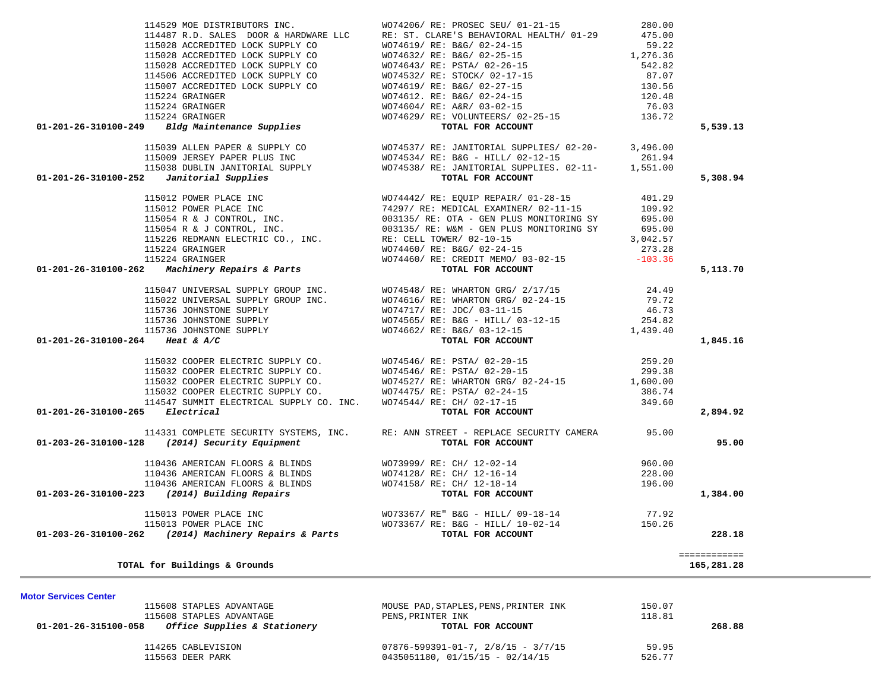| Account | Vendor | Description | Amount | Total |
|---|---|---|---|---|
| | 114529 MOE DISTRIBUTORS INC. | WO74206/ RE: PROSEC SEU/ 01-21-15 | 280.00 | |
| | 114487 R.D. SALES DOOR & HARDWARE LLC | RE: ST. CLARE'S BEHAVIORAL HEALTH/ 01-29 | 475.00 | |
| | 115028 ACCREDITED LOCK SUPPLY CO | WO74619/ RE: B&G/ 02-24-15 | 59.22 | |
| | 115028 ACCREDITED LOCK SUPPLY CO | WO74632/ RE: B&G/ 02-25-15 | 1,276.36 | |
| | 115028 ACCREDITED LOCK SUPPLY CO | WO74643/ RE: PSTA/ 02-26-15 | 542.82 | |
| | 114506 ACCREDITED LOCK SUPPLY CO | WO74532/ RE: STOCK/ 02-17-15 | 87.07 | |
| | 115007 ACCREDITED LOCK SUPPLY CO | WO74619/ RE: B&G/ 02-27-15 | 130.56 | |
| | 115224 GRAINGER | WO74612. RE: B&G/ 02-24-15 | 120.48 | |
| | 115224 GRAINGER | WO74604/ RE: A&R/ 03-02-15 | 76.03 | |
| | 115224 GRAINGER | WO74629/ RE: VOLUNTEERS/ 02-25-15 | 136.72 | |
| **01-201-26-310100-249** | ***Bldg Maintenance Supplies*** | **TOTAL FOR ACCOUNT** | | **5,539.13** |
| | 115039 ALLEN PAPER & SUPPLY CO | WO74537/ RE: JANITORIAL SUPPLIES/ 02-20- | 3,496.00 | |
| | 115009 JERSEY PAPER PLUS INC | WO74534/ RE: B&G - HILL/ 02-12-15 | 261.94 | |
| | 115038 DUBLIN JANITORIAL SUPPLY | WO74538/ RE: JANITORIAL SUPPLIES. 02-11- | 1,551.00 | |
| **01-201-26-310100-252** | ***Janitorial Supplies*** | **TOTAL FOR ACCOUNT** | | **5,308.94** |
| | 115012 POWER PLACE INC | WO74442/ RE: EQUIP REPAIR/ 01-28-15 | 401.29 | |
| | 115012 POWER PLACE INC | 74297/ RE: MEDICAL EXAMINER/ 02-11-15 | 109.92 | |
| | 115054 R & J CONTROL, INC. | 003135/ RE: OTA - GEN PLUS MONITORING SY | 695.00 | |
| | 115054 R & J CONTROL, INC. | 003135/ RE: W&M - GEN PLUS MONITORING SY | 695.00 | |
| | 115226 REDMANN ELECTRIC CO., INC. | RE: CELL TOWER/ 02-10-15 | 3,042.57 | |
| | 115224 GRAINGER | WO74460/ RE: B&G/ 02-24-15 | 273.28 | |
| | 115224 GRAINGER | WO74460/ RE: CREDIT MEMO/ 03-02-15 | -103.36 | |
| **01-201-26-310100-262** | ***Machinery Repairs & Parts*** | **TOTAL FOR ACCOUNT** | | **5,113.70** |
| | 115047 UNIVERSAL SUPPLY GROUP INC. | WO74548/ RE: WHARTON GRG/ 2/17/15 | 24.49 | |
| | 115022 UNIVERSAL SUPPLY GROUP INC. | WO74616/ RE: WHARTON GRG/ 02-24-15 | 79.72 | |
| | 115736 JOHNSTONE SUPPLY | WO74717/ RE: JDC/ 03-11-15 | 46.73 | |
| | 115736 JOHNSTONE SUPPLY | WO74565/ RE: B&G - HILL/ 03-12-15 | 254.82 | |
| | 115736 JOHNSTONE SUPPLY | WO74662/ RE: B&G/ 03-12-15 | 1,439.40 | |
| **01-201-26-310100-264** | ***Heat & A/C*** | **TOTAL FOR ACCOUNT** | | **1,845.16** |
| | 115032 COOPER ELECTRIC SUPPLY CO. | WO74546/ RE: PSTA/ 02-20-15 | 259.20 | |
| | 115032 COOPER ELECTRIC SUPPLY CO. | WO74546/ RE: PSTA/ 02-20-15 | 299.38 | |
| | 115032 COOPER ELECTRIC SUPPLY CO. | WO74527/ RE: WHARTON GRG/ 02-24-15 | 1,600.00 | |
| | 115032 COOPER ELECTRIC SUPPLY CO. | WO74475/ RE: PSTA/ 02-24-15 | 386.74 | |
| | 114547 SUMMIT ELECTRICAL SUPPLY CO. INC. | WO74544/ RE: CH/ 02-17-15 | 349.60 | |
| **01-201-26-310100-265** | ***Electrical*** | **TOTAL FOR ACCOUNT** | | **2,894.92** |
| | 114331 COMPLETE SECURITY SYSTEMS, INC. | RE: ANN STREET - REPLACE SECURITY CAMERA | 95.00 | |
| **01-203-26-310100-128** | ***(2014) Security Equipment*** | **TOTAL FOR ACCOUNT** | | **95.00** |
| | 110436 AMERICAN FLOORS & BLINDS | WO73999/ RE: CH/ 12-02-14 | 960.00 | |
| | 110436 AMERICAN FLOORS & BLINDS | WO74128/ RE: CH/ 12-16-14 | 228.00 | |
| | 110436 AMERICAN FLOORS & BLINDS | WO74158/ RE: CH/ 12-18-14 | 196.00 | |
| **01-203-26-310100-223** | ***(2014) Building Repairs*** | **TOTAL FOR ACCOUNT** | | **1,384.00** |
| | 115013 POWER PLACE INC | WO73367/ RE" B&G - HILL/ 09-18-14 | 77.92 | |
| | 115013 POWER PLACE INC | WO73367/ RE: B&G - HILL/ 10-02-14 | 150.26 | |
| **01-203-26-310100-262** | ***(2014) Machinery Repairs & Parts*** | **TOTAL FOR ACCOUNT** | | **228.18** |
| | | | | ============ |
| **TOTAL for Buildings & Grounds** | | | | **165,281.28** |

**Motor Services Center**

| Account | Vendor | Description | Amount | Total |
|---|---|---|---|---|
| | 115608 STAPLES ADVANTAGE | MOUSE PAD,STAPLES,PENS,PRINTER INK | 150.07 | |
| | 115608 STAPLES ADVANTAGE | PENS,PRINTER INK | 118.81 | |
| **01-201-26-315100-058** | ***Office Supplies & Stationery*** | **TOTAL FOR ACCOUNT** | | **268.88** |
| | 114265 CABLEVISION | 07876-599391-01-7, 2/8/15 - 3/7/15 | 59.95 | |
| | 115563 DEER PARK | 0435051180, 01/15/15 - 02/14/15 | 526.77 | |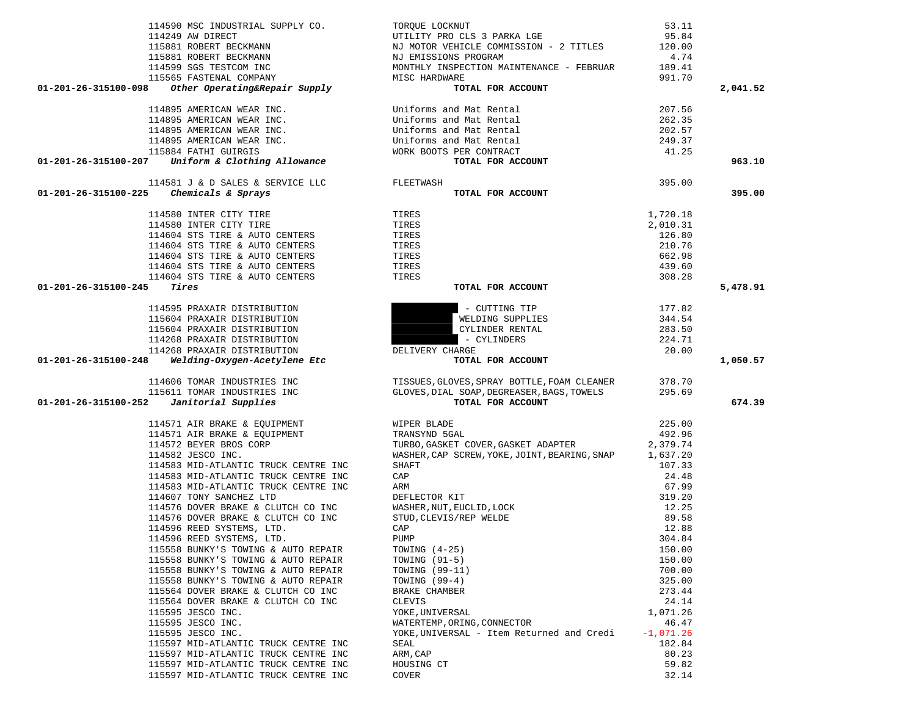| Account | Vendor | Description | Amount | Total |
|---|---|---|---|---|
| | 114590 MSC INDUSTRIAL SUPPLY CO. | TORQUE LOCKNUT | 53.11 | |
| | 114249 AW DIRECT | UTILITY PRO CLS 3 PARKA LGE | 95.84 | |
| | 115881 ROBERT BECKMANN | NJ MOTOR VEHICLE COMMISSION - 2 TITLES | 120.00 | |
| | 115881 ROBERT BECKMANN | NJ EMISSIONS PROGRAM | 4.74 | |
| | 114599 SGS TESTCOM INC | MONTHLY INSPECTION MAINTENANCE - FEBRUAR | 189.41 | |
| | 115565 FASTENAL COMPANY | MISC HARDWARE | 991.70 | |
| **01-201-26-315100-098** | ***Other Operating&Repair Supply*** | **TOTAL FOR ACCOUNT** | | **2,041.52** |
| | 114895 AMERICAN WEAR INC. | Uniforms and Mat Rental | 207.56 | |
| | 114895 AMERICAN WEAR INC. | Uniforms and Mat Rental | 262.35 | |
| | 114895 AMERICAN WEAR INC. | Uniforms and Mat Rental | 202.57 | |
| | 114895 AMERICAN WEAR INC. | Uniforms and Mat Rental | 249.37 | |
| | 115884 FATHI GUIRGIS | WORK BOOTS PER CONTRACT | 41.25 | |
| **01-201-26-315100-207** | ***Uniform & Clothing Allowance*** | **TOTAL FOR ACCOUNT** | | **963.10** |
| | 114581 J & D SALES & SERVICE LLC | FLEETWASH | 395.00 | |
| **01-201-26-315100-225** | ***Chemicals & Sprays*** | **TOTAL FOR ACCOUNT** | | **395.00** |
| | 114580 INTER CITY TIRE | TIRES | 1,720.18 | |
| | 114580 INTER CITY TIRE | TIRES | 2,010.31 | |
| | 114604 STS TIRE & AUTO CENTERS | TIRES | 126.80 | |
| | 114604 STS TIRE & AUTO CENTERS | TIRES | 210.76 | |
| | 114604 STS TIRE & AUTO CENTERS | TIRES | 662.98 | |
| | 114604 STS TIRE & AUTO CENTERS | TIRES | 439.60 | |
| | 114604 STS TIRE & AUTO CENTERS | TIRES | 308.28 | |
| **01-201-26-315100-245** | ***Tires*** | **TOTAL FOR ACCOUNT** | | **5,478.91** |
| | 114595 PRAXAIR DISTRIBUTION | [REDACTED] - CUTTING TIP | 177.82 | |
| | 115604 PRAXAIR DISTRIBUTION | [REDACTED] WELDING SUPPLIES | 344.54 | |
| | 115604 PRAXAIR DISTRIBUTION | [REDACTED] CYLINDER RENTAL | 283.50 | |
| | 114268 PRAXAIR DISTRIBUTION | [REDACTED] - CYLINDERS | 224.71 | |
| | 114268 PRAXAIR DISTRIBUTION | DELIVERY CHARGE | 20.00 | |
| **01-201-26-315100-248** | ***Welding-Oxygen-Acetylene Etc*** | **TOTAL FOR ACCOUNT** | | **1,050.57** |
| | 114606 TOMAR INDUSTRIES INC | TISSUES,GLOVES,SPRAY BOTTLE,FOAM CLEANER | 378.70 | |
| | 115611 TOMAR INDUSTRIES INC | GLOVES,DIAL SOAP,DEGREASER,BAGS,TOWELS | 295.69 | |
| **01-201-26-315100-252** | ***Janitorial Supplies*** | **TOTAL FOR ACCOUNT** | | **674.39** |
| | 114571 AIR BRAKE & EQUIPMENT | WIPER BLADE | 225.00 | |
| | 114571 AIR BRAKE & EQUIPMENT | TRANSYND 5GAL | 492.96 | |
| | 114572 BEYER BROS CORP | TURBO,GASKET COVER,GASKET ADAPTER | 2,379.74 | |
| | 114582 JESCO INC. | WASHER,CAP SCREW,YOKE,JOINT,BEARING,SNAP | 1,637.20 | |
| | 114583 MID-ATLANTIC TRUCK CENTRE INC | SHAFT | 107.33 | |
| | 114583 MID-ATLANTIC TRUCK CENTRE INC | CAP | 24.48 | |
| | 114583 MID-ATLANTIC TRUCK CENTRE INC | ARM | 67.99 | |
| | 114607 TONY SANCHEZ LTD | DEFLECTOR KIT | 319.20 | |
| | 114576 DOVER BRAKE & CLUTCH CO INC | WASHER,NUT,EUCLID,LOCK | 12.25 | |
| | 114576 DOVER BRAKE & CLUTCH CO INC | STUD,CLEVIS/REP WELDE | 89.58 | |
| | 114596 REED SYSTEMS, LTD. | CAP | 12.88 | |
| | 114596 REED SYSTEMS, LTD. | PUMP | 304.84 | |
| | 115558 BUNKY'S TOWING & AUTO REPAIR | TOWING (4-25) | 150.00 | |
| | 115558 BUNKY'S TOWING & AUTO REPAIR | TOWING (91-5) | 150.00 | |
| | 115558 BUNKY'S TOWING & AUTO REPAIR | TOWING (99-11) | 700.00 | |
| | 115558 BUNKY'S TOWING & AUTO REPAIR | TOWING (99-4) | 325.00 | |
| | 115564 DOVER BRAKE & CLUTCH CO INC | BRAKE CHAMBER | 273.44 | |
| | 115564 DOVER BRAKE & CLUTCH CO INC | CLEVIS | 24.14 | |
| | 115595 JESCO INC. | YOKE,UNIVERSAL | 1,071.26 | |
| | 115595 JESCO INC. | WATERTEMP,ORING,CONNECTOR | 46.47 | |
| | 115595 JESCO INC. | YOKE,UNIVERSAL - Item Returned and Credi | -1,071.26 | |
| | 115597 MID-ATLANTIC TRUCK CENTRE INC | SEAL | 182.84 | |
| | 115597 MID-ATLANTIC TRUCK CENTRE INC | ARM,CAP | 80.23 | |
| | 115597 MID-ATLANTIC TRUCK CENTRE INC | HOUSING CT | 59.82 | |
| | 115597 MID-ATLANTIC TRUCK CENTRE INC | COVER | 32.14 | |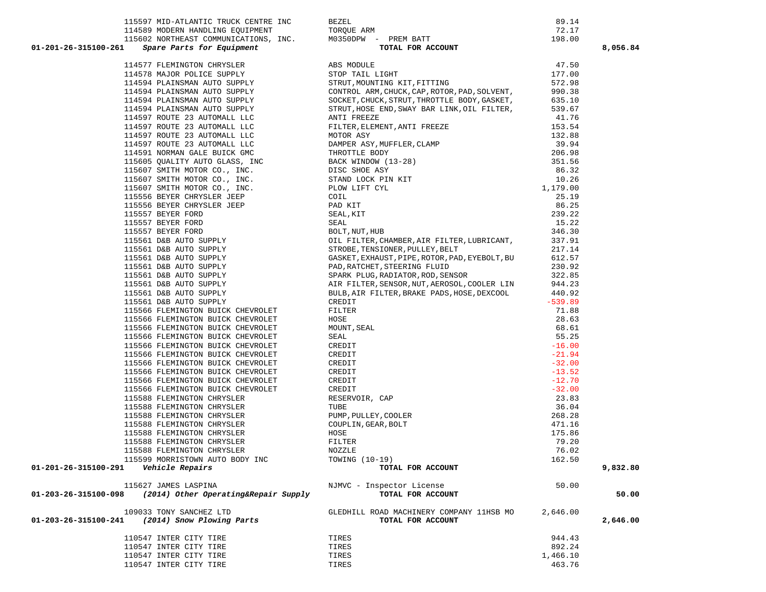| Account | Vendor | Description | Amount | Total |
|---|---|---|---|---|
| | 115597 MID-ATLANTIC TRUCK CENTRE INC | BEZEL | 89.14 | |
| | 114589 MODERN HANDLING EQUIPMENT | TORQUE ARM | 72.17 | |
| | 115602 NORTHEAST COMMUNICATIONS, INC. | M0350DPW - PREM BATT | 198.00 | |
| **01-201-26-315100-261** | ***Spare Parts for Equipment*** | **TOTAL FOR ACCOUNT** | | **8,056.84** |
| | 114577 FLEMINGTON CHRYSLER | ABS MODULE | 47.50 | |
| | 114578 MAJOR POLICE SUPPLY | STOP TAIL LIGHT | 177.00 | |
| | 114594 PLAINSMAN AUTO SUPPLY | STRUT,MOUNTING KIT,FITTING | 572.98 | |
| | 114594 PLAINSMAN AUTO SUPPLY | CONTROL ARM,CHUCK,CAP,ROTOR,PAD,SOLVENT, | 990.38 | |
| | 114594 PLAINSMAN AUTO SUPPLY | SOCKET,CHUCK,STRUT,THROTTLE BODY,GASKET, | 635.10 | |
| | 114594 PLAINSMAN AUTO SUPPLY | STRUT,HOSE END,SWAY BAR LINK,OIL FILTER, | 539.67 | |
| | 114597 ROUTE 23 AUTOMALL LLC | ANTI FREEZE | 41.76 | |
| | 114597 ROUTE 23 AUTOMALL LLC | FILTER,ELEMENT,ANTI FREEZE | 153.54 | |
| | 114597 ROUTE 23 AUTOMALL LLC | MOTOR ASY | 132.88 | |
| | 114597 ROUTE 23 AUTOMALL LLC | DAMPER ASY,MUFFLER,CLAMP | 39.94 | |
| | 114591 NORMAN GALE BUICK GMC | THROTTLE BODY | 206.98 | |
| | 115605 QUALITY AUTO GLASS, INC | BACK WINDOW (13-28) | 351.56 | |
| | 115607 SMITH MOTOR CO., INC. | DISC SHOE ASY | 86.32 | |
| | 115607 SMITH MOTOR CO., INC. | STAND LOCK PIN KIT | 10.26 | |
| | 115607 SMITH MOTOR CO., INC. | PLOW LIFT CYL | 1,179.00 | |
| | 115556 BEYER CHRYSLER JEEP | COIL | 25.19 | |
| | 115556 BEYER CHRYSLER JEEP | PAD KIT | 86.25 | |
| | 115557 BEYER FORD | SEAL,KIT | 239.22 | |
| | 115557 BEYER FORD | SEAL | 15.22 | |
| | 115557 BEYER FORD | BOLT,NUT,HUB | 346.30 | |
| | 115561 D&B AUTO SUPPLY | OIL FILTER,CHAMBER,AIR FILTER,LUBRICANT, | 337.91 | |
| | 115561 D&B AUTO SUPPLY | STROBE,TENSIONER,PULLEY,BELT | 217.14 | |
| | 115561 D&B AUTO SUPPLY | GASKET,EXHAUST,PIPE,ROTOR,PAD,EYEBOLT,BU | 612.57 | |
| | 115561 D&B AUTO SUPPLY | PAD,RATCHET,STEERING FLUID | 230.92 | |
| | 115561 D&B AUTO SUPPLY | SPARK PLUG,RADIATOR,ROD,SENSOR | 322.85 | |
| | 115561 D&B AUTO SUPPLY | AIR FILTER,SENSOR,NUT,AEROSOL,COOLER LIN | 944.23 | |
| | 115561 D&B AUTO SUPPLY | BULB,AIR FILTER,BRAKE PADS,HOSE,DEXCOOL | 440.92 | |
| | 115561 D&B AUTO SUPPLY | CREDIT | -539.89 | |
| | 115566 FLEMINGTON BUICK CHEVROLET | FILTER | 71.88 | |
| | 115566 FLEMINGTON BUICK CHEVROLET | HOSE | 28.63 | |
| | 115566 FLEMINGTON BUICK CHEVROLET | MOUNT,SEAL | 68.61 | |
| | 115566 FLEMINGTON BUICK CHEVROLET | SEAL | 55.25 | |
| | 115566 FLEMINGTON BUICK CHEVROLET | CREDIT | -16.00 | |
| | 115566 FLEMINGTON BUICK CHEVROLET | CREDIT | -21.94 | |
| | 115566 FLEMINGTON BUICK CHEVROLET | CREDIT | -32.00 | |
| | 115566 FLEMINGTON BUICK CHEVROLET | CREDIT | -13.52 | |
| | 115566 FLEMINGTON BUICK CHEVROLET | CREDIT | -12.70 | |
| | 115566 FLEMINGTON BUICK CHEVROLET | CREDIT | -32.00 | |
| | 115588 FLEMINGTON CHRYSLER | RESERVOIR, CAP | 23.83 | |
| | 115588 FLEMINGTON CHRYSLER | TUBE | 36.04 | |
| | 115588 FLEMINGTON CHRYSLER | PUMP,PULLEY,COOLER | 268.28 | |
| | 115588 FLEMINGTON CHRYSLER | COUPLIN,GEAR,BOLT | 471.16 | |
| | 115588 FLEMINGTON CHRYSLER | HOSE | 175.86 | |
| | 115588 FLEMINGTON CHRYSLER | FILTER | 79.20 | |
| | 115588 FLEMINGTON CHRYSLER | NOZZLE | 76.02 | |
| | 115599 MORRISTOWN AUTO BODY INC | TOWING (10-19) | 162.50 | |
| **01-201-26-315100-291** | ***Vehicle Repairs*** | **TOTAL FOR ACCOUNT** | | **9,832.80** |
| | 115627 JAMES LASPINA | NJMVC - Inspector License | 50.00 | |
| **01-203-26-315100-098** | ***(2014) Other Operating&Repair Supply*** | **TOTAL FOR ACCOUNT** | | **50.00** |
| | 109033 TONY SANCHEZ LTD | GLEDHILL ROAD MACHINERY COMPANY 11HSB MO | 2,646.00 | |
| **01-203-26-315100-241** | ***(2014) Snow Plowing Parts*** | **TOTAL FOR ACCOUNT** | | **2,646.00** |
| | 110547 INTER CITY TIRE | TIRES | 944.43 | |
| | 110547 INTER CITY TIRE | TIRES | 892.24 | |
| | 110547 INTER CITY TIRE | TIRES | 1,466.10 | |
| | 110547 INTER CITY TIRE | TIRES | 463.76 | |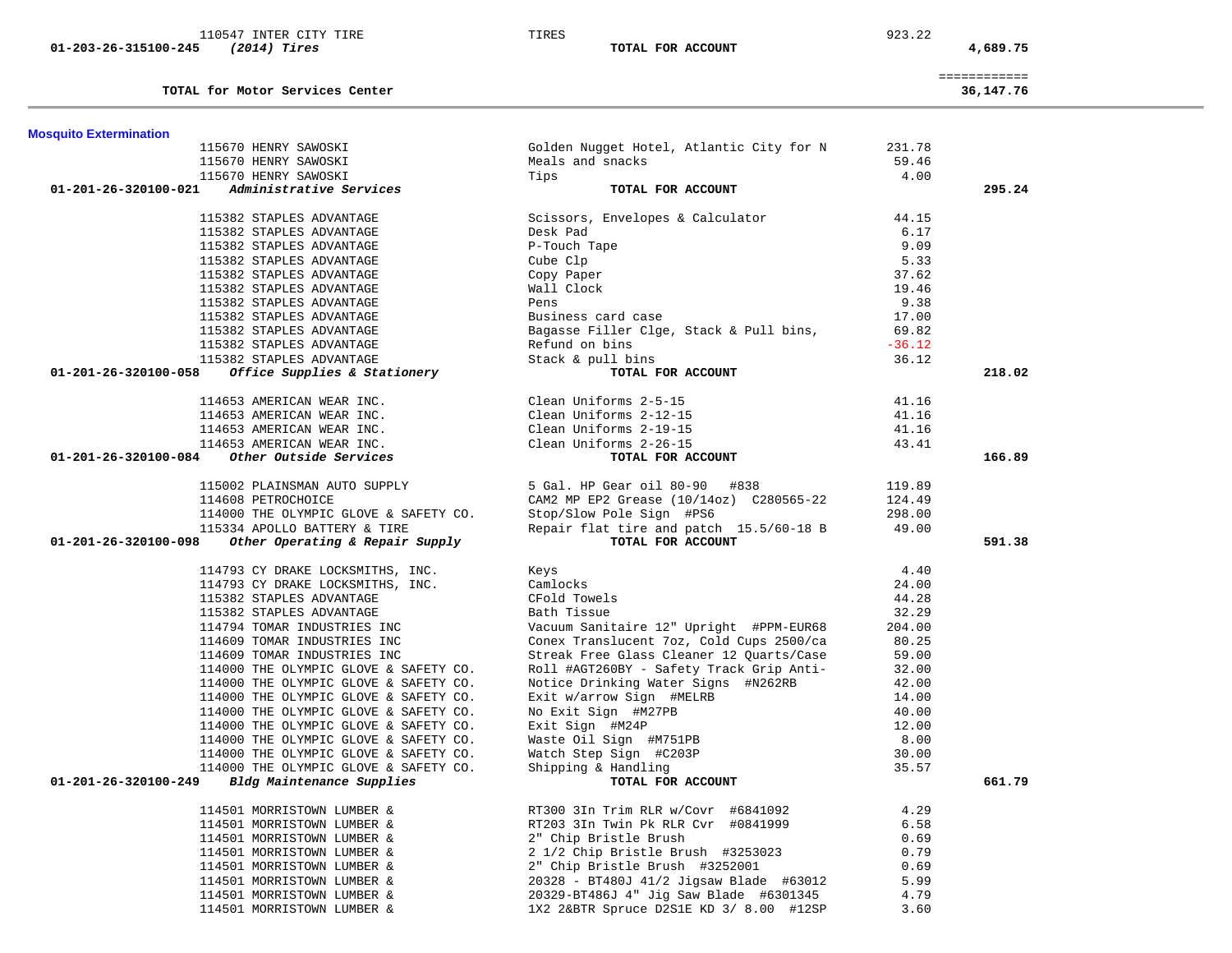| Account | Vendor | Description | Amount | Total |
|---|---|---|---|---|
| | 110547 INTER CITY TIRE | TIRES | 923.22 | |
| **01-203-26-315100-245** | ***(2014) Tires*** | **TOTAL FOR ACCOUNT** | | **4,689.75** |
| | | | | ============ |
| | **TOTAL for Motor Services Center** | | | **36,147.76** |

**Mosquito Extermination**

| Account | Vendor | Description | Amount | Total |
|---|---|---|---|---|
| | 115670 HENRY SAWOSKI | Golden Nugget Hotel, Atlantic City for N | 231.78 | |
| | 115670 HENRY SAWOSKI | Meals and snacks | 59.46 | |
| | 115670 HENRY SAWOSKI | Tips | 4.00 | |
| **01-201-26-320100-021** | ***Administrative Services*** | **TOTAL FOR ACCOUNT** | | **295.24** |
| | 115382 STAPLES ADVANTAGE | Scissors, Envelopes & Calculator | 44.15 | |
| | 115382 STAPLES ADVANTAGE | Desk Pad | 6.17 | |
| | 115382 STAPLES ADVANTAGE | P-Touch Tape | 9.09 | |
| | 115382 STAPLES ADVANTAGE | Cube Clp | 5.33 | |
| | 115382 STAPLES ADVANTAGE | Copy Paper | 37.62 | |
| | 115382 STAPLES ADVANTAGE | Wall Clock | 19.46 | |
| | 115382 STAPLES ADVANTAGE | Pens | 9.38 | |
| | 115382 STAPLES ADVANTAGE | Business card case | 17.00 | |
| | 115382 STAPLES ADVANTAGE | Bagasse Filler Clge, Stack & Pull bins, | 69.82 | |
| | 115382 STAPLES ADVANTAGE | Refund on bins | -36.12 | |
| | 115382 STAPLES ADVANTAGE | Stack & pull bins | 36.12 | |
| **01-201-26-320100-058** | ***Office Supplies & Stationery*** | **TOTAL FOR ACCOUNT** | | **218.02** |
| | 114653 AMERICAN WEAR INC. | Clean Uniforms 2-5-15 | 41.16 | |
| | 114653 AMERICAN WEAR INC. | Clean Uniforms 2-12-15 | 41.16 | |
| | 114653 AMERICAN WEAR INC. | Clean Uniforms 2-19-15 | 41.16 | |
| | 114653 AMERICAN WEAR INC. | Clean Uniforms 2-26-15 | 43.41 | |
| **01-201-26-320100-084** | ***Other Outside Services*** | **TOTAL FOR ACCOUNT** | | **166.89** |
| | 115002 PLAINSMAN AUTO SUPPLY | 5 Gal. HP Gear oil 80-90 #838 | 119.89 | |
| | 114608 PETROCHOICE | CAM2 MP EP2 Grease (10/14oz) C280565-22 | 124.49 | |
| | 114000 THE OLYMPIC GLOVE & SAFETY CO. | Stop/Slow Pole Sign #PS6 | 298.00 | |
| | 115334 APOLLO BATTERY & TIRE | Repair flat tire and patch 15.5/60-18 B | 49.00 | |
| **01-201-26-320100-098** | ***Other Operating & Repair Supply*** | **TOTAL FOR ACCOUNT** | | **591.38** |
| | 114793 CY DRAKE LOCKSMITHS, INC. | Keys | 4.40 | |
| | 114793 CY DRAKE LOCKSMITHS, INC. | Camlocks | 24.00 | |
| | 115382 STAPLES ADVANTAGE | CFold Towels | 44.28 | |
| | 115382 STAPLES ADVANTAGE | Bath Tissue | 32.29 | |
| | 114794 TOMAR INDUSTRIES INC | Vacuum Sanitaire 12" Upright #PPM-EUR68 | 204.00 | |
| | 114609 TOMAR INDUSTRIES INC | Conex Translucent 7oz, Cold Cups 2500/ca | 80.25 | |
| | 114609 TOMAR INDUSTRIES INC | Streak Free Glass Cleaner 12 Quarts/Case | 59.00 | |
| | 114000 THE OLYMPIC GLOVE & SAFETY CO. | Roll #AGT260BY - Safety Track Grip Anti- | 32.00 | |
| | 114000 THE OLYMPIC GLOVE & SAFETY CO. | Notice Drinking Water Signs #N262RB | 42.00 | |
| | 114000 THE OLYMPIC GLOVE & SAFETY CO. | Exit w/arrow Sign #MELRB | 14.00 | |
| | 114000 THE OLYMPIC GLOVE & SAFETY CO. | No Exit Sign #M27PB | 40.00 | |
| | 114000 THE OLYMPIC GLOVE & SAFETY CO. | Exit Sign #M24P | 12.00 | |
| | 114000 THE OLYMPIC GLOVE & SAFETY CO. | Waste Oil Sign #M751PB | 8.00 | |
| | 114000 THE OLYMPIC GLOVE & SAFETY CO. | Watch Step Sign #C203P | 30.00 | |
| | 114000 THE OLYMPIC GLOVE & SAFETY CO. | Shipping & Handling | 35.57 | |
| **01-201-26-320100-249** | ***Bldg Maintenance Supplies*** | **TOTAL FOR ACCOUNT** | | **661.79** |
| | 114501 MORRISTOWN LUMBER & | RT300 3In Trim RLR w/Covr #6841092 | 4.29 | |
| | 114501 MORRISTOWN LUMBER & | RT203 3In Twin Pk RLR Cvr #0841999 | 6.58 | |
| | 114501 MORRISTOWN LUMBER & | 2" Chip Bristle Brush | 0.69 | |
| | 114501 MORRISTOWN LUMBER & | 2 1/2 Chip Bristle Brush #3253023 | 0.79 | |
| | 114501 MORRISTOWN LUMBER & | 2" Chip Bristle Brush #3252001 | 0.69 | |
| | 114501 MORRISTOWN LUMBER & | 20328 - BT480J 41/2 Jigsaw Blade #63012 | 5.99 | |
| | 114501 MORRISTOWN LUMBER & | 20329-BT486J 4" Jig Saw Blade #6301345 | 4.79 | |
| | 114501 MORRISTOWN LUMBER & | 1X2 2&BTR Spruce D2S1E KD 3/ 8.00 #12SP | 3.60 | |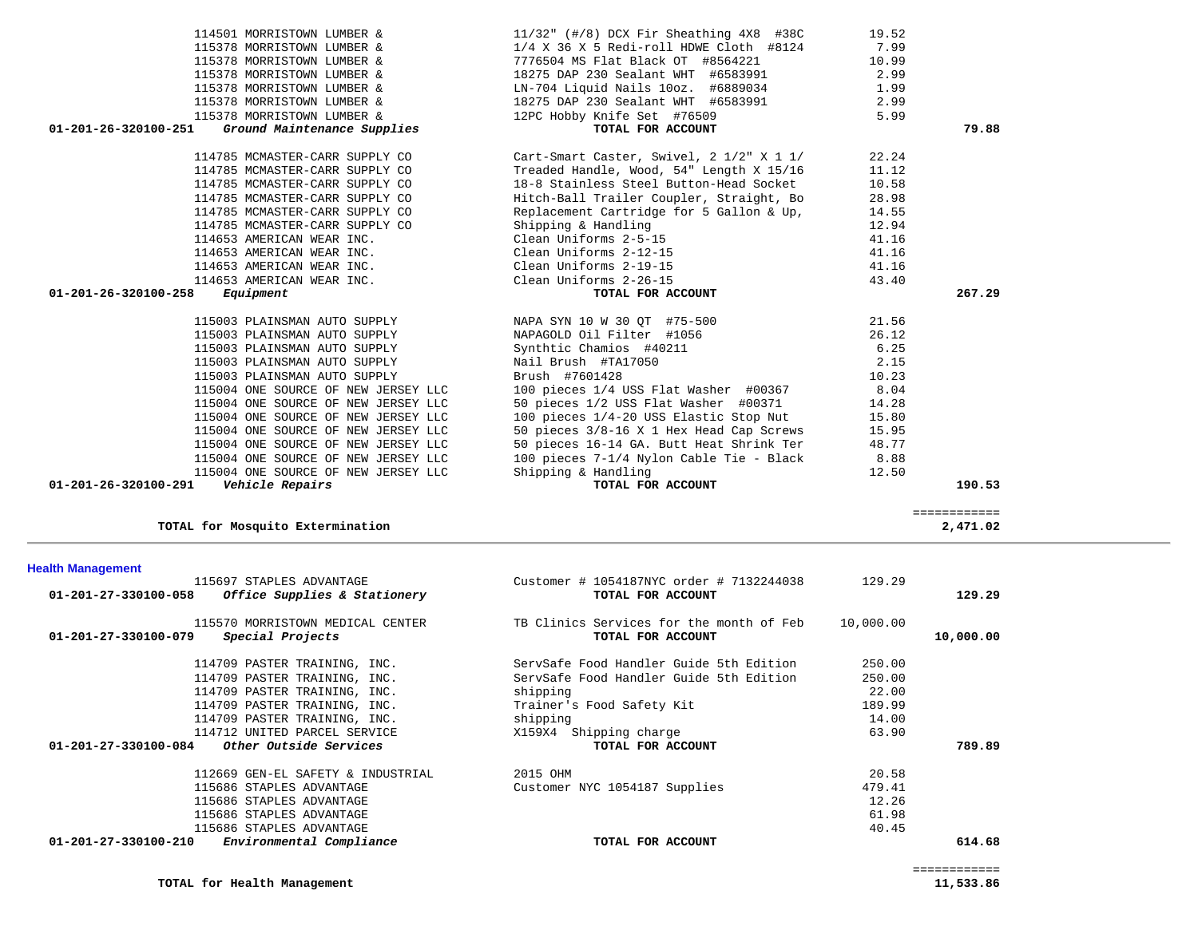| Account | PO / Vendor | Description | Amount | Total |
|---|---|---|---|---|
| | 114501 MORRISTOWN LUMBER & | 11/32" (#/8) DCX Fir Sheathing 4X8 #38C | 19.52 | |
| | 115378 MORRISTOWN LUMBER & | 1/4 X 36 X 5 Redi-roll HDWE Cloth #8124 | 7.99 | |
| | 115378 MORRISTOWN LUMBER & | 7776504 MS Flat Black OT #8564221 | 10.99 | |
| | 115378 MORRISTOWN LUMBER & | 18275 DAP 230 Sealant WHT #6583991 | 2.99 | |
| | 115378 MORRISTOWN LUMBER & | LN-704 Liquid Nails 10oz. #6889034 | 1.99 | |
| | 115378 MORRISTOWN LUMBER & | 18275 DAP 230 Sealant WHT #6583991 | 2.99 | |
| | 115378 MORRISTOWN LUMBER & | 12PC Hobby Knife Set #76509 | 5.99 | |
| **01-201-26-320100-251** | ***Ground Maintenance Supplies*** | **TOTAL FOR ACCOUNT** | | **79.88** |
| | 114785 MCMASTER-CARR SUPPLY CO | Cart-Smart Caster, Swivel, 2 1/2" X 1 1/ | 22.24 | |
| | 114785 MCMASTER-CARR SUPPLY CO | Treaded Handle, Wood, 54" Length X 15/16 | 11.12 | |
| | 114785 MCMASTER-CARR SUPPLY CO | 18-8 Stainless Steel Button-Head Socket | 10.58 | |
| | 114785 MCMASTER-CARR SUPPLY CO | Hitch-Ball Trailer Coupler, Straight, Bo | 28.98 | |
| | 114785 MCMASTER-CARR SUPPLY CO | Replacement Cartridge for 5 Gallon & Up, | 14.55 | |
| | 114785 MCMASTER-CARR SUPPLY CO | Shipping & Handling | 12.94 | |
| | 114653 AMERICAN WEAR INC. | Clean Uniforms 2-5-15 | 41.16 | |
| | 114653 AMERICAN WEAR INC. | Clean Uniforms 2-12-15 | 41.16 | |
| | 114653 AMERICAN WEAR INC. | Clean Uniforms 2-19-15 | 41.16 | |
| | 114653 AMERICAN WEAR INC. | Clean Uniforms 2-26-15 | 43.40 | |
| **01-201-26-320100-258** | ***Equipment*** | **TOTAL FOR ACCOUNT** | | **267.29** |
| | 115003 PLAINSMAN AUTO SUPPLY | NAPA SYN 10 W 30 QT #75-500 | 21.56 | |
| | 115003 PLAINSMAN AUTO SUPPLY | NAPAGOLD Oil Filter #1056 | 26.12 | |
| | 115003 PLAINSMAN AUTO SUPPLY | Synthtic Chamios #40211 | 6.25 | |
| | 115003 PLAINSMAN AUTO SUPPLY | Nail Brush #TA17050 | 2.15 | |
| | 115003 PLAINSMAN AUTO SUPPLY | Brush #7601428 | 10.23 | |
| | 115004 ONE SOURCE OF NEW JERSEY LLC | 100 pieces 1/4 USS Flat Washer #00367 | 8.04 | |
| | 115004 ONE SOURCE OF NEW JERSEY LLC | 50 pieces 1/2 USS Flat Washer #00371 | 14.28 | |
| | 115004 ONE SOURCE OF NEW JERSEY LLC | 100 pieces 1/4-20 USS Elastic Stop Nut | 15.80 | |
| | 115004 ONE SOURCE OF NEW JERSEY LLC | 50 pieces 3/8-16 X 1 Hex Head Cap Screws | 15.95 | |
| | 115004 ONE SOURCE OF NEW JERSEY LLC | 50 pieces 16-14 GA. Butt Heat Shrink Ter | 48.77 | |
| | 115004 ONE SOURCE OF NEW JERSEY LLC | 100 pieces 7-1/4 Nylon Cable Tie - Black | 8.88 | |
| | 115004 ONE SOURCE OF NEW JERSEY LLC | Shipping & Handling | 12.50 | |
| **01-201-26-320100-291** | ***Vehicle Repairs*** | **TOTAL FOR ACCOUNT** | | **190.53** |
| | **TOTAL for Mosquito Extermination** | | | **2,471.02** |

## Health Management

| Account | PO / Vendor | Description | Amount | Total |
|---|---|---|---|---|
| | 115697 STAPLES ADVANTAGE | Customer # 1054187NYC order # 7132244038 | 129.29 | |
| **01-201-27-330100-058** | ***Office Supplies & Stationery*** | **TOTAL FOR ACCOUNT** | | **129.29** |
| | 115570 MORRISTOWN MEDICAL CENTER | TB Clinics Services for the month of Feb | 10,000.00 | |
| **01-201-27-330100-079** | ***Special Projects*** | **TOTAL FOR ACCOUNT** | | **10,000.00** |
| | 114709 PASTER TRAINING, INC. | ServSafe Food Handler Guide 5th Edition | 250.00 | |
| | 114709 PASTER TRAINING, INC. | ServSafe Food Handler Guide 5th Edition | 250.00 | |
| | 114709 PASTER TRAINING, INC. | shipping | 22.00 | |
| | 114709 PASTER TRAINING, INC. | Trainer's Food Safety Kit | 189.99 | |
| | 114709 PASTER TRAINING, INC. | shipping | 14.00 | |
| | 114712 UNITED PARCEL SERVICE | X159X4 Shipping charge | 63.90 | |
| **01-201-27-330100-084** | ***Other Outside Services*** | **TOTAL FOR ACCOUNT** | | **789.89** |
| | 112669 GEN-EL SAFETY & INDUSTRIAL | 2015 OHM | 20.58 | |
| | 115686 STAPLES ADVANTAGE | Customer NYC 1054187 Supplies | 479.41 | |
| | 115686 STAPLES ADVANTAGE | | 12.26 | |
| | 115686 STAPLES ADVANTAGE | | 61.98 | |
| | 115686 STAPLES ADVANTAGE | | 40.45 | |
| **01-201-27-330100-210** | ***Environmental Compliance*** | **TOTAL FOR ACCOUNT** | | **614.68** |
| | **TOTAL for Health Management** | | | **11,533.86** |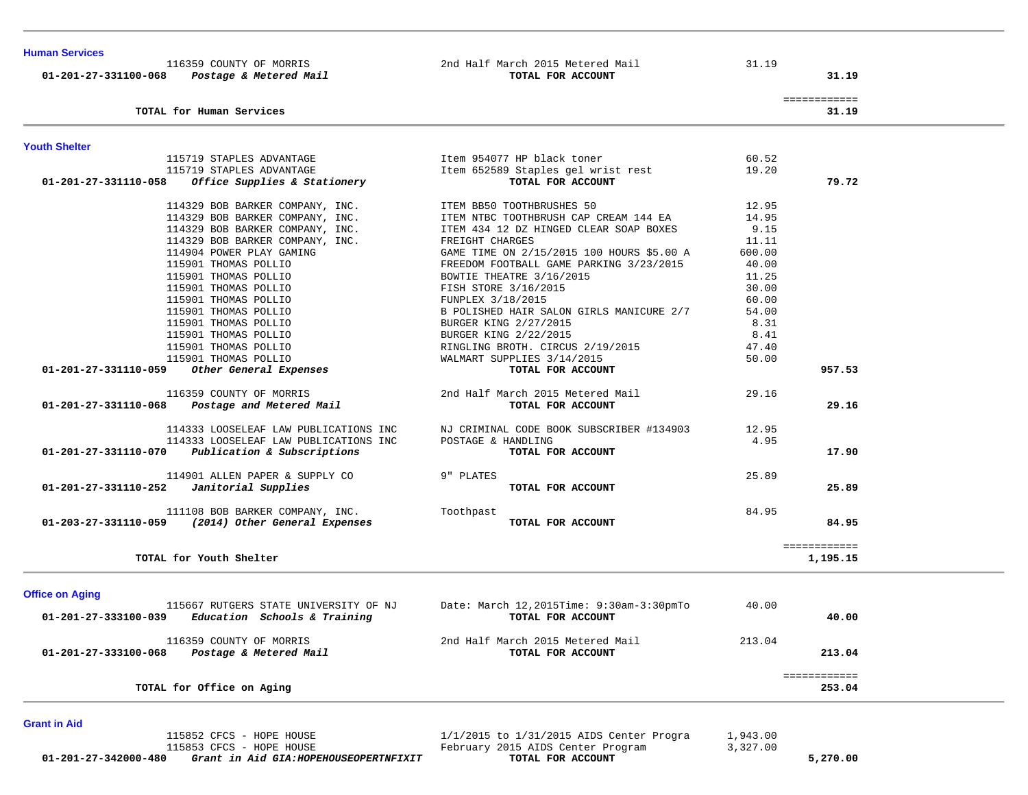## Human Services

| Account | Vendor | Description | Amount | Total |
|---|---|---|---|---|
| | 116359 COUNTY OF MORRIS | 2nd Half March 2015 Metered Mail | 31.19 | |
| **01-201-27-331100-068** | ***Postage & Metered Mail*** | **TOTAL FOR ACCOUNT** | | **31.19** |
| | | | | ============ |
| | **TOTAL for Human Services** | | | **31.19** |

## Youth Shelter

| Account | Vendor | Description | Amount | Total |
|---|---|---|---|---|
| | 115719 STAPLES ADVANTAGE | Item 954077 HP black toner | 60.52 | |
| | 115719 STAPLES ADVANTAGE | Item 652589 Staples gel wrist rest | 19.20 | |
| **01-201-27-331110-058** | ***Office Supplies & Stationery*** | **TOTAL FOR ACCOUNT** | | **79.72** |
| | 114329 BOB BARKER COMPANY, INC. | ITEM BB50 TOOTHBRUSHES 50 | 12.95 | |
| | 114329 BOB BARKER COMPANY, INC. | ITEM NTBC TOOTHBRUSH CAP CREAM 144 EA | 14.95 | |
| | 114329 BOB BARKER COMPANY, INC. | ITEM 434 12 DZ HINGED CLEAR SOAP BOXES | 9.15 | |
| | 114329 BOB BARKER COMPANY, INC. | FREIGHT CHARGES | 11.11 | |
| | 114904 POWER PLAY GAMING | GAME TIME ON 2/15/2015 100 HOURS $5.00 A | 600.00 | |
| | 115901 THOMAS POLLIO | FREEDOM FOOTBALL GAME PARKING 3/23/2015 | 40.00 | |
| | 115901 THOMAS POLLIO | BOWTIE THEATRE 3/16/2015 | 11.25 | |
| | 115901 THOMAS POLLIO | FISH STORE 3/16/2015 | 30.00 | |
| | 115901 THOMAS POLLIO | FUNPLEX 3/18/2015 | 60.00 | |
| | 115901 THOMAS POLLIO | B POLISHED HAIR SALON GIRLS MANICURE 2/7 | 54.00 | |
| | 115901 THOMAS POLLIO | BURGER KING 2/27/2015 | 8.31 | |
| | 115901 THOMAS POLLIO | BURGER KING 2/22/2015 | 8.41 | |
| | 115901 THOMAS POLLIO | RINGLING BROTH. CIRCUS 2/19/2015 | 47.40 | |
| | 115901 THOMAS POLLIO | WALMART SUPPLIES 3/14/2015 | 50.00 | |
| **01-201-27-331110-059** | ***Other General Expenses*** | **TOTAL FOR ACCOUNT** | | **957.53** |
| | 116359 COUNTY OF MORRIS | 2nd Half March 2015 Metered Mail | 29.16 | |
| **01-201-27-331110-068** | ***Postage and Metered Mail*** | **TOTAL FOR ACCOUNT** | | **29.16** |
| | 114333 LOOSELEAF LAW PUBLICATIONS INC | NJ CRIMINAL CODE BOOK SUBSCRIBER #134903 | 12.95 | |
| | 114333 LOOSELEAF LAW PUBLICATIONS INC | POSTAGE & HANDLING | 4.95 | |
| **01-201-27-331110-070** | ***Publication & Subscriptions*** | **TOTAL FOR ACCOUNT** | | **17.90** |
| | 114901 ALLEN PAPER & SUPPLY CO | 9" PLATES | 25.89 | |
| **01-201-27-331110-252** | ***Janitorial Supplies*** | **TOTAL FOR ACCOUNT** | | **25.89** |
| | 111108 BOB BARKER COMPANY, INC. | Toothpast | 84.95 | |
| **01-203-27-331110-059** | ***(2014) Other General Expenses*** | **TOTAL FOR ACCOUNT** | | **84.95** |
| | | | | ============ |
| | **TOTAL for Youth Shelter** | | | **1,195.15** |

## Office on Aging

| Account | Vendor | Description | Amount | Total |
|---|---|---|---|---|
| | 115667 RUTGERS STATE UNIVERSITY OF NJ | Date: March 12,2015Time: 9:30am-3:30pmTo | 40.00 | |
| **01-201-27-333100-039** | ***Education Schools & Training*** | **TOTAL FOR ACCOUNT** | | **40.00** |
| | 116359 COUNTY OF MORRIS | 2nd Half March 2015 Metered Mail | 213.04 | |
| **01-201-27-333100-068** | ***Postage & Metered Mail*** | **TOTAL FOR ACCOUNT** | | **213.04** |
| | | | | ============ |
| | **TOTAL for Office on Aging** | | | **253.04** |

## Grant in Aid

| Account | Vendor | Description | Amount | Total |
|---|---|---|---|---|
| | 115852 CFCS - HOPE HOUSE | 1/1/2015 to 1/31/2015 AIDS Center Progra | 1,943.00 | |
| | 115853 CFCS - HOPE HOUSE | February 2015 AIDS Center Program | 3,327.00 | |
| **01-201-27-342000-480** | ***Grant in Aid GIA:HOPEHOUSEOPERTNFIXIT*** | **TOTAL FOR ACCOUNT** | | **5,270.00** |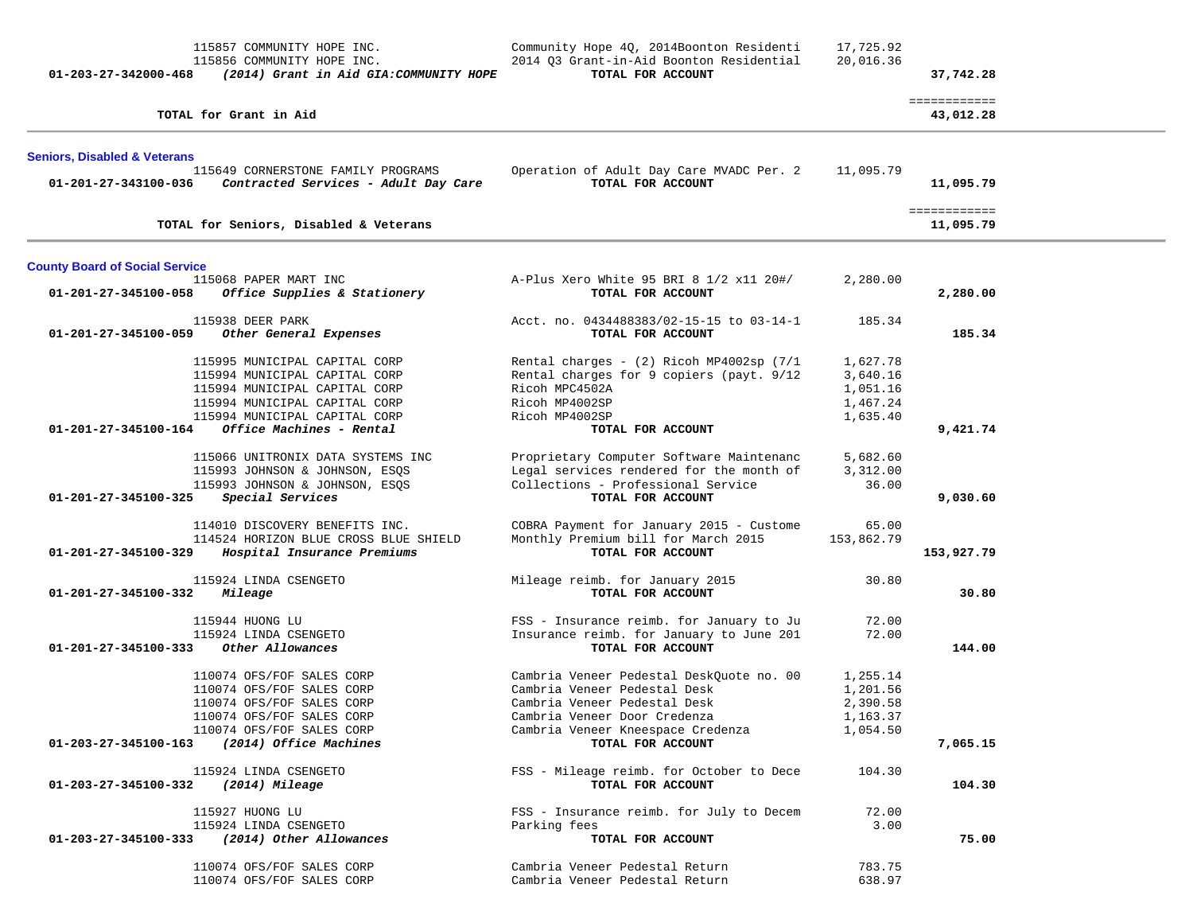| Account | Vendor | Description | Amount | Total |
|---|---|---|---|---|
| | 115857 COMMUNITY HOPE INC. | Community Hope 4Q, 2014Boonton Residenti | 17,725.92 | |
| | 115856 COMMUNITY HOPE INC. | 2014 Q3 Grant-in-Aid Boonton Residential | 20,016.36 | |
| **01-203-27-342000-468** | ***(2014) Grant in Aid GIA:COMMUNITY HOPE*** | **TOTAL FOR ACCOUNT** | | **37,742.28** |
| | **TOTAL for Grant in Aid** | | | **43,012.28** |

## Seniors, Disabled & Veterans

| Account | Vendor | Description | Amount | Total |
|---|---|---|---|---|
| | 115649 CORNERSTONE FAMILY PROGRAMS | Operation of Adult Day Care MVADC Per. 2 | 11,095.79 | |
| **01-201-27-343100-036** | ***Contracted Services - Adult Day Care*** | **TOTAL FOR ACCOUNT** | | **11,095.79** |
| | **TOTAL for Seniors, Disabled & Veterans** | | | **11,095.79** |

## County Board of Social Service

| Account | Vendor | Description | Amount | Total |
|---|---|---|---|---|
| | 115068 PAPER MART INC | A-Plus Xero White 95 BRI 8 1/2 x11 20#/ | 2,280.00 | |
| **01-201-27-345100-058** | ***Office Supplies & Stationery*** | **TOTAL FOR ACCOUNT** | | **2,280.00** |
| | 115938 DEER PARK | Acct. no. 0434488383/02-15-15 to 03-14-1 | 185.34 | |
| **01-201-27-345100-059** | ***Other General Expenses*** | **TOTAL FOR ACCOUNT** | | **185.34** |
| | 115995 MUNICIPAL CAPITAL CORP | Rental charges - (2) Ricoh MP4002sp (7/1 | 1,627.78 | |
| | 115994 MUNICIPAL CAPITAL CORP | Rental charges for 9 copiers (payt. 9/12 | 3,640.16 | |
| | 115994 MUNICIPAL CAPITAL CORP | Ricoh MPC4502A | 1,051.16 | |
| | 115994 MUNICIPAL CAPITAL CORP | Ricoh MP4002SP | 1,467.24 | |
| | 115994 MUNICIPAL CAPITAL CORP | Ricoh MP4002SP | 1,635.40 | |
| **01-201-27-345100-164** | ***Office Machines - Rental*** | **TOTAL FOR ACCOUNT** | | **9,421.74** |
| | 115066 UNITRONIX DATA SYSTEMS INC | Proprietary Computer Software Maintenanc | 5,682.60 | |
| | 115993 JOHNSON & JOHNSON, ESQS | Legal services rendered for the month of | 3,312.00 | |
| | 115993 JOHNSON & JOHNSON, ESQS | Collections - Professional Service | 36.00 | |
| **01-201-27-345100-325** | ***Special Services*** | **TOTAL FOR ACCOUNT** | | **9,030.60** |
| | 114010 DISCOVERY BENEFITS INC. | COBRA Payment for January 2015 - Custome | 65.00 | |
| | 114524 HORIZON BLUE CROSS BLUE SHIELD | Monthly Premium bill for March 2015 | 153,862.79 | |
| **01-201-27-345100-329** | ***Hospital Insurance Premiums*** | **TOTAL FOR ACCOUNT** | | **153,927.79** |
| | 115924 LINDA CSENGETO | Mileage reimb. for January 2015 | 30.80 | |
| **01-201-27-345100-332** | ***Mileage*** | **TOTAL FOR ACCOUNT** | | **30.80** |
| | 115944 HUONG LU | FSS - Insurance reimb. for January to Ju | 72.00 | |
| | 115924 LINDA CSENGETO | Insurance reimb. for January to June 201 | 72.00 | |
| **01-201-27-345100-333** | ***Other Allowances*** | **TOTAL FOR ACCOUNT** | | **144.00** |
| | 110074 OFS/FOF SALES CORP | Cambria Veneer Pedestal DeskQuote no. 00 | 1,255.14 | |
| | 110074 OFS/FOF SALES CORP | Cambria Veneer Pedestal Desk | 1,201.56 | |
| | 110074 OFS/FOF SALES CORP | Cambria Veneer Pedestal Desk | 2,390.58 | |
| | 110074 OFS/FOF SALES CORP | Cambria Veneer Door Credenza | 1,163.37 | |
| | 110074 OFS/FOF SALES CORP | Cambria Veneer Kneespace Credenza | 1,054.50 | |
| **01-203-27-345100-163** | ***(2014) Office Machines*** | **TOTAL FOR ACCOUNT** | | **7,065.15** |
| | 115924 LINDA CSENGETO | FSS - Mileage reimb. for October to Dece | 104.30 | |
| **01-203-27-345100-332** | ***(2014) Mileage*** | **TOTAL FOR ACCOUNT** | | **104.30** |
| | 115927 HUONG LU | FSS - Insurance reimb. for July to Decem | 72.00 | |
| | 115924 LINDA CSENGETO | Parking fees | 3.00 | |
| **01-203-27-345100-333** | ***(2014) Other Allowances*** | **TOTAL FOR ACCOUNT** | | **75.00** |
| | 110074 OFS/FOF SALES CORP | Cambria Veneer Pedestal Return | 783.75 | |
| | 110074 OFS/FOF SALES CORP | Cambria Veneer Pedestal Return | 638.97 | |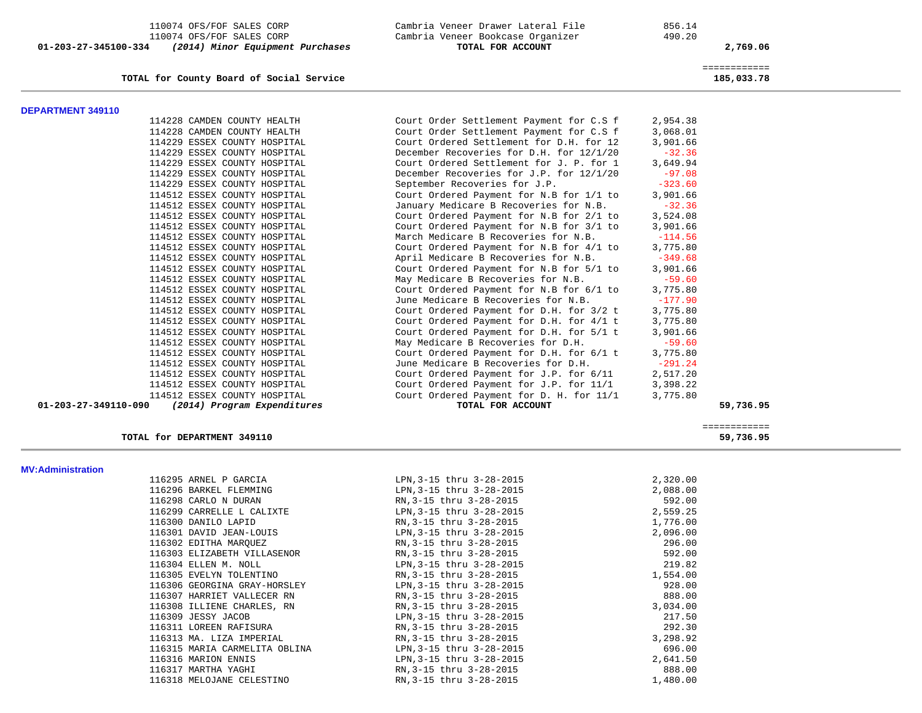| | | | | |
|---|---|---|---|---|
| | 110074 OFS/FOF SALES CORP | Cambria Veneer Drawer Lateral File | 856.14 | |
| | 110074 OFS/FOF SALES CORP | Cambria Veneer Bookcase Organizer | 490.20 | |
| 01-203-27-345100-334 | *(2014) Minor Equipment Purchases* | **TOTAL FOR ACCOUNT** | | **2,769.06** |

**TOTAL for County Board of Social Service** ============ **185,033.78**

### DEPARTMENT 349110

| | | | | |
|---|---|---|---|---|
| | 114228 CAMDEN COUNTY HEALTH | Court Order Settlement Payment for C.S f | 2,954.38 | |
| | 114228 CAMDEN COUNTY HEALTH | Court Order Settlement Payment for C.S f | 3,068.01 | |
| | 114229 ESSEX COUNTY HOSPITAL | Court Ordered Settlement for D.H. for 12 | 3,901.66 | |
| | 114229 ESSEX COUNTY HOSPITAL | December Recoveries for D.H. for 12/1/20 | -32.36 | |
| | 114229 ESSEX COUNTY HOSPITAL | Court Ordered Settlement for J. P. for 1 | 3,649.94 | |
| | 114229 ESSEX COUNTY HOSPITAL | December Recoveries for J.P. for 12/1/20 | -97.08 | |
| | 114229 ESSEX COUNTY HOSPITAL | September Recoveries for J.P. | -323.60 | |
| | 114512 ESSEX COUNTY HOSPITAL | Court Ordered Payment for N.B for 1/1 to | 3,901.66 | |
| | 114512 ESSEX COUNTY HOSPITAL | January Medicare B Recoveries for N.B. | -32.36 | |
| | 114512 ESSEX COUNTY HOSPITAL | Court Ordered Payment for N.B for 2/1 to | 3,524.08 | |
| | 114512 ESSEX COUNTY HOSPITAL | Court Ordered Payment for N.B for 3/1 to | 3,901.66 | |
| | 114512 ESSEX COUNTY HOSPITAL | March Medicare B Recoveries for N.B. | -114.56 | |
| | 114512 ESSEX COUNTY HOSPITAL | Court Ordered Payment for N.B for 4/1 to | 3,775.80 | |
| | 114512 ESSEX COUNTY HOSPITAL | April Medicare B Recoveries for N.B. | -349.68 | |
| | 114512 ESSEX COUNTY HOSPITAL | Court Ordered Payment for N.B for 5/1 to | 3,901.66 | |
| | 114512 ESSEX COUNTY HOSPITAL | May Medicare B Recoveries for N.B. | -59.60 | |
| | 114512 ESSEX COUNTY HOSPITAL | Court Ordered Payment for N.B for 6/1 to | 3,775.80 | |
| | 114512 ESSEX COUNTY HOSPITAL | June Medicare B Recoveries for N.B. | -177.90 | |
| | 114512 ESSEX COUNTY HOSPITAL | Court Ordered Payment for D.H. for 3/2 t | 3,775.80 | |
| | 114512 ESSEX COUNTY HOSPITAL | Court Ordered Payment for D.H. for 4/1 t | 3,775.80 | |
| | 114512 ESSEX COUNTY HOSPITAL | Court Ordered Payment for D.H. for 5/1 t | 3,901.66 | |
| | 114512 ESSEX COUNTY HOSPITAL | May Medicare B Recoveries for D.H. | -59.60 | |
| | 114512 ESSEX COUNTY HOSPITAL | Court Ordered Payment for D.H. for 6/1 t | 3,775.80 | |
| | 114512 ESSEX COUNTY HOSPITAL | June Medicare B Recoveries for D.H. | -291.24 | |
| | 114512 ESSEX COUNTY HOSPITAL | Court Ordered Payment for J.P. for 6/11 | 2,517.20 | |
| | 114512 ESSEX COUNTY HOSPITAL | Court Ordered Payment for J.P. for 11/1 | 3,398.22 | |
| | 114512 ESSEX COUNTY HOSPITAL | Court Ordered Payment for D. H. for 11/1 | 3,775.80 | |
| 01-203-27-349110-090 | *(2014) Program Expenditures* | **TOTAL FOR ACCOUNT** | | **59,736.95** |

**TOTAL for DEPARTMENT 349110** ============ **59,736.95**

### MV:Administration

| | | | |
|---|---|---|---|
| | 116295 ARNEL P GARCIA | LPN,3-15 thru 3-28-2015 | 2,320.00 |
| | 116296 BARKEL FLEMMING | LPN,3-15 thru 3-28-2015 | 2,088.00 |
| | 116298 CARLO N DURAN | RN,3-15 thru 3-28-2015 | 592.00 |
| | 116299 CARRELLE L CALIXTE | LPN,3-15 thru 3-28-2015 | 2,559.25 |
| | 116300 DANILO LAPID | RN,3-15 thru 3-28-2015 | 1,776.00 |
| | 116301 DAVID JEAN-LOUIS | LPN,3-15 thru 3-28-2015 | 2,096.00 |
| | 116302 EDITHA MARQUEZ | RN,3-15 thru 3-28-2015 | 296.00 |
| | 116303 ELIZABETH VILLASENOR | RN,3-15 thru 3-28-2015 | 592.00 |
| | 116304 ELLEN M. NOLL | LPN,3-15 thru 3-28-2015 | 219.82 |
| | 116305 EVELYN TOLENTINO | RN,3-15 thru 3-28-2015 | 1,554.00 |
| | 116306 GEORGINA GRAY-HORSLEY | LPN,3-15 thru 3-28-2015 | 928.00 |
| | 116307 HARRIET VALLECER RN | RN,3-15 thru 3-28-2015 | 888.00 |
| | 116308 ILLIENE CHARLES, RN | RN,3-15 thru 3-28-2015 | 3,034.00 |
| | 116309 JESSY JACOB | LPN,3-15 thru 3-28-2015 | 217.50 |
| | 116311 LOREEN RAFISURA | RN,3-15 thru 3-28-2015 | 292.30 |
| | 116313 MA. LIZA IMPERIAL | RN,3-15 thru 3-28-2015 | 3,298.92 |
| | 116315 MARIA CARMELITA OBLINA | LPN,3-15 thru 3-28-2015 | 696.00 |
| | 116316 MARION ENNIS | LPN,3-15 thru 3-28-2015 | 2,641.50 |
| | 116317 MARTHA YAGHI | RN,3-15 thru 3-28-2015 | 888.00 |
| | 116318 MELOJANE CELESTINO | RN,3-15 thru 3-28-2015 | 1,480.00 |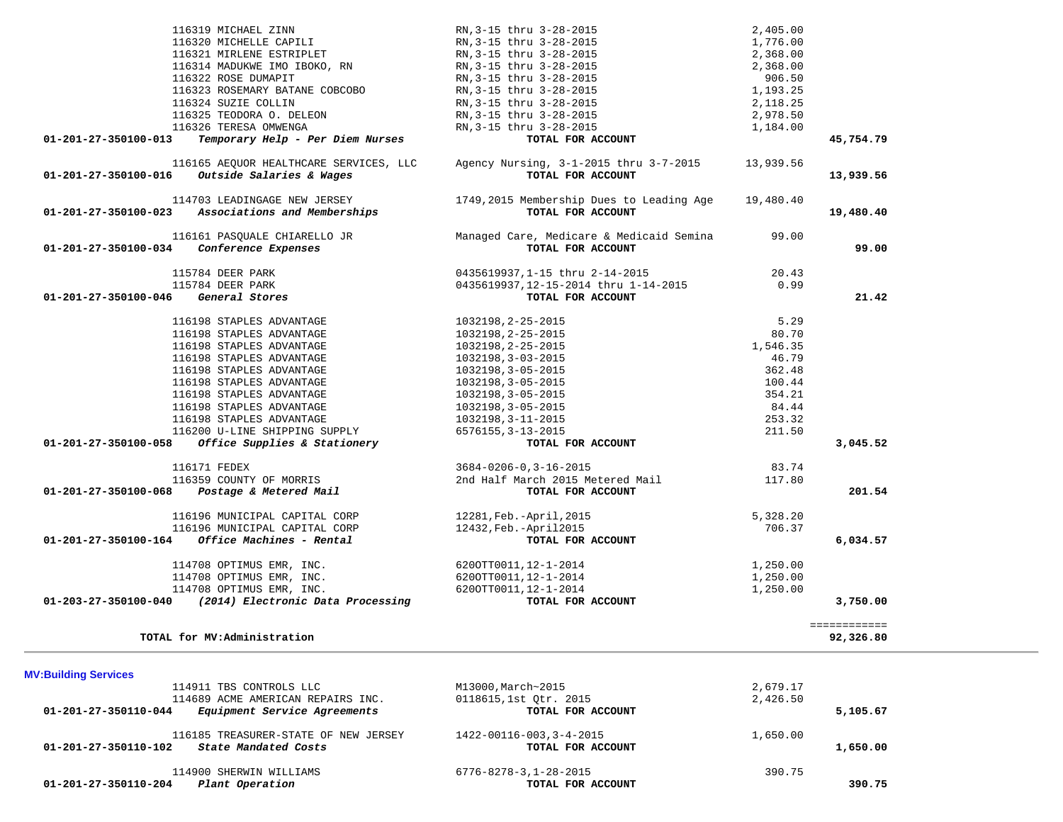| Account | Vendor / Description | Detail | Amount | Total |
|---|---|---|---|---|
| | 116319 MICHAEL ZINN | RN,3-15 thru 3-28-2015 | 2,405.00 | |
| | 116320 MICHELLE CAPILI | RN,3-15 thru 3-28-2015 | 1,776.00 | |
| | 116321 MIRLENE ESTRIPLET | RN,3-15 thru 3-28-2015 | 2,368.00 | |
| | 116314 MADUKWE IMO IBOKO, RN | RN,3-15 thru 3-28-2015 | 2,368.00 | |
| | 116322 ROSE DUMAPIT | RN,3-15 thru 3-28-2015 | 906.50 | |
| | 116323 ROSEMARY BATANE COBCOBO | RN,3-15 thru 3-28-2015 | 1,193.25 | |
| | 116324 SUZIE COLLIN | RN,3-15 thru 3-28-2015 | 2,118.25 | |
| | 116325 TEODORA O. DELEON | RN,3-15 thru 3-28-2015 | 2,978.50 | |
| | 116326 TERESA OMWENGA | RN,3-15 thru 3-28-2015 | 1,184.00 | |
| **01-201-27-350100-013** | ***Temporary Help - Per Diem Nurses*** | **TOTAL FOR ACCOUNT** | | **45,754.79** |
| | 116165 AEQUOR HEALTHCARE SERVICES, LLC | Agency Nursing, 3-1-2015 thru 3-7-2015 | 13,939.56 | |
| **01-201-27-350100-016** | ***Outside Salaries & Wages*** | **TOTAL FOR ACCOUNT** | | **13,939.56** |
| | 114703 LEADINGAGE NEW JERSEY | 1749,2015 Membership Dues to Leading Age | 19,480.40 | |
| **01-201-27-350100-023** | ***Associations and Memberships*** | **TOTAL FOR ACCOUNT** | | **19,480.40** |
| | 116161 PASQUALE CHIARELLO JR | Managed Care, Medicare & Medicaid Semina | 99.00 | |
| **01-201-27-350100-034** | ***Conference Expenses*** | **TOTAL FOR ACCOUNT** | | **99.00** |
| | 115784 DEER PARK | 0435619937,1-15 thru 2-14-2015 | 20.43 | |
| | 115784 DEER PARK | 0435619937,12-15-2014 thru 1-14-2015 | 0.99 | |
| **01-201-27-350100-046** | ***General Stores*** | **TOTAL FOR ACCOUNT** | | **21.42** |
| | 116198 STAPLES ADVANTAGE | 1032198,2-25-2015 | 5.29 | |
| | 116198 STAPLES ADVANTAGE | 1032198,2-25-2015 | 80.70 | |
| | 116198 STAPLES ADVANTAGE | 1032198,2-25-2015 | 1,546.35 | |
| | 116198 STAPLES ADVANTAGE | 1032198,3-03-2015 | 46.79 | |
| | 116198 STAPLES ADVANTAGE | 1032198,3-05-2015 | 362.48 | |
| | 116198 STAPLES ADVANTAGE | 1032198,3-05-2015 | 100.44 | |
| | 116198 STAPLES ADVANTAGE | 1032198,3-05-2015 | 354.21 | |
| | 116198 STAPLES ADVANTAGE | 1032198,3-05-2015 | 84.44 | |
| | 116198 STAPLES ADVANTAGE | 1032198,3-11-2015 | 253.32 | |
| | 116200 U-LINE SHIPPING SUPPLY | 6576155,3-13-2015 | 211.50 | |
| **01-201-27-350100-058** | ***Office Supplies & Stationery*** | **TOTAL FOR ACCOUNT** | | **3,045.52** |
| | 116171 FEDEX | 3684-0206-0,3-16-2015 | 83.74 | |
| | 116359 COUNTY OF MORRIS | 2nd Half March 2015 Metered Mail | 117.80 | |
| **01-201-27-350100-068** | ***Postage & Metered Mail*** | **TOTAL FOR ACCOUNT** | | **201.54** |
| | 116196 MUNICIPAL CAPITAL CORP | 12281,Feb.-April,2015 | 5,328.20 | |
| | 116196 MUNICIPAL CAPITAL CORP | 12432,Feb.-April2015 | 706.37 | |
| **01-201-27-350100-164** | ***Office Machines - Rental*** | **TOTAL FOR ACCOUNT** | | **6,034.57** |
| | 114708 OPTIMUS EMR, INC. | 620OTT0011,12-1-2014 | 1,250.00 | |
| | 114708 OPTIMUS EMR, INC. | 620OTT0011,12-1-2014 | 1,250.00 | |
| | 114708 OPTIMUS EMR, INC. | 620OTT0011,12-1-2014 | 1,250.00 | |
| **01-203-27-350100-040** | ***(2014) Electronic Data Processing*** | **TOTAL FOR ACCOUNT** | | **3,750.00** |
| | | | | ============ |
| | **TOTAL for MV:Administration** | | | **92,326.80** |

**MV:Building Services**

| Account | Vendor / Description | Detail | Amount | Total |
|---|---|---|---|---|
| | 114911 TBS CONTROLS LLC | M13000,March~2015 | 2,679.17 | |
| | 114689 ACME AMERICAN REPAIRS INC. | 0118615,1st Qtr. 2015 | 2,426.50 | |
| **01-201-27-350110-044** | ***Equipment Service Agreements*** | **TOTAL FOR ACCOUNT** | | **5,105.67** |
| | 116185 TREASURER-STATE OF NEW JERSEY | 1422-00116-003,3-4-2015 | 1,650.00 | |
| **01-201-27-350110-102** | ***State Mandated Costs*** | **TOTAL FOR ACCOUNT** | | **1,650.00** |
| | 114900 SHERWIN WILLIAMS | 6776-8278-3,1-28-2015 | 390.75 | |
| **01-201-27-350110-204** | ***Plant Operation*** | **TOTAL FOR ACCOUNT** | | **390.75** |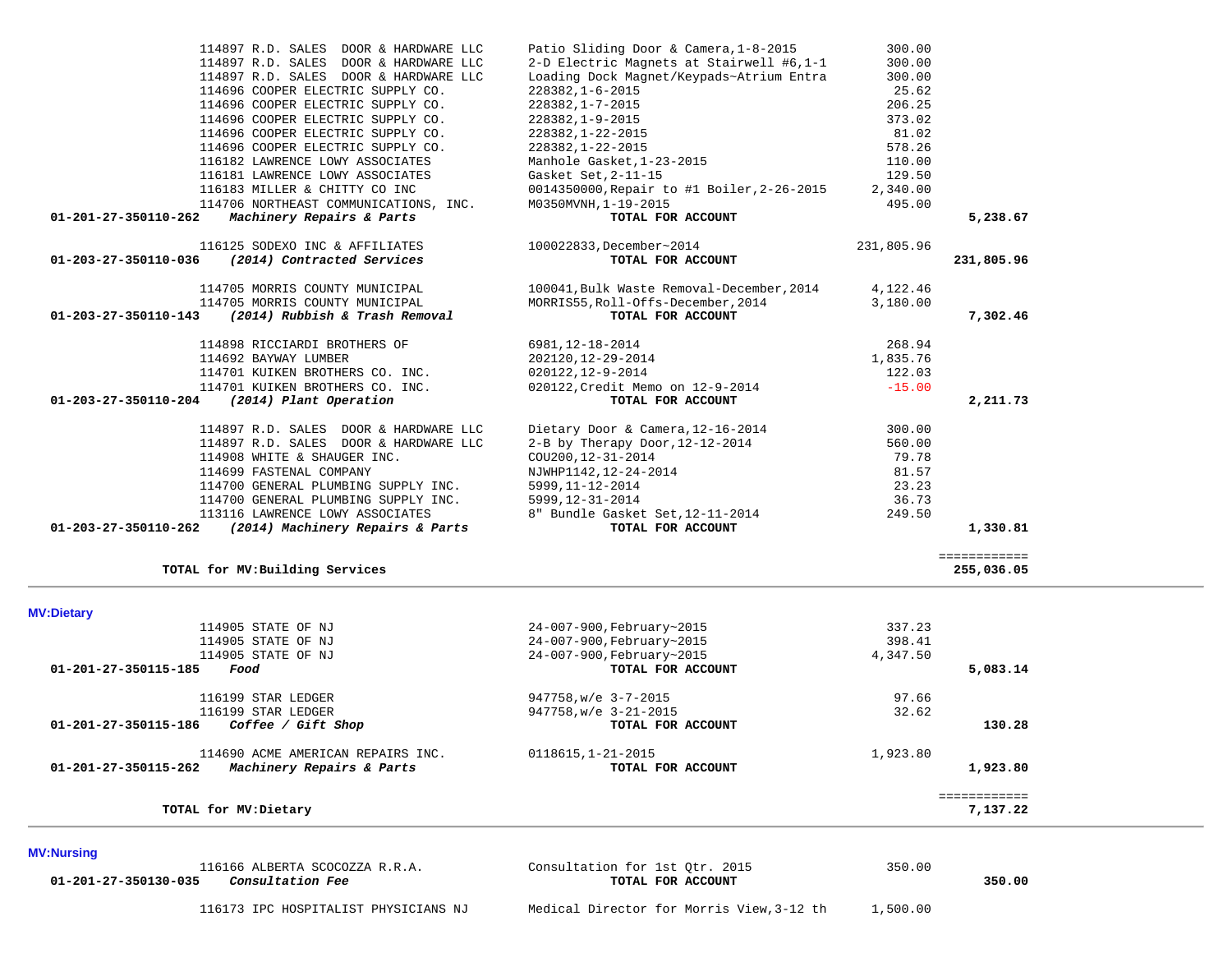| Account | Vendor | Description | Amount | Total |
|---|---|---|---|---|
| | 114897 R.D. SALES DOOR & HARDWARE LLC | Patio Sliding Door & Camera,1-8-2015 | 300.00 | |
| | 114897 R.D. SALES DOOR & HARDWARE LLC | 2-D Electric Magnets at Stairwell #6,1-1 | 300.00 | |
| | 114897 R.D. SALES DOOR & HARDWARE LLC | Loading Dock Magnet/Keypads~Atrium Entra | 300.00 | |
| | 114696 COOPER ELECTRIC SUPPLY CO. | 228382,1-6-2015 | 25.62 | |
| | 114696 COOPER ELECTRIC SUPPLY CO. | 228382,1-7-2015 | 206.25 | |
| | 114696 COOPER ELECTRIC SUPPLY CO. | 228382,1-9-2015 | 373.02 | |
| | 114696 COOPER ELECTRIC SUPPLY CO. | 228382,1-22-2015 | 81.02 | |
| | 114696 COOPER ELECTRIC SUPPLY CO. | 228382,1-22-2015 | 578.26 | |
| | 116182 LAWRENCE LOWY ASSOCIATES | Manhole Gasket,1-23-2015 | 110.00 | |
| | 116181 LAWRENCE LOWY ASSOCIATES | Gasket Set,2-11-15 | 129.50 | |
| | 116183 MILLER & CHITTY CO INC | 0014350000,Repair to #1 Boiler,2-26-2015 | 2,340.00 | |
| | 114706 NORTHEAST COMMUNICATIONS, INC. | M0350MVNH,1-19-2015 | 495.00 | |
| **01-201-27-350110-262** | ***Machinery Repairs & Parts*** | **TOTAL FOR ACCOUNT** | | **5,238.67** |
| | 116125 SODEXO INC & AFFILIATES | 100022833,December~2014 | 231,805.96 | |
| **01-203-27-350110-036** | ***(2014) Contracted Services*** | **TOTAL FOR ACCOUNT** | | **231,805.96** |
| | 114705 MORRIS COUNTY MUNICIPAL | 100041,Bulk Waste Removal-December,2014 | 4,122.46 | |
| | 114705 MORRIS COUNTY MUNICIPAL | MORRIS55,Roll-Offs-December,2014 | 3,180.00 | |
| **01-203-27-350110-143** | ***(2014) Rubbish & Trash Removal*** | **TOTAL FOR ACCOUNT** | | **7,302.46** |
| | 114898 RICCIARDI BROTHERS OF | 6981,12-18-2014 | 268.94 | |
| | 114692 BAYWAY LUMBER | 202120,12-29-2014 | 1,835.76 | |
| | 114701 KUIKEN BROTHERS CO. INC. | 020122,12-9-2014 | 122.03 | |
| | 114701 KUIKEN BROTHERS CO. INC. | 020122,Credit Memo on 12-9-2014 | -15.00 | |
| **01-203-27-350110-204** | ***(2014) Plant Operation*** | **TOTAL FOR ACCOUNT** | | **2,211.73** |
| | 114897 R.D. SALES DOOR & HARDWARE LLC | Dietary Door & Camera,12-16-2014 | 300.00 | |
| | 114897 R.D. SALES DOOR & HARDWARE LLC | 2-B by Therapy Door,12-12-2014 | 560.00 | |
| | 114908 WHITE & SHAUGER INC. | COU200,12-31-2014 | 79.78 | |
| | 114699 FASTENAL COMPANY | NJWHP1142,12-24-2014 | 81.57 | |
| | 114700 GENERAL PLUMBING SUPPLY INC. | 5999,11-12-2014 | 23.23 | |
| | 114700 GENERAL PLUMBING SUPPLY INC. | 5999,12-31-2014 | 36.73 | |
| | 113116 LAWRENCE LOWY ASSOCIATES | 8" Bundle Gasket Set,12-11-2014 | 249.50 | |
| **01-203-27-350110-262** | ***(2014) Machinery Repairs & Parts*** | **TOTAL FOR ACCOUNT** | | **1,330.81** |
| | | | | ============ |
| | **TOTAL for MV:Building Services** | | | **255,036.05** |

**MV:Dietary**

| Account | Vendor | Description | Amount | Total |
|---|---|---|---|---|
| | 114905 STATE OF NJ | 24-007-900,February~2015 | 337.23 | |
| | 114905 STATE OF NJ | 24-007-900,February~2015 | 398.41 | |
| | 114905 STATE OF NJ | 24-007-900,February~2015 | 4,347.50 | |
| **01-201-27-350115-185** | ***Food*** | **TOTAL FOR ACCOUNT** | | **5,083.14** |
| | 116199 STAR LEDGER | 947758,w/e 3-7-2015 | 97.66 | |
| | 116199 STAR LEDGER | 947758,w/e 3-21-2015 | 32.62 | |
| **01-201-27-350115-186** | ***Coffee / Gift Shop*** | **TOTAL FOR ACCOUNT** | | **130.28** |
| | 114690 ACME AMERICAN REPAIRS INC. | 0118615,1-21-2015 | 1,923.80 | |
| **01-201-27-350115-262** | ***Machinery Repairs & Parts*** | **TOTAL FOR ACCOUNT** | | **1,923.80** |
| | | | | ============ |
| | **TOTAL for MV:Dietary** | | | **7,137.22** |

**MV:Nursing**

| Account | Vendor | Description | Amount | Total |
|---|---|---|---|---|
| | 116166 ALBERTA SCOCOZZA R.R.A. | Consultation for 1st Qtr. 2015 | 350.00 | |
| **01-201-27-350130-035** | ***Consultation Fee*** | **TOTAL FOR ACCOUNT** | | **350.00** |
| | 116173 IPC HOSPITALIST PHYSICIANS NJ | Medical Director for Morris View,3-12 th | 1,500.00 | |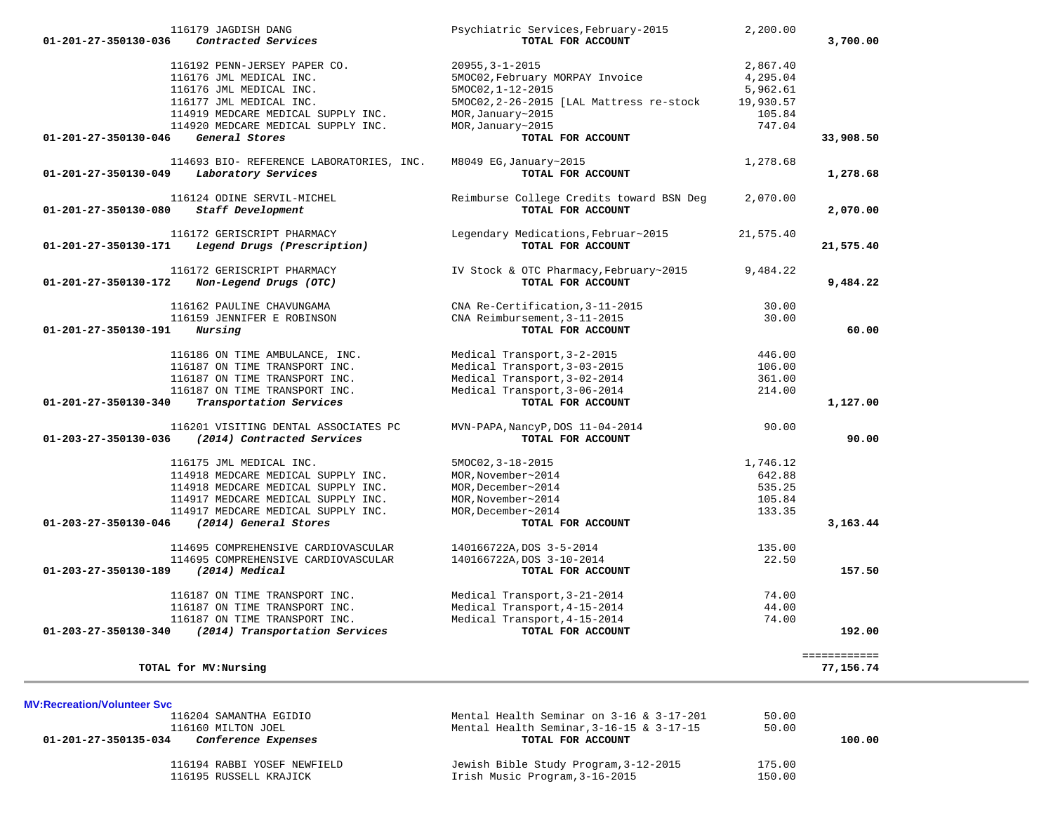| Account | Vendor | Description | Amount | Total |
|---|---|---|---|---|
| | 116179 JAGDISH DANG | Psychiatric Services,February-2015 | 2,200.00 | |
| 01-201-27-350130-036 | *Contracted Services* | **TOTAL FOR ACCOUNT** | | **3,700.00** |
| | 116192 PENN-JERSEY PAPER CO. | 20955,3-1-2015 | 2,867.40 | |
| | 116176 JML MEDICAL INC. | 5MOC02,February MORPAY Invoice | 4,295.04 | |
| | 116176 JML MEDICAL INC. | 5MOC02,1-12-2015 | 5,962.61 | |
| | 116177 JML MEDICAL INC. | 5MOC02,2-26-2015 [LAL Mattress re-stock | 19,930.57 | |
| | 114919 MEDCARE MEDICAL SUPPLY INC. | MOR,January~2015 | 105.84 | |
| | 114920 MEDCARE MEDICAL SUPPLY INC. | MOR,January~2015 | 747.04 | |
| 01-201-27-350130-046 | *General Stores* | **TOTAL FOR ACCOUNT** | | **33,908.50** |
| | 114693 BIO- REFERENCE LABORATORIES, INC. | M8049 EG,January~2015 | 1,278.68 | |
| 01-201-27-350130-049 | *Laboratory Services* | **TOTAL FOR ACCOUNT** | | **1,278.68** |
| | 116124 ODINE SERVIL-MICHEL | Reimburse College Credits toward BSN Deg | 2,070.00 | |
| 01-201-27-350130-080 | *Staff Development* | **TOTAL FOR ACCOUNT** | | **2,070.00** |
| | 116172 GERISCRIPT PHARMACY | Legendary Medications,Februar~2015 | 21,575.40 | |
| 01-201-27-350130-171 | *Legend Drugs (Prescription)* | **TOTAL FOR ACCOUNT** | | **21,575.40** |
| | 116172 GERISCRIPT PHARMACY | IV Stock & OTC Pharmacy,February~2015 | 9,484.22 | |
| 01-201-27-350130-172 | *Non-Legend Drugs (OTC)* | **TOTAL FOR ACCOUNT** | | **9,484.22** |
| | 116162 PAULINE CHAVUNGAMA | CNA Re-Certification,3-11-2015 | 30.00 | |
| | 116159 JENNIFER E ROBINSON | CNA Reimbursement,3-11-2015 | 30.00 | |
| 01-201-27-350130-191 | *Nursing* | **TOTAL FOR ACCOUNT** | | **60.00** |
| | 116186 ON TIME AMBULANCE, INC. | Medical Transport,3-2-2015 | 446.00 | |
| | 116187 ON TIME TRANSPORT INC. | Medical Transport,3-03-2015 | 106.00 | |
| | 116187 ON TIME TRANSPORT INC. | Medical Transport,3-02-2014 | 361.00 | |
| | 116187 ON TIME TRANSPORT INC. | Medical Transport,3-06-2014 | 214.00 | |
| 01-201-27-350130-340 | *Transportation Services* | **TOTAL FOR ACCOUNT** | | **1,127.00** |
| | 116201 VISITING DENTAL ASSOCIATES PC | MVN-PAPA,NancyP,DOS 11-04-2014 | 90.00 | |
| 01-203-27-350130-036 | *(2014) Contracted Services* | **TOTAL FOR ACCOUNT** | | **90.00** |
| | 116175 JML MEDICAL INC. | 5MOC02,3-18-2015 | 1,746.12 | |
| | 114918 MEDCARE MEDICAL SUPPLY INC. | MOR,November~2014 | 642.88 | |
| | 114918 MEDCARE MEDICAL SUPPLY INC. | MOR,December~2014 | 535.25 | |
| | 114917 MEDCARE MEDICAL SUPPLY INC. | MOR,November~2014 | 105.84 | |
| | 114917 MEDCARE MEDICAL SUPPLY INC. | MOR,December~2014 | 133.35 | |
| 01-203-27-350130-046 | *(2014) General Stores* | **TOTAL FOR ACCOUNT** | | **3,163.44** |
| | 114695 COMPREHENSIVE CARDIOVASCULAR | 140166722A,DOS 3-5-2014 | 135.00 | |
| | 114695 COMPREHENSIVE CARDIOVASCULAR | 140166722A,DOS 3-10-2014 | 22.50 | |
| 01-203-27-350130-189 | *(2014) Medical* | **TOTAL FOR ACCOUNT** | | **157.50** |
| | 116187 ON TIME TRANSPORT INC. | Medical Transport,3-21-2014 | 74.00 | |
| | 116187 ON TIME TRANSPORT INC. | Medical Transport,4-15-2014 | 44.00 | |
| | 116187 ON TIME TRANSPORT INC. | Medical Transport,4-15-2014 | 74.00 | |
| 01-203-27-350130-340 | *(2014) Transportation Services* | **TOTAL FOR ACCOUNT** | | **192.00** |
| | | | | ============ |
| | **TOTAL for MV:Nursing** | | | **77,156.74** |

**MV:Recreation/Volunteer Svc**

| Account | Vendor | Description | Amount | Total |
|---|---|---|---|---|
| | 116204 SAMANTHA EGIDIO | Mental Health Seminar on 3-16 & 3-17-201 | 50.00 | |
| | 116160 MILTON JOEL | Mental Health Seminar,3-16-15 & 3-17-15 | 50.00 | |
| 01-201-27-350135-034 | *Conference Expenses* | **TOTAL FOR ACCOUNT** | | **100.00** |
| | 116194 RABBI YOSEF NEWFIELD | Jewish Bible Study Program,3-12-2015 | 175.00 | |
| | 116195 RUSSELL KRAJICK | Irish Music Program,3-16-2015 | 150.00 | |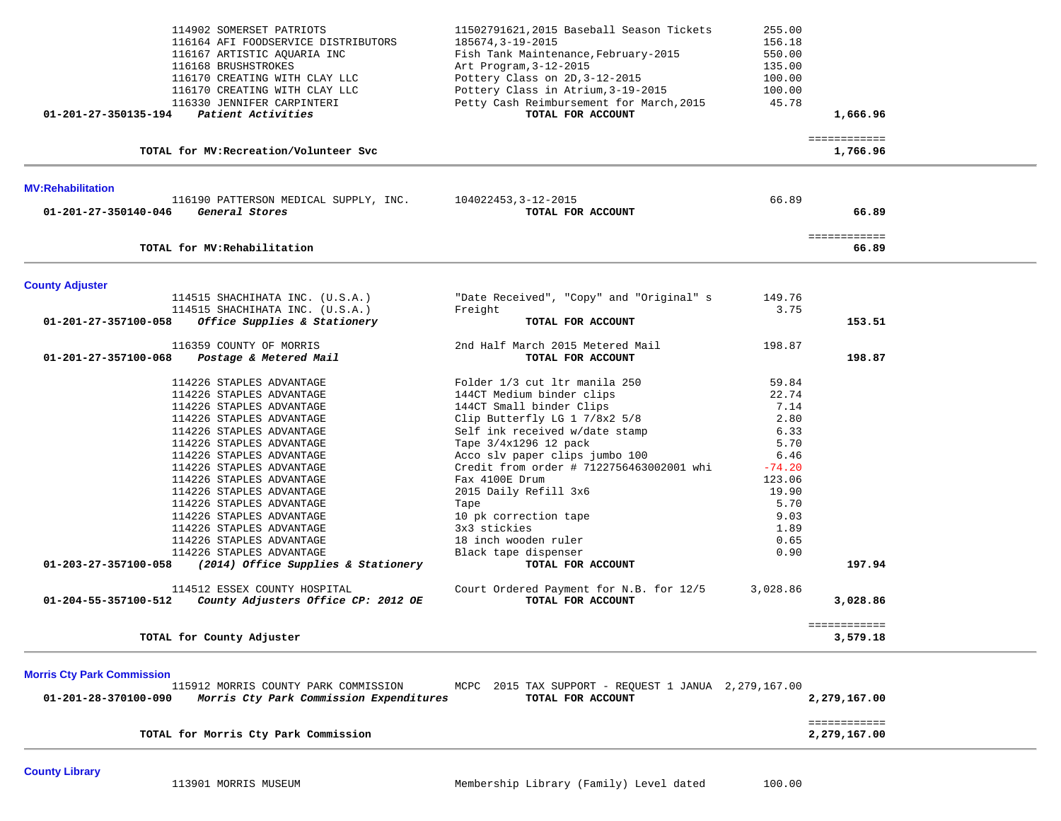| Account | Vendor / Account Name | Description | Amount | Total |
|---|---|---|---|---|
| | 114902 SOMERSET PATRIOTS | 11502791621,2015 Baseball Season Tickets | 255.00 | |
| | 116164 AFI FOODSERVICE DISTRIBUTORS | 185674,3-19-2015 | 156.18 | |
| | 116167 ARTISTIC AQUARIA INC | Fish Tank Maintenance,February-2015 | 550.00 | |
| | 116168 BRUSHSTROKES | Art Program,3-12-2015 | 135.00 | |
| | 116170 CREATING WITH CLAY LLC | Pottery Class on 2D,3-12-2015 | 100.00 | |
| | 116170 CREATING WITH CLAY LLC | Pottery Class in Atrium,3-19-2015 | 100.00 | |
| | 116330 JENNIFER CARPINTERI | Petty Cash Reimbursement for March,2015 | 45.78 | |
| **01-201-27-350135-194** | ***Patient Activities*** | **TOTAL FOR ACCOUNT** | | **1,666.96** |
| | **TOTAL for MV:Recreation/Volunteer Svc** | | | **1,766.96** |

**MV:Rehabilitation**

| Account | Vendor / Account Name | Description | Amount | Total |
|---|---|---|---|---|
| | 116190 PATTERSON MEDICAL SUPPLY, INC. | 104022453,3-12-2015 | 66.89 | |
| **01-201-27-350140-046** | ***General Stores*** | **TOTAL FOR ACCOUNT** | | **66.89** |
| | **TOTAL for MV:Rehabilitation** | | | **66.89** |

**County Adjuster**

| Account | Vendor / Account Name | Description | Amount | Total |
|---|---|---|---|---|
| | 114515 SHACHIHATA INC. (U.S.A.) | "Date Received", "Copy" and "Original" s | 149.76 | |
| | 114515 SHACHIHATA INC. (U.S.A.) | Freight | 3.75 | |
| **01-201-27-357100-058** | ***Office Supplies & Stationery*** | **TOTAL FOR ACCOUNT** | | **153.51** |
| | 116359 COUNTY OF MORRIS | 2nd Half March 2015 Metered Mail | 198.87 | |
| **01-201-27-357100-068** | ***Postage & Metered Mail*** | **TOTAL FOR ACCOUNT** | | **198.87** |
| | 114226 STAPLES ADVANTAGE | Folder 1/3 cut ltr manila 250 | 59.84 | |
| | 114226 STAPLES ADVANTAGE | 144CT Medium binder clips | 22.74 | |
| | 114226 STAPLES ADVANTAGE | 144CT Small binder Clips | 7.14 | |
| | 114226 STAPLES ADVANTAGE | Clip Butterfly LG 1 7/8x2 5/8 | 2.80 | |
| | 114226 STAPLES ADVANTAGE | Self ink received w/date stamp | 6.33 | |
| | 114226 STAPLES ADVANTAGE | Tape 3/4x1296 12 pack | 5.70 | |
| | 114226 STAPLES ADVANTAGE | Acco slv paper clips jumbo 100 | 6.46 | |
| | 114226 STAPLES ADVANTAGE | Credit from order # 7122756463002001 whi | -74.20 | |
| | 114226 STAPLES ADVANTAGE | Fax 4100E Drum | 123.06 | |
| | 114226 STAPLES ADVANTAGE | 2015 Daily Refill 3x6 | 19.90 | |
| | 114226 STAPLES ADVANTAGE | Tape | 5.70 | |
| | 114226 STAPLES ADVANTAGE | 10 pk correction tape | 9.03 | |
| | 114226 STAPLES ADVANTAGE | 3x3 stickies | 1.89 | |
| | 114226 STAPLES ADVANTAGE | 18 inch wooden ruler | 0.65 | |
| | 114226 STAPLES ADVANTAGE | Black tape dispenser | 0.90 | |
| **01-203-27-357100-058** | ***(2014) Office Supplies & Stationery*** | **TOTAL FOR ACCOUNT** | | **197.94** |
| | 114512 ESSEX COUNTY HOSPITAL | Court Ordered Payment for N.B. for 12/5 | 3,028.86 | |
| **01-204-55-357100-512** | ***County Adjusters Office CP: 2012 OE*** | **TOTAL FOR ACCOUNT** | | **3,028.86** |
| | **TOTAL for County Adjuster** | | | **3,579.18** |

**Morris Cty Park Commission**

| Account | Vendor / Account Name | Description | Amount | Total |
|---|---|---|---|---|
| | 115912 MORRIS COUNTY PARK COMMISSION | MCPC 2015 TAX SUPPORT - REQUEST 1 JANUA | 2,279,167.00 | |
| **01-201-28-370100-090** | ***Morris Cty Park Commission Expenditures*** | **TOTAL FOR ACCOUNT** | | **2,279,167.00** |
| | **TOTAL for Morris Cty Park Commission** | | | **2,279,167.00** |

**County Library**

| Account | Vendor / Account Name | Description | Amount | Total |
|---|---|---|---|---|
| | 113901 MORRIS MUSEUM | Membership Library (Family) Level dated | 100.00 | |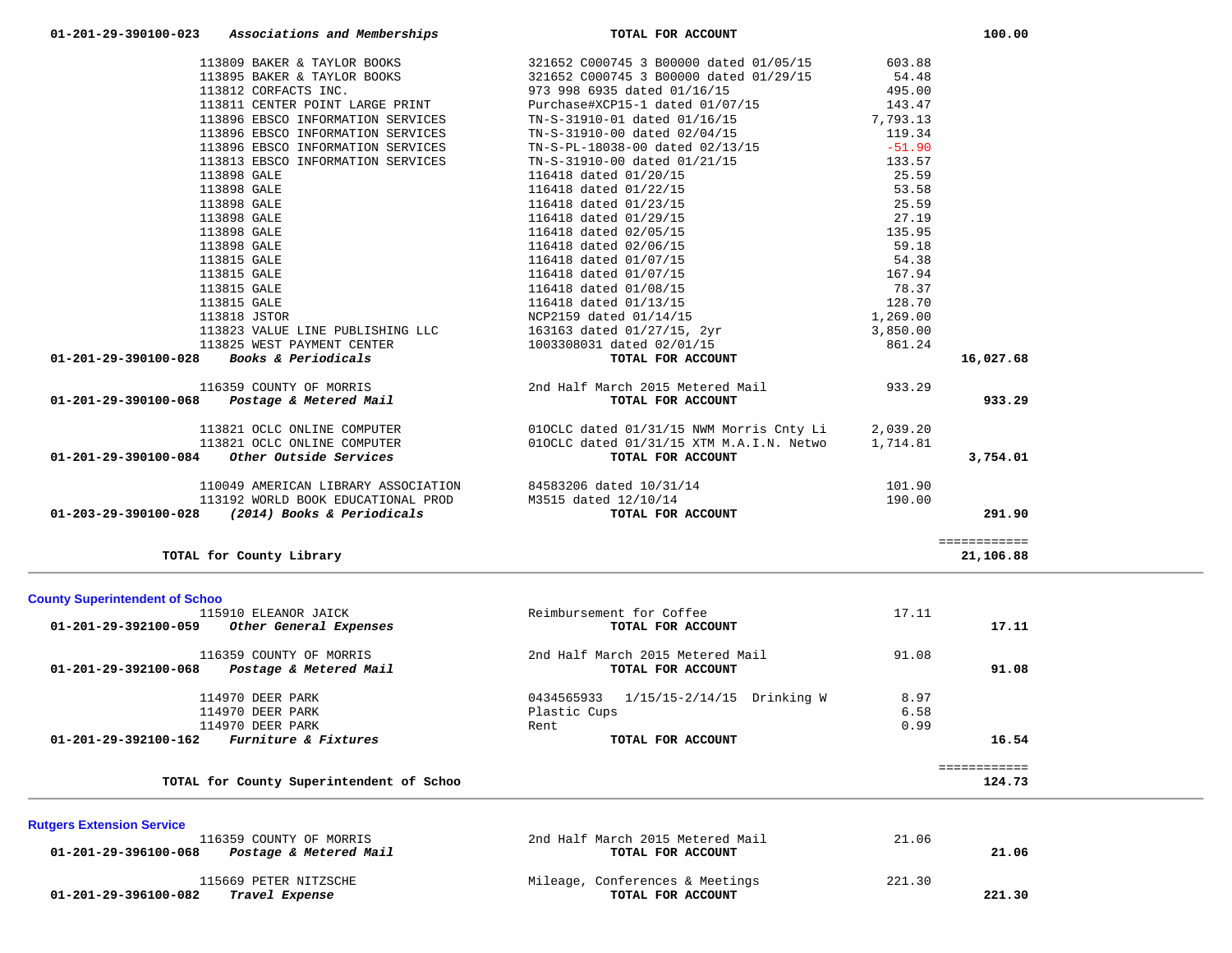| Account | Vendor | Description | Amount | Total |
|---|---|---|---|---|
| 01-201-29-390100-023 | ***Associations and Memberships*** | **TOTAL FOR ACCOUNT** | | **100.00** |
| | 113809 BAKER & TAYLOR BOOKS | 321652 C000745 3 B00000 dated 01/05/15 | 603.88 | |
| | 113895 BAKER & TAYLOR BOOKS | 321652 C000745 3 B00000 dated 01/29/15 | 54.48 | |
| | 113812 CORFACTS INC. | 973 998 6935 dated 01/16/15 | 495.00 | |
| | 113811 CENTER POINT LARGE PRINT | Purchase#XCP15-1 dated 01/07/15 | 143.47 | |
| | 113896 EBSCO INFORMATION SERVICES | TN-S-31910-01 dated 01/16/15 | 7,793.13 | |
| | 113896 EBSCO INFORMATION SERVICES | TN-S-31910-00 dated 02/04/15 | 119.34 | |
| | 113896 EBSCO INFORMATION SERVICES | TN-S-PL-18038-00 dated 02/13/15 | -51.90 | |
| | 113813 EBSCO INFORMATION SERVICES | TN-S-31910-00 dated 01/21/15 | 133.57 | |
| | 113898 GALE | 116418 dated 01/20/15 | 25.59 | |
| | 113898 GALE | 116418 dated 01/22/15 | 53.58 | |
| | 113898 GALE | 116418 dated 01/23/15 | 25.59 | |
| | 113898 GALE | 116418 dated 01/29/15 | 27.19 | |
| | 113898 GALE | 116418 dated 02/05/15 | 135.95 | |
| | 113898 GALE | 116418 dated 02/06/15 | 59.18 | |
| | 113815 GALE | 116418 dated 01/07/15 | 54.38 | |
| | 113815 GALE | 116418 dated 01/07/15 | 167.94 | |
| | 113815 GALE | 116418 dated 01/08/15 | 78.37 | |
| | 113815 GALE | 116418 dated 01/13/15 | 128.70 | |
| | 113818 JSTOR | NCP2159 dated 01/14/15 | 1,269.00 | |
| | 113823 VALUE LINE PUBLISHING LLC | 163163 dated 01/27/15, 2yr | 3,850.00 | |
| | 113825 WEST PAYMENT CENTER | 1003308031 dated 02/01/15 | 861.24 | |
| 01-201-29-390100-028 | ***Books & Periodicals*** | **TOTAL FOR ACCOUNT** | | **16,027.68** |
| | 116359 COUNTY OF MORRIS | 2nd Half March 2015 Metered Mail | 933.29 | |
| 01-201-29-390100-068 | ***Postage & Metered Mail*** | **TOTAL FOR ACCOUNT** | | **933.29** |
| | 113821 OCLC ONLINE COMPUTER | 01OCLC dated 01/31/15 NWM Morris Cnty Li | 2,039.20 | |
| | 113821 OCLC ONLINE COMPUTER | 01OCLC dated 01/31/15 XTM M.A.I.N. Netwo | 1,714.81 | |
| 01-201-29-390100-084 | ***Other Outside Services*** | **TOTAL FOR ACCOUNT** | | **3,754.01** |
| | 110049 AMERICAN LIBRARY ASSOCIATION | 84583206 dated 10/31/14 | 101.90 | |
| | 113192 WORLD BOOK EDUCATIONAL PROD | M3515 dated 12/10/14 | 190.00 | |
| 01-203-29-390100-028 | ***(2014) Books & Periodicals*** | **TOTAL FOR ACCOUNT** | | **291.90** |
| | **TOTAL for County Library** | | | **21,106.88** |

## County Superintendent of Schoo

| Account | Vendor | Description | Amount | Total |
|---|---|---|---|---|
| | 115910 ELEANOR JAICK | Reimbursement for Coffee | 17.11 | |
| 01-201-29-392100-059 | ***Other General Expenses*** | **TOTAL FOR ACCOUNT** | | **17.11** |
| | 116359 COUNTY OF MORRIS | 2nd Half March 2015 Metered Mail | 91.08 | |
| 01-201-29-392100-068 | ***Postage & Metered Mail*** | **TOTAL FOR ACCOUNT** | | **91.08** |
| | 114970 DEER PARK | 0434565933 1/15/15-2/14/15 Drinking W | 8.97 | |
| | 114970 DEER PARK | Plastic Cups | 6.58 | |
| | 114970 DEER PARK | Rent | 0.99 | |
| 01-201-29-392100-162 | ***Furniture & Fixtures*** | **TOTAL FOR ACCOUNT** | | **16.54** |
| | **TOTAL for County Superintendent of Schoo** | | | **124.73** |

## Rutgers Extension Service

| Account | Vendor | Description | Amount | Total |
|---|---|---|---|---|
| | 116359 COUNTY OF MORRIS | 2nd Half March 2015 Metered Mail | 21.06 | |
| 01-201-29-396100-068 | ***Postage & Metered Mail*** | **TOTAL FOR ACCOUNT** | | **21.06** |
| | 115669 PETER NITZSCHE | Mileage, Conferences & Meetings | 221.30 | |
| 01-201-29-396100-082 | ***Travel Expense*** | **TOTAL FOR ACCOUNT** | | **221.30** |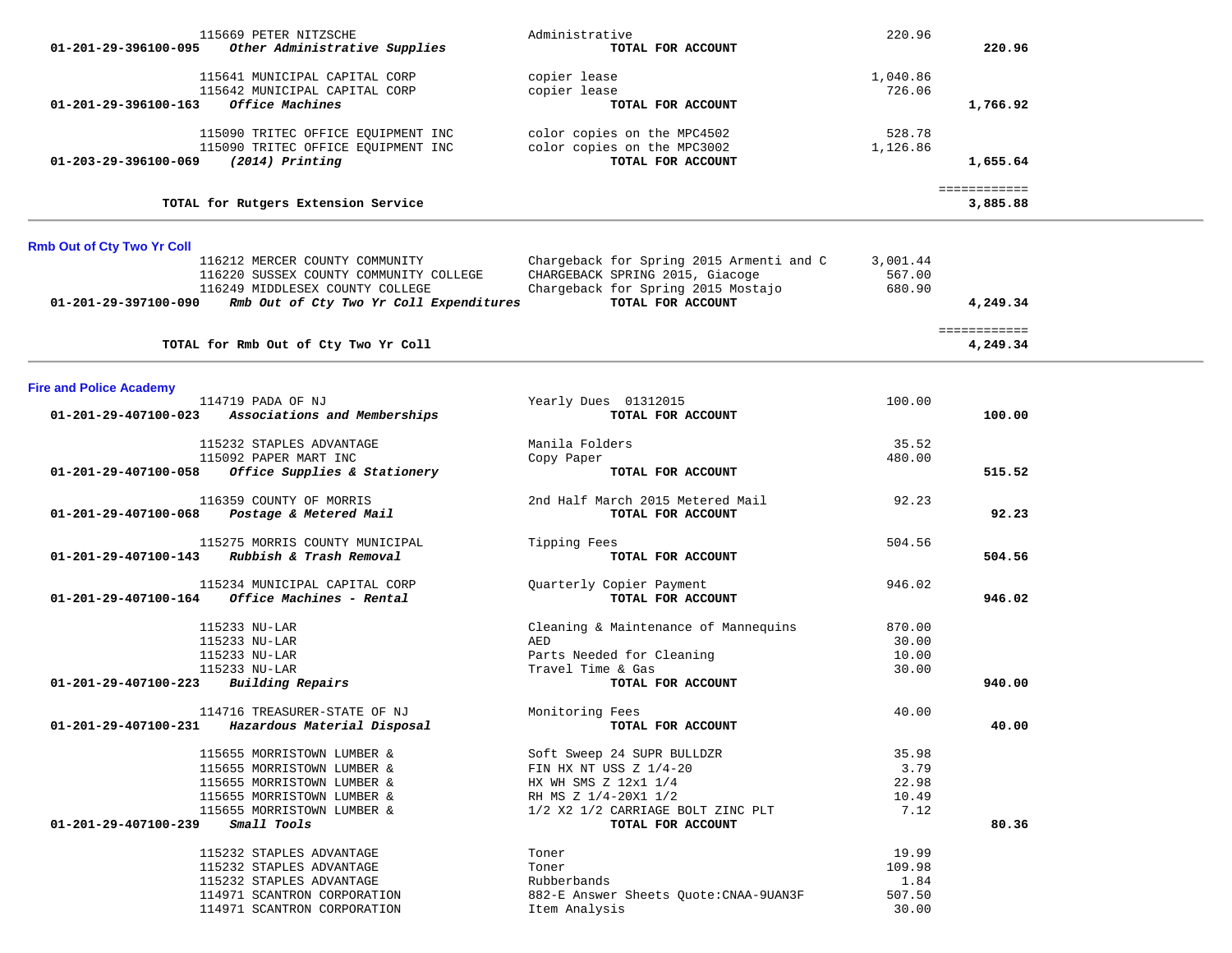| Account | Vendor / Description | Item | Amount | Total |
|---|---|---|---|---|
| | 115669 PETER NITZSCHE | Administrative | 220.96 | |
| 01-201-29-396100-095 | ***Other Administrative Supplies*** | **TOTAL FOR ACCOUNT** | | **220.96** |
| | 115641 MUNICIPAL CAPITAL CORP | copier lease | 1,040.86 | |
| | 115642 MUNICIPAL CAPITAL CORP | copier lease | 726.06 | |
| 01-201-29-396100-163 | ***Office Machines*** | **TOTAL FOR ACCOUNT** | | **1,766.92** |
| | 115090 TRITEC OFFICE EQUIPMENT INC | color copies on the MPC4502 | 528.78 | |
| | 115090 TRITEC OFFICE EQUIPMENT INC | color copies on the MPC3002 | 1,126.86 | |
| 01-203-29-396100-069 | ***(2014) Printing*** | **TOTAL FOR ACCOUNT** | | **1,655.64** |
| | | | | ============ |
| | **TOTAL for Rutgers Extension Service** | | | **3,885.88** |

**Rmb Out of Cty Two Yr Coll**

| Account | Vendor / Description | Item | Amount | Total |
|---|---|---|---|---|
| | 116212 MERCER COUNTY COMMUNITY | Chargeback for Spring 2015 Armenti and C | 3,001.44 | |
| | 116220 SUSSEX COUNTY COMMUNITY COLLEGE | CHARGEBACK SPRING 2015, Giacoge | 567.00 | |
| | 116249 MIDDLESEX COUNTY COLLEGE | Chargeback for Spring 2015 Mostajo | 680.90 | |
| 01-201-29-397100-090 | ***Rmb Out of Cty Two Yr Coll Expenditures*** | **TOTAL FOR ACCOUNT** | | **4,249.34** |
| | | | | ============ |
| | **TOTAL for Rmb Out of Cty Two Yr Coll** | | | **4,249.34** |

**Fire and Police Academy**

| Account | Vendor / Description | Item | Amount | Total |
|---|---|---|---|---|
| | 114719 PADA OF NJ | Yearly Dues 01312015 | 100.00 | |
| 01-201-29-407100-023 | ***Associations and Memberships*** | **TOTAL FOR ACCOUNT** | | **100.00** |
| | 115232 STAPLES ADVANTAGE | Manila Folders | 35.52 | |
| | 115092 PAPER MART INC | Copy Paper | 480.00 | |
| 01-201-29-407100-058 | ***Office Supplies & Stationery*** | **TOTAL FOR ACCOUNT** | | **515.52** |
| | 116359 COUNTY OF MORRIS | 2nd Half March 2015 Metered Mail | 92.23 | |
| 01-201-29-407100-068 | ***Postage & Metered Mail*** | **TOTAL FOR ACCOUNT** | | **92.23** |
| | 115275 MORRIS COUNTY MUNICIPAL | Tipping Fees | 504.56 | |
| 01-201-29-407100-143 | ***Rubbish & Trash Removal*** | **TOTAL FOR ACCOUNT** | | **504.56** |
| | 115234 MUNICIPAL CAPITAL CORP | Quarterly Copier Payment | 946.02 | |
| 01-201-29-407100-164 | ***Office Machines - Rental*** | **TOTAL FOR ACCOUNT** | | **946.02** |
| | 115233 NU-LAR | Cleaning & Maintenance of Mannequins | 870.00 | |
| | 115233 NU-LAR | AED | 30.00 | |
| | 115233 NU-LAR | Parts Needed for Cleaning | 10.00 | |
| | 115233 NU-LAR | Travel Time & Gas | 30.00 | |
| 01-201-29-407100-223 | ***Building Repairs*** | **TOTAL FOR ACCOUNT** | | **940.00** |
| | 114716 TREASURER-STATE OF NJ | Monitoring Fees | 40.00 | |
| 01-201-29-407100-231 | ***Hazardous Material Disposal*** | **TOTAL FOR ACCOUNT** | | **40.00** |
| | 115655 MORRISTOWN LUMBER & | Soft Sweep 24 SUPR BULLDZR | 35.98 | |
| | 115655 MORRISTOWN LUMBER & | FIN HX NT USS Z 1/4-20 | 3.79 | |
| | 115655 MORRISTOWN LUMBER & | HX WH SMS Z 12x1 1/4 | 22.98 | |
| | 115655 MORRISTOWN LUMBER & | RH MS Z 1/4-20X1 1/2 | 10.49 | |
| | 115655 MORRISTOWN LUMBER & | 1/2 X2 1/2 CARRIAGE BOLT ZINC PLT | 7.12 | |
| 01-201-29-407100-239 | ***Small Tools*** | **TOTAL FOR ACCOUNT** | | **80.36** |
| | 115232 STAPLES ADVANTAGE | Toner | 19.99 | |
| | 115232 STAPLES ADVANTAGE | Toner | 109.98 | |
| | 115232 STAPLES ADVANTAGE | Rubberbands | 1.84 | |
| | 114971 SCANTRON CORPORATION | 882-E Answer Sheets Quote:CNAA-9UAN3F | 507.50 | |
| | 114971 SCANTRON CORPORATION | Item Analysis | 30.00 | |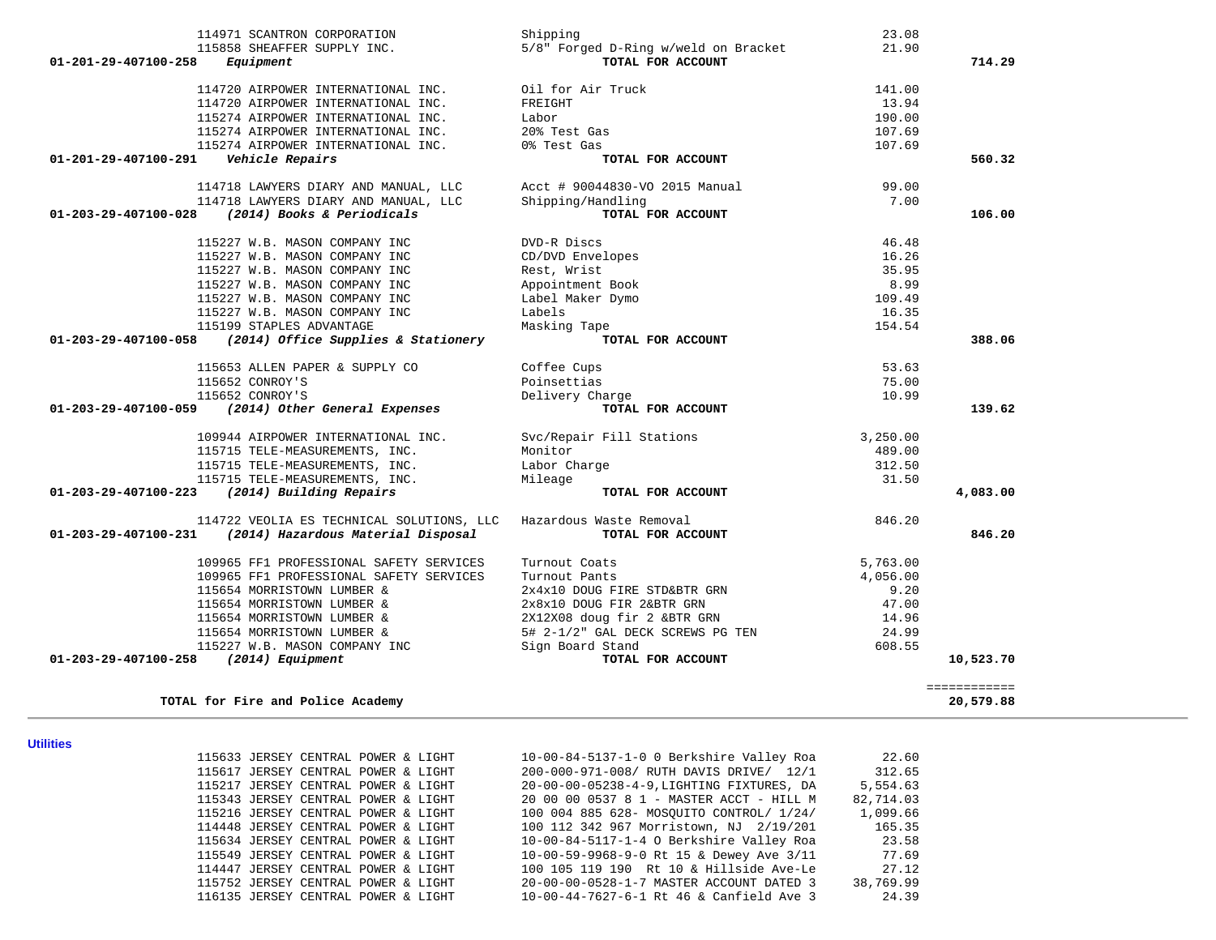| Account | Vendor | Description | Amount | Total |
|---|---|---|---|---|
| | 114971 SCANTRON CORPORATION | Shipping | 23.08 | |
| | 115858 SHEAFFER SUPPLY INC. | 5/8" Forged D-Ring w/weld on Bracket | 21.90 | |
| **01-201-29-407100-258** | ***Equipment*** | **TOTAL FOR ACCOUNT** | | **714.29** |
| | 114720 AIRPOWER INTERNATIONAL INC. | Oil for Air Truck | 141.00 | |
| | 114720 AIRPOWER INTERNATIONAL INC. | FREIGHT | 13.94 | |
| | 115274 AIRPOWER INTERNATIONAL INC. | Labor | 190.00 | |
| | 115274 AIRPOWER INTERNATIONAL INC. | 20% Test Gas | 107.69 | |
| | 115274 AIRPOWER INTERNATIONAL INC. | 0% Test Gas | 107.69 | |
| **01-201-29-407100-291** | ***Vehicle Repairs*** | **TOTAL FOR ACCOUNT** | | **560.32** |
| | 114718 LAWYERS DIARY AND MANUAL, LLC | Acct # 90044830-VO 2015 Manual | 99.00 | |
| | 114718 LAWYERS DIARY AND MANUAL, LLC | Shipping/Handling | 7.00 | |
| **01-203-29-407100-028** | ***(2014) Books & Periodicals*** | **TOTAL FOR ACCOUNT** | | **106.00** |
| | 115227 W.B. MASON COMPANY INC | DVD-R Discs | 46.48 | |
| | 115227 W.B. MASON COMPANY INC | CD/DVD Envelopes | 16.26 | |
| | 115227 W.B. MASON COMPANY INC | Rest, Wrist | 35.95 | |
| | 115227 W.B. MASON COMPANY INC | Appointment Book | 8.99 | |
| | 115227 W.B. MASON COMPANY INC | Label Maker Dymo | 109.49 | |
| | 115227 W.B. MASON COMPANY INC | Labels | 16.35 | |
| | 115199 STAPLES ADVANTAGE | Masking Tape | 154.54 | |
| **01-203-29-407100-058** | ***(2014) Office Supplies & Stationery*** | **TOTAL FOR ACCOUNT** | | **388.06** |
| | 115653 ALLEN PAPER & SUPPLY CO | Coffee Cups | 53.63 | |
| | 115652 CONROY'S | Poinsettias | 75.00 | |
| | 115652 CONROY'S | Delivery Charge | 10.99 | |
| **01-203-29-407100-059** | ***(2014) Other General Expenses*** | **TOTAL FOR ACCOUNT** | | **139.62** |
| | 109944 AIRPOWER INTERNATIONAL INC. | Svc/Repair Fill Stations | 3,250.00 | |
| | 115715 TELE-MEASUREMENTS, INC. | Monitor | 489.00 | |
| | 115715 TELE-MEASUREMENTS, INC. | Labor Charge | 312.50 | |
| | 115715 TELE-MEASUREMENTS, INC. | Mileage | 31.50 | |
| **01-203-29-407100-223** | ***(2014) Building Repairs*** | **TOTAL FOR ACCOUNT** | | **4,083.00** |
| | 114722 VEOLIA ES TECHNICAL SOLUTIONS, LLC | Hazardous Waste Removal | 846.20 | |
| **01-203-29-407100-231** | ***(2014) Hazardous Material Disposal*** | **TOTAL FOR ACCOUNT** | | **846.20** |
| | 109965 FF1 PROFESSIONAL SAFETY SERVICES | Turnout Coats | 5,763.00 | |
| | 109965 FF1 PROFESSIONAL SAFETY SERVICES | Turnout Pants | 4,056.00 | |
| | 115654 MORRISTOWN LUMBER & | 2x4x10 DOUG FIRE STD&BTR GRN | 9.20 | |
| | 115654 MORRISTOWN LUMBER & | 2x8x10 DOUG FIR 2&BTR GRN | 47.00 | |
| | 115654 MORRISTOWN LUMBER & | 2X12X08 doug fir 2 &BTR GRN | 14.96 | |
| | 115654 MORRISTOWN LUMBER & | 5# 2-1/2" GAL DECK SCREWS PG TEN | 24.99 | |
| | 115227 W.B. MASON COMPANY INC | Sign Board Stand | 608.55 | |
| **01-203-29-407100-258** | ***(2014) Equipment*** | **TOTAL FOR ACCOUNT** | | **10,523.70** |
| | | | | ============ |
| | **TOTAL for Fire and Police Academy** | | | **20,579.88** |

**Utilities**

| Vendor | Description | Amount |
|---|---|---|
| 115633 JERSEY CENTRAL POWER & LIGHT | 10-00-84-5137-1-0 0 Berkshire Valley Roa | 22.60 |
| 115617 JERSEY CENTRAL POWER & LIGHT | 200-000-971-008/ RUTH DAVIS DRIVE/ 12/1 | 312.65 |
| 115217 JERSEY CENTRAL POWER & LIGHT | 20-00-00-05238-4-9,LIGHTING FIXTURES, DA | 5,554.63 |
| 115343 JERSEY CENTRAL POWER & LIGHT | 20 00 00 0537 8 1 - MASTER ACCT - HILL M | 82,714.03 |
| 115216 JERSEY CENTRAL POWER & LIGHT | 100 004 885 628- MOSQUITO CONTROL/ 1/24/ | 1,099.66 |
| 114448 JERSEY CENTRAL POWER & LIGHT | 100 112 342 967 Morristown, NJ 2/19/201 | 165.35 |
| 115634 JERSEY CENTRAL POWER & LIGHT | 10-00-84-5117-1-4 O Berkshire Valley Roa | 23.58 |
| 115549 JERSEY CENTRAL POWER & LIGHT | 10-00-59-9968-9-0 Rt 15 & Dewey Ave 3/11 | 77.69 |
| 114447 JERSEY CENTRAL POWER & LIGHT | 100 105 119 190 Rt 10 & Hillside Ave-Le | 27.12 |
| 115752 JERSEY CENTRAL POWER & LIGHT | 20-00-00-0528-1-7 MASTER ACCOUNT DATED 3 | 38,769.99 |
| 116135 JERSEY CENTRAL POWER & LIGHT | 10-00-44-7627-6-1 Rt 46 & Canfield Ave 3 | 24.39 |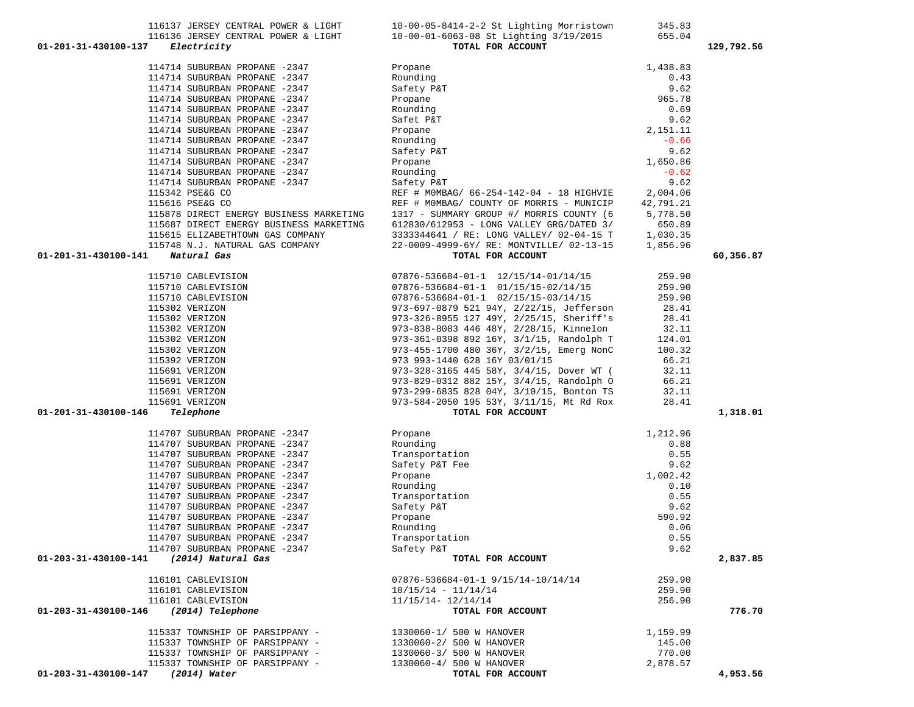| Account | Vendor | Description | Amount | Total |
|---|---|---|---|---|
| | 116137 JERSEY CENTRAL POWER & LIGHT | 10-00-05-8414-2-2 St Lighting Morristown | 345.83 | |
| | 116136 JERSEY CENTRAL POWER & LIGHT | 10-00-01-6063-08 St Lighting 3/19/2015 | 655.04 | |
| 01-201-31-430100-137 *Electricity* | | TOTAL FOR ACCOUNT | | 129,792.56 |
| | 114714 SUBURBAN PROPANE -2347 | Propane | 1,438.83 | |
| | 114714 SUBURBAN PROPANE -2347 | Rounding | 0.43 | |
| | 114714 SUBURBAN PROPANE -2347 | Safety P&T | 9.62 | |
| | 114714 SUBURBAN PROPANE -2347 | Propane | 965.78 | |
| | 114714 SUBURBAN PROPANE -2347 | Rounding | 0.69 | |
| | 114714 SUBURBAN PROPANE -2347 | Safet P&T | 9.62 | |
| | 114714 SUBURBAN PROPANE -2347 | Propane | 2,151.11 | |
| | 114714 SUBURBAN PROPANE -2347 | Rounding | -0.66 | |
| | 114714 SUBURBAN PROPANE -2347 | Safety P&T | 9.62 | |
| | 114714 SUBURBAN PROPANE -2347 | Propane | 1,650.86 | |
| | 114714 SUBURBAN PROPANE -2347 | Rounding | -0.62 | |
| | 114714 SUBURBAN PROPANE -2347 | Safety P&T | 9.62 | |
| | 115342 PSE&G CO | REF # M0MBAG/ 66-254-142-04 - 18 HIGHVIE | 2,004.06 | |
| | 115616 PSE&G CO | REF # M0MBAG/ COUNTY OF MORRIS - MUNICIP | 42,791.21 | |
| | 115878 DIRECT ENERGY BUSINESS MARKETING | 1317 - SUMMARY GROUP #/ MORRIS COUNTY (6 | 5,778.50 | |
| | 115687 DIRECT ENERGY BUSINESS MARKETING | 612830/612953 - LONG VALLEY GRG/DATED 3/ | 650.89 | |
| | 115615 ELIZABETHTOWN GAS COMPANY | 3333344641 / RE: LONG VALLEY/ 02-04-15 T | 1,030.35 | |
| | 115748 N.J. NATURAL GAS COMPANY | 22-0009-4999-6Y/ RE: MONTVILLE/ 02-13-15 | 1,856.96 | |
| 01-201-31-430100-141 *Natural Gas* | | TOTAL FOR ACCOUNT | | 60,356.87 |
| | 115710 CABLEVISION | 07876-536684-01-1 12/15/14-01/14/15 | 259.90 | |
| | 115710 CABLEVISION | 07876-536684-01-1 01/15/15-02/14/15 | 259.90 | |
| | 115710 CABLEVISION | 07876-536684-01-1 02/15/15-03/14/15 | 259.90 | |
| | 115302 VERIZON | 973-697-0879 521 94Y, 2/22/15, Jefferson | 28.41 | |
| | 115302 VERIZON | 973-326-8955 127 49Y, 2/25/15, Sheriff's | 28.41 | |
| | 115302 VERIZON | 973-838-8083 446 48Y, 2/28/15, Kinnelon | 32.11 | |
| | 115302 VERIZON | 973-361-0398 892 16Y, 3/1/15, Randolph T | 124.01 | |
| | 115302 VERIZON | 973-455-1700 480 36Y, 3/2/15, Emerg NonC | 100.32 | |
| | 115392 VERIZON | 973 993-1440 628 16Y 03/01/15 | 66.21 | |
| | 115691 VERIZON | 973-328-3165 445 58Y, 3/4/15, Dover WT ( | 32.11 | |
| | 115691 VERIZON | 973-829-0312 882 15Y, 3/4/15, Randolph O | 66.21 | |
| | 115691 VERIZON | 973-299-6835 828 04Y, 3/10/15, Bonton TS | 32.11 | |
| | 115691 VERIZON | 973-584-2050 195 53Y, 3/11/15, Mt Rd Rox | 28.41 | |
| 01-201-31-430100-146 *Telephone* | | TOTAL FOR ACCOUNT | | 1,318.01 |
| | 114707 SUBURBAN PROPANE -2347 | Propane | 1,212.96 | |
| | 114707 SUBURBAN PROPANE -2347 | Rounding | 0.88 | |
| | 114707 SUBURBAN PROPANE -2347 | Transportation | 0.55 | |
| | 114707 SUBURBAN PROPANE -2347 | Safety P&T Fee | 9.62 | |
| | 114707 SUBURBAN PROPANE -2347 | Propane | 1,002.42 | |
| | 114707 SUBURBAN PROPANE -2347 | Rounding | 0.10 | |
| | 114707 SUBURBAN PROPANE -2347 | Transportation | 0.55 | |
| | 114707 SUBURBAN PROPANE -2347 | Safety P&T | 9.62 | |
| | 114707 SUBURBAN PROPANE -2347 | Propane | 590.92 | |
| | 114707 SUBURBAN PROPANE -2347 | Rounding | 0.06 | |
| | 114707 SUBURBAN PROPANE -2347 | Transportation | 0.55 | |
| | 114707 SUBURBAN PROPANE -2347 | Safety P&T | 9.62 | |
| 01-203-31-430100-141 *(2014) Natural Gas* | | TOTAL FOR ACCOUNT | | 2,837.85 |
| | 116101 CABLEVISION | 07876-536684-01-1 9/15/14-10/14/14 | 259.90 | |
| | 116101 CABLEVISION | 10/15/14 - 11/14/14 | 259.90 | |
| | 116101 CABLEVISION | 11/15/14- 12/14/14 | 256.90 | |
| 01-203-31-430100-146 *(2014) Telephone* | | TOTAL FOR ACCOUNT | | 776.70 |
| | 115337 TOWNSHIP OF PARSIPPANY - | 1330060-1/ 500 W HANOVER | 1,159.99 | |
| | 115337 TOWNSHIP OF PARSIPPANY - | 1330060-2/ 500 W HANOVER | 145.00 | |
| | 115337 TOWNSHIP OF PARSIPPANY - | 1330060-3/ 500 W HANOVER | 770.00 | |
| | 115337 TOWNSHIP OF PARSIPPANY - | 1330060-4/ 500 W HANOVER | 2,878.57 | |
| 01-203-31-430100-147 *(2014) Water* | | TOTAL FOR ACCOUNT | | 4,953.56 |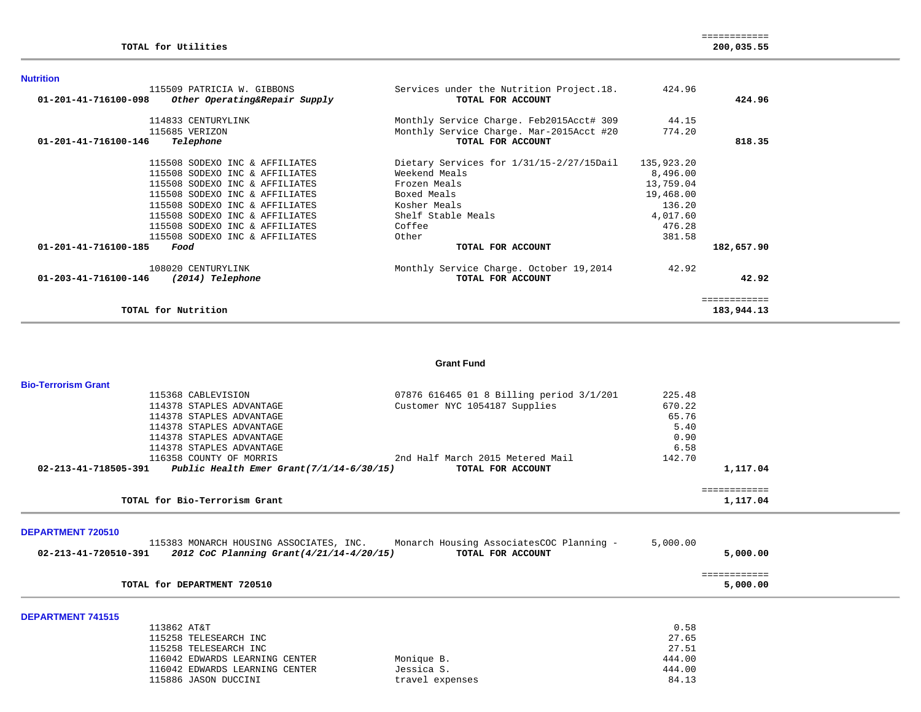| | | | |
|---|---|---|---|
| **TOTAL for Utilities** | | | ============ **200,035.55** |

### Nutrition

| Account | Vendor / Description | Detail | Amount | Total |
|---|---|---|---|---|
| | 115509 PATRICIA W. GIBBONS | Services under the Nutrition Project.18. | 424.96 | |
| **01-201-41-716100-098** | ***Other Operating&Repair Supply*** | **TOTAL FOR ACCOUNT** | | **424.96** |
| | 114833 CENTURYLINK | Monthly Service Charge. Feb2015Acct# 309 | 44.15 | |
| | 115685 VERIZON | Monthly Service Charge. Mar-2015Acct #20 | 774.20 | |
| **01-201-41-716100-146** | ***Telephone*** | **TOTAL FOR ACCOUNT** | | **818.35** |
| | 115508 SODEXO INC & AFFILIATES | Dietary Services for 1/31/15-2/27/15Dail | 135,923.20 | |
| | 115508 SODEXO INC & AFFILIATES | Weekend Meals | 8,496.00 | |
| | 115508 SODEXO INC & AFFILIATES | Frozen Meals | 13,759.04 | |
| | 115508 SODEXO INC & AFFILIATES | Boxed Meals | 19,468.00 | |
| | 115508 SODEXO INC & AFFILIATES | Kosher Meals | 136.20 | |
| | 115508 SODEXO INC & AFFILIATES | Shelf Stable Meals | 4,017.60 | |
| | 115508 SODEXO INC & AFFILIATES | Coffee | 476.28 | |
| | 115508 SODEXO INC & AFFILIATES | Other | 381.58 | |
| **01-201-41-716100-185** | ***Food*** | **TOTAL FOR ACCOUNT** | | **182,657.90** |
| | 108020 CENTURYLINK | Monthly Service Charge. October 19,2014 | 42.92 | |
| **01-203-41-716100-146** | ***(2014) Telephone*** | **TOTAL FOR ACCOUNT** | | **42.92** |
| **TOTAL for Nutrition** | | | | ============ **183,944.13** |

## Grant Fund

### Bio-Terrorism Grant

| Account | Vendor / Description | Detail | Amount | Total |
|---|---|---|---|---|
| | 115368 CABLEVISION | 07876 616465 01 8 Billing period 3/1/201 | 225.48 | |
| | 114378 STAPLES ADVANTAGE | Customer NYC 1054187 Supplies | 670.22 | |
| | 114378 STAPLES ADVANTAGE | | 65.76 | |
| | 114378 STAPLES ADVANTAGE | | 5.40 | |
| | 114378 STAPLES ADVANTAGE | | 0.90 | |
| | 114378 STAPLES ADVANTAGE | | 6.58 | |
| | 116358 COUNTY OF MORRIS | 2nd Half March 2015 Metered Mail | 142.70 | |
| **02-213-41-718505-391** | ***Public Health Emer Grant(7/1/14-6/30/15)*** | **TOTAL FOR ACCOUNT** | | **1,117.04** |
| **TOTAL for Bio-Terrorism Grant** | | | | ============ **1,117.04** |

### DEPARTMENT 720510

| Account | Vendor / Description | Detail | Amount | Total |
|---|---|---|---|---|
| | 115383 MONARCH HOUSING ASSOCIATES, INC. | Monarch Housing AssociatesCOC Planning - | 5,000.00 | |
| **02-213-41-720510-391** | ***2012 CoC Planning Grant(4/21/14-4/20/15)*** | **TOTAL FOR ACCOUNT** | | **5,000.00** |
| **TOTAL for DEPARTMENT 720510** | | | | ============ **5,000.00** |

### DEPARTMENT 741515

| Account | Vendor / Description | Detail | Amount | Total |
|---|---|---|---|---|
| | 113862 AT&T | | 0.58 | |
| | 115258 TELESEARCH INC | | 27.65 | |
| | 115258 TELESEARCH INC | | 27.51 | |
| | 116042 EDWARDS LEARNING CENTER | Monique B. | 444.00 | |
| | 116042 EDWARDS LEARNING CENTER | Jessica S. | 444.00 | |
| | 115886 JASON DUCCINI | travel expenses | 84.13 | |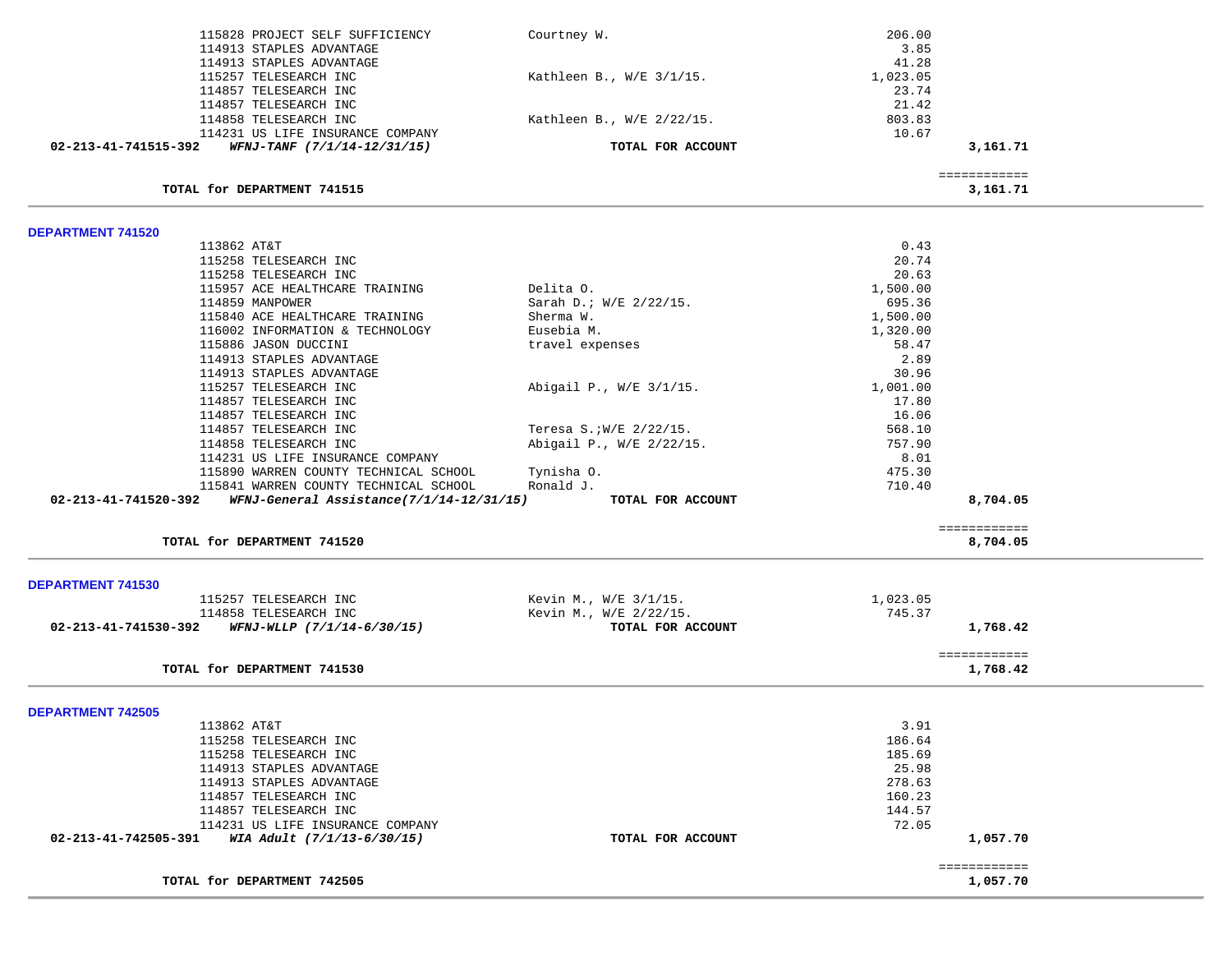| Vendor | Description | Amount | Total |
|---|---|---|---|
| 115828 PROJECT SELF SUFFICIENCY | Courtney W. | 206.00 | |
| 114913 STAPLES ADVANTAGE | | 3.85 | |
| 114913 STAPLES ADVANTAGE | | 41.28 | |
| 115257 TELESEARCH INC | Kathleen B., W/E 3/1/15. | 1,023.05 | |
| 114857 TELESEARCH INC | | 23.74 | |
| 114857 TELESEARCH INC | | 21.42 | |
| 114858 TELESEARCH INC | Kathleen B., W/E 2/22/15. | 803.83 | |
| 114231 US LIFE INSURANCE COMPANY | | 10.67 | |
| **02-213-41-741515-392** ***WFNJ-TANF (7/1/14-12/31/15)*** | **TOTAL FOR ACCOUNT** | | **3,161.71** |
| | | | ============ |
| **TOTAL for DEPARTMENT 741515** | | | **3,161.71** |

## DEPARTMENT 741520

| Vendor | Description | Amount | Total |
|---|---|---|---|
| 113862 AT&T | | 0.43 | |
| 115258 TELESEARCH INC | | 20.74 | |
| 115258 TELESEARCH INC | | 20.63 | |
| 115957 ACE HEALTHCARE TRAINING | Delita O. | 1,500.00 | |
| 114859 MANPOWER | Sarah D.; W/E 2/22/15. | 695.36 | |
| 115840 ACE HEALTHCARE TRAINING | Sherma W. | 1,500.00 | |
| 116002 INFORMATION & TECHNOLOGY | Eusebia M. | 1,320.00 | |
| 115886 JASON DUCCINI | travel expenses | 58.47 | |
| 114913 STAPLES ADVANTAGE | | 2.89 | |
| 114913 STAPLES ADVANTAGE | | 30.96 | |
| 115257 TELESEARCH INC | Abigail P., W/E 3/1/15. | 1,001.00 | |
| 114857 TELESEARCH INC | | 17.80 | |
| 114857 TELESEARCH INC | | 16.06 | |
| 114857 TELESEARCH INC | Teresa S.;W/E 2/22/15. | 568.10 | |
| 114858 TELESEARCH INC | Abigail P., W/E 2/22/15. | 757.90 | |
| 114231 US LIFE INSURANCE COMPANY | | 8.01 | |
| 115890 WARREN COUNTY TECHNICAL SCHOOL | Tynisha O. | 475.30 | |
| 115841 WARREN COUNTY TECHNICAL SCHOOL | Ronald J. | 710.40 | |
| **02-213-41-741520-392** ***WFNJ-General Assistance(7/1/14-12/31/15)*** | **TOTAL FOR ACCOUNT** | | **8,704.05** |
| | | | ============ |
| **TOTAL for DEPARTMENT 741520** | | | **8,704.05** |

## DEPARTMENT 741530

| Vendor | Description | Amount | Total |
|---|---|---|---|
| 115257 TELESEARCH INC | Kevin M., W/E 3/1/15. | 1,023.05 | |
| 114858 TELESEARCH INC | Kevin M., W/E 2/22/15. | 745.37 | |
| **02-213-41-741530-392** ***WFNJ-WLLP (7/1/14-6/30/15)*** | **TOTAL FOR ACCOUNT** | | **1,768.42** |
| | | | ============ |
| **TOTAL for DEPARTMENT 741530** | | | **1,768.42** |

## DEPARTMENT 742505

| Vendor | Description | Amount | Total |
|---|---|---|---|
| 113862 AT&T | | 3.91 | |
| 115258 TELESEARCH INC | | 186.64 | |
| 115258 TELESEARCH INC | | 185.69 | |
| 114913 STAPLES ADVANTAGE | | 25.98 | |
| 114913 STAPLES ADVANTAGE | | 278.63 | |
| 114857 TELESEARCH INC | | 160.23 | |
| 114857 TELESEARCH INC | | 144.57 | |
| 114231 US LIFE INSURANCE COMPANY | | 72.05 | |
| **02-213-41-742505-391** ***WIA Adult (7/1/13-6/30/15)*** | **TOTAL FOR ACCOUNT** | | **1,057.70** |
| | | | ============ |
| **TOTAL for DEPARTMENT 742505** | | | **1,057.70** |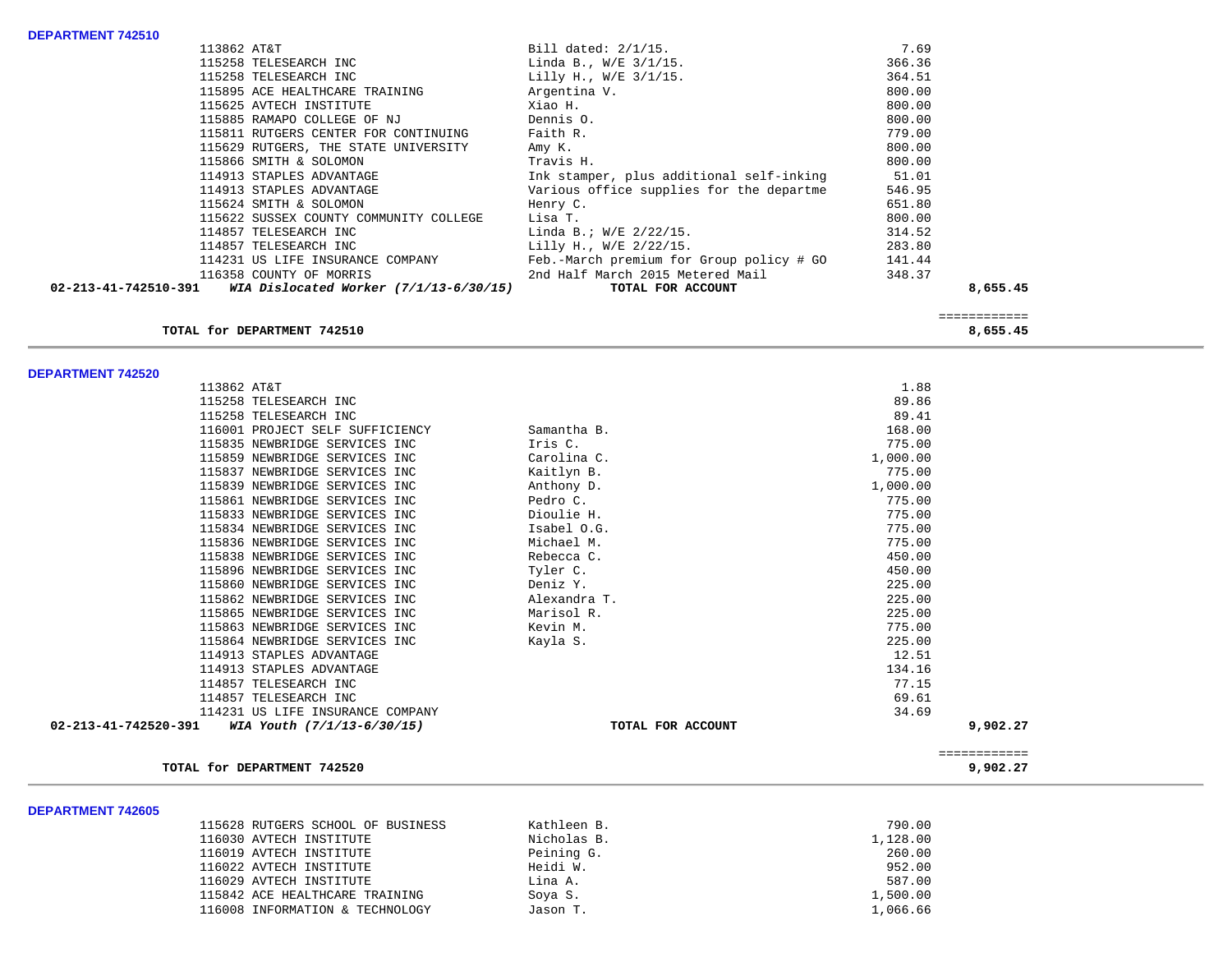**DEPARTMENT 742510**

| | Vendor | Description | Amount | Total |
|---|---|---|---|---|
| | 113862 AT&T | Bill dated: 2/1/15. | 7.69 | |
| | 115258 TELESEARCH INC | Linda B., W/E 3/1/15. | 366.36 | |
| | 115258 TELESEARCH INC | Lilly H., W/E 3/1/15. | 364.51 | |
| | 115895 ACE HEALTHCARE TRAINING | Argentina V. | 800.00 | |
| | 115625 AVTECH INSTITUTE | Xiao H. | 800.00 | |
| | 115885 RAMAPO COLLEGE OF NJ | Dennis O. | 800.00 | |
| | 115811 RUTGERS CENTER FOR CONTINUING | Faith R. | 779.00 | |
| | 115629 RUTGERS, THE STATE UNIVERSITY | Amy K. | 800.00 | |
| | 115866 SMITH & SOLOMON | Travis H. | 800.00 | |
| | 114913 STAPLES ADVANTAGE | Ink stamper, plus additional self-inking | 51.01 | |
| | 114913 STAPLES ADVANTAGE | Various office supplies for the departme | 546.95 | |
| | 115624 SMITH & SOLOMON | Henry C. | 651.80 | |
| | 115622 SUSSEX COUNTY COMMUNITY COLLEGE | Lisa T. | 800.00 | |
| | 114857 TELESEARCH INC | Linda B.; W/E 2/22/15. | 314.52 | |
| | 114857 TELESEARCH INC | Lilly H., W/E 2/22/15. | 283.80 | |
| | 114231 US LIFE INSURANCE COMPANY | Feb.-March premium for Group policy # GO | 141.44 | |
| | 116358 COUNTY OF MORRIS | 2nd Half March 2015 Metered Mail | 348.37 | |
| **02-213-41-742510-391** | ***WIA Dislocated Worker (7/1/13-6/30/15)*** | **TOTAL FOR ACCOUNT** | | **8,655.45** |

**TOTAL for DEPARTMENT 742510** ============ **8,655.45**

**DEPARTMENT 742520**

| | Vendor | Description | Amount | Total |
|---|---|---|---|---|
| | 113862 AT&T | | 1.88 | |
| | 115258 TELESEARCH INC | | 89.86 | |
| | 115258 TELESEARCH INC | | 89.41 | |
| | 116001 PROJECT SELF SUFFICIENCY | Samantha B. | 168.00 | |
| | 115835 NEWBRIDGE SERVICES INC | Iris C. | 775.00 | |
| | 115859 NEWBRIDGE SERVICES INC | Carolina C. | 1,000.00 | |
| | 115837 NEWBRIDGE SERVICES INC | Kaitlyn B. | 775.00 | |
| | 115839 NEWBRIDGE SERVICES INC | Anthony D. | 1,000.00 | |
| | 115861 NEWBRIDGE SERVICES INC | Pedro C. | 775.00 | |
| | 115833 NEWBRIDGE SERVICES INC | Dioulie H. | 775.00 | |
| | 115834 NEWBRIDGE SERVICES INC | Isabel O.G. | 775.00 | |
| | 115836 NEWBRIDGE SERVICES INC | Michael M. | 775.00 | |
| | 115838 NEWBRIDGE SERVICES INC | Rebecca C. | 450.00 | |
| | 115896 NEWBRIDGE SERVICES INC | Tyler C. | 450.00 | |
| | 115860 NEWBRIDGE SERVICES INC | Deniz Y. | 225.00 | |
| | 115862 NEWBRIDGE SERVICES INC | Alexandra T. | 225.00 | |
| | 115865 NEWBRIDGE SERVICES INC | Marisol R. | 225.00 | |
| | 115863 NEWBRIDGE SERVICES INC | Kevin M. | 775.00 | |
| | 115864 NEWBRIDGE SERVICES INC | Kayla S. | 225.00 | |
| | 114913 STAPLES ADVANTAGE | | 12.51 | |
| | 114913 STAPLES ADVANTAGE | | 134.16 | |
| | 114857 TELESEARCH INC | | 77.15 | |
| | 114857 TELESEARCH INC | | 69.61 | |
| | 114231 US LIFE INSURANCE COMPANY | | 34.69 | |
| **02-213-41-742520-391** | ***WIA Youth (7/1/13-6/30/15)*** | **TOTAL FOR ACCOUNT** | | **9,902.27** |

**TOTAL for DEPARTMENT 742520** ============ **9,902.27**

**DEPARTMENT 742605**

| | Vendor | Description | Amount | Total |
|---|---|---|---|---|
| | 115628 RUTGERS SCHOOL OF BUSINESS | Kathleen B. | 790.00 | |
| | 116030 AVTECH INSTITUTE | Nicholas B. | 1,128.00 | |
| | 116019 AVTECH INSTITUTE | Peining G. | 260.00 | |
| | 116022 AVTECH INSTITUTE | Heidi W. | 952.00 | |
| | 116029 AVTECH INSTITUTE | Lina A. | 587.00 | |
| | 115842 ACE HEALTHCARE TRAINING | Soya S. | 1,500.00 | |
| | 116008 INFORMATION & TECHNOLOGY | Jason T. | 1,066.66 | |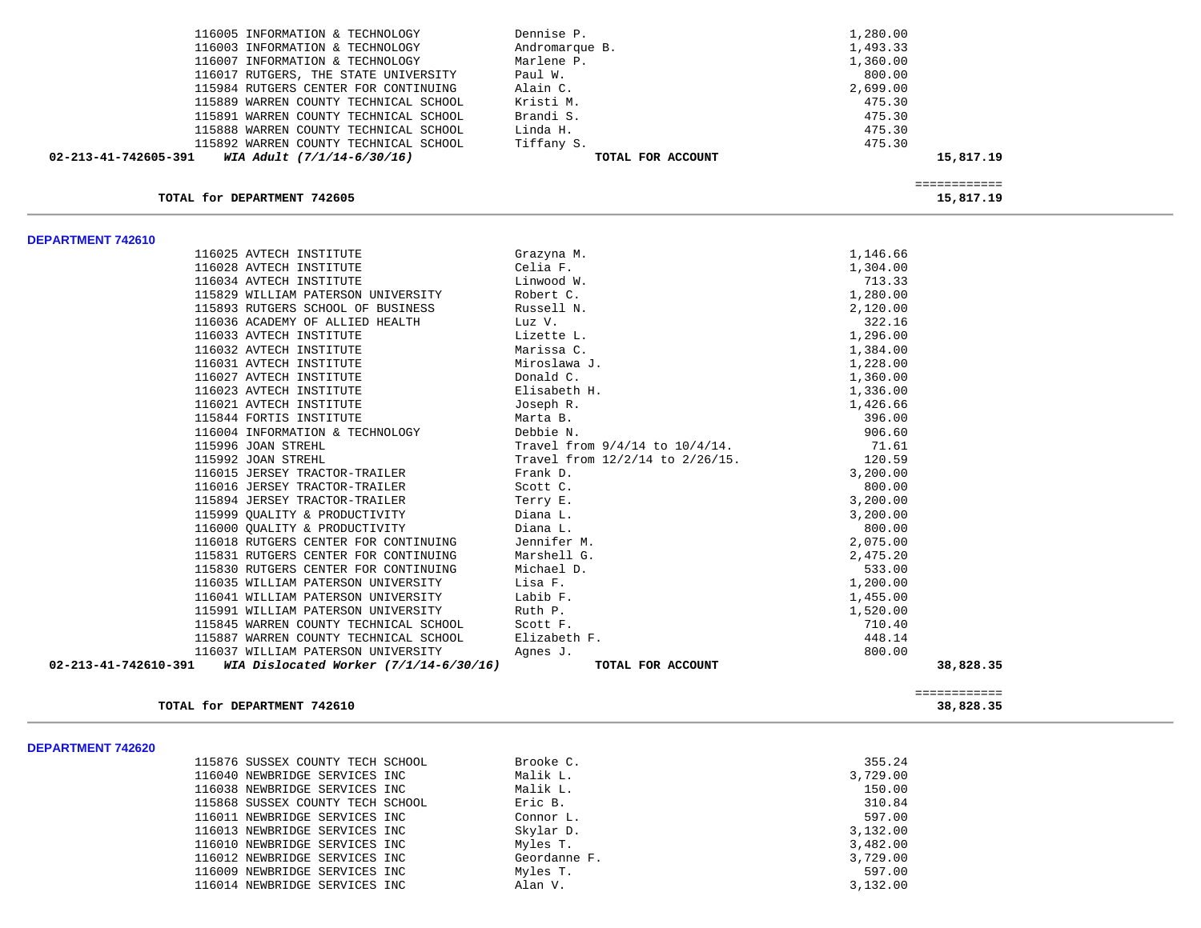| | | | | |
|---|---|---|---|---|
| | 116005 INFORMATION & TECHNOLOGY | Dennise P. | 1,280.00 | |
| | 116003 INFORMATION & TECHNOLOGY | Andromarque B. | 1,493.33 | |
| | 116007 INFORMATION & TECHNOLOGY | Marlene P. | 1,360.00 | |
| | 116017 RUTGERS, THE STATE UNIVERSITY | Paul W. | 800.00 | |
| | 115984 RUTGERS CENTER FOR CONTINUING | Alain C. | 2,699.00 | |
| | 115889 WARREN COUNTY TECHNICAL SCHOOL | Kristi M. | 475.30 | |
| | 115891 WARREN COUNTY TECHNICAL SCHOOL | Brandi S. | 475.30 | |
| | 115888 WARREN COUNTY TECHNICAL SCHOOL | Linda H. | 475.30 | |
| | 115892 WARREN COUNTY TECHNICAL SCHOOL | Tiffany S. | 475.30 | |
| **02-213-41-742605-391** | ***WIA Adult (7/1/14-6/30/16)*** | **TOTAL FOR ACCOUNT** | | **15,817.19** |

**TOTAL for DEPARTMENT 742605** ============ **15,817.19**

**DEPARTMENT 742610**

| | | | | |
|---|---|---|---|---|
| | 116025 AVTECH INSTITUTE | Grazyna M. | 1,146.66 | |
| | 116028 AVTECH INSTITUTE | Celia F. | 1,304.00 | |
| | 116034 AVTECH INSTITUTE | Linwood W. | 713.33 | |
| | 115829 WILLIAM PATERSON UNIVERSITY | Robert C. | 1,280.00 | |
| | 115893 RUTGERS SCHOOL OF BUSINESS | Russell N. | 2,120.00 | |
| | 116036 ACADEMY OF ALLIED HEALTH | Luz V. | 322.16 | |
| | 116033 AVTECH INSTITUTE | Lizette L. | 1,296.00 | |
| | 116032 AVTECH INSTITUTE | Marissa C. | 1,384.00 | |
| | 116031 AVTECH INSTITUTE | Miroslawa J. | 1,228.00 | |
| | 116027 AVTECH INSTITUTE | Donald C. | 1,360.00 | |
| | 116023 AVTECH INSTITUTE | Elisabeth H. | 1,336.00 | |
| | 116021 AVTECH INSTITUTE | Joseph R. | 1,426.66 | |
| | 115844 FORTIS INSTITUTE | Marta B. | 396.00 | |
| | 116004 INFORMATION & TECHNOLOGY | Debbie N. | 906.60 | |
| | 115996 JOAN STREHL | Travel from 9/4/14 to 10/4/14. | 71.61 | |
| | 115992 JOAN STREHL | Travel from 12/2/14 to 2/26/15. | 120.59 | |
| | 116015 JERSEY TRACTOR-TRAILER | Frank D. | 3,200.00 | |
| | 116016 JERSEY TRACTOR-TRAILER | Scott C. | 800.00 | |
| | 115894 JERSEY TRACTOR-TRAILER | Terry E. | 3,200.00 | |
| | 115999 QUALITY & PRODUCTIVITY | Diana L. | 3,200.00 | |
| | 116000 QUALITY & PRODUCTIVITY | Diana L. | 800.00 | |
| | 116018 RUTGERS CENTER FOR CONTINUING | Jennifer M. | 2,075.00 | |
| | 115831 RUTGERS CENTER FOR CONTINUING | Marshell G. | 2,475.20 | |
| | 115830 RUTGERS CENTER FOR CONTINUING | Michael D. | 533.00 | |
| | 116035 WILLIAM PATERSON UNIVERSITY | Lisa F. | 1,200.00 | |
| | 116041 WILLIAM PATERSON UNIVERSITY | Labib F. | 1,455.00 | |
| | 115991 WILLIAM PATERSON UNIVERSITY | Ruth P. | 1,520.00 | |
| | 115845 WARREN COUNTY TECHNICAL SCHOOL | Scott F. | 710.40 | |
| | 115887 WARREN COUNTY TECHNICAL SCHOOL | Elizabeth F. | 448.14 | |
| | 116037 WILLIAM PATERSON UNIVERSITY | Agnes J. | 800.00 | |
| **02-213-41-742610-391** | ***WIA Dislocated Worker (7/1/14-6/30/16)*** | **TOTAL FOR ACCOUNT** | | **38,828.35** |

**TOTAL for DEPARTMENT 742610** ============ **38,828.35**

**DEPARTMENT 742620**

| | | |
|---|---|---|
| 115876 SUSSEX COUNTY TECH SCHOOL | Brooke C. | 355.24 |
| 116040 NEWBRIDGE SERVICES INC | Malik L. | 3,729.00 |
| 116038 NEWBRIDGE SERVICES INC | Malik L. | 150.00 |
| 115868 SUSSEX COUNTY TECH SCHOOL | Eric B. | 310.84 |
| 116011 NEWBRIDGE SERVICES INC | Connor L. | 597.00 |
| 116013 NEWBRIDGE SERVICES INC | Skylar D. | 3,132.00 |
| 116010 NEWBRIDGE SERVICES INC | Myles T. | 3,482.00 |
| 116012 NEWBRIDGE SERVICES INC | Geordanne F. | 3,729.00 |
| 116009 NEWBRIDGE SERVICES INC | Myles T. | 597.00 |
| 116014 NEWBRIDGE SERVICES INC | Alan V. | 3,132.00 |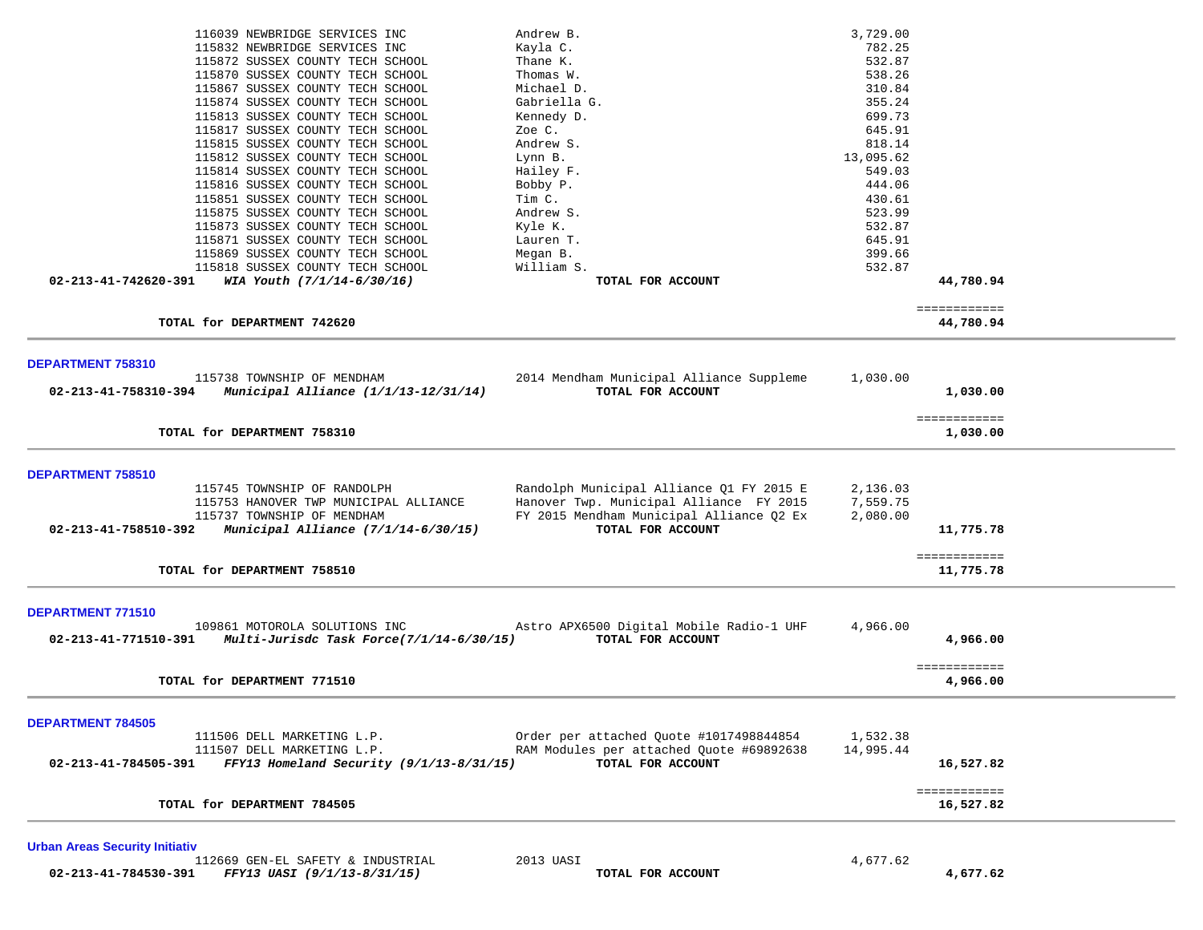| PO # | Vendor | Description | Amount | Total |
|---|---|---|---|---|
| 116039 | NEWBRIDGE SERVICES INC | Andrew B. | 3,729.00 | |
| 115832 | NEWBRIDGE SERVICES INC | Kayla C. | 782.25 | |
| 115872 | SUSSEX COUNTY TECH SCHOOL | Thane K. | 532.87 | |
| 115870 | SUSSEX COUNTY TECH SCHOOL | Thomas W. | 538.26 | |
| 115867 | SUSSEX COUNTY TECH SCHOOL | Michael D. | 310.84 | |
| 115874 | SUSSEX COUNTY TECH SCHOOL | Gabriella G. | 355.24 | |
| 115813 | SUSSEX COUNTY TECH SCHOOL | Kennedy D. | 699.73 | |
| 115817 | SUSSEX COUNTY TECH SCHOOL | Zoe C. | 645.91 | |
| 115815 | SUSSEX COUNTY TECH SCHOOL | Andrew S. | 818.14 | |
| 115812 | SUSSEX COUNTY TECH SCHOOL | Lynn B. | 13,095.62 | |
| 115814 | SUSSEX COUNTY TECH SCHOOL | Hailey F. | 549.03 | |
| 115816 | SUSSEX COUNTY TECH SCHOOL | Bobby P. | 444.06 | |
| 115851 | SUSSEX COUNTY TECH SCHOOL | Tim C. | 430.61 | |
| 115875 | SUSSEX COUNTY TECH SCHOOL | Andrew S. | 523.99 | |
| 115873 | SUSSEX COUNTY TECH SCHOOL | Kyle K. | 532.87 | |
| 115871 | SUSSEX COUNTY TECH SCHOOL | Lauren T. | 645.91 | |
| 115869 | SUSSEX COUNTY TECH SCHOOL | Megan B. | 399.66 | |
| 115818 | SUSSEX COUNTY TECH SCHOOL | William S. | 532.87 | |
| **02-213-41-742620-391** | ***WIA Youth (7/1/14-6/30/16)*** | **TOTAL FOR ACCOUNT** | | **44,780.94** |

**TOTAL for DEPARTMENT 742620** — ============ **44,780.94**

---

## DEPARTMENT 758310

| PO # | Vendor | Description | Amount | Total |
|---|---|---|---|---|
| 115738 | TOWNSHIP OF MENDHAM | 2014 Mendham Municipal Alliance Suppleme | 1,030.00 | |
| **02-213-41-758310-394** | ***Municipal Alliance (1/1/13-12/31/14)*** | **TOTAL FOR ACCOUNT** | | **1,030.00** |

**TOTAL for DEPARTMENT 758310** — ============ **1,030.00**

---

## DEPARTMENT 758510

| PO # | Vendor | Description | Amount | Total |
|---|---|---|---|---|
| 115745 | TOWNSHIP OF RANDOLPH | Randolph Municipal Alliance Q1 FY 2015 E | 2,136.03 | |
| 115753 | HANOVER TWP MUNICIPAL ALLIANCE | Hanover Twp. Municipal Alliance FY 2015 | 7,559.75 | |
| 115737 | TOWNSHIP OF MENDHAM | FY 2015 Mendham Municipal Alliance Q2 Ex | 2,080.00 | |
| **02-213-41-758510-392** | ***Municipal Alliance (7/1/14-6/30/15)*** | **TOTAL FOR ACCOUNT** | | **11,775.78** |

**TOTAL for DEPARTMENT 758510** — ============ **11,775.78**

---

## DEPARTMENT 771510

| PO # | Vendor | Description | Amount | Total |
|---|---|---|---|---|
| 109861 | MOTOROLA SOLUTIONS INC | Astro APX6500 Digital Mobile Radio-1 UHF | 4,966.00 | |
| **02-213-41-771510-391** | ***Multi-Jurisdc Task Force(7/1/14-6/30/15)*** | **TOTAL FOR ACCOUNT** | | **4,966.00** |

**TOTAL for DEPARTMENT 771510** — ============ **4,966.00**

---

## DEPARTMENT 784505

| PO # | Vendor | Description | Amount | Total |
|---|---|---|---|---|
| 111506 | DELL MARKETING L.P. | Order per attached Quote #1017498844854 | 1,532.38 | |
| 111507 | DELL MARKETING L.P. | RAM Modules per attached Quote #69892638 | 14,995.44 | |
| **02-213-41-784505-391** | ***FFY13 Homeland Security (9/1/13-8/31/15)*** | **TOTAL FOR ACCOUNT** | | **16,527.82** |

**TOTAL for DEPARTMENT 784505** — ============ **16,527.82**

---

## Urban Areas Security Initiativ

| PO # | Vendor | Description | Amount | Total |
|---|---|---|---|---|
| 112669 | GEN-EL SAFETY & INDUSTRIAL | 2013 UASI | 4,677.62 | |
| **02-213-41-784530-391** | ***FFY13 UASI (9/1/13-8/31/15)*** | **TOTAL FOR ACCOUNT** | | **4,677.62** |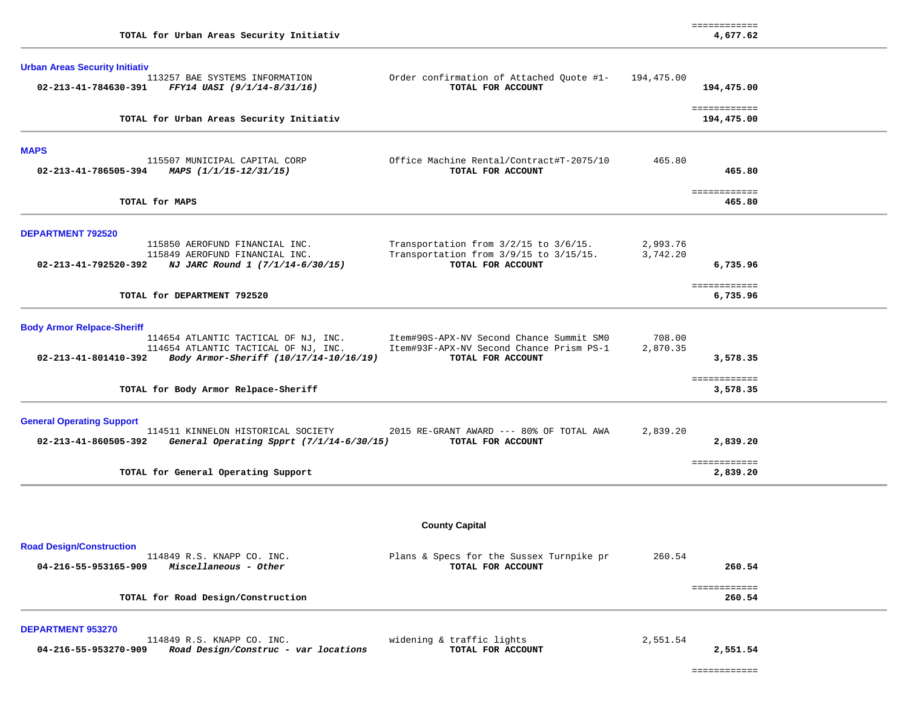TOTAL for Urban Areas Security Initiativ ============ 4,677.62

---

**Urban Areas Security Initiativ**

| Account | Vendor / Description | Item | Amount | Total |
|---|---|---|---|---|
| | 113257 BAE SYSTEMS INFORMATION | Order confirmation of Attached Quote #1- | 194,475.00 | |
| 02-213-41-784630-391 | *FFY14 UASI (9/1/14-8/31/16)* | **TOTAL FOR ACCOUNT** | | **194,475.00** |

**TOTAL for Urban Areas Security Initiativ** ============ **194,475.00**

---

**MAPS**

| Account | Vendor / Description | Item | Amount | Total |
|---|---|---|---|---|
| | 115507 MUNICIPAL CAPITAL CORP | Office Machine Rental/Contract#T-2075/10 | 465.80 | |
| 02-213-41-786505-394 | *MAPS (1/1/15-12/31/15)* | **TOTAL FOR ACCOUNT** | | **465.80** |

**TOTAL for MAPS** ============ **465.80**

---

**DEPARTMENT 792520**

| Account | Vendor / Description | Item | Amount | Total |
|---|---|---|---|---|
| | 115850 AEROFUND FINANCIAL INC. | Transportation from 3/2/15 to 3/6/15. | 2,993.76 | |
| | 115849 AEROFUND FINANCIAL INC. | Transportation from 3/9/15 to 3/15/15. | 3,742.20 | |
| 02-213-41-792520-392 | *NJ JARC Round 1 (7/1/14-6/30/15)* | **TOTAL FOR ACCOUNT** | | **6,735.96** |

**TOTAL for DEPARTMENT 792520** ============ **6,735.96**

---

**Body Armor Relpace-Sheriff**

| Account | Vendor / Description | Item | Amount | Total |
|---|---|---|---|---|
| | 114654 ATLANTIC TACTICAL OF NJ, INC. | Item#90S-APX-NV Second Chance Summit SM0 | 708.00 | |
| | 114654 ATLANTIC TACTICAL OF NJ, INC. | Item#93F-APX-NV Second Chance Prism PS-1 | 2,870.35 | |
| 02-213-41-801410-392 | *Body Armor-Sheriff (10/17/14-10/16/19)* | **TOTAL FOR ACCOUNT** | | **3,578.35** |

**TOTAL for Body Armor Relpace-Sheriff** ============ **3,578.35**

---

**General Operating Support**

| Account | Vendor / Description | Item | Amount | Total |
|---|---|---|---|---|
| | 114511 KINNELON HISTORICAL SOCIETY | 2015 RE-GRANT AWARD --- 80% OF TOTAL AWA | 2,839.20 | |
| 02-213-41-860505-392 | *General Operating Spprt (7/1/14-6/30/15)* | **TOTAL FOR ACCOUNT** | | **2,839.20** |

**TOTAL for General Operating Support** ============ **2,839.20**

---

## County Capital

**Road Design/Construction**

| Account | Vendor / Description | Item | Amount | Total |
|---|---|---|---|---|
| | 114849 R.S. KNAPP CO. INC. | Plans & Specs for the Sussex Turnpike pr | 260.54 | |
| 04-216-55-953165-909 | *Miscellaneous - Other* | **TOTAL FOR ACCOUNT** | | **260.54** |

**TOTAL for Road Design/Construction** ============ **260.54**

---

**DEPARTMENT 953270**

| Account | Vendor / Description | Item | Amount | Total |
|---|---|---|---|---|
| | 114849 R.S. KNAPP CO. INC. | widening & traffic lights | 2,551.54 | |
| 04-216-55-953270-909 | *Road Design/Construc - var locations* | **TOTAL FOR ACCOUNT** | | **2,551.54** |

============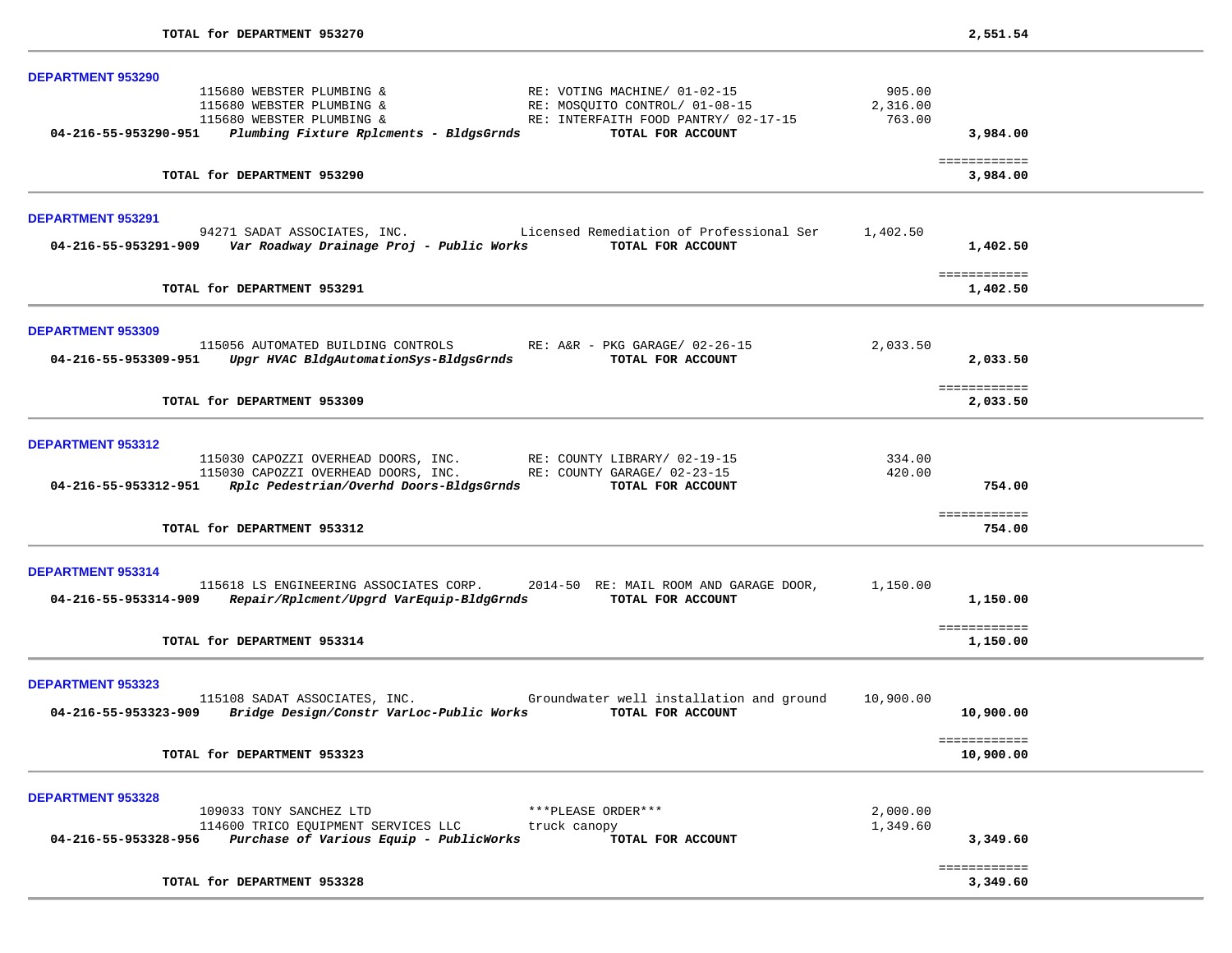**TOTAL for DEPARTMENT 953270** **2,551.54**

---

## DEPARTMENT 953290

| Vendor | Description | Amount | Total |
|---|---|---|---|
| 115680 WEBSTER PLUMBING & | RE: VOTING MACHINE/ 01-02-15 | 905.00 | |
| 115680 WEBSTER PLUMBING & | RE: MOSQUITO CONTROL/ 01-08-15 | 2,316.00 | |
| 115680 WEBSTER PLUMBING & | RE: INTERFAITH FOOD PANTRY/ 02-17-15 | 763.00 | |
| **04-216-55-953290-951** *Plumbing Fixture Rplcments - BldgsGrnds* | **TOTAL FOR ACCOUNT** | | **3,984.00** |

**TOTAL for DEPARTMENT 953290** **3,984.00**

---

## DEPARTMENT 953291

| Vendor | Description | Amount | Total |
|---|---|---|---|
| 94271 SADAT ASSOCIATES, INC. | Licensed Remediation of Professional Ser | 1,402.50 | |
| **04-216-55-953291-909** *Var Roadway Drainage Proj - Public Works* | **TOTAL FOR ACCOUNT** | | **1,402.50** |

**TOTAL for DEPARTMENT 953291** **1,402.50**

---

## DEPARTMENT 953309

| Vendor | Description | Amount | Total |
|---|---|---|---|
| 115056 AUTOMATED BUILDING CONTROLS | RE: A&R - PKG GARAGE/ 02-26-15 | 2,033.50 | |
| **04-216-55-953309-951** *Upgr HVAC BldgAutomationSys-BldgsGrnds* | **TOTAL FOR ACCOUNT** | | **2,033.50** |

**TOTAL for DEPARTMENT 953309** **2,033.50**

---

## DEPARTMENT 953312

| Vendor | Description | Amount | Total |
|---|---|---|---|
| 115030 CAPOZZI OVERHEAD DOORS, INC. | RE: COUNTY LIBRARY/ 02-19-15 | 334.00 | |
| 115030 CAPOZZI OVERHEAD DOORS, INC. | RE: COUNTY GARAGE/ 02-23-15 | 420.00 | |
| **04-216-55-953312-951** *Rplc Pedestrian/Overhd Doors-BldgsGrnds* | **TOTAL FOR ACCOUNT** | | **754.00** |

**TOTAL for DEPARTMENT 953312** **754.00**

---

## DEPARTMENT 953314

| Vendor | Description | Amount | Total |
|---|---|---|---|
| 115618 LS ENGINEERING ASSOCIATES CORP. | 2014-50 RE: MAIL ROOM AND GARAGE DOOR, | 1,150.00 | |
| **04-216-55-953314-909** *Repair/Rplcment/Upgrd VarEquip-BldgGrnds* | **TOTAL FOR ACCOUNT** | | **1,150.00** |

**TOTAL for DEPARTMENT 953314** **1,150.00**

---

## DEPARTMENT 953323

| Vendor | Description | Amount | Total |
|---|---|---|---|
| 115108 SADAT ASSOCIATES, INC. | Groundwater well installation and ground | 10,900.00 | |
| **04-216-55-953323-909** *Bridge Design/Constr VarLoc-Public Works* | **TOTAL FOR ACCOUNT** | | **10,900.00** |

**TOTAL for DEPARTMENT 953323** **10,900.00**

---

## DEPARTMENT 953328

| Vendor | Description | Amount | Total |
|---|---|---|---|
| 109033 TONY SANCHEZ LTD | ***PLEASE ORDER*** | 2,000.00 | |
| 114600 TRICO EQUIPMENT SERVICES LLC | truck canopy | 1,349.60 | |
| **04-216-55-953328-956** *Purchase of Various Equip - PublicWorks* | **TOTAL FOR ACCOUNT** | | **3,349.60** |

**TOTAL for DEPARTMENT 953328** **3,349.60**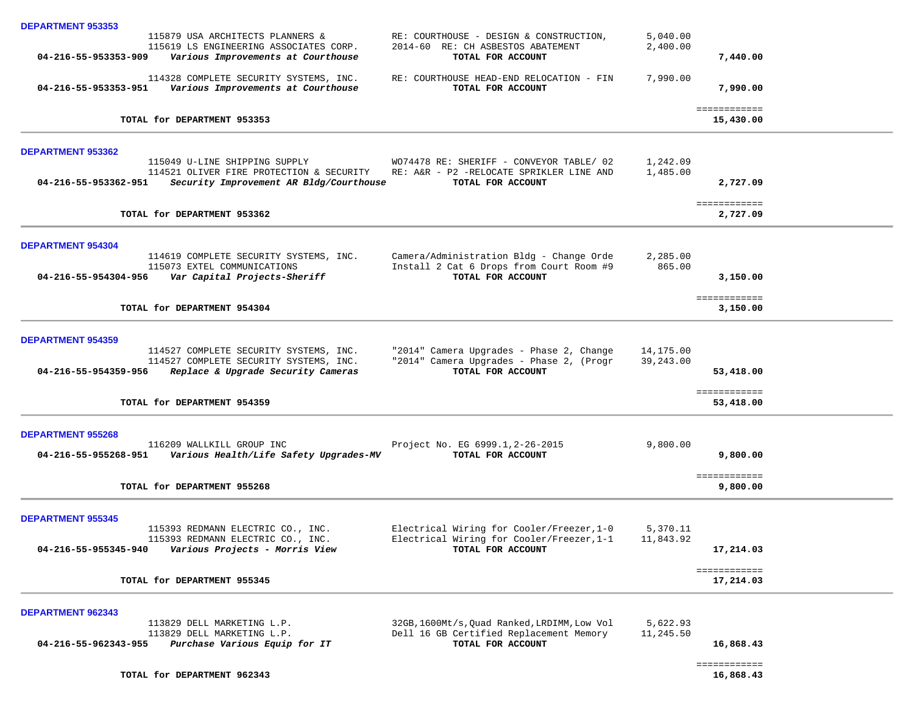**DEPARTMENT 953353**

| | Vendor | Description | Amount | Total |
|---|---|---|---|---|
| | 115879 USA ARCHITECTS PLANNERS & | RE: COURTHOUSE - DESIGN & CONSTRUCTION, | 5,040.00 | |
| | 115619 LS ENGINEERING ASSOCIATES CORP. | 2014-60 RE: CH ASBESTOS ABATEMENT | 2,400.00 | |
| **04-216-55-953353-909** | ***Various Improvements at Courthouse*** | **TOTAL FOR ACCOUNT** | | **7,440.00** |
| | 114328 COMPLETE SECURITY SYSTEMS, INC. | RE: COURTHOUSE HEAD-END RELOCATION - FIN | 7,990.00 | |
| **04-216-55-953353-951** | ***Various Improvements at Courthouse*** | **TOTAL FOR ACCOUNT** | | **7,990.00** |
| | **TOTAL for DEPARTMENT 953353** | | | **15,430.00** |

**DEPARTMENT 953362**

| | Vendor | Description | Amount | Total |
|---|---|---|---|---|
| | 115049 U-LINE SHIPPING SUPPLY | WO74478 RE: SHERIFF - CONVEYOR TABLE/ 02 | 1,242.09 | |
| | 114521 OLIVER FIRE PROTECTION & SECURITY | RE: A&R - P2 -RELOCATE SPRIKLER LINE AND | 1,485.00 | |
| **04-216-55-953362-951** | ***Security Improvement AR Bldg/Courthouse*** | **TOTAL FOR ACCOUNT** | | **2,727.09** |
| | **TOTAL for DEPARTMENT 953362** | | | **2,727.09** |

**DEPARTMENT 954304**

| | Vendor | Description | Amount | Total |
|---|---|---|---|---|
| | 114619 COMPLETE SECURITY SYSTEMS, INC. | Camera/Administration Bldg - Change Orde | 2,285.00 | |
| | 115073 EXTEL COMMUNICATIONS | Install 2 Cat 6 Drops from Court Room #9 | 865.00 | |
| **04-216-55-954304-956** | ***Var Capital Projects-Sheriff*** | **TOTAL FOR ACCOUNT** | | **3,150.00** |
| | **TOTAL for DEPARTMENT 954304** | | | **3,150.00** |

**DEPARTMENT 954359**

| | Vendor | Description | Amount | Total |
|---|---|---|---|---|
| | 114527 COMPLETE SECURITY SYSTEMS, INC. | "2014" Camera Upgrades - Phase 2, Change | 14,175.00 | |
| | 114527 COMPLETE SECURITY SYSTEMS, INC. | "2014" Camera Upgrades - Phase 2, (Progr | 39,243.00 | |
| **04-216-55-954359-956** | ***Replace & Upgrade Security Cameras*** | **TOTAL FOR ACCOUNT** | | **53,418.00** |
| | **TOTAL for DEPARTMENT 954359** | | | **53,418.00** |

**DEPARTMENT 955268**

| | Vendor | Description | Amount | Total |
|---|---|---|---|---|
| | 116209 WALLKILL GROUP INC | Project No. EG 6999.1,2-26-2015 | 9,800.00 | |
| **04-216-55-955268-951** | ***Various Health/Life Safety Upgrades-MV*** | **TOTAL FOR ACCOUNT** | | **9,800.00** |
| | **TOTAL for DEPARTMENT 955268** | | | **9,800.00** |

**DEPARTMENT 955345**

| | Vendor | Description | Amount | Total |
|---|---|---|---|---|
| | 115393 REDMANN ELECTRIC CO., INC. | Electrical Wiring for Cooler/Freezer,1-0 | 5,370.11 | |
| | 115393 REDMANN ELECTRIC CO., INC. | Electrical Wiring for Cooler/Freezer,1-1 | 11,843.92 | |
| **04-216-55-955345-940** | ***Various Projects - Morris View*** | **TOTAL FOR ACCOUNT** | | **17,214.03** |
| | **TOTAL for DEPARTMENT 955345** | | | **17,214.03** |

**DEPARTMENT 962343**

| | Vendor | Description | Amount | Total |
|---|---|---|---|---|
| | 113829 DELL MARKETING L.P. | 32GB,1600Mt/s,Quad Ranked,LRDIMM,Low Vol | 5,622.93 | |
| | 113829 DELL MARKETING L.P. | Dell 16 GB Certified Replacement Memory | 11,245.50 | |
| **04-216-55-962343-955** | ***Purchase Various Equip for IT*** | **TOTAL FOR ACCOUNT** | | **16,868.43** |
| | **TOTAL for DEPARTMENT 962343** | | | **16,868.43** |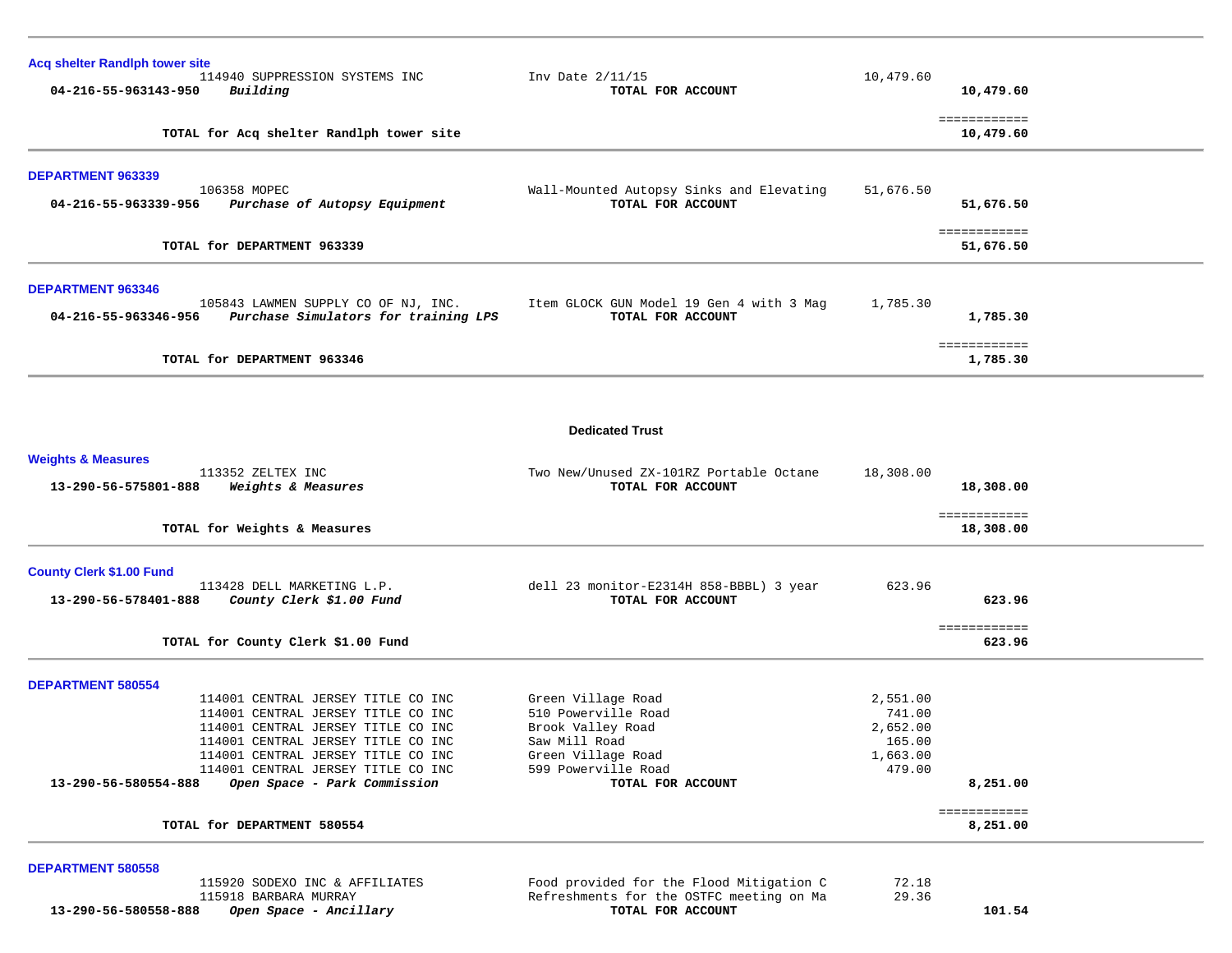**Acq shelter Randlph tower site**

| | | | | |
|---|---|---|---|---|
| | 114940 SUPPRESSION SYSTEMS INC | Inv Date 2/11/15 | 10,479.60 | |
| **04-216-55-963143-950** | ***Building*** | **TOTAL FOR ACCOUNT** | | **10,479.60** |
| | **TOTAL for Acq shelter Randlph tower site** | | | **10,479.60** |

**DEPARTMENT 963339**

| | | | | |
|---|---|---|---|---|
| | 106358 MOPEC | Wall-Mounted Autopsy Sinks and Elevating | 51,676.50 | |
| **04-216-55-963339-956** | ***Purchase of Autopsy Equipment*** | **TOTAL FOR ACCOUNT** | | **51,676.50** |
| | **TOTAL for DEPARTMENT 963339** | | | **51,676.50** |

**DEPARTMENT 963346**

| | | | | |
|---|---|---|---|---|
| | 105843 LAWMEN SUPPLY CO OF NJ, INC. | Item GLOCK GUN Model 19 Gen 4 with 3 Mag | 1,785.30 | |
| **04-216-55-963346-956** | ***Purchase Simulators for training LPS*** | **TOTAL FOR ACCOUNT** | | **1,785.30** |
| | **TOTAL for DEPARTMENT 963346** | | | **1,785.30** |

## Dedicated Trust

**Weights & Measures**

| | | | | |
|---|---|---|---|---|
| | 113352 ZELTEX INC | Two New/Unused ZX-101RZ Portable Octane | 18,308.00 | |
| **13-290-56-575801-888** | ***Weights & Measures*** | **TOTAL FOR ACCOUNT** | | **18,308.00** |
| | **TOTAL for Weights & Measures** | | | **18,308.00** |

**County Clerk $1.00 Fund**

| | | | | |
|---|---|---|---|---|
| | 113428 DELL MARKETING L.P. | dell 23 monitor-E2314H 858-BBBL) 3 year | 623.96 | |
| **13-290-56-578401-888** | ***County Clerk $1.00 Fund*** | **TOTAL FOR ACCOUNT** | | **623.96** |
| | **TOTAL for County Clerk $1.00 Fund** | | | **623.96** |

**DEPARTMENT 580554**

| | | | | |
|---|---|---|---|---|
| | 114001 CENTRAL JERSEY TITLE CO INC | Green Village Road | 2,551.00 | |
| | 114001 CENTRAL JERSEY TITLE CO INC | 510 Powerville Road | 741.00 | |
| | 114001 CENTRAL JERSEY TITLE CO INC | Brook Valley Road | 2,652.00 | |
| | 114001 CENTRAL JERSEY TITLE CO INC | Saw Mill Road | 165.00 | |
| | 114001 CENTRAL JERSEY TITLE CO INC | Green Village Road | 1,663.00 | |
| | 114001 CENTRAL JERSEY TITLE CO INC | 599 Powerville Road | 479.00 | |
| **13-290-56-580554-888** | ***Open Space - Park Commission*** | **TOTAL FOR ACCOUNT** | | **8,251.00** |
| | **TOTAL for DEPARTMENT 580554** | | | **8,251.00** |

**DEPARTMENT 580558**

| | | | | |
|---|---|---|---|---|
| | 115920 SODEXO INC & AFFILIATES | Food provided for the Flood Mitigation C | 72.18 | |
| | 115918 BARBARA MURRAY | Refreshments for the OSTFC meeting on Ma | 29.36 | |
| **13-290-56-580558-888** | ***Open Space - Ancillary*** | **TOTAL FOR ACCOUNT** | | **101.54** |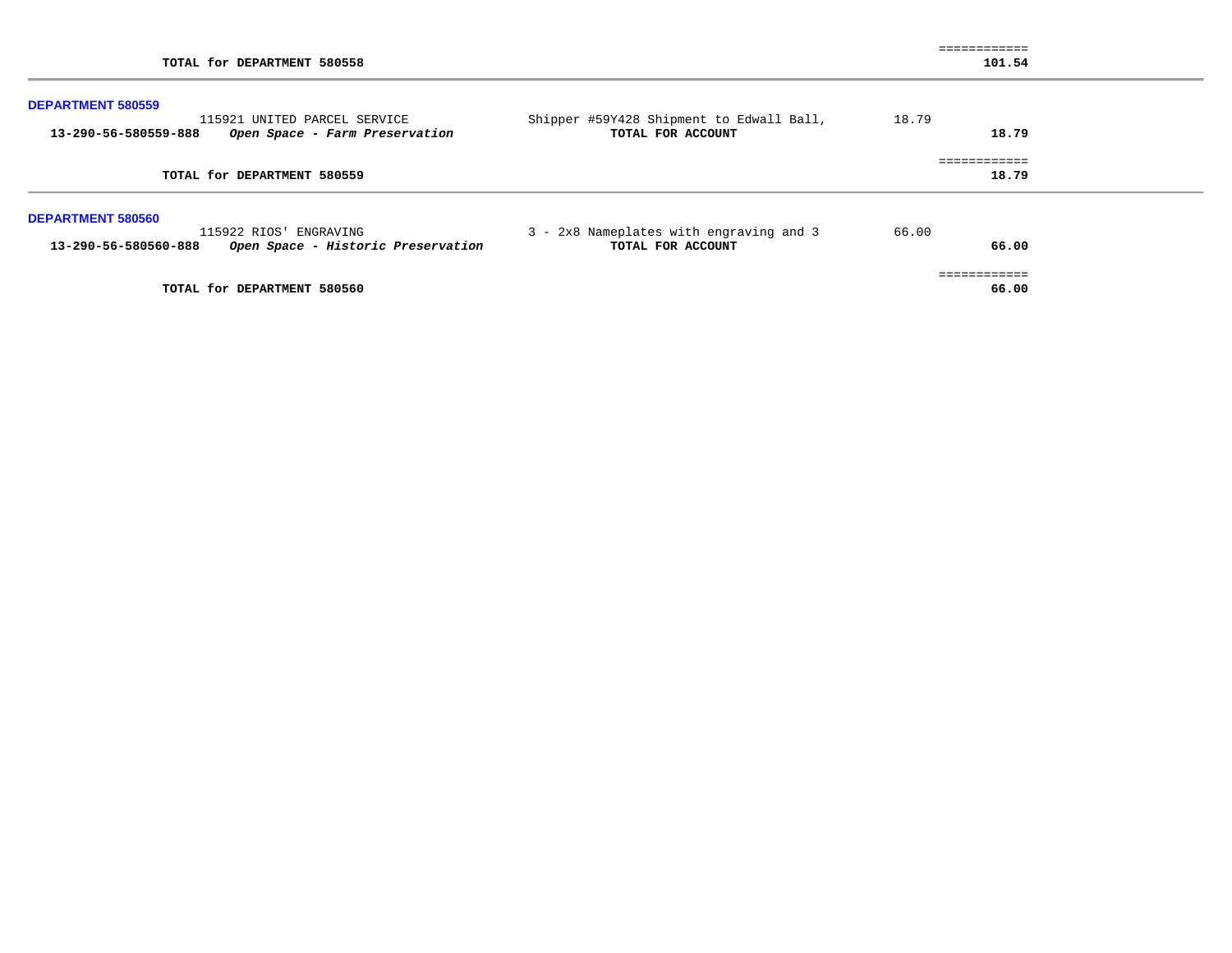| | | | | |
|---|---|---|---|---|
| | **TOTAL for DEPARTMENT 580558** | | | ============ **101.54** |

**DEPARTMENT 580559**

| | | | | |
|---|---|---|---|---|
| | 115921 UNITED PARCEL SERVICE | Shipper #59Y428 Shipment to Edwall Ball, | 18.79 | |
| **13-290-56-580559-888** | ***Open Space - Farm Preservation*** | **TOTAL FOR ACCOUNT** | | **18.79** |
| | **TOTAL for DEPARTMENT 580559** | | | ============ **18.79** |

**DEPARTMENT 580560**

| | | | | |
|---|---|---|---|---|
| | 115922 RIOS' ENGRAVING | 3 - 2x8 Nameplates with engraving and 3 | 66.00 | |
| **13-290-56-580560-888** | ***Open Space - Historic Preservation*** | **TOTAL FOR ACCOUNT** | | **66.00** |
| | **TOTAL for DEPARTMENT 580560** | | | ============ **66.00** |